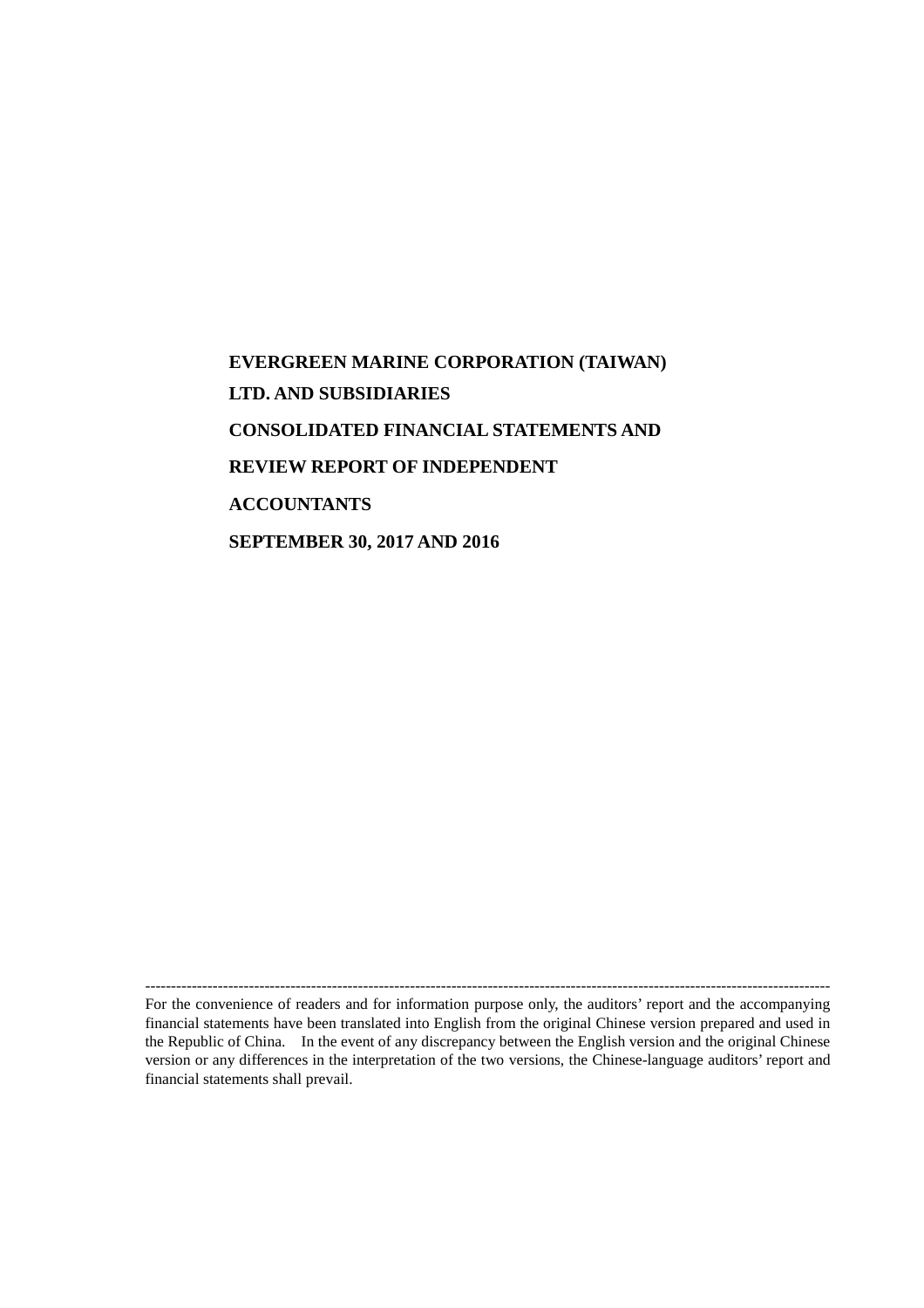# EVERGREEN MARINE CORPORATION (TAIWAN) LTD. AND SUBSIDIARIES

# CONSOLIDATED FINANCIAL STATEMENTS AND REVIEW REPORT OF INDEPENDENT ACCOUNTANTS

# SEPTEMBER 30, 2017 AND 2016

---

For the convenience of readers and for information purpose only, the auditors' report and the accompanying financial statements have been translated into English from the original Chinese version prepared and used in the Republic of China. In the event of any discrepancy between the English version and the original Chinese version or any differences in the interpretation of the two versions, the Chinese-language auditors' report and financial statements shall prevail.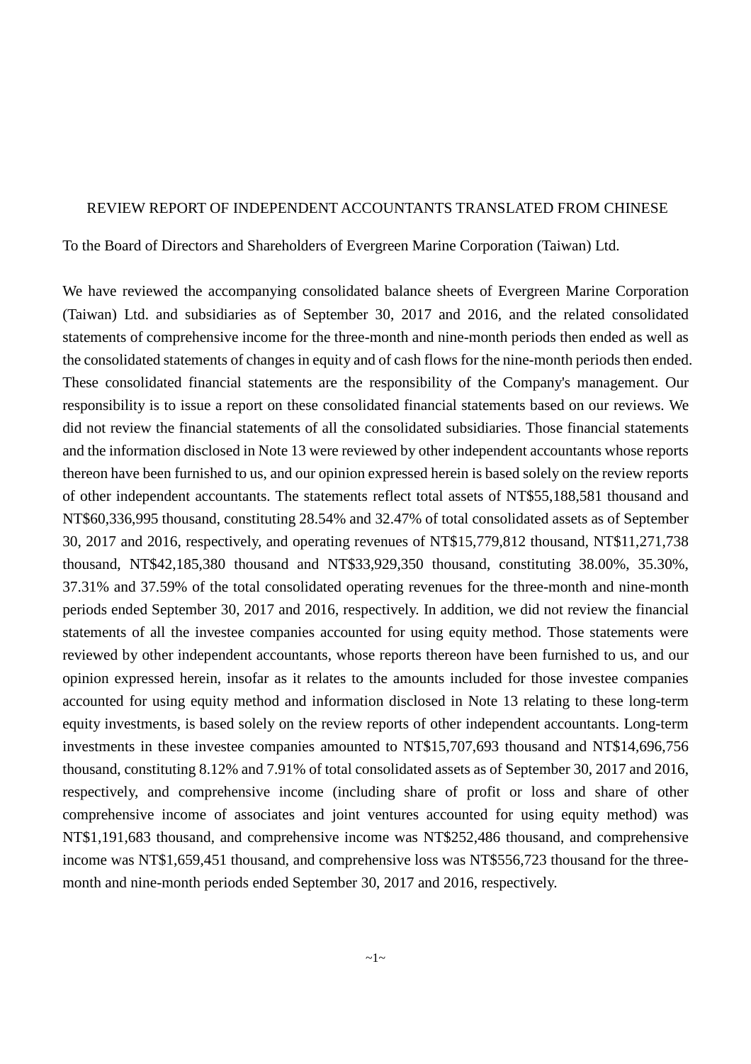REVIEW REPORT OF INDEPENDENT ACCOUNTANTS TRANSLATED FROM CHINESE

To the Board of Directors and Shareholders of Evergreen Marine Corporation (Taiwan) Ltd.

We have reviewed the accompanying consolidated balance sheets of Evergreen Marine Corporation (Taiwan) Ltd. and subsidiaries as of September 30, 2017 and 2016, and the related consolidated statements of comprehensive income for the three-month and nine-month periods then ended as well as the consolidated statements of changes in equity and of cash flows for the nine-month periods then ended. These consolidated financial statements are the responsibility of the Company's management. Our responsibility is to issue a report on these consolidated financial statements based on our reviews. We did not review the financial statements of all the consolidated subsidiaries. Those financial statements and the information disclosed in Note 13 were reviewed by other independent accountants whose reports thereon have been furnished to us, and our opinion expressed herein is based solely on the review reports of other independent accountants. The statements reflect total assets of NT$55,188,581 thousand and NT$60,336,995 thousand, constituting 28.54% and 32.47% of total consolidated assets as of September 30, 2017 and 2016, respectively, and operating revenues of NT$15,779,812 thousand, NT$11,271,738 thousand, NT$42,185,380 thousand and NT$33,929,350 thousand, constituting 38.00%, 35.30%, 37.31% and 37.59% of the total consolidated operating revenues for the three-month and nine-month periods ended September 30, 2017 and 2016, respectively. In addition, we did not review the financial statements of all the investee companies accounted for using equity method. Those statements were reviewed by other independent accountants, whose reports thereon have been furnished to us, and our opinion expressed herein, insofar as it relates to the amounts included for those investee companies accounted for using equity method and information disclosed in Note 13 relating to these long-term equity investments, is based solely on the review reports of other independent accountants. Long-term investments in these investee companies amounted to NT$15,707,693 thousand and NT$14,696,756 thousand, constituting 8.12% and 7.91% of total consolidated assets as of September 30, 2017 and 2016, respectively, and comprehensive income (including share of profit or loss and share of other comprehensive income of associates and joint ventures accounted for using equity method) was NT$1,191,683 thousand, and comprehensive income was NT$252,486 thousand, and comprehensive income was NT$1,659,451 thousand, and comprehensive loss was NT$556,723 thousand for the three-month and nine-month periods ended September 30, 2017 and 2016, respectively.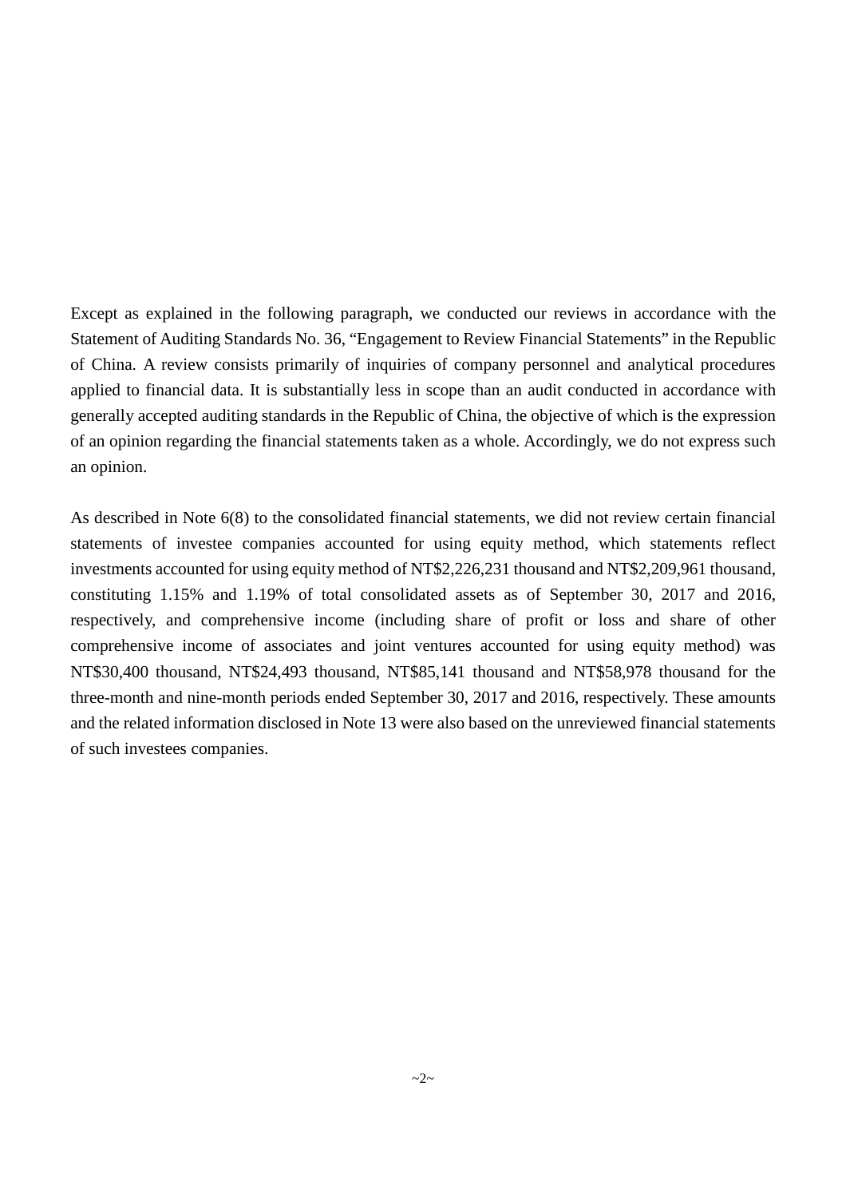Except as explained in the following paragraph, we conducted our reviews in accordance with the Statement of Auditing Standards No. 36, “Engagement to Review Financial Statements” in the Republic of China. A review consists primarily of inquiries of company personnel and analytical procedures applied to financial data. It is substantially less in scope than an audit conducted in accordance with generally accepted auditing standards in the Republic of China, the objective of which is the expression of an opinion regarding the financial statements taken as a whole. Accordingly, we do not express such an opinion.

As described in Note 6(8) to the consolidated financial statements, we did not review certain financial statements of investee companies accounted for using equity method, which statements reflect investments accounted for using equity method of NT$2,226,231 thousand and NT$2,209,961 thousand, constituting 1.15% and 1.19% of total consolidated assets as of September 30, 2017 and 2016, respectively, and comprehensive income (including share of profit or loss and share of other comprehensive income of associates and joint ventures accounted for using equity method) was NT$30,400 thousand, NT$24,493 thousand, NT$85,141 thousand and NT$58,978 thousand for the three-month and nine-month periods ended September 30, 2017 and 2016, respectively. These amounts and the related information disclosed in Note 13 were also based on the unreviewed financial statements of such investees companies.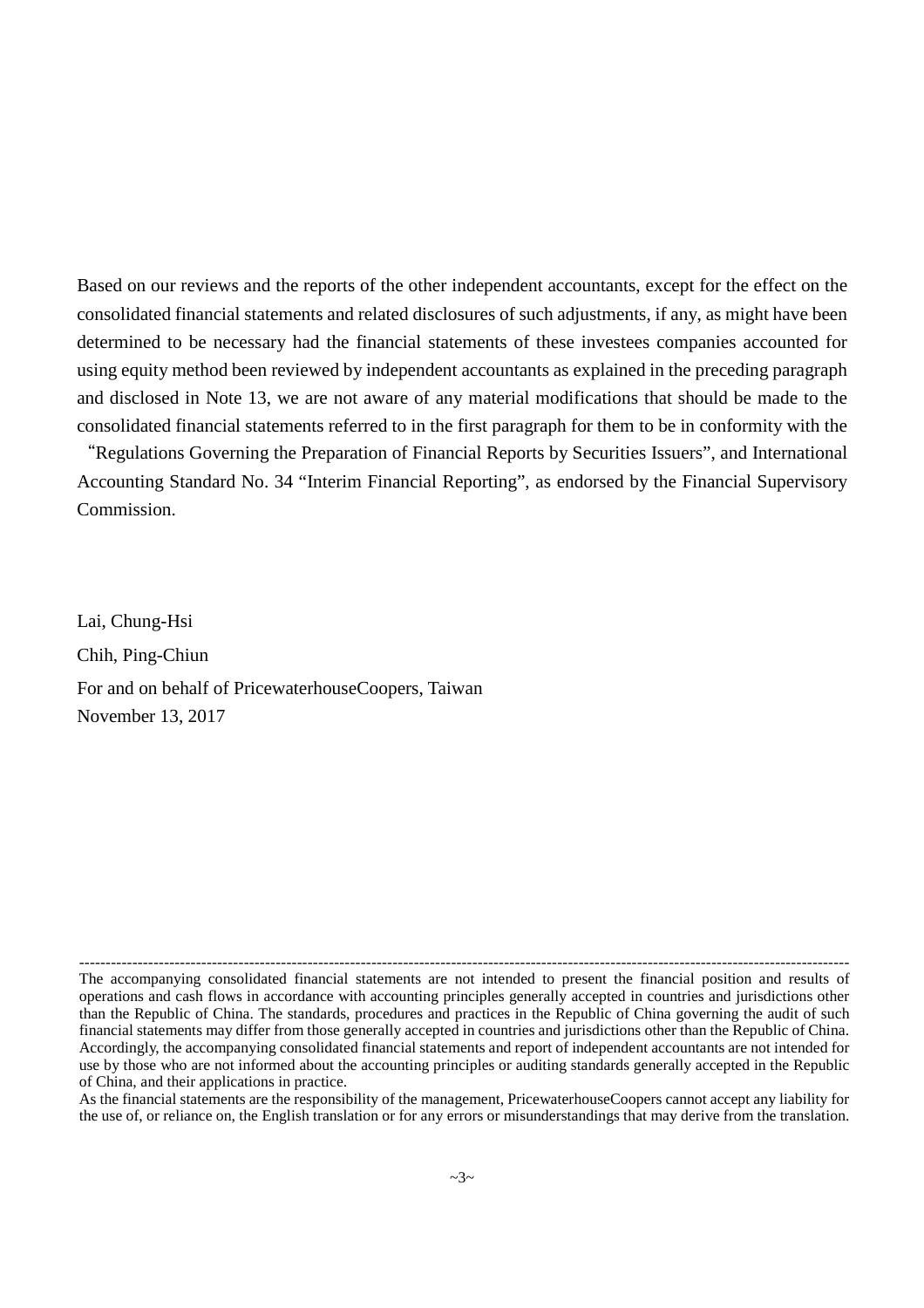Based on our reviews and the reports of the other independent accountants, except for the effect on the consolidated financial statements and related disclosures of such adjustments, if any, as might have been determined to be necessary had the financial statements of these investees companies accounted for using equity method been reviewed by independent accountants as explained in the preceding paragraph and disclosed in Note 13, we are not aware of any material modifications that should be made to the consolidated financial statements referred to in the first paragraph for them to be in conformity with the "Regulations Governing the Preparation of Financial Reports by Securities Issuers", and International Accounting Standard No. 34 "Interim Financial Reporting", as endorsed by the Financial Supervisory Commission.

Lai, Chung-Hsi

Chih, Ping-Chiun

For and on behalf of PricewaterhouseCoopers, Taiwan

November 13, 2017

---

The accompanying consolidated financial statements are not intended to present the financial position and results of operations and cash flows in accordance with accounting principles generally accepted in countries and jurisdictions other than the Republic of China. The standards, procedures and practices in the Republic of China governing the audit of such financial statements may differ from those generally accepted in countries and jurisdictions other than the Republic of China. Accordingly, the accompanying consolidated financial statements and report of independent accountants are not intended for use by those who are not informed about the accounting principles or auditing standards generally accepted in the Republic of China, and their applications in practice.

As the financial statements are the responsibility of the management, PricewaterhouseCoopers cannot accept any liability for the use of, or reliance on, the English translation or for any errors or misunderstandings that may derive from the translation.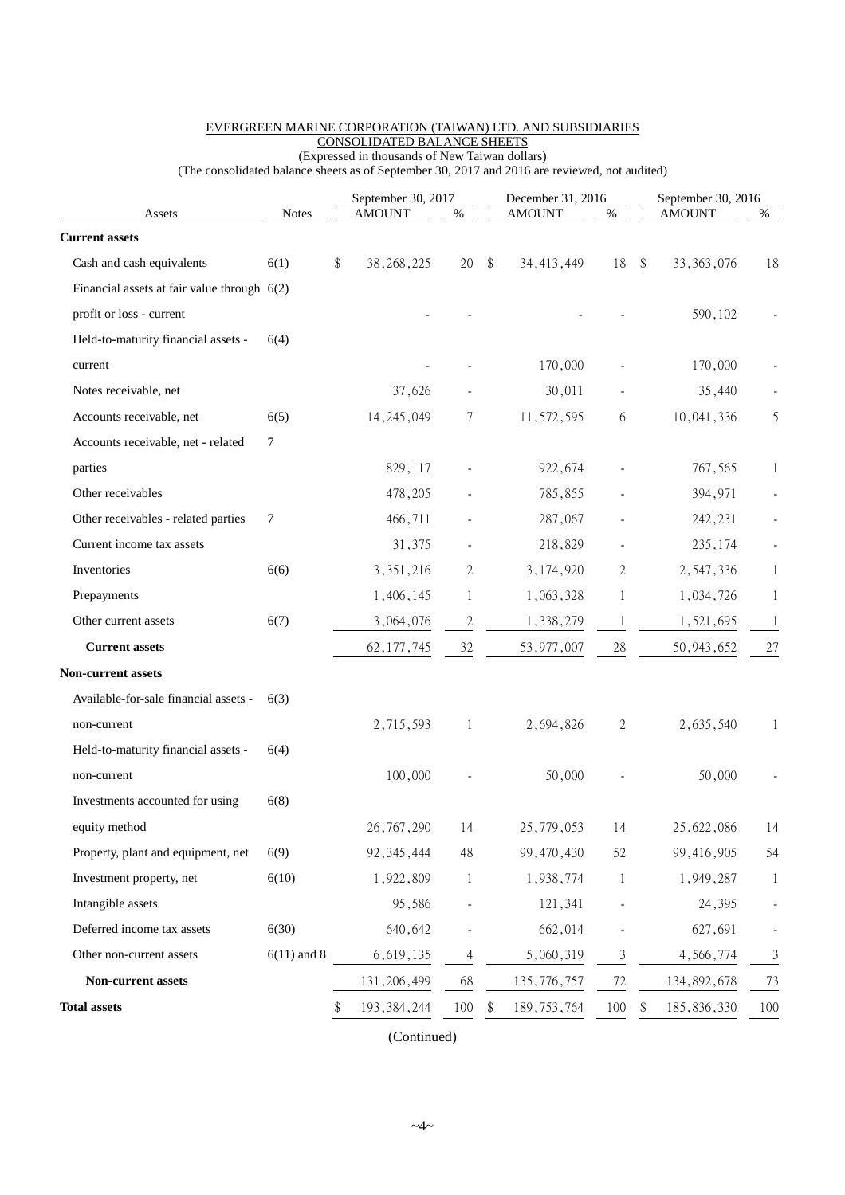EVERGREEN MARINE CORPORATION (TAIWAN) LTD. AND SUBSIDIARIES

CONSOLIDATED BALANCE SHEETS

(Expressed in thousands of New Taiwan dollars)

(The consolidated balance sheets as of September 30, 2017 and 2016 are reviewed, not audited)

| Assets | Notes | September 30, 2017 AMOUNT | % | December 31, 2016 AMOUNT | % | September 30, 2016 AMOUNT | % |
|---|---|---|---|---|---|---|---|
| **Current assets** | | | | | | | |
| Cash and cash equivalents | 6(1) | $ 38,268,225 | 20 | $ 34,413,449 | 18 | $ 33,363,076 | 18 |
| Financial assets at fair value through profit or loss - current | 6(2) | - | - | - | - | 590,102 | - |
| Held-to-maturity financial assets - current | 6(4) | - | - | 170,000 | - | 170,000 | - |
| Notes receivable, net | | 37,626 | - | 30,011 | - | 35,440 | - |
| Accounts receivable, net | 6(5) | 14,245,049 | 7 | 11,572,595 | 6 | 10,041,336 | 5 |
| Accounts receivable, net - related parties | 7 | 829,117 | - | 922,674 | - | 767,565 | 1 |
| Other receivables | | 478,205 | - | 785,855 | - | 394,971 | - |
| Other receivables - related parties | 7 | 466,711 | - | 287,067 | - | 242,231 | - |
| Current income tax assets | | 31,375 | - | 218,829 | - | 235,174 | - |
| Inventories | 6(6) | 3,351,216 | 2 | 3,174,920 | 2 | 2,547,336 | 1 |
| Prepayments | | 1,406,145 | 1 | 1,063,328 | 1 | 1,034,726 | 1 |
| Other current assets | 6(7) | 3,064,076 | 2 | 1,338,279 | 1 | 1,521,695 | 1 |
| **Current assets** | | 62,177,745 | 32 | 53,977,007 | 28 | 50,943,652 | 27 |
| **Non-current assets** | | | | | | | |
| Available-for-sale financial assets - non-current | 6(3) | 2,715,593 | 1 | 2,694,826 | 2 | 2,635,540 | 1 |
| Held-to-maturity financial assets - non-current | 6(4) | 100,000 | - | 50,000 | - | 50,000 | - |
| Investments accounted for using equity method | 6(8) | 26,767,290 | 14 | 25,779,053 | 14 | 25,622,086 | 14 |
| Property, plant and equipment, net | 6(9) | 92,345,444 | 48 | 99,470,430 | 52 | 99,416,905 | 54 |
| Investment property, net | 6(10) | 1,922,809 | 1 | 1,938,774 | 1 | 1,949,287 | 1 |
| Intangible assets | | 95,586 | - | 121,341 | - | 24,395 | - |
| Deferred income tax assets | 6(30) | 640,642 | - | 662,014 | - | 627,691 | - |
| Other non-current assets | 6(11) and 8 | 6,619,135 | 4 | 5,060,319 | 3 | 4,566,774 | 3 |
| **Non-current assets** | | 131,206,499 | 68 | 135,776,757 | 72 | 134,892,678 | 73 |
| **Total assets** | | $ 193,384,244 | 100 | $ 189,753,764 | 100 | $ 185,836,330 | 100 |

(Continued)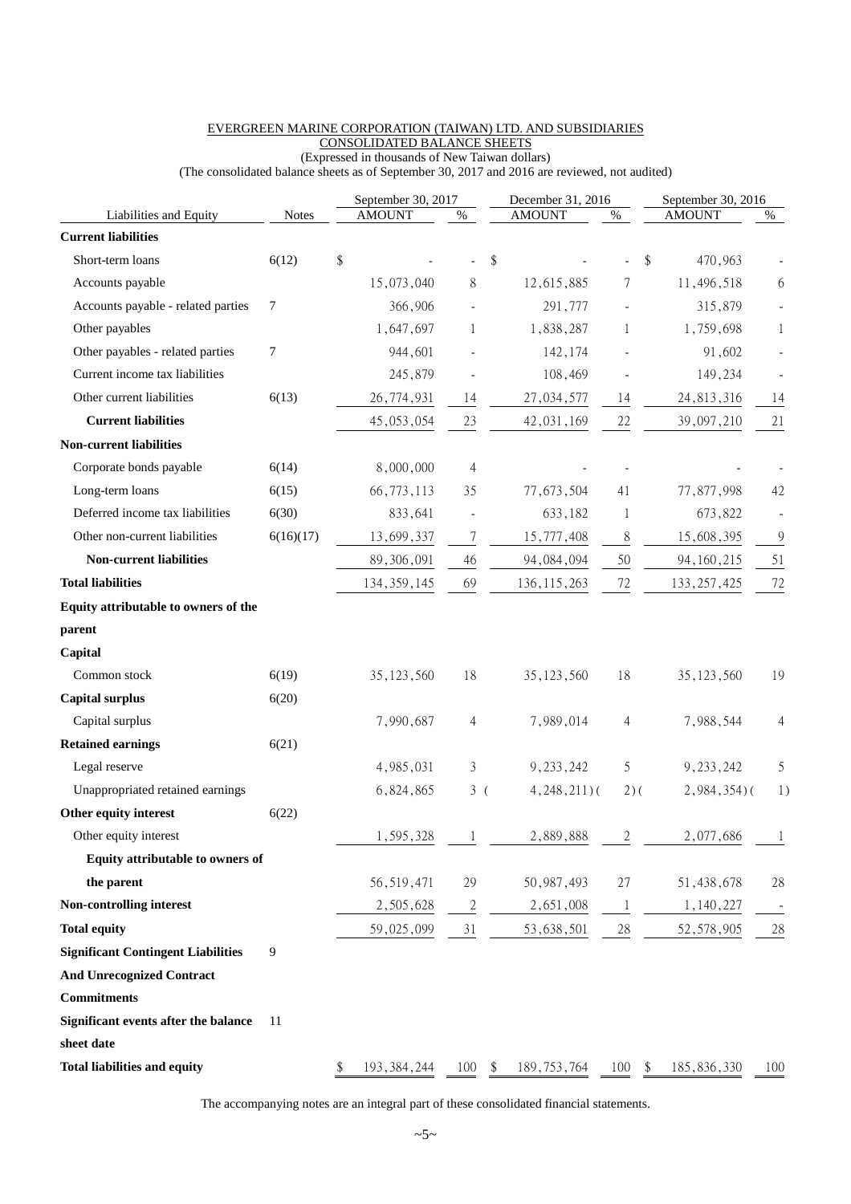EVERGREEN MARINE CORPORATION (TAIWAN) LTD. AND SUBSIDIARIES
CONSOLIDATED BALANCE SHEETS
(Expressed in thousands of New Taiwan dollars)
(The consolidated balance sheets as of September 30, 2017 and 2016 are reviewed, not audited)

| Liabilities and Equity | Notes | September 30, 2017 AMOUNT | % | December 31, 2016 AMOUNT | % | September 30, 2016 AMOUNT | % |
|---|---|---|---|---|---|---|---|
| **Current liabilities** | | | | | | | |
| Short-term loans | 6(12) | $ - | - | $ - | - | $ 470,963 | - |
| Accounts payable | | 15,073,040 | 8 | 12,615,885 | 7 | 11,496,518 | 6 |
| Accounts payable - related parties | 7 | 366,906 | - | 291,777 | - | 315,879 | - |
| Other payables | | 1,647,697 | 1 | 1,838,287 | 1 | 1,759,698 | 1 |
| Other payables - related parties | 7 | 944,601 | - | 142,174 | - | 91,602 | - |
| Current income tax liabilities | | 245,879 | - | 108,469 | - | 149,234 | - |
| Other current liabilities | 6(13) | 26,774,931 | 14 | 27,034,577 | 14 | 24,813,316 | 14 |
| **Current liabilities** | | 45,053,054 | 23 | 42,031,169 | 22 | 39,097,210 | 21 |
| **Non-current liabilities** | | | | | | | |
| Corporate bonds payable | 6(14) | 8,000,000 | 4 | - | - | - | - |
| Long-term loans | 6(15) | 66,773,113 | 35 | 77,673,504 | 41 | 77,877,998 | 42 |
| Deferred income tax liabilities | 6(30) | 833,641 | - | 633,182 | 1 | 673,822 | - |
| Other non-current liabilities | 6(16)(17) | 13,699,337 | 7 | 15,777,408 | 8 | 15,608,395 | 9 |
| **Non-current liabilities** | | 89,306,091 | 46 | 94,084,094 | 50 | 94,160,215 | 51 |
| **Total liabilities** | | 134,359,145 | 69 | 136,115,263 | 72 | 133,257,425 | 72 |
| **Equity attributable to owners of the parent** | | | | | | | |
| **Capital** | | | | | | | |
| Common stock | 6(19) | 35,123,560 | 18 | 35,123,560 | 18 | 35,123,560 | 19 |
| **Capital surplus** | 6(20) | | | | | | |
| Capital surplus | | 7,990,687 | 4 | 7,989,014 | 4 | 7,988,544 | 4 |
| **Retained earnings** | 6(21) | | | | | | |
| Legal reserve | | 4,985,031 | 3 | 9,233,242 | 5 | 9,233,242 | 5 |
| Unappropriated retained earnings | | 6,824,865 | 3 | ( 4,248,211) | ( 2) | ( 2,984,354) | ( 1) |
| **Other equity interest** | 6(22) | | | | | | |
| Other equity interest | | 1,595,328 | 1 | 2,889,888 | 2 | 2,077,686 | 1 |
| **Equity attributable to owners of the parent** | | 56,519,471 | 29 | 50,987,493 | 27 | 51,438,678 | 28 |
| **Non-controlling interest** | | 2,505,628 | 2 | 2,651,008 | 1 | 1,140,227 | - |
| **Total equity** | | 59,025,099 | 31 | 53,638,501 | 28 | 52,578,905 | 28 |
| **Significant Contingent Liabilities And Unrecognized Contract Commitments** | 9 | | | | | | |
| **Significant events after the balance sheet date** | 11 | | | | | | |
| **Total liabilities and equity** | | $ 193,384,244 | 100 | $ 189,753,764 | 100 | $ 185,836,330 | 100 |

The accompanying notes are an integral part of these consolidated financial statements.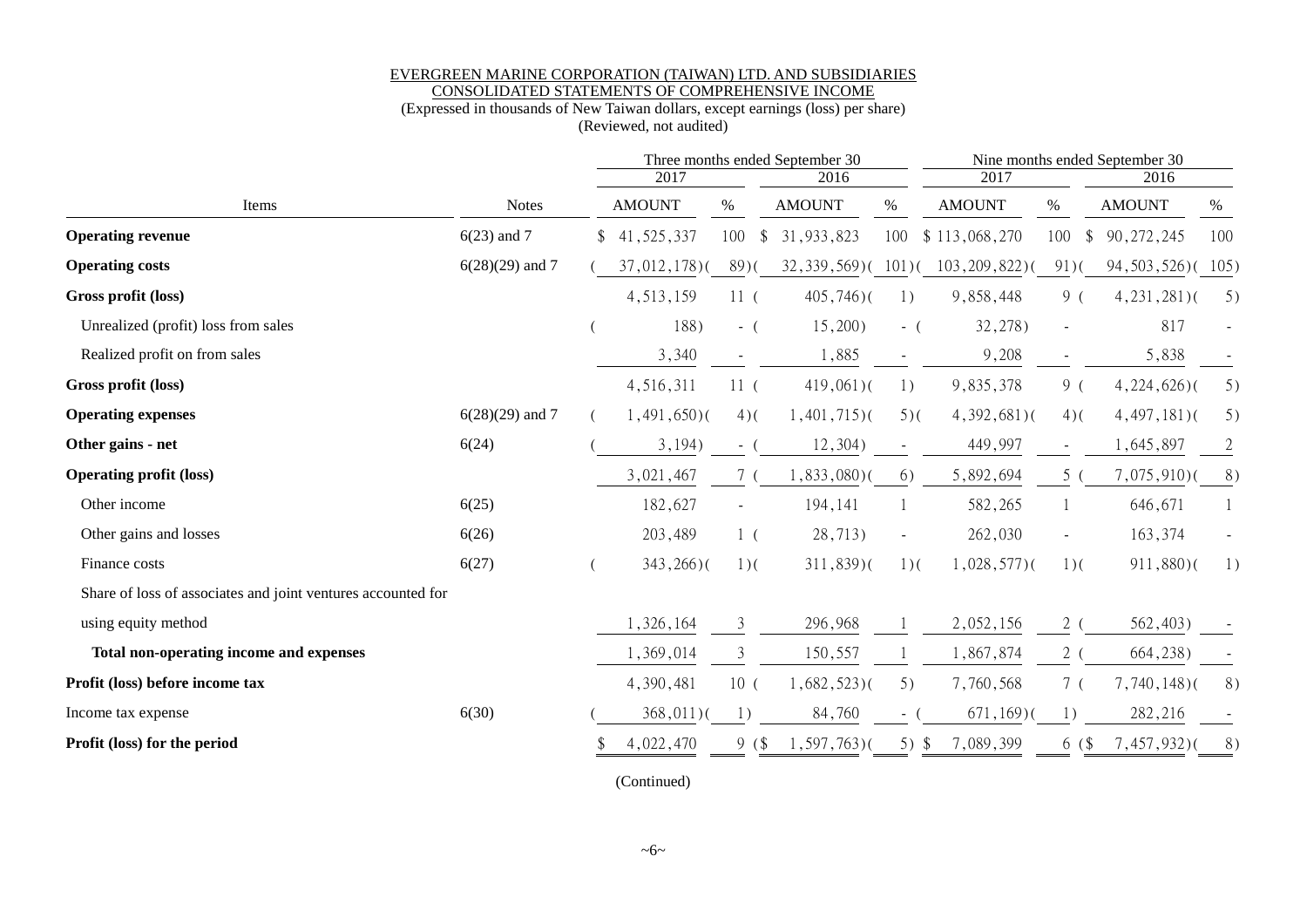EVERGREEN MARINE CORPORATION (TAIWAN) LTD. AND SUBSIDIARIES
CONSOLIDATED STATEMENTS OF COMPREHENSIVE INCOME
(Expressed in thousands of New Taiwan dollars, except earnings (loss) per share)
(Reviewed, not audited)

| | | Three months ended September 30 | | | | Nine months ended September 30 | | | |
|---|---|---|---|---|---|---|---|---|---|
| | | 2017 | | 2016 | | 2017 | | 2016 | |
| Items | Notes | AMOUNT | % | AMOUNT | % | AMOUNT | % | AMOUNT | % |
| **Operating revenue** | 6(23) and 7 | $ 41,525,337 | 100 | $ 31,933,823 | 100 | $ 113,068,270 | 100 | $ 90,272,245 | 100 |
| **Operating costs** | 6(28)(29) and 7 | ( 37,012,178) | ( 89) | ( 32,339,569) | ( 101) | ( 103,209,822) | ( 91) | ( 94,503,526) | ( 105) |
| **Gross profit (loss)** | | 4,513,159 | 11 | ( 405,746) | ( 1) | 9,858,448 | 9 | ( 4,231,281) | ( 5) |
| Unrealized (profit) loss from sales | | ( 188) | - | ( 15,200) | - | ( 32,278) | - | 817 | - |
| Realized profit on from sales | | 3,340 | - | 1,885 | - | 9,208 | - | 5,838 | - |
| **Gross profit (loss)** | | 4,516,311 | 11 | ( 419,061) | ( 1) | 9,835,378 | 9 | ( 4,224,626) | ( 5) |
| **Operating expenses** | 6(28)(29) and 7 | ( 1,491,650) | ( 4) | ( 1,401,715) | ( 5) | ( 4,392,681) | ( 4) | ( 4,497,181) | ( 5) |
| **Other gains - net** | 6(24) | ( 3,194) | - | ( 12,304) | - | 449,997 | - | 1,645,897 | 2 |
| **Operating profit (loss)** | | 3,021,467 | 7 | ( 1,833,080) | ( 6) | 5,892,694 | 5 | ( 7,075,910) | ( 8) |
| Other income | 6(25) | 182,627 | - | 194,141 | 1 | 582,265 | 1 | 646,671 | 1 |
| Other gains and losses | 6(26) | 203,489 | 1 | ( 28,713) | - | 262,030 | - | 163,374 | - |
| Finance costs | 6(27) | ( 343,266) | ( 1) | ( 311,839) | ( 1) | ( 1,028,577) | ( 1) | ( 911,880) | ( 1) |
| Share of loss of associates and joint ventures accounted for using equity method | | 1,326,164 | 3 | 296,968 | 1 | 2,052,156 | 2 | ( 562,403) | - |
| **Total non-operating income and expenses** | | 1,369,014 | 3 | 150,557 | 1 | 1,867,874 | 2 | ( 664,238) | - |
| **Profit (loss) before income tax** | | 4,390,481 | 10 | ( 1,682,523) | ( 5) | 7,760,568 | 7 | ( 7,740,148) | ( 8) |
| Income tax expense | 6(30) | ( 368,011) | ( 1) | 84,760 | - | ( 671,169) | ( 1) | 282,216 | - |
| **Profit (loss) for the period** | | $ 4,022,470 | 9 | ($ 1,597,763) | ( 5) | $ 7,089,399 | 6 | ($ 7,457,932) | ( 8) |

(Continued)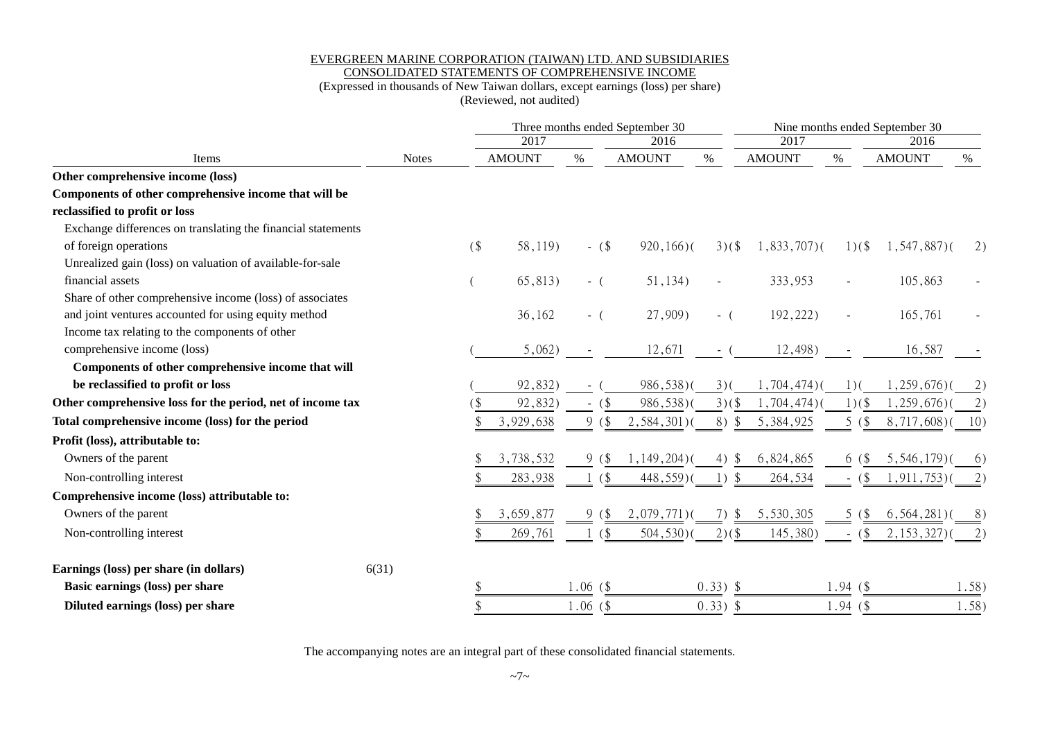EVERGREEN MARINE CORPORATION (TAIWAN) LTD. AND SUBSIDIARIES
CONSOLIDATED STATEMENTS OF COMPREHENSIVE INCOME
(Expressed in thousands of New Taiwan dollars, except earnings (loss) per share)
(Reviewed, not audited)

| Items | Notes | Three months ended September 30 | | | | Nine months ended September 30 | | | |
|---|---|---|---|---|---|---|---|---|---|
| | | 2017 | | 2016 | | 2017 | | 2016 | |
| | | AMOUNT | % | AMOUNT | % | AMOUNT | % | AMOUNT | % |
| **Other comprehensive income (loss)** | | | | | | | | | |
| **Components of other comprehensive income that will be reclassified to profit or loss** | | | | | | | | | |
| Exchange differences on translating the financial statements of foreign operations | | ($ 58,119) | - | ($ 920,166) | (3) | ($ 1,833,707) | (1) | ($ 1,547,887) | (2) |
| Unrealized gain (loss) on valuation of available-for-sale financial assets | | ( 65,813) | - | ( 51,134) | - | 333,953 | - | 105,863 | - |
| Share of other comprehensive income (loss) of associates and joint ventures accounted for using equity method | | 36,162 | - | ( 27,909) | - | ( 192,222) | - | 165,761 | - |
| Income tax relating to the components of other comprehensive income (loss) | | ( 5,062) | - | 12,671 | - | ( 12,498) | - | 16,587 | - |
| **Components of other comprehensive income that will be reclassified to profit or loss** | | ( 92,832) | - | ( 986,538) | (3) | ( 1,704,474) | (1) | ( 1,259,676) | (2) |
| **Other comprehensive loss for the period, net of income tax** | | ($ 92,832) | - | ($ 986,538) | (3) | ($ 1,704,474) | (1) | ($ 1,259,676) | (2) |
| **Total comprehensive income (loss) for the period** | | $ 3,929,638 | 9 | ($ 2,584,301) | (8) | $ 5,384,925 | 5 | ($ 8,717,608) | (10) |
| **Profit (loss), attributable to:** | | | | | | | | | |
| Owners of the parent | | $ 3,738,532 | 9 | ($ 1,149,204) | (4) | $ 6,824,865 | 6 | ($ 5,546,179) | (6) |
| Non-controlling interest | | $ 283,938 | 1 | ($ 448,559) | (1) | $ 264,534 | - | ($ 1,911,753) | (2) |
| **Comprehensive income (loss) attributable to:** | | | | | | | | | |
| Owners of the parent | | $ 3,659,877 | 9 | ($ 2,079,771) | (7) | $ 5,530,305 | 5 | ($ 6,564,281) | (8) |
| Non-controlling interest | | $ 269,761 | 1 | ($ 504,530) | (2) | ($ 145,380) | - | ($ 2,153,327) | (2) |
| **Earnings (loss) per share (in dollars)** | 6(31) | | | | | | | | |
| **Basic earnings (loss) per share** | | $ | 1.06 | ($ | 0.33) | $ | 1.94 | ($ | 1.58) |
| **Diluted earnings (loss) per share** | | $ | 1.06 | ($ | 0.33) | $ | 1.94 | ($ | 1.58) |

The accompanying notes are an integral part of these consolidated financial statements.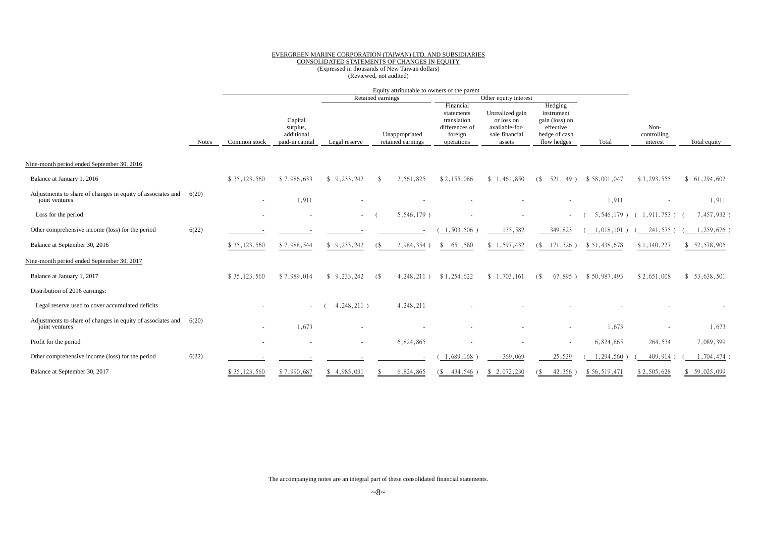EVERGREEN MARINE CORPORATION (TAIWAN) LTD. AND SUBSIDIARIES
CONSOLIDATED STATEMENTS OF CHANGES IN EQUITY
(Expressed in thousands of New Taiwan dollars)
(Reviewed, not audited)

| | | Equity attributable to owners of the parent | | | | | | | | | | |
|---|---|---|---|---|---|---|---|---|---|---|---|---|
| | | | | Retained earnings | | Other equity interest | | | | | | |
| | Notes | Common stock | Capital surplus, additional paid-in capital | Legal reserve | Unappropriated retained earnings | Financial statements translation differences of foreign operations | Unrealized gain or loss on available-for-sale financial assets | Hedging instrument gain (loss) on effective hedge of cash flow hedges | Total | Non-controlling interest | Total equity |
| Nine-month period ended September 30, 2016 | | | | | | | | | | | |
| Balance at January 1, 2016 | | $ 35,123,560 | $ 7,986,633 | $ 9,233,242 | $ 2,561,825 | $ 2,155,086 | $ 1,461,850 | ($ 521,149 ) | $ 58,001,047 | $ 3,293,555 | $ 61,294,602 |
| Adjustments to share of changes in equity of associates and joint ventures | 6(20) | - | 1,911 | - | - | - | - | - | 1,911 | - | 1,911 |
| Loss for the period | | - | - | - | ( 5,546,179 ) | - | - | - | ( 5,546,179 ) | ( 1,911,753 ) | ( 7,457,932 ) |
| Other comprehensive income (loss) for the period | 6(22) | - | - | - | - | ( 1,503,506 ) | 135,582 | 349,823 | ( 1,018,101 ) | ( 241,575 ) | ( 1,259,676 ) |
| Balance at September 30, 2016 | | $ 35,123,560 | $ 7,988,544 | $ 9,233,242 | ($ 2,984,354 ) | $ 651,580 | $ 1,597,432 | ($ 171,326 ) | $ 51,438,678 | $ 1,140,227 | $ 52,578,905 |
| Nine-month period ended September 30, 2017 | | | | | | | | | | | |
| Balance at January 1, 2017 | | $ 35,123,560 | $ 7,989,014 | $ 9,233,242 | ($ 4,248,211 ) | $ 1,254,622 | $ 1,703,161 | ($ 67,895 ) | $ 50,987,493 | $ 2,651,008 | $ 53,638,501 |
| Distribution of 2016 earnings: | | | | | | | | | | | |
| Legal reserve used to cover accumulated deficits | | - | - | ( 4,248,211 ) | 4,248,211 | - | - | - | - | - | - |
| Adjustments to share of changes in equity of associates and joint ventures | 6(20) | - | 1,673 | - | - | - | - | - | 1,673 | - | 1,673 |
| Profit for the period | | - | - | - | 6,824,865 | - | - | - | 6,824,865 | 264,534 | 7,089,399 |
| Other comprehensive income (loss) for the period | 6(22) | - | - | - | - | ( 1,689,168 ) | 369,069 | 25,539 | ( 1,294,560 ) | ( 409,914 ) | ( 1,704,474 ) |
| Balance at September 30, 2017 | | $ 35,123,560 | $ 7,990,687 | $ 4,985,031 | $ 6,824,865 | ($ 434,546 ) | $ 2,072,230 | ($ 42,356 ) | $ 56,519,471 | $ 2,505,628 | $ 59,025,099 |

The accompanying notes are an integral part of these consolidated financial statements.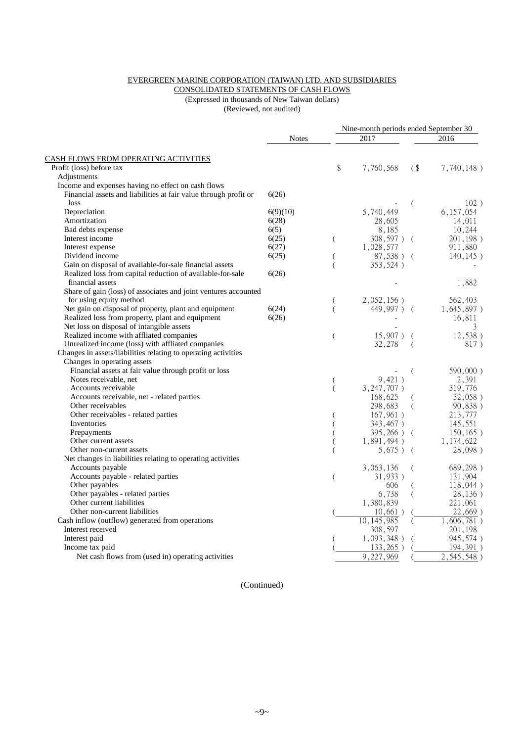EVERGREEN MARINE CORPORATION (TAIWAN) LTD. AND SUBSIDIARIES
CONSOLIDATED STATEMENTS OF CASH FLOWS
(Expressed in thousands of New Taiwan dollars)
(Reviewed, not audited)

| | Notes | Nine-month periods ended September 30 2017 | 2016 |
|---|---|---|---|
| CASH FLOWS FROM OPERATING ACTIVITIES | | | |
| Profit (loss) before tax | | $ 7,760,568 | ($ 7,740,148 ) |
| Adjustments | | | |
| Income and expenses having no effect on cash flows | | | |
| Financial assets and liabilities at fair value through profit or loss | 6(26) | - | ( 102 ) |
| Depreciation | 6(9)(10) | 5,740,449 | 6,157,054 |
| Amortization | 6(28) | 28,605 | 14,011 |
| Bad debts expense | 6(5) | 8,185 | 10,244 |
| Interest income | 6(25) | ( 308,597 ) | ( 201,198 ) |
| Interest expense | 6(27) | 1,028,577 | 911,880 |
| Dividend income | 6(25) | ( 87,538 ) | ( 140,145 ) |
| Gain on disposal of available-for-sale financial assets | | ( 353,524 ) | - |
| Realized loss from capital reduction of available-for-sale financial assets | 6(26) | - | 1,882 |
| Share of gain (loss) of associates and joint ventures accounted for using equity method | | ( 2,052,156 ) | 562,403 |
| Net gain on disposal of property, plant and equipment | 6(24) | ( 449,997 ) | ( 1,645,897 ) |
| Realized loss from property, plant and equipment | 6(26) | - | 16,811 |
| Net loss on disposal of intangible assets | | - | 3 |
| Realized income with affliated companies | | ( 15,907 ) | ( 12,538 ) |
| Unrealized income (loss) with affliated companies | | 32,278 | ( 817 ) |
| Changes in assets/liabilities relating to operating activities | | | |
| Changes in operating assets | | | |
| Financial assets at fair value through profit or loss | | - | ( 590,000 ) |
| Notes receivable, net | | ( 9,421 ) | 2,391 |
| Accounts receivable | | ( 3,247,707 ) | 319,776 |
| Accounts receivable, net - related parties | | 168,625 | ( 32,058 ) |
| Other receivables | | 298,683 | ( 90,838 ) |
| Other receivables - related parties | | ( 167,961 ) | 213,777 |
| Inventories | | ( 343,467 ) | 145,551 |
| Prepayments | | ( 395,266 ) | ( 150,165 ) |
| Other current assets | | ( 1,891,494 ) | 1,174,622 |
| Other non-current assets | | ( 5,675 ) | ( 28,098 ) |
| Net changes in liabilities relating to operating activities | | | |
| Accounts payable | | 3,063,136 | ( 689,298 ) |
| Accounts payable - related parties | | ( 31,933 ) | 131,904 |
| Other payables | | 606 | ( 118,044 ) |
| Other payables - related parties | | 6,738 | ( 28,136 ) |
| Other current liabilities | | 1,380,839 | 221,061 |
| Other non-current liabilities | | ( 10,661 ) | ( 22,669 ) |
| Cash inflow (outflow) generated from operations | | 10,145,985 | ( 1,606,781 ) |
| Interest received | | 308,597 | 201,198 |
| Interest paid | | ( 1,093,348 ) | ( 945,574 ) |
| Income tax paid | | ( 133,265 ) | ( 194,391 ) |
| Net cash flows from (used in) operating activities | | 9,227,969 | ( 2,545,548 ) |

(Continued)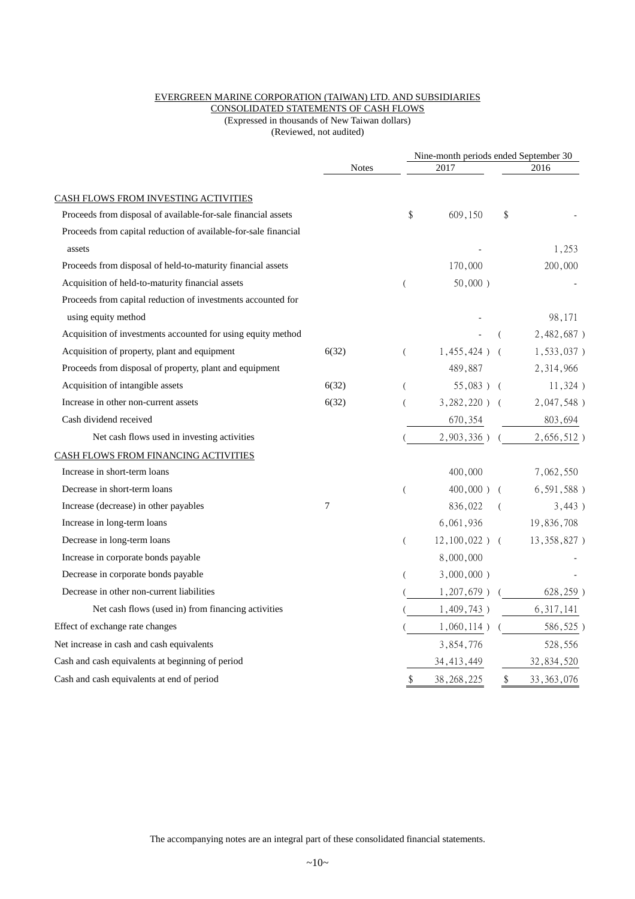EVERGREEN MARINE CORPORATION (TAIWAN) LTD. AND SUBSIDIARIES

CONSOLIDATED STATEMENTS OF CASH FLOWS

(Expressed in thousands of New Taiwan dollars)

(Reviewed, not audited)

| | Notes | Nine-month periods ended September 30 2017 | 2016 |
|---|---|---|---|
| CASH FLOWS FROM INVESTING ACTIVITIES | | | |
| Proceeds from disposal of available-for-sale financial assets | | $ 609,150 | $ - |
| Proceeds from capital reduction of available-for-sale financial assets | | - | 1,253 |
| Proceeds from disposal of held-to-maturity financial assets | | 170,000 | 200,000 |
| Acquisition of held-to-maturity financial assets | | ( 50,000 ) | - |
| Proceeds from capital reduction of investments accounted for using equity method | | - | 98,171 |
| Acquisition of investments accounted for using equity method | | - | ( 2,482,687 ) |
| Acquisition of property, plant and equipment | 6(32) | ( 1,455,424 ) | ( 1,533,037 ) |
| Proceeds from disposal of property, plant and equipment | | 489,887 | 2,314,966 |
| Acquisition of intangible assets | 6(32) | ( 55,083 ) | ( 11,324 ) |
| Increase in other non-current assets | 6(32) | ( 3,282,220 ) | ( 2,047,548 ) |
| Cash dividend received | | 670,354 | 803,694 |
| Net cash flows used in investing activities | | ( 2,903,336 ) | ( 2,656,512 ) |
| CASH FLOWS FROM FINANCING ACTIVITIES | | | |
| Increase in short-term loans | | 400,000 | 7,062,550 |
| Decrease in short-term loans | | ( 400,000 ) | ( 6,591,588 ) |
| Increase (decrease) in other payables | 7 | 836,022 | ( 3,443 ) |
| Increase in long-term loans | | 6,061,936 | 19,836,708 |
| Decrease in long-term loans | | ( 12,100,022 ) | ( 13,358,827 ) |
| Increase in corporate bonds payable | | 8,000,000 | - |
| Decrease in corporate bonds payable | | ( 3,000,000 ) | - |
| Decrease in other non-current liabilities | | ( 1,207,679 ) | ( 628,259 ) |
| Net cash flows (used in) from financing activities | | ( 1,409,743 ) | 6,317,141 |
| Effect of exchange rate changes | | ( 1,060,114 ) | ( 586,525 ) |
| Net increase in cash and cash equivalents | | 3,854,776 | 528,556 |
| Cash and cash equivalents at beginning of period | | 34,413,449 | 32,834,520 |
| Cash and cash equivalents at end of period | | $ 38,268,225 | $ 33,363,076 |

The accompanying notes are an integral part of these consolidated financial statements.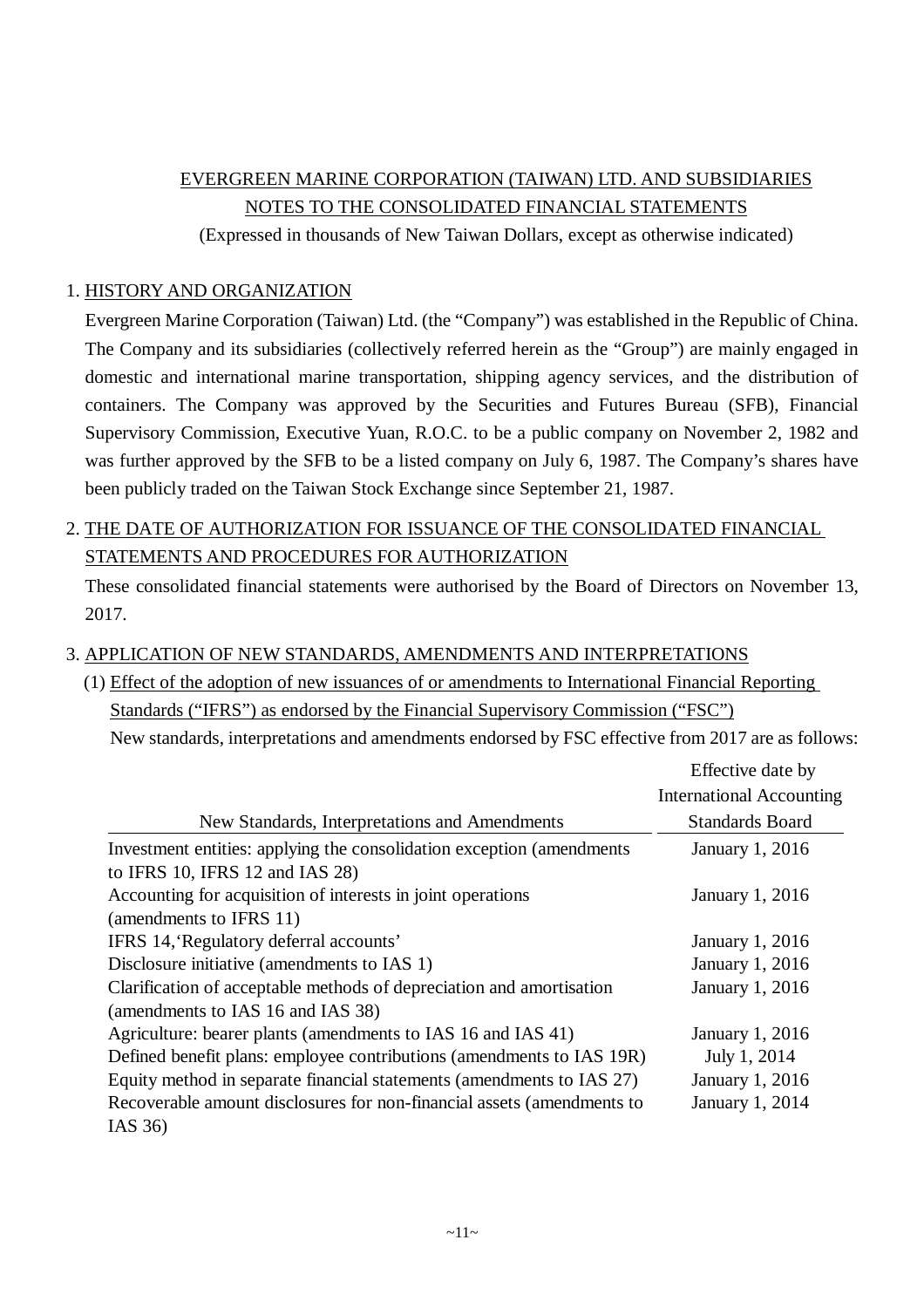EVERGREEN MARINE CORPORATION (TAIWAN) LTD. AND SUBSIDIARIES
NOTES TO THE CONSOLIDATED FINANCIAL STATEMENTS
(Expressed in thousands of New Taiwan Dollars, except as otherwise indicated)

1. HISTORY AND ORGANIZATION

Evergreen Marine Corporation (Taiwan) Ltd. (the "Company") was established in the Republic of China. The Company and its subsidiaries (collectively referred herein as the "Group") are mainly engaged in domestic and international marine transportation, shipping agency services, and the distribution of containers. The Company was approved by the Securities and Futures Bureau (SFB), Financial Supervisory Commission, Executive Yuan, R.O.C. to be a public company on November 2, 1982 and was further approved by the SFB to be a listed company on July 6, 1987. The Company's shares have been publicly traded on the Taiwan Stock Exchange since September 21, 1987.

2. THE DATE OF AUTHORIZATION FOR ISSUANCE OF THE CONSOLIDATED FINANCIAL STATEMENTS AND PROCEDURES FOR AUTHORIZATION

These consolidated financial statements were authorised by the Board of Directors on November 13, 2017.

3. APPLICATION OF NEW STANDARDS, AMENDMENTS AND INTERPRETATIONS

(1) Effect of the adoption of new issuances of or amendments to International Financial Reporting Standards ("IFRS") as endorsed by the Financial Supervisory Commission ("FSC")

New standards, interpretations and amendments endorsed by FSC effective from 2017 are as follows:

| New Standards, Interpretations and Amendments | Effective date by International Accounting Standards Board |
|---|---|
| Investment entities: applying the consolidation exception (amendments to IFRS 10, IFRS 12 and IAS 28) | January 1, 2016 |
| Accounting for acquisition of interests in joint operations (amendments to IFRS 11) | January 1, 2016 |
| IFRS 14,'Regulatory deferral accounts' | January 1, 2016 |
| Disclosure initiative (amendments to IAS 1) | January 1, 2016 |
| Clarification of acceptable methods of depreciation and amortisation (amendments to IAS 16 and IAS 38) | January 1, 2016 |
| Agriculture: bearer plants (amendments to IAS 16 and IAS 41) | January 1, 2016 |
| Defined benefit plans: employee contributions (amendments to IAS 19R) | July 1, 2014 |
| Equity method in separate financial statements (amendments to IAS 27) | January 1, 2016 |
| Recoverable amount disclosures for non-financial assets (amendments to IAS 36) | January 1, 2014 |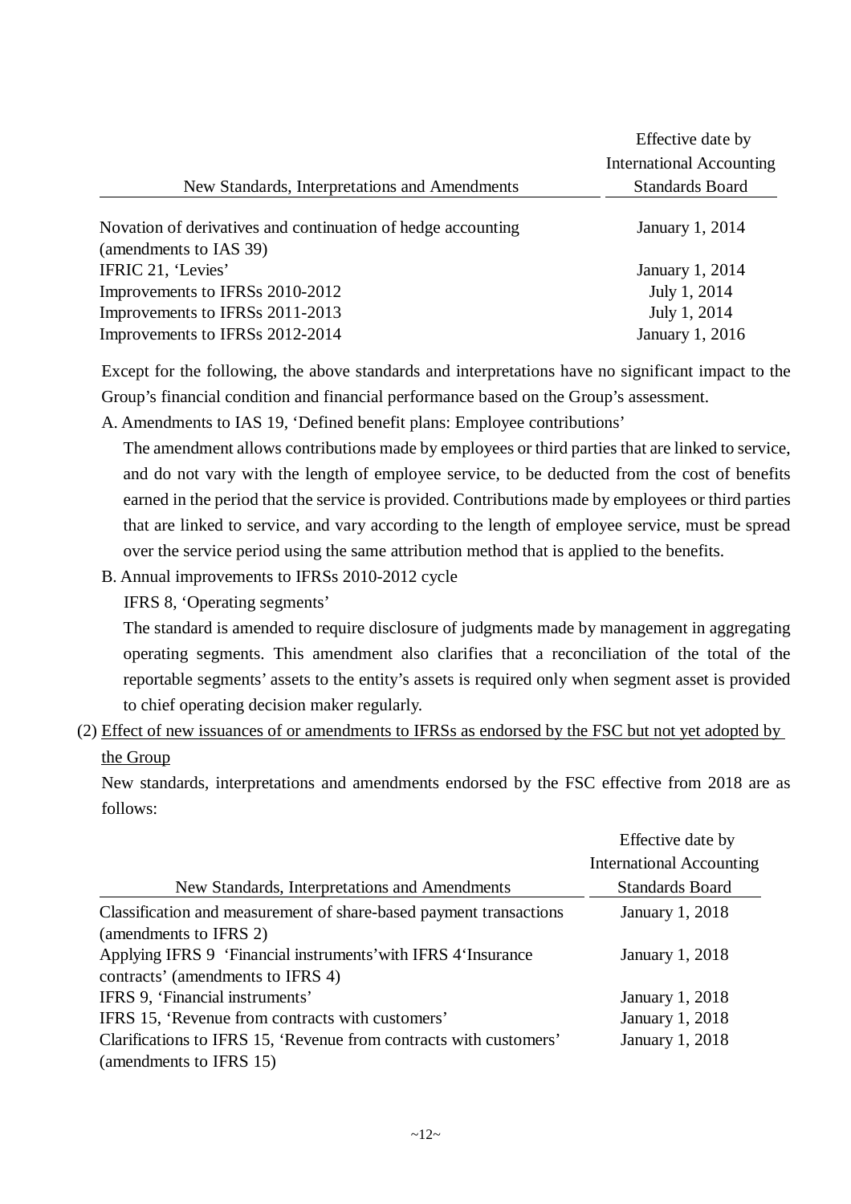| New Standards, Interpretations and Amendments | Effective date by International Accounting Standards Board |
| --- | --- |
| Novation of derivatives and continuation of hedge accounting (amendments to IAS 39) | January 1, 2014 |
| IFRIC 21, 'Levies' | January 1, 2014 |
| Improvements to IFRSs 2010-2012 | July 1, 2014 |
| Improvements to IFRSs 2011-2013 | July 1, 2014 |
| Improvements to IFRSs 2012-2014 | January 1, 2016 |

Except for the following, the above standards and interpretations have no significant impact to the Group's financial condition and financial performance based on the Group's assessment.

A. Amendments to IAS 19, 'Defined benefit plans: Employee contributions'

The amendment allows contributions made by employees or third parties that are linked to service, and do not vary with the length of employee service, to be deducted from the cost of benefits earned in the period that the service is provided. Contributions made by employees or third parties that are linked to service, and vary according to the length of employee service, must be spread over the service period using the same attribution method that is applied to the benefits.

B. Annual improvements to IFRSs 2010-2012 cycle

IFRS 8, 'Operating segments'

The standard is amended to require disclosure of judgments made by management in aggregating operating segments. This amendment also clarifies that a reconciliation of the total of the reportable segments' assets to the entity's assets is required only when segment asset is provided to chief operating decision maker regularly.

(2) Effect of new issuances of or amendments to IFRSs as endorsed by the FSC but not yet adopted by the Group

New standards, interpretations and amendments endorsed by the FSC effective from 2018 are as follows:

| New Standards, Interpretations and Amendments | Effective date by International Accounting Standards Board |
| --- | --- |
| Classification and measurement of share-based payment transactions (amendments to IFRS 2) | January 1, 2018 |
| Applying IFRS 9 'Financial instruments' with IFRS 4 'Insurance contracts' (amendments to IFRS 4) | January 1, 2018 |
| IFRS 9, 'Financial instruments' | January 1, 2018 |
| IFRS 15, 'Revenue from contracts with customers' | January 1, 2018 |
| Clarifications to IFRS 15, 'Revenue from contracts with customers' (amendments to IFRS 15) | January 1, 2018 |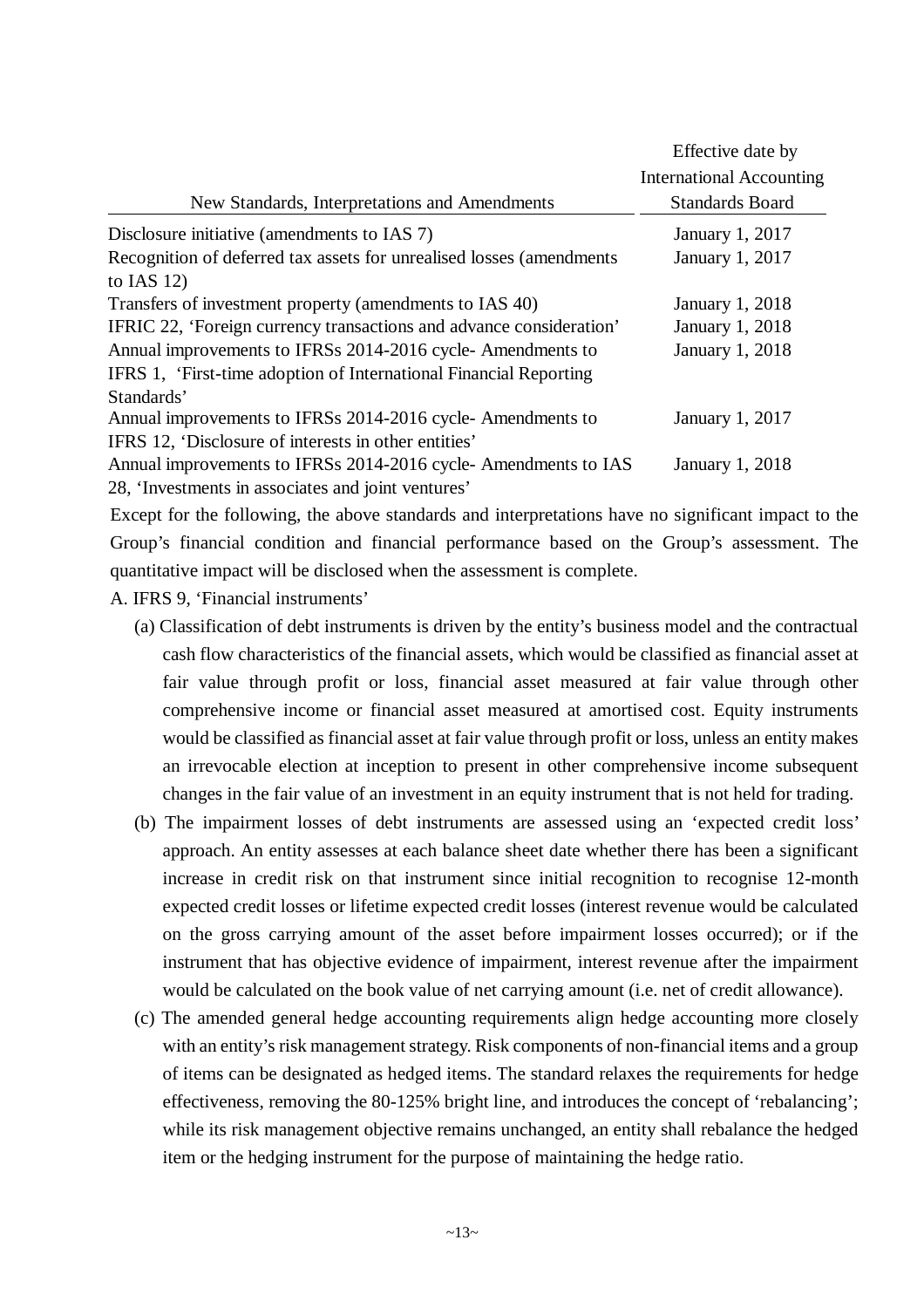| New Standards, Interpretations and Amendments | Effective date by International Accounting Standards Board |
|---|---|
| Disclosure initiative (amendments to IAS 7) | January 1, 2017 |
| Recognition of deferred tax assets for unrealised losses (amendments to IAS 12) | January 1, 2017 |
| Transfers of investment property (amendments to IAS 40) | January 1, 2018 |
| IFRIC 22, 'Foreign currency transactions and advance consideration' | January 1, 2018 |
| Annual improvements to IFRSs 2014-2016 cycle- Amendments to IFRS 1, 'First-time adoption of International Financial Reporting Standards' | January 1, 2018 |
| Annual improvements to IFRSs 2014-2016 cycle- Amendments to IFRS 12, 'Disclosure of interests in other entities' | January 1, 2017 |
| Annual improvements to IFRSs 2014-2016 cycle- Amendments to IAS 28, 'Investments in associates and joint ventures' | January 1, 2018 |

Except for the following, the above standards and interpretations have no significant impact to the Group's financial condition and financial performance based on the Group's assessment. The quantitative impact will be disclosed when the assessment is complete.

A. IFRS 9, 'Financial instruments'

(a) Classification of debt instruments is driven by the entity's business model and the contractual cash flow characteristics of the financial assets, which would be classified as financial asset at fair value through profit or loss, financial asset measured at fair value through other comprehensive income or financial asset measured at amortised cost. Equity instruments would be classified as financial asset at fair value through profit or loss, unless an entity makes an irrevocable election at inception to present in other comprehensive income subsequent changes in the fair value of an investment in an equity instrument that is not held for trading.

(b) The impairment losses of debt instruments are assessed using an 'expected credit loss' approach. An entity assesses at each balance sheet date whether there has been a significant increase in credit risk on that instrument since initial recognition to recognise 12-month expected credit losses or lifetime expected credit losses (interest revenue would be calculated on the gross carrying amount of the asset before impairment losses occurred); or if the instrument that has objective evidence of impairment, interest revenue after the impairment would be calculated on the book value of net carrying amount (i.e. net of credit allowance).

(c) The amended general hedge accounting requirements align hedge accounting more closely with an entity's risk management strategy. Risk components of non-financial items and a group of items can be designated as hedged items. The standard relaxes the requirements for hedge effectiveness, removing the 80-125% bright line, and introduces the concept of 'rebalancing'; while its risk management objective remains unchanged, an entity shall rebalance the hedged item or the hedging instrument for the purpose of maintaining the hedge ratio.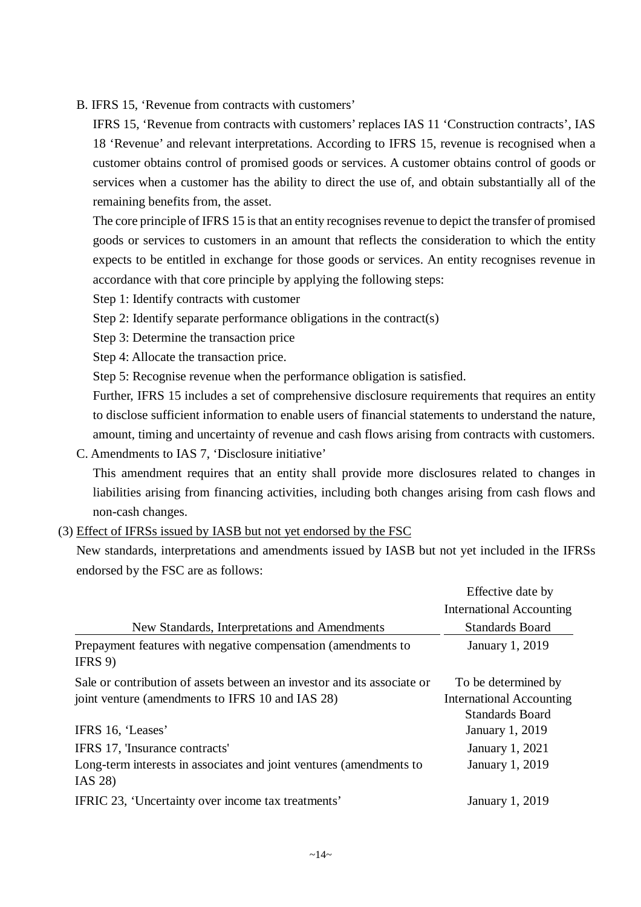B. IFRS 15, 'Revenue from contracts with customers'

IFRS 15, 'Revenue from contracts with customers' replaces IAS 11 'Construction contracts', IAS 18 'Revenue' and relevant interpretations. According to IFRS 15, revenue is recognised when a customer obtains control of promised goods or services. A customer obtains control of goods or services when a customer has the ability to direct the use of, and obtain substantially all of the remaining benefits from, the asset.

The core principle of IFRS 15 is that an entity recognises revenue to depict the transfer of promised goods or services to customers in an amount that reflects the consideration to which the entity expects to be entitled in exchange for those goods or services. An entity recognises revenue in accordance with that core principle by applying the following steps:

Step 1: Identify contracts with customer

Step 2: Identify separate performance obligations in the contract(s)

Step 3: Determine the transaction price

Step 4: Allocate the transaction price.

Step 5: Recognise revenue when the performance obligation is satisfied.

Further, IFRS 15 includes a set of comprehensive disclosure requirements that requires an entity to disclose sufficient information to enable users of financial statements to understand the nature, amount, timing and uncertainty of revenue and cash flows arising from contracts with customers.

C. Amendments to IAS 7, 'Disclosure initiative'

This amendment requires that an entity shall provide more disclosures related to changes in liabilities arising from financing activities, including both changes arising from cash flows and non-cash changes.

(3) Effect of IFRSs issued by IASB but not yet endorsed by the FSC

New standards, interpretations and amendments issued by IASB but not yet included in the IFRSs endorsed by the FSC are as follows:

| New Standards, Interpretations and Amendments | Effective date by International Accounting Standards Board |
|---|---|
| Prepayment features with negative compensation (amendments to IFRS 9) | January 1, 2019 |
| Sale or contribution of assets between an investor and its associate or joint venture (amendments to IFRS 10 and IAS 28) | To be determined by International Accounting Standards Board |
| IFRS 16, 'Leases' | January 1, 2019 |
| IFRS 17, 'Insurance contracts' | January 1, 2021 |
| Long-term interests in associates and joint ventures (amendments to IAS 28) | January 1, 2019 |
| IFRIC 23, 'Uncertainty over income tax treatments' | January 1, 2019 |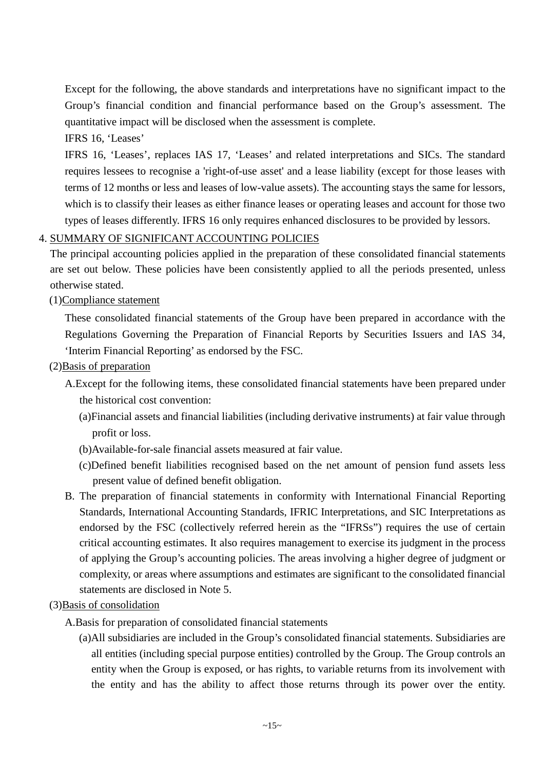Except for the following, the above standards and interpretations have no significant impact to the Group's financial condition and financial performance based on the Group's assessment. The quantitative impact will be disclosed when the assessment is complete.

IFRS 16, 'Leases'

IFRS 16, 'Leases', replaces IAS 17, 'Leases' and related interpretations and SICs. The standard requires lessees to recognise a 'right-of-use asset' and a lease liability (except for those leases with terms of 12 months or less and leases of low-value assets). The accounting stays the same for lessors, which is to classify their leases as either finance leases or operating leases and account for those two types of leases differently. IFRS 16 only requires enhanced disclosures to be provided by lessors.

## 4. SUMMARY OF SIGNIFICANT ACCOUNTING POLICIES

The principal accounting policies applied in the preparation of these consolidated financial statements are set out below. These policies have been consistently applied to all the periods presented, unless otherwise stated.

### (1)Compliance statement

These consolidated financial statements of the Group have been prepared in accordance with the Regulations Governing the Preparation of Financial Reports by Securities Issuers and IAS 34, 'Interim Financial Reporting' as endorsed by the FSC.

### (2)Basis of preparation

A.Except for the following items, these consolidated financial statements have been prepared under the historical cost convention:

(a)Financial assets and financial liabilities (including derivative instruments) at fair value through profit or loss.

(b)Available-for-sale financial assets measured at fair value.

(c)Defined benefit liabilities recognised based on the net amount of pension fund assets less present value of defined benefit obligation.

B. The preparation of financial statements in conformity with International Financial Reporting Standards, International Accounting Standards, IFRIC Interpretations, and SIC Interpretations as endorsed by the FSC (collectively referred herein as the "IFRSs") requires the use of certain critical accounting estimates. It also requires management to exercise its judgment in the process of applying the Group's accounting policies. The areas involving a higher degree of judgment or complexity, or areas where assumptions and estimates are significant to the consolidated financial statements are disclosed in Note 5.

### (3)Basis of consolidation

A.Basis for preparation of consolidated financial statements

(a)All subsidiaries are included in the Group's consolidated financial statements. Subsidiaries are all entities (including special purpose entities) controlled by the Group. The Group controls an entity when the Group is exposed, or has rights, to variable returns from its involvement with the entity and has the ability to affect those returns through its power over the entity.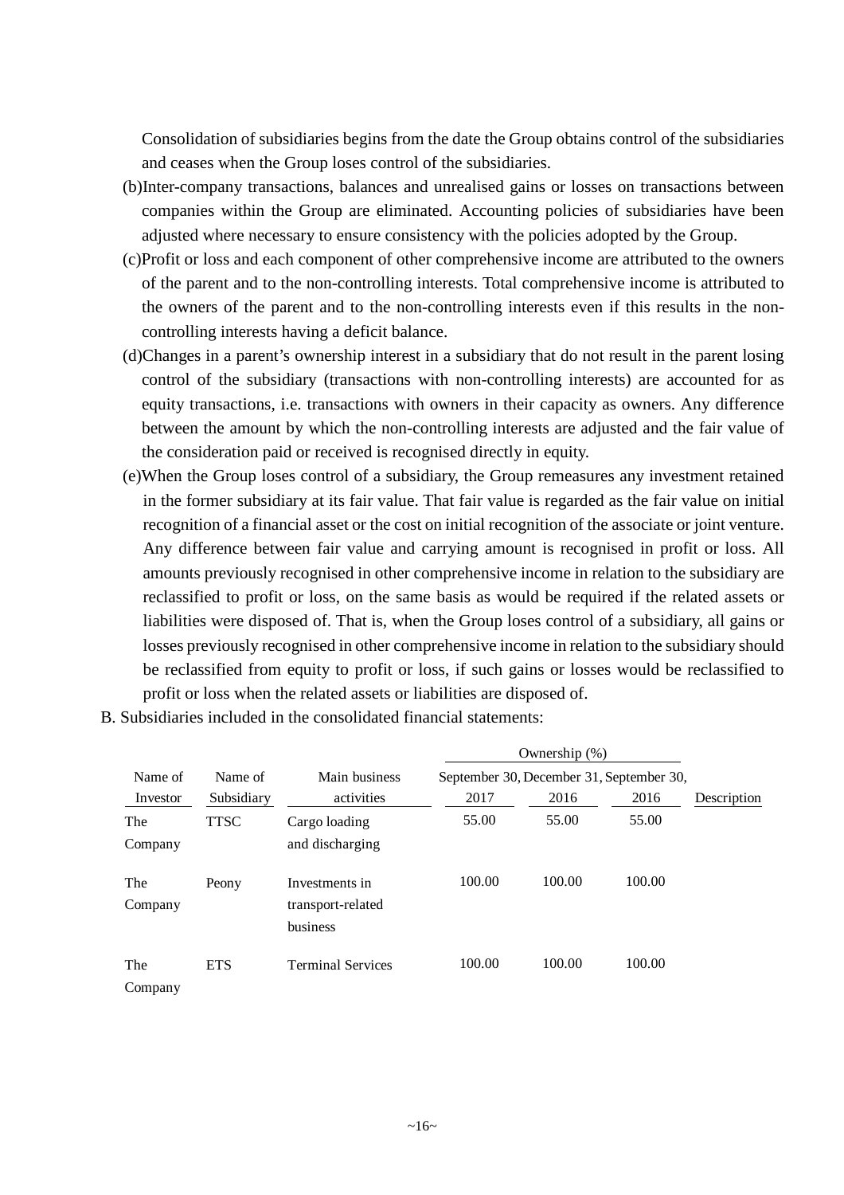Consolidation of subsidiaries begins from the date the Group obtains control of the subsidiaries and ceases when the Group loses control of the subsidiaries.

(b) Inter-company transactions, balances and unrealised gains or losses on transactions between companies within the Group are eliminated. Accounting policies of subsidiaries have been adjusted where necessary to ensure consistency with the policies adopted by the Group.

(c) Profit or loss and each component of other comprehensive income are attributed to the owners of the parent and to the non-controlling interests. Total comprehensive income is attributed to the owners of the parent and to the non-controlling interests even if this results in the non-controlling interests having a deficit balance.

(d) Changes in a parent's ownership interest in a subsidiary that do not result in the parent losing control of the subsidiary (transactions with non-controlling interests) are accounted for as equity transactions, i.e. transactions with owners in their capacity as owners. Any difference between the amount by which the non-controlling interests are adjusted and the fair value of the consideration paid or received is recognised directly in equity.

(e) When the Group loses control of a subsidiary, the Group remeasures any investment retained in the former subsidiary at its fair value. That fair value is regarded as the fair value on initial recognition of a financial asset or the cost on initial recognition of the associate or joint venture. Any difference between fair value and carrying amount is recognised in profit or loss. All amounts previously recognised in other comprehensive income in relation to the subsidiary are reclassified to profit or loss, on the same basis as would be required if the related assets or liabilities were disposed of. That is, when the Group loses control of a subsidiary, all gains or losses previously recognised in other comprehensive income in relation to the subsidiary should be reclassified from equity to profit or loss, if such gains or losses would be reclassified to profit or loss when the related assets or liabilities are disposed of.

B. Subsidiaries included in the consolidated financial statements:

| | | | Ownership (%) | | | |
|---|---|---|---|---|---|---|
| Name of Investor | Name of Subsidiary | Main business activities | September 30, 2017 | December 31, 2016 | September 30, 2016 | Description |
| The Company | TTSC | Cargo loading and discharging | 55.00 | 55.00 | 55.00 | |
| The Company | Peony | Investments in transport-related business | 100.00 | 100.00 | 100.00 | |
| The Company | ETS | Terminal Services | 100.00 | 100.00 | 100.00 | |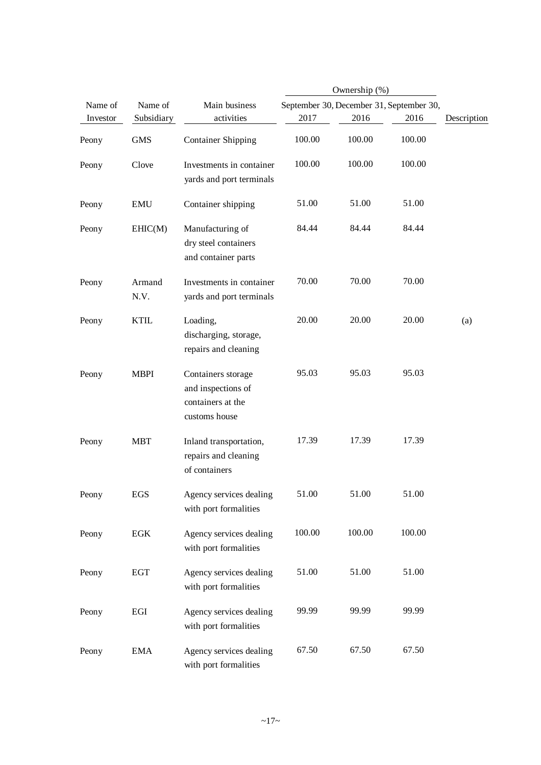| Name of Investor | Name of Subsidiary | Main business activities | Ownership (%) September 30, 2017 | Ownership (%) December 31, 2016 | Ownership (%) September 30, 2016 | Description |
|---|---|---|---|---|---|---|
| Peony | GMS | Container Shipping | 100.00 | 100.00 | 100.00 | |
| Peony | Clove | Investments in container yards and port terminals | 100.00 | 100.00 | 100.00 | |
| Peony | EMU | Container shipping | 51.00 | 51.00 | 51.00 | |
| Peony | EHIC(M) | Manufacturing of dry steel containers and container parts | 84.44 | 84.44 | 84.44 | |
| Peony | Armand N.V. | Investments in container yards and port terminals | 70.00 | 70.00 | 70.00 | |
| Peony | KTIL | Loading, discharging, storage, repairs and cleaning | 20.00 | 20.00 | 20.00 | (a) |
| Peony | MBPI | Containers storage and inspections of containers at the customs house | 95.03 | 95.03 | 95.03 | |
| Peony | MBT | Inland transportation, repairs and cleaning of containers | 17.39 | 17.39 | 17.39 | |
| Peony | EGS | Agency services dealing with port formalities | 51.00 | 51.00 | 51.00 | |
| Peony | EGK | Agency services dealing with port formalities | 100.00 | 100.00 | 100.00 | |
| Peony | EGT | Agency services dealing with port formalities | 51.00 | 51.00 | 51.00 | |
| Peony | EGI | Agency services dealing with port formalities | 99.99 | 99.99 | 99.99 | |
| Peony | EMA | Agency services dealing with port formalities | 67.50 | 67.50 | 67.50 | |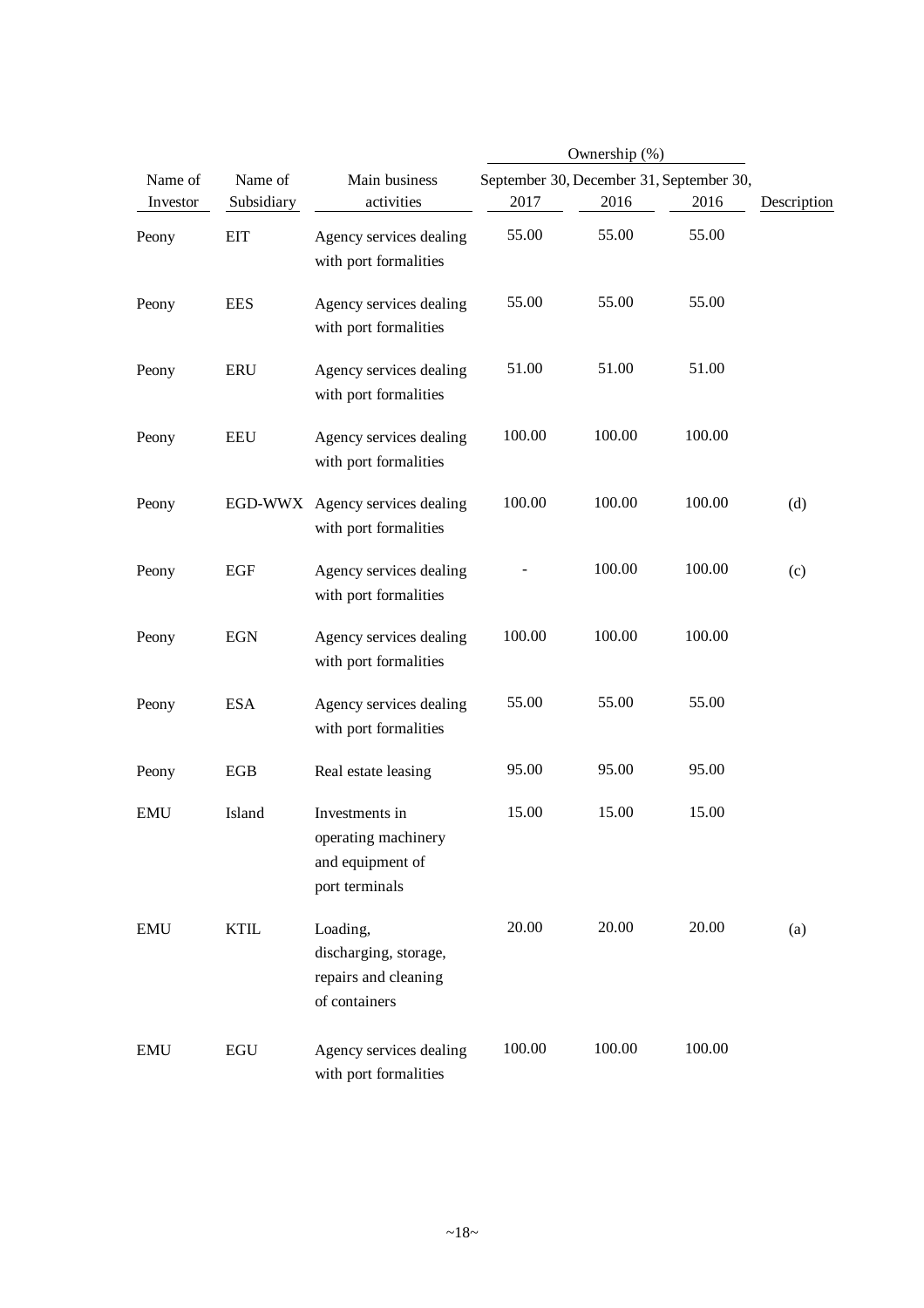| Name of Investor | Name of Subsidiary | Main business activities | Ownership (%) | | | Description |
|---|---|---|---|---|---|---|
| | | | September 30, 2017 | December 31, 2016 | September 30, 2016 | |
| Peony | EIT | Agency services dealing with port formalities | 55.00 | 55.00 | 55.00 | |
| Peony | EES | Agency services dealing with port formalities | 55.00 | 55.00 | 55.00 | |
| Peony | ERU | Agency services dealing with port formalities | 51.00 | 51.00 | 51.00 | |
| Peony | EEU | Agency services dealing with port formalities | 100.00 | 100.00 | 100.00 | |
| Peony | EGD-WWX | Agency services dealing with port formalities | 100.00 | 100.00 | 100.00 | (d) |
| Peony | EGF | Agency services dealing with port formalities | - | 100.00 | 100.00 | (c) |
| Peony | EGN | Agency services dealing with port formalities | 100.00 | 100.00 | 100.00 | |
| Peony | ESA | Agency services dealing with port formalities | 55.00 | 55.00 | 55.00 | |
| Peony | EGB | Real estate leasing | 95.00 | 95.00 | 95.00 | |
| EMU | Island | Investments in operating machinery and equipment of port terminals | 15.00 | 15.00 | 15.00 | |
| EMU | KTIL | Loading, discharging, storage, repairs and cleaning of containers | 20.00 | 20.00 | 20.00 | (a) |
| EMU | EGU | Agency services dealing with port formalities | 100.00 | 100.00 | 100.00 | |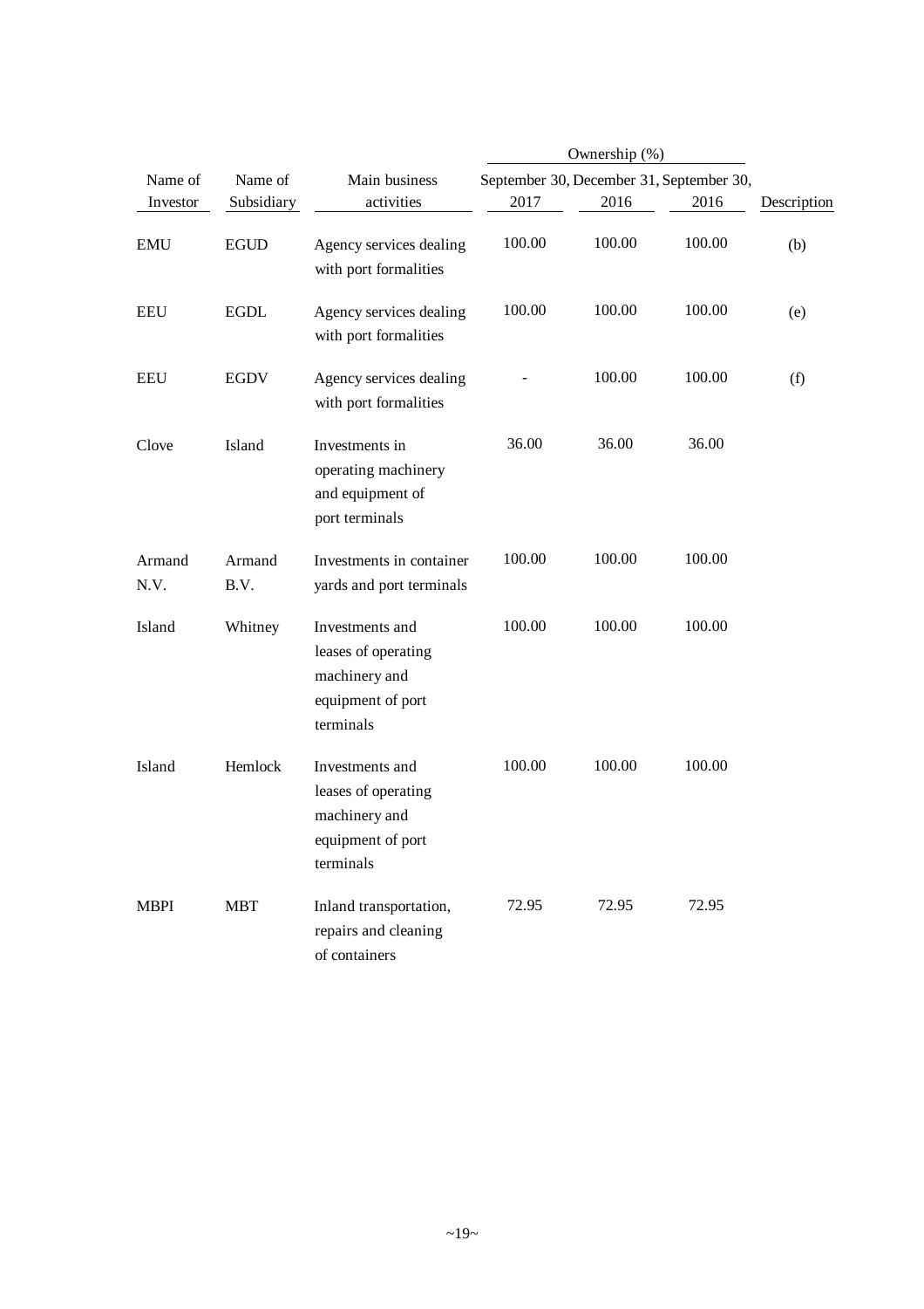| Name of Investor | Name of Subsidiary | Main business activities | Ownership (%) | | | Description |
|---|---|---|---|---|---|---|
| | | | September 30, 2017 | December 31, 2016 | September 30, 2016 | |
| EMU | EGUD | Agency services dealing with port formalities | 100.00 | 100.00 | 100.00 | (b) |
| EEU | EGDL | Agency services dealing with port formalities | 100.00 | 100.00 | 100.00 | (e) |
| EEU | EGDV | Agency services dealing with port formalities | - | 100.00 | 100.00 | (f) |
| Clove | Island | Investments in operating machinery and equipment of port terminals | 36.00 | 36.00 | 36.00 | |
| Armand N.V. | Armand B.V. | Investments in container yards and port terminals | 100.00 | 100.00 | 100.00 | |
| Island | Whitney | Investments and leases of operating machinery and equipment of port terminals | 100.00 | 100.00 | 100.00 | |
| Island | Hemlock | Investments and leases of operating machinery and equipment of port terminals | 100.00 | 100.00 | 100.00 | |
| MBPI | MBT | Inland transportation, repairs and cleaning of containers | 72.95 | 72.95 | 72.95 | |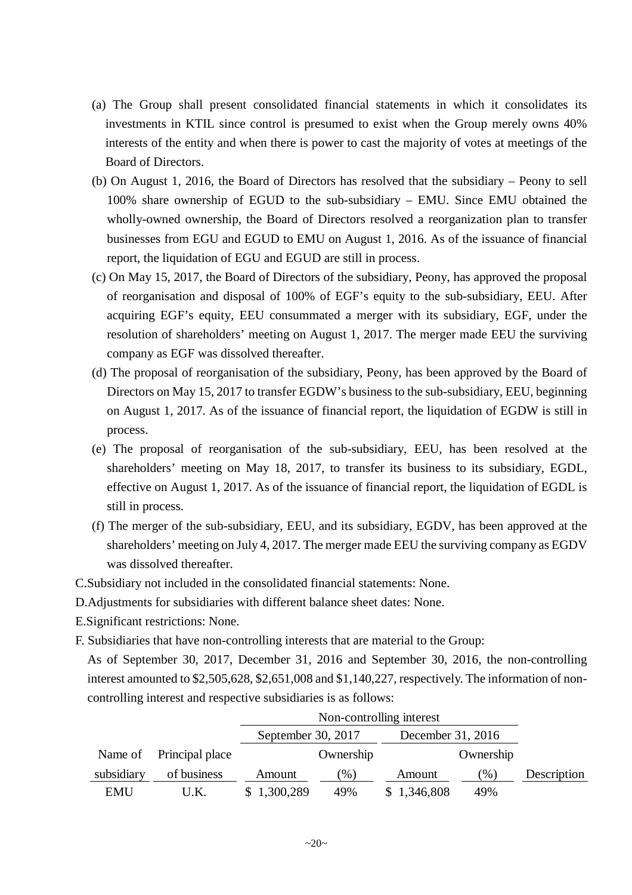(a) The Group shall present consolidated financial statements in which it consolidates its investments in KTIL since control is presumed to exist when the Group merely owns 40% interests of the entity and when there is power to cast the majority of votes at meetings of the Board of Directors.

(b) On August 1, 2016, the Board of Directors has resolved that the subsidiary – Peony to sell 100% share ownership of EGUD to the sub-subsidiary – EMU. Since EMU obtained the wholly-owned ownership, the Board of Directors resolved a reorganization plan to transfer businesses from EGU and EGUD to EMU on August 1, 2016. As of the issuance of financial report, the liquidation of EGU and EGUD are still in process.

(c) On May 15, 2017, the Board of Directors of the subsidiary, Peony, has approved the proposal of reorganisation and disposal of 100% of EGF's equity to the sub-subsidiary, EEU. After acquiring EGF's equity, EEU consummated a merger with its subsidiary, EGF, under the resolution of shareholders' meeting on August 1, 2017. The merger made EEU the surviving company as EGF was dissolved thereafter.

(d) The proposal of reorganisation of the subsidiary, Peony, has been approved by the Board of Directors on May 15, 2017 to transfer EGDW's business to the sub-subsidiary, EEU, beginning on August 1, 2017. As of the issuance of financial report, the liquidation of EGDW is still in process.

(e) The proposal of reorganisation of the sub-subsidiary, EEU, has been resolved at the shareholders' meeting on May 18, 2017, to transfer its business to its subsidiary, EGDL, effective on August 1, 2017. As of the issuance of financial report, the liquidation of EGDL is still in process.

(f) The merger of the sub-subsidiary, EEU, and its subsidiary, EGDV, has been approved at the shareholders' meeting on July 4, 2017. The merger made EEU the surviving company as EGDV was dissolved thereafter.

C. Subsidiary not included in the consolidated financial statements: None.

D. Adjustments for subsidiaries with different balance sheet dates: None.

E. Significant restrictions: None.

F. Subsidiaries that have non-controlling interests that are material to the Group:

As of September 30, 2017, December 31, 2016 and September 30, 2016, the non-controlling interest amounted to $2,505,628, $2,651,008 and $1,140,227, respectively. The information of non-controlling interest and respective subsidiaries is as follows:

| | | Non-controlling interest | | | | |
|---|---|---|---|---|---|---|
| | | September 30, 2017 | | December 31, 2016 | | |
| Name of subsidiary | Principal place of business | Amount | Ownership (%) | Amount | Ownership (%) | Description |
| EMU | U.K. | $ 1,300,289 | 49% | $ 1,346,808 | 49% | |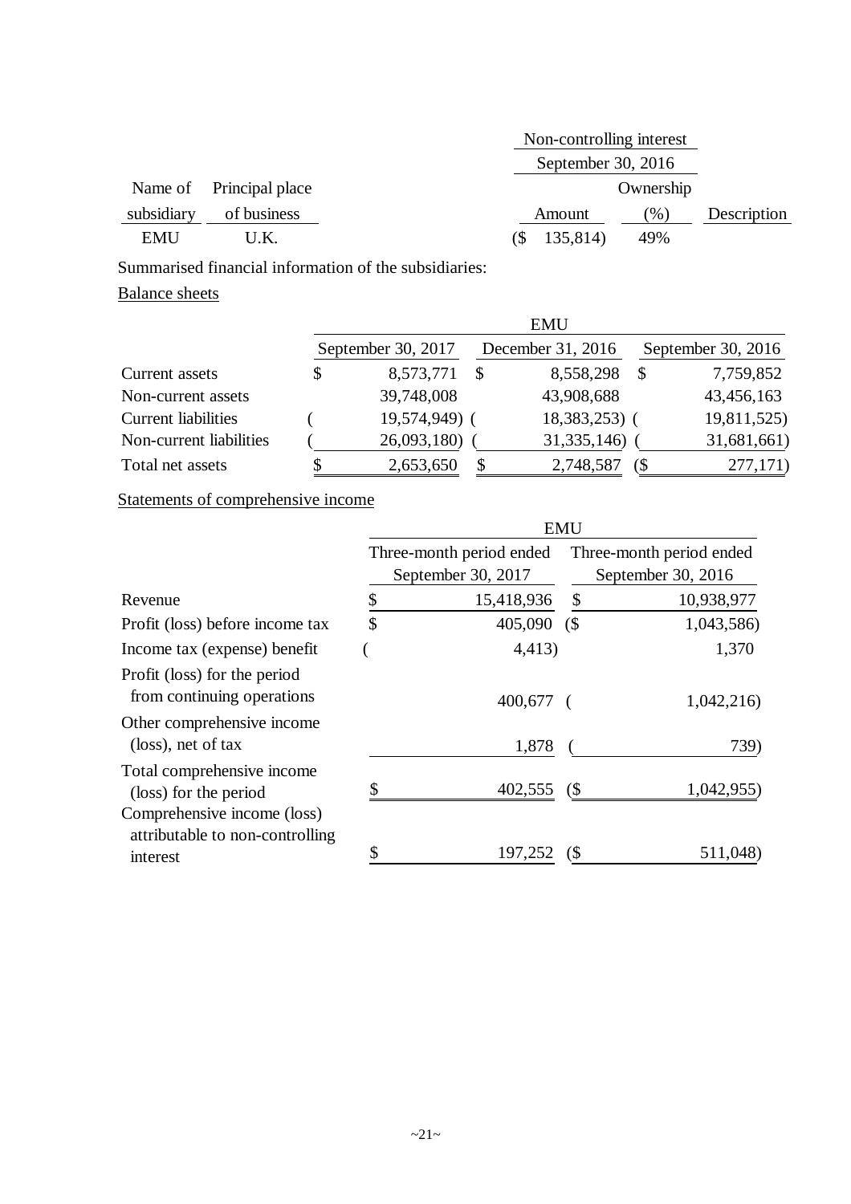| Name of subsidiary | Principal place of business | Non-controlling interest September 30, 2016 Amount | Ownership (%) | Description |
|---|---|---|---|---|
| EMU | U.K. | ($ 135,814) | 49% | |

Summarised financial information of the subsidiaries:

Balance sheets

| | EMU | | |
|---|---|---|---|
| | September 30, 2017 | December 31, 2016 | September 30, 2016 |
| Current assets | $ 8,573,771 | $ 8,558,298 | $ 7,759,852 |
| Non-current assets | 39,748,008 | 43,908,688 | 43,456,163 |
| Current liabilities | ( 19,574,949) | ( 18,383,253) | ( 19,811,525) |
| Non-current liabilities | ( 26,093,180) | ( 31,335,146) | ( 31,681,661) |
| Total net assets | $ 2,653,650 | $ 2,748,587 | ($ 277,171) |

Statements of comprehensive income

| | EMU | |
|---|---|---|
| | Three-month period ended September 30, 2017 | Three-month period ended September 30, 2016 |
| Revenue | $ 15,418,936 | $ 10,938,977 |
| Profit (loss) before income tax | $ 405,090 | ($ 1,043,586) |
| Income tax (expense) benefit | ( 4,413) | 1,370 |
| Profit (loss) for the period from continuing operations | 400,677 | ( 1,042,216) |
| Other comprehensive income (loss), net of tax | 1,878 | ( 739) |
| Total comprehensive income (loss) for the period | $ 402,555 | ($ 1,042,955) |
| Comprehensive income (loss) attributable to non-controlling interest | $ 197,252 | ($ 511,048) |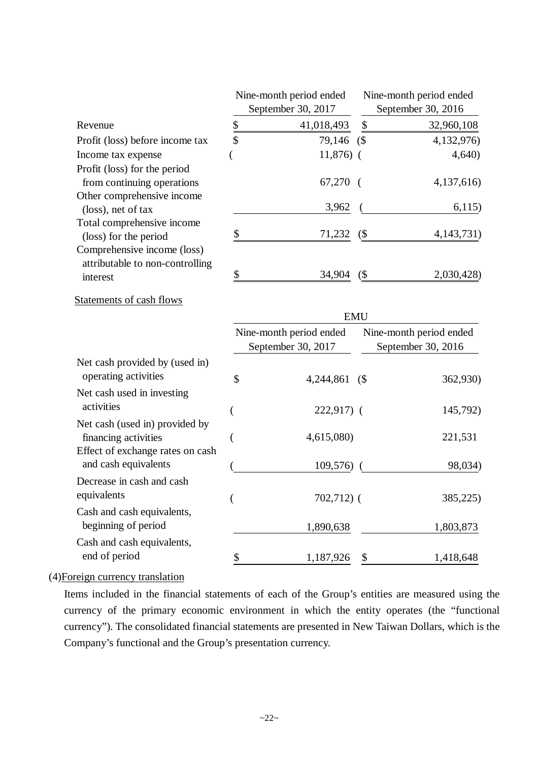| | Nine-month period ended September 30, 2017 | Nine-month period ended September 30, 2016 |
|---|---|---|
| Revenue | $ 41,018,493 | $ 32,960,108 |
| Profit (loss) before income tax | $ 79,146 | ($ 4,132,976) |
| Income tax expense | ( 11,876) | ( 4,640) |
| Profit (loss) for the period from continuing operations | 67,270 | ( 4,137,616) |
| Other comprehensive income (loss), net of tax | 3,962 | ( 6,115) |
| Total comprehensive income (loss) for the period | $ 71,232 | ($ 4,143,731) |
| Comprehensive income (loss) attributable to non-controlling interest | $ 34,904 | ($ 2,030,428) |

Statements of cash flows

| | EMU | |
|---|---|---|
| | Nine-month period ended September 30, 2017 | Nine-month period ended September 30, 2016 |
| Net cash provided by (used in) operating activities | $ 4,244,861 | ($ 362,930) |
| Net cash used in investing activities | ( 222,917) | ( 145,792) |
| Net cash (used in) provided by financing activities | ( 4,615,080) | 221,531 |
| Effect of exchange rates on cash and cash equivalents | ( 109,576) | ( 98,034) |
| Decrease in cash and cash equivalents | ( 702,712) | ( 385,225) |
| Cash and cash equivalents, beginning of period | 1,890,638 | 1,803,873 |
| Cash and cash equivalents, end of period | $ 1,187,926 | $ 1,418,648 |

(4) Foreign currency translation

Items included in the financial statements of each of the Group's entities are measured using the currency of the primary economic environment in which the entity operates (the "functional currency"). The consolidated financial statements are presented in New Taiwan Dollars, which is the Company's functional and the Group's presentation currency.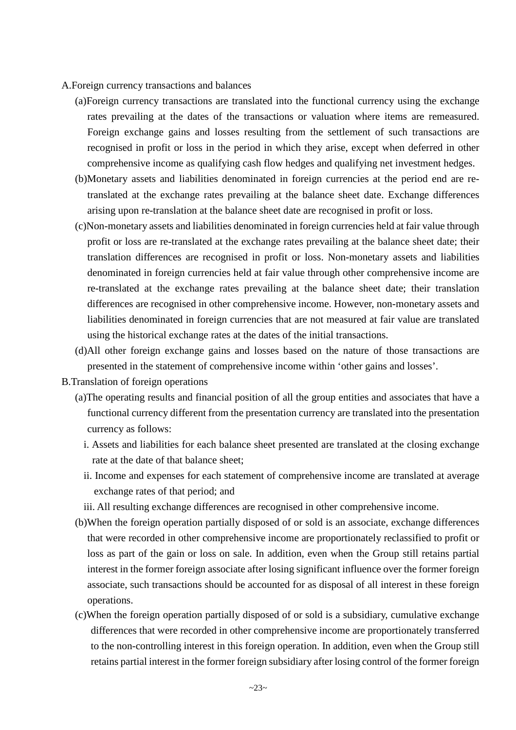A.Foreign currency transactions and balances

(a)Foreign currency transactions are translated into the functional currency using the exchange rates prevailing at the dates of the transactions or valuation where items are remeasured. Foreign exchange gains and losses resulting from the settlement of such transactions are recognised in profit or loss in the period in which they arise, except when deferred in other comprehensive income as qualifying cash flow hedges and qualifying net investment hedges.

(b)Monetary assets and liabilities denominated in foreign currencies at the period end are re-translated at the exchange rates prevailing at the balance sheet date. Exchange differences arising upon re-translation at the balance sheet date are recognised in profit or loss.

(c)Non-monetary assets and liabilities denominated in foreign currencies held at fair value through profit or loss are re-translated at the exchange rates prevailing at the balance sheet date; their translation differences are recognised in profit or loss. Non-monetary assets and liabilities denominated in foreign currencies held at fair value through other comprehensive income are re-translated at the exchange rates prevailing at the balance sheet date; their translation differences are recognised in other comprehensive income. However, non-monetary assets and liabilities denominated in foreign currencies that are not measured at fair value are translated using the historical exchange rates at the dates of the initial transactions.

(d)All other foreign exchange gains and losses based on the nature of those transactions are presented in the statement of comprehensive income within 'other gains and losses'.

B.Translation of foreign operations

(a)The operating results and financial position of all the group entities and associates that have a functional currency different from the presentation currency are translated into the presentation currency as follows:

i. Assets and liabilities for each balance sheet presented are translated at the closing exchange rate at the date of that balance sheet;

ii. Income and expenses for each statement of comprehensive income are translated at average exchange rates of that period; and

iii. All resulting exchange differences are recognised in other comprehensive income.

(b)When the foreign operation partially disposed of or sold is an associate, exchange differences that were recorded in other comprehensive income are proportionately reclassified to profit or loss as part of the gain or loss on sale. In addition, even when the Group still retains partial interest in the former foreign associate after losing significant influence over the former foreign associate, such transactions should be accounted for as disposal of all interest in these foreign operations.

(c)When the foreign operation partially disposed of or sold is a subsidiary, cumulative exchange differences that were recorded in other comprehensive income are proportionately transferred to the non-controlling interest in this foreign operation. In addition, even when the Group still retains partial interest in the former foreign subsidiary after losing control of the former foreign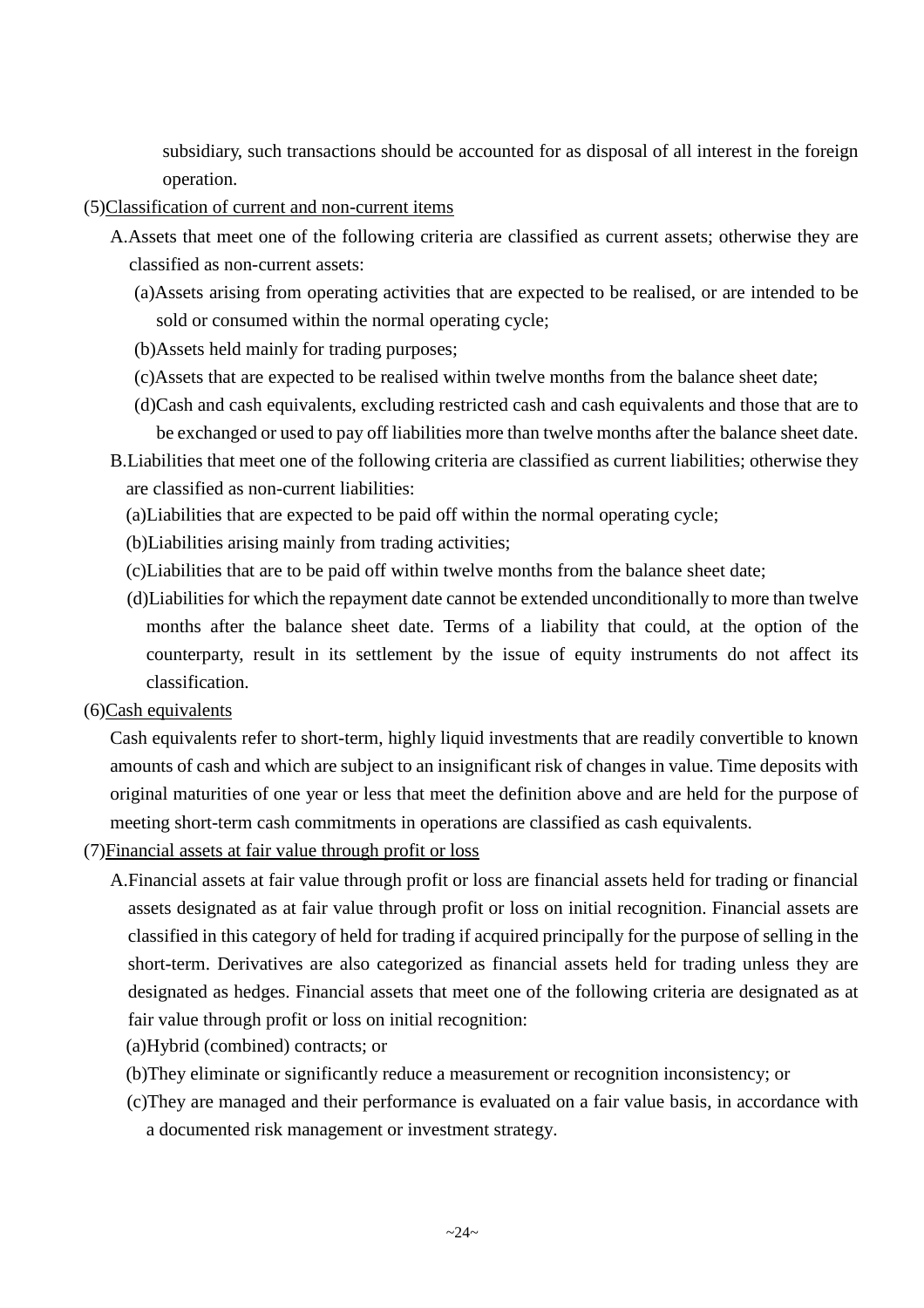subsidiary, such transactions should be accounted for as disposal of all interest in the foreign operation.

(5)Classification of current and non-current items

A.Assets that meet one of the following criteria are classified as current assets; otherwise they are classified as non-current assets:

(a)Assets arising from operating activities that are expected to be realised, or are intended to be sold or consumed within the normal operating cycle;

(b)Assets held mainly for trading purposes;

(c)Assets that are expected to be realised within twelve months from the balance sheet date;

(d)Cash and cash equivalents, excluding restricted cash and cash equivalents and those that are to be exchanged or used to pay off liabilities more than twelve months after the balance sheet date.

B.Liabilities that meet one of the following criteria are classified as current liabilities; otherwise they are classified as non-current liabilities:

(a)Liabilities that are expected to be paid off within the normal operating cycle;

(b)Liabilities arising mainly from trading activities;

(c)Liabilities that are to be paid off within twelve months from the balance sheet date;

(d)Liabilities for which the repayment date cannot be extended unconditionally to more than twelve months after the balance sheet date. Terms of a liability that could, at the option of the counterparty, result in its settlement by the issue of equity instruments do not affect its classification.

(6)Cash equivalents

Cash equivalents refer to short-term, highly liquid investments that are readily convertible to known amounts of cash and which are subject to an insignificant risk of changes in value. Time deposits with original maturities of one year or less that meet the definition above and are held for the purpose of meeting short-term cash commitments in operations are classified as cash equivalents.

(7)Financial assets at fair value through profit or loss

A.Financial assets at fair value through profit or loss are financial assets held for trading or financial assets designated as at fair value through profit or loss on initial recognition. Financial assets are classified in this category of held for trading if acquired principally for the purpose of selling in the short-term. Derivatives are also categorized as financial assets held for trading unless they are designated as hedges. Financial assets that meet one of the following criteria are designated as at fair value through profit or loss on initial recognition:

(a)Hybrid (combined) contracts; or

(b)They eliminate or significantly reduce a measurement or recognition inconsistency; or

(c)They are managed and their performance is evaluated on a fair value basis, in accordance with a documented risk management or investment strategy.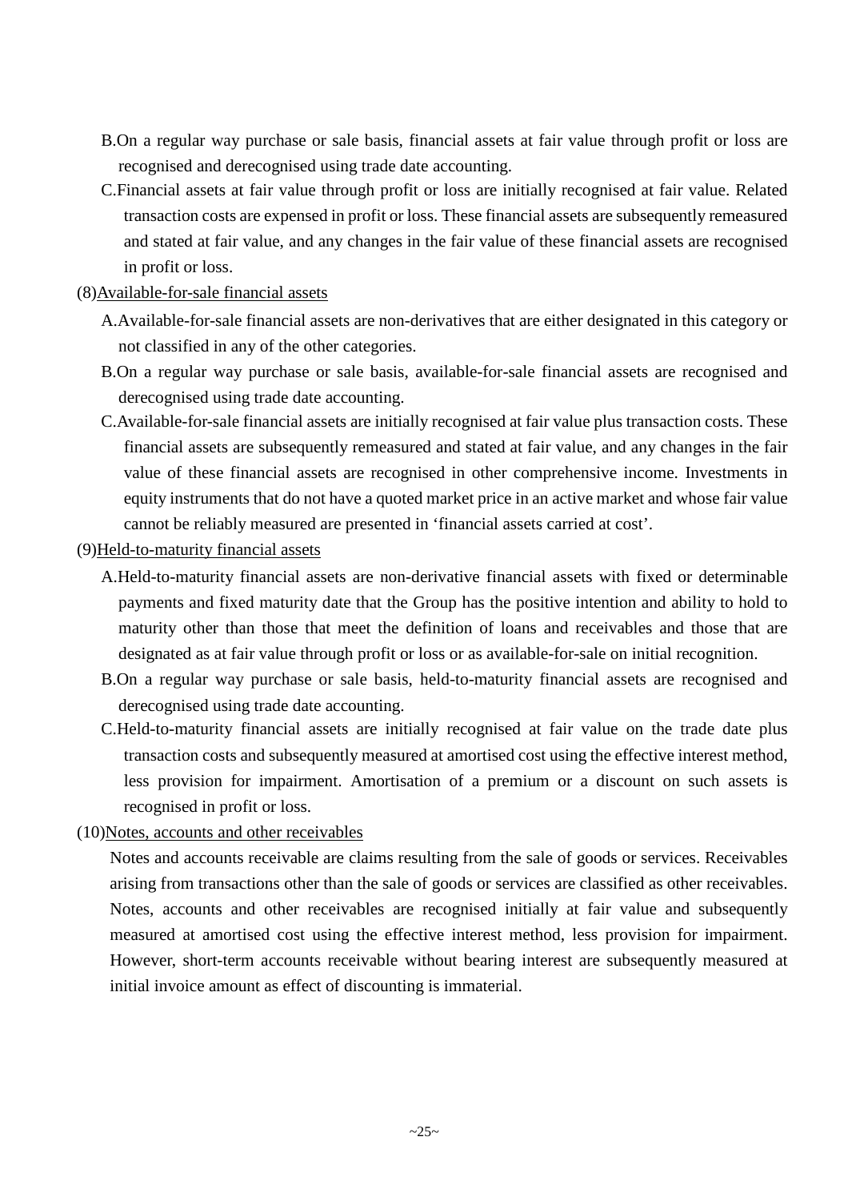B. On a regular way purchase or sale basis, financial assets at fair value through profit or loss are recognised and derecognised using trade date accounting.

C. Financial assets at fair value through profit or loss are initially recognised at fair value. Related transaction costs are expensed in profit or loss. These financial assets are subsequently remeasured and stated at fair value, and any changes in the fair value of these financial assets are recognised in profit or loss.

(8) <u>Available-for-sale financial assets</u>

A. Available-for-sale financial assets are non-derivatives that are either designated in this category or not classified in any of the other categories.

B. On a regular way purchase or sale basis, available-for-sale financial assets are recognised and derecognised using trade date accounting.

C. Available-for-sale financial assets are initially recognised at fair value plus transaction costs. These financial assets are subsequently remeasured and stated at fair value, and any changes in the fair value of these financial assets are recognised in other comprehensive income. Investments in equity instruments that do not have a quoted market price in an active market and whose fair value cannot be reliably measured are presented in 'financial assets carried at cost'.

(9) <u>Held-to-maturity financial assets</u>

A. Held-to-maturity financial assets are non-derivative financial assets with fixed or determinable payments and fixed maturity date that the Group has the positive intention and ability to hold to maturity other than those that meet the definition of loans and receivables and those that are designated as at fair value through profit or loss or as available-for-sale on initial recognition.

B. On a regular way purchase or sale basis, held-to-maturity financial assets are recognised and derecognised using trade date accounting.

C. Held-to-maturity financial assets are initially recognised at fair value on the trade date plus transaction costs and subsequently measured at amortised cost using the effective interest method, less provision for impairment. Amortisation of a premium or a discount on such assets is recognised in profit or loss.

(10) <u>Notes, accounts and other receivables</u>

Notes and accounts receivable are claims resulting from the sale of goods or services. Receivables arising from transactions other than the sale of goods or services are classified as other receivables. Notes, accounts and other receivables are recognised initially at fair value and subsequently measured at amortised cost using the effective interest method, less provision for impairment. However, short-term accounts receivable without bearing interest are subsequently measured at initial invoice amount as effect of discounting is immaterial.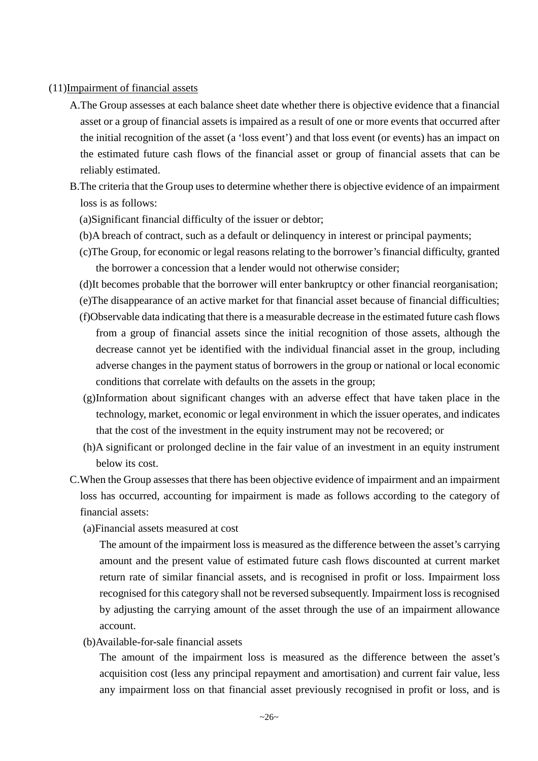(11) <u>Impairment of financial assets</u>

A. The Group assesses at each balance sheet date whether there is objective evidence that a financial asset or a group of financial assets is impaired as a result of one or more events that occurred after the initial recognition of the asset (a 'loss event') and that loss event (or events) has an impact on the estimated future cash flows of the financial asset or group of financial assets that can be reliably estimated.

B. The criteria that the Group uses to determine whether there is objective evidence of an impairment loss is as follows:

(a) Significant financial difficulty of the issuer or debtor;

(b) A breach of contract, such as a default or delinquency in interest or principal payments;

(c) The Group, for economic or legal reasons relating to the borrower's financial difficulty, granted the borrower a concession that a lender would not otherwise consider;

(d) It becomes probable that the borrower will enter bankruptcy or other financial reorganisation;

(e) The disappearance of an active market for that financial asset because of financial difficulties;

(f) Observable data indicating that there is a measurable decrease in the estimated future cash flows from a group of financial assets since the initial recognition of those assets, although the decrease cannot yet be identified with the individual financial asset in the group, including adverse changes in the payment status of borrowers in the group or national or local economic conditions that correlate with defaults on the assets in the group;

(g) Information about significant changes with an adverse effect that have taken place in the technology, market, economic or legal environment in which the issuer operates, and indicates that the cost of the investment in the equity instrument may not be recovered; or

(h) A significant or prolonged decline in the fair value of an investment in an equity instrument below its cost.

C. When the Group assesses that there has been objective evidence of impairment and an impairment loss has occurred, accounting for impairment is made as follows according to the category of financial assets:

(a) Financial assets measured at cost

The amount of the impairment loss is measured as the difference between the asset's carrying amount and the present value of estimated future cash flows discounted at current market return rate of similar financial assets, and is recognised in profit or loss. Impairment loss recognised for this category shall not be reversed subsequently. Impairment loss is recognised by adjusting the carrying amount of the asset through the use of an impairment allowance account.

(b) Available-for-sale financial assets

The amount of the impairment loss is measured as the difference between the asset's acquisition cost (less any principal repayment and amortisation) and current fair value, less any impairment loss on that financial asset previously recognised in profit or loss, and is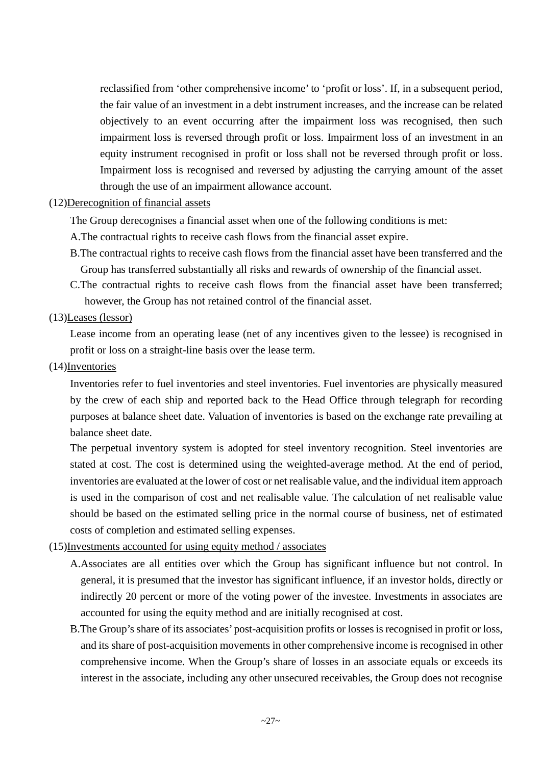reclassified from 'other comprehensive income' to 'profit or loss'. If, in a subsequent period, the fair value of an investment in a debt instrument increases, and the increase can be related objectively to an event occurring after the impairment loss was recognised, then such impairment loss is reversed through profit or loss. Impairment loss of an investment in an equity instrument recognised in profit or loss shall not be reversed through profit or loss. Impairment loss is recognised and reversed by adjusting the carrying amount of the asset through the use of an impairment allowance account.

(12)Derecognition of financial assets

The Group derecognises a financial asset when one of the following conditions is met:

A.The contractual rights to receive cash flows from the financial asset expire.

B.The contractual rights to receive cash flows from the financial asset have been transferred and the Group has transferred substantially all risks and rewards of ownership of the financial asset.

C.The contractual rights to receive cash flows from the financial asset have been transferred; however, the Group has not retained control of the financial asset.

(13)Leases (lessor)

Lease income from an operating lease (net of any incentives given to the lessee) is recognised in profit or loss on a straight-line basis over the lease term.

(14)Inventories

Inventories refer to fuel inventories and steel inventories. Fuel inventories are physically measured by the crew of each ship and reported back to the Head Office through telegraph for recording purposes at balance sheet date. Valuation of inventories is based on the exchange rate prevailing at balance sheet date.

The perpetual inventory system is adopted for steel inventory recognition. Steel inventories are stated at cost. The cost is determined using the weighted-average method. At the end of period, inventories are evaluated at the lower of cost or net realisable value, and the individual item approach is used in the comparison of cost and net realisable value. The calculation of net realisable value should be based on the estimated selling price in the normal course of business, net of estimated costs of completion and estimated selling expenses.

(15)Investments accounted for using equity method / associates

A.Associates are all entities over which the Group has significant influence but not control. In general, it is presumed that the investor has significant influence, if an investor holds, directly or indirectly 20 percent or more of the voting power of the investee. Investments in associates are accounted for using the equity method and are initially recognised at cost.

B.The Group's share of its associates' post-acquisition profits or losses is recognised in profit or loss, and its share of post-acquisition movements in other comprehensive income is recognised in other comprehensive income. When the Group's share of losses in an associate equals or exceeds its interest in the associate, including any other unsecured receivables, the Group does not recognise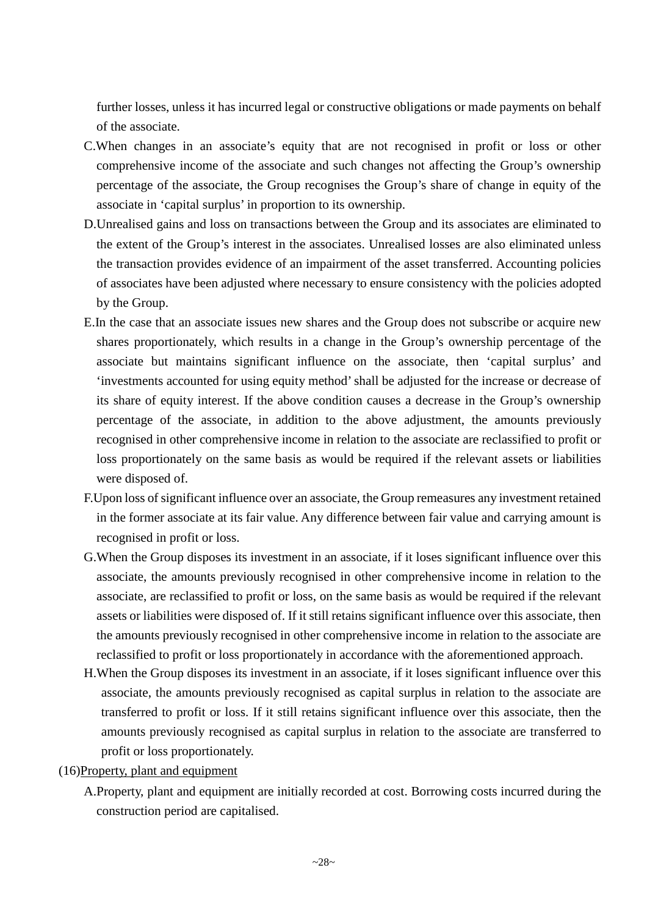further losses, unless it has incurred legal or constructive obligations or made payments on behalf of the associate.

C. When changes in an associate's equity that are not recognised in profit or loss or other comprehensive income of the associate and such changes not affecting the Group's ownership percentage of the associate, the Group recognises the Group's share of change in equity of the associate in 'capital surplus' in proportion to its ownership.

D. Unrealised gains and loss on transactions between the Group and its associates are eliminated to the extent of the Group's interest in the associates. Unrealised losses are also eliminated unless the transaction provides evidence of an impairment of the asset transferred. Accounting policies of associates have been adjusted where necessary to ensure consistency with the policies adopted by the Group.

E. In the case that an associate issues new shares and the Group does not subscribe or acquire new shares proportionately, which results in a change in the Group's ownership percentage of the associate but maintains significant influence on the associate, then 'capital surplus' and 'investments accounted for using equity method' shall be adjusted for the increase or decrease of its share of equity interest. If the above condition causes a decrease in the Group's ownership percentage of the associate, in addition to the above adjustment, the amounts previously recognised in other comprehensive income in relation to the associate are reclassified to profit or loss proportionately on the same basis as would be required if the relevant assets or liabilities were disposed of.

F. Upon loss of significant influence over an associate, the Group remeasures any investment retained in the former associate at its fair value. Any difference between fair value and carrying amount is recognised in profit or loss.

G. When the Group disposes its investment in an associate, if it loses significant influence over this associate, the amounts previously recognised in other comprehensive income in relation to the associate, are reclassified to profit or loss, on the same basis as would be required if the relevant assets or liabilities were disposed of. If it still retains significant influence over this associate, then the amounts previously recognised in other comprehensive income in relation to the associate are reclassified to profit or loss proportionately in accordance with the aforementioned approach.

H. When the Group disposes its investment in an associate, if it loses significant influence over this associate, the amounts previously recognised as capital surplus in relation to the associate are transferred to profit or loss. If it still retains significant influence over this associate, then the amounts previously recognised as capital surplus in relation to the associate are transferred to profit or loss proportionately.

(16) Property, plant and equipment

A. Property, plant and equipment are initially recorded at cost. Borrowing costs incurred during the construction period are capitalised.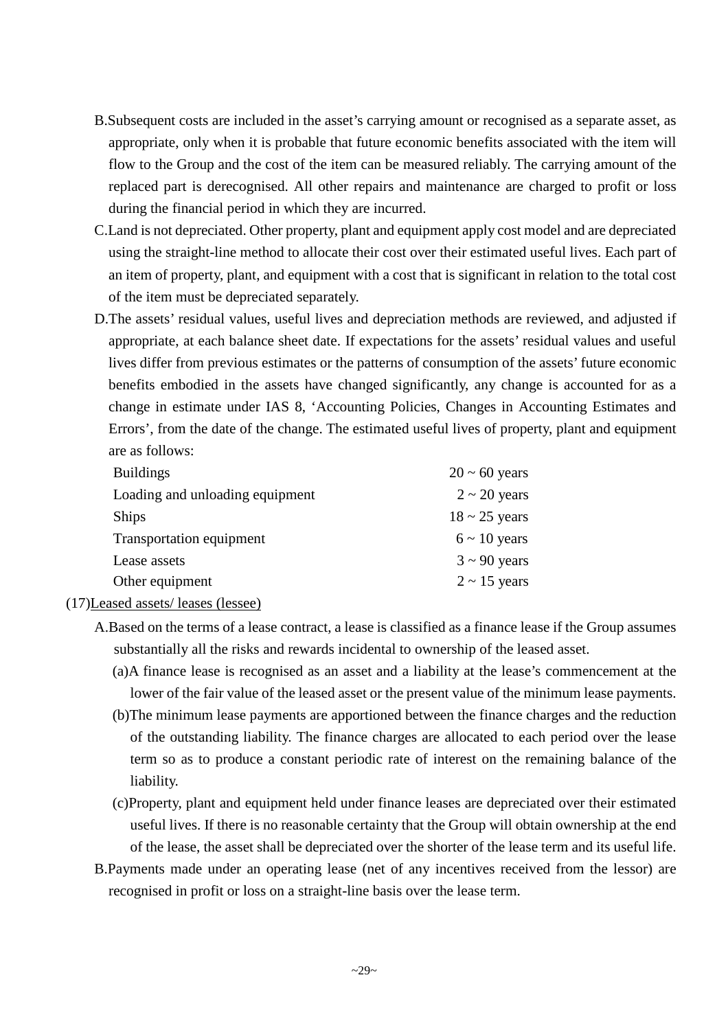B.Subsequent costs are included in the asset's carrying amount or recognised as a separate asset, as appropriate, only when it is probable that future economic benefits associated with the item will flow to the Group and the cost of the item can be measured reliably. The carrying amount of the replaced part is derecognised. All other repairs and maintenance are charged to profit or loss during the financial period in which they are incurred.

C.Land is not depreciated. Other property, plant and equipment apply cost model and are depreciated using the straight-line method to allocate their cost over their estimated useful lives. Each part of an item of property, plant, and equipment with a cost that is significant in relation to the total cost of the item must be depreciated separately.

D.The assets' residual values, useful lives and depreciation methods are reviewed, and adjusted if appropriate, at each balance sheet date. If expectations for the assets' residual values and useful lives differ from previous estimates or the patterns of consumption of the assets' future economic benefits embodied in the assets have changed significantly, any change is accounted for as a change in estimate under IAS 8, 'Accounting Policies, Changes in Accounting Estimates and Errors', from the date of the change. The estimated useful lives of property, plant and equipment are as follows:

| | |
|---|---|
| Buildings | 20 ~ 60 years |
| Loading and unloading equipment | 2 ~ 20 years |
| Ships | 18 ~ 25 years |
| Transportation equipment | 6 ~ 10 years |
| Lease assets | 3 ~ 90 years |
| Other equipment | 2 ~ 15 years |

(17)Leased assets/ leases (lessee)

A.Based on the terms of a lease contract, a lease is classified as a finance lease if the Group assumes substantially all the risks and rewards incidental to ownership of the leased asset.

(a)A finance lease is recognised as an asset and a liability at the lease's commencement at the lower of the fair value of the leased asset or the present value of the minimum lease payments.

(b)The minimum lease payments are apportioned between the finance charges and the reduction of the outstanding liability. The finance charges are allocated to each period over the lease term so as to produce a constant periodic rate of interest on the remaining balance of the liability.

(c)Property, plant and equipment held under finance leases are depreciated over their estimated useful lives. If there is no reasonable certainty that the Group will obtain ownership at the end of the lease, the asset shall be depreciated over the shorter of the lease term and its useful life.

B.Payments made under an operating lease (net of any incentives received from the lessor) are recognised in profit or loss on a straight-line basis over the lease term.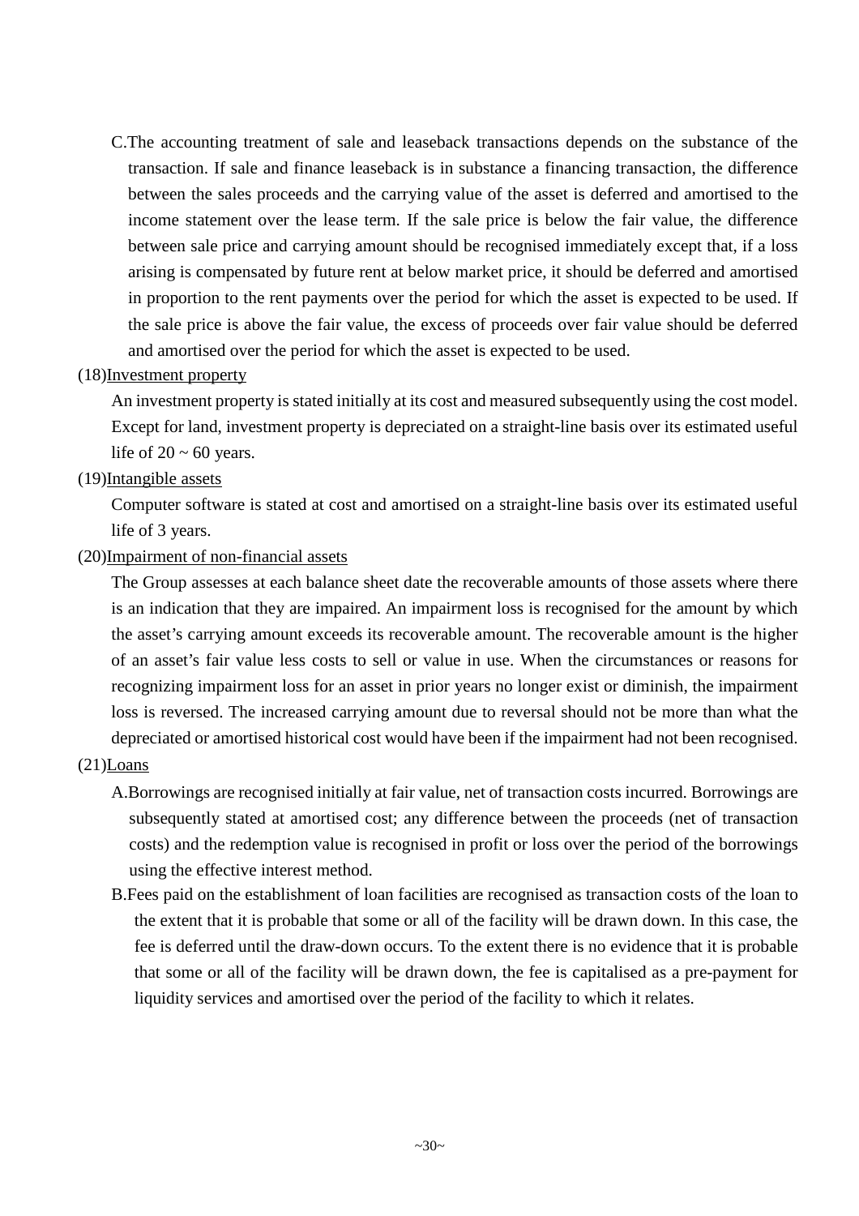C.The accounting treatment of sale and leaseback transactions depends on the substance of the transaction. If sale and finance leaseback is in substance a financing transaction, the difference between the sales proceeds and the carrying value of the asset is deferred and amortised to the income statement over the lease term. If the sale price is below the fair value, the difference between sale price and carrying amount should be recognised immediately except that, if a loss arising is compensated by future rent at below market price, it should be deferred and amortised in proportion to the rent payments over the period for which the asset is expected to be used. If the sale price is above the fair value, the excess of proceeds over fair value should be deferred and amortised over the period for which the asset is expected to be used.

(18)Investment property

An investment property is stated initially at its cost and measured subsequently using the cost model. Except for land, investment property is depreciated on a straight-line basis over its estimated useful life of 20 ~ 60 years.

(19)Intangible assets

Computer software is stated at cost and amortised on a straight-line basis over its estimated useful life of 3 years.

(20)Impairment of non-financial assets

The Group assesses at each balance sheet date the recoverable amounts of those assets where there is an indication that they are impaired. An impairment loss is recognised for the amount by which the asset's carrying amount exceeds its recoverable amount. The recoverable amount is the higher of an asset's fair value less costs to sell or value in use. When the circumstances or reasons for recognizing impairment loss for an asset in prior years no longer exist or diminish, the impairment loss is reversed. The increased carrying amount due to reversal should not be more than what the depreciated or amortised historical cost would have been if the impairment had not been recognised.

(21)Loans

A.Borrowings are recognised initially at fair value, net of transaction costs incurred. Borrowings are subsequently stated at amortised cost; any difference between the proceeds (net of transaction costs) and the redemption value is recognised in profit or loss over the period of the borrowings using the effective interest method.

B.Fees paid on the establishment of loan facilities are recognised as transaction costs of the loan to the extent that it is probable that some or all of the facility will be drawn down. In this case, the fee is deferred until the draw-down occurs. To the extent there is no evidence that it is probable that some or all of the facility will be drawn down, the fee is capitalised as a pre-payment for liquidity services and amortised over the period of the facility to which it relates.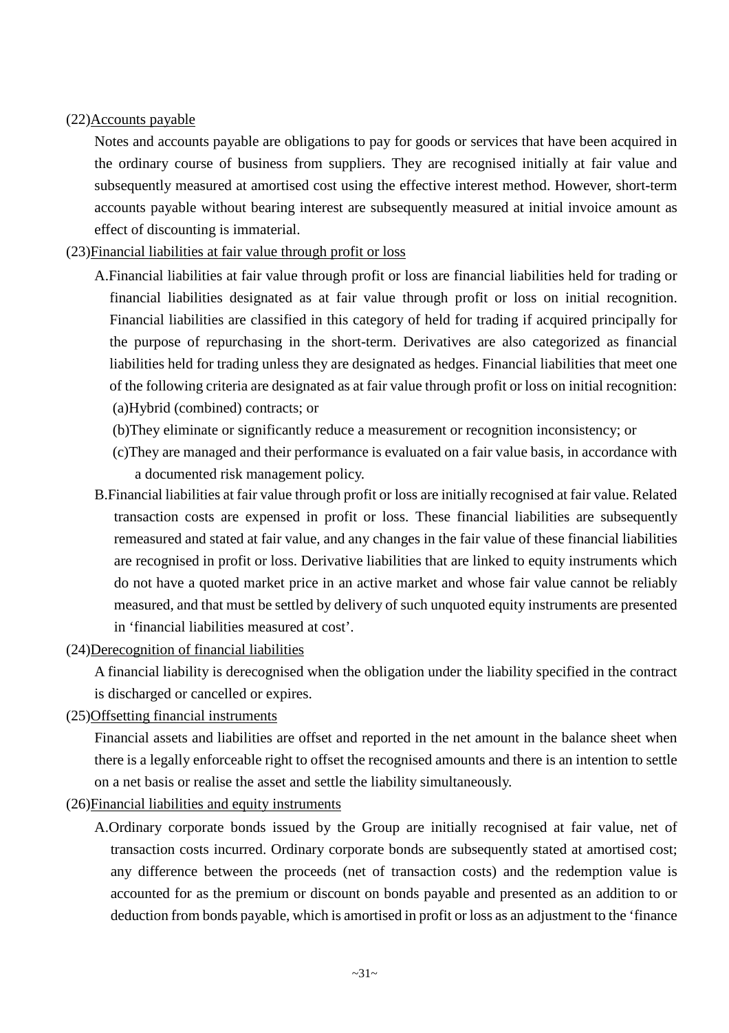(22)Accounts payable

Notes and accounts payable are obligations to pay for goods or services that have been acquired in the ordinary course of business from suppliers. They are recognised initially at fair value and subsequently measured at amortised cost using the effective interest method. However, short-term accounts payable without bearing interest are subsequently measured at initial invoice amount as effect of discounting is immaterial.

(23)Financial liabilities at fair value through profit or loss

A. Financial liabilities at fair value through profit or loss are financial liabilities held for trading or financial liabilities designated as at fair value through profit or loss on initial recognition. Financial liabilities are classified in this category of held for trading if acquired principally for the purpose of repurchasing in the short-term. Derivatives are also categorized as financial liabilities held for trading unless they are designated as hedges. Financial liabilities that meet one of the following criteria are designated as at fair value through profit or loss on initial recognition:

(a)Hybrid (combined) contracts; or

(b)They eliminate or significantly reduce a measurement or recognition inconsistency; or

(c)They are managed and their performance is evaluated on a fair value basis, in accordance with a documented risk management policy.

B. Financial liabilities at fair value through profit or loss are initially recognised at fair value. Related transaction costs are expensed in profit or loss. These financial liabilities are subsequently remeasured and stated at fair value, and any changes in the fair value of these financial liabilities are recognised in profit or loss. Derivative liabilities that are linked to equity instruments which do not have a quoted market price in an active market and whose fair value cannot be reliably measured, and that must be settled by delivery of such unquoted equity instruments are presented in 'financial liabilities measured at cost'.

(24)Derecognition of financial liabilities

A financial liability is derecognised when the obligation under the liability specified in the contract is discharged or cancelled or expires.

(25)Offsetting financial instruments

Financial assets and liabilities are offset and reported in the net amount in the balance sheet when there is a legally enforceable right to offset the recognised amounts and there is an intention to settle on a net basis or realise the asset and settle the liability simultaneously.

(26)Financial liabilities and equity instruments

A. Ordinary corporate bonds issued by the Group are initially recognised at fair value, net of transaction costs incurred. Ordinary corporate bonds are subsequently stated at amortised cost; any difference between the proceeds (net of transaction costs) and the redemption value is accounted for as the premium or discount on bonds payable and presented as an addition to or deduction from bonds payable, which is amortised in profit or loss as an adjustment to the 'finance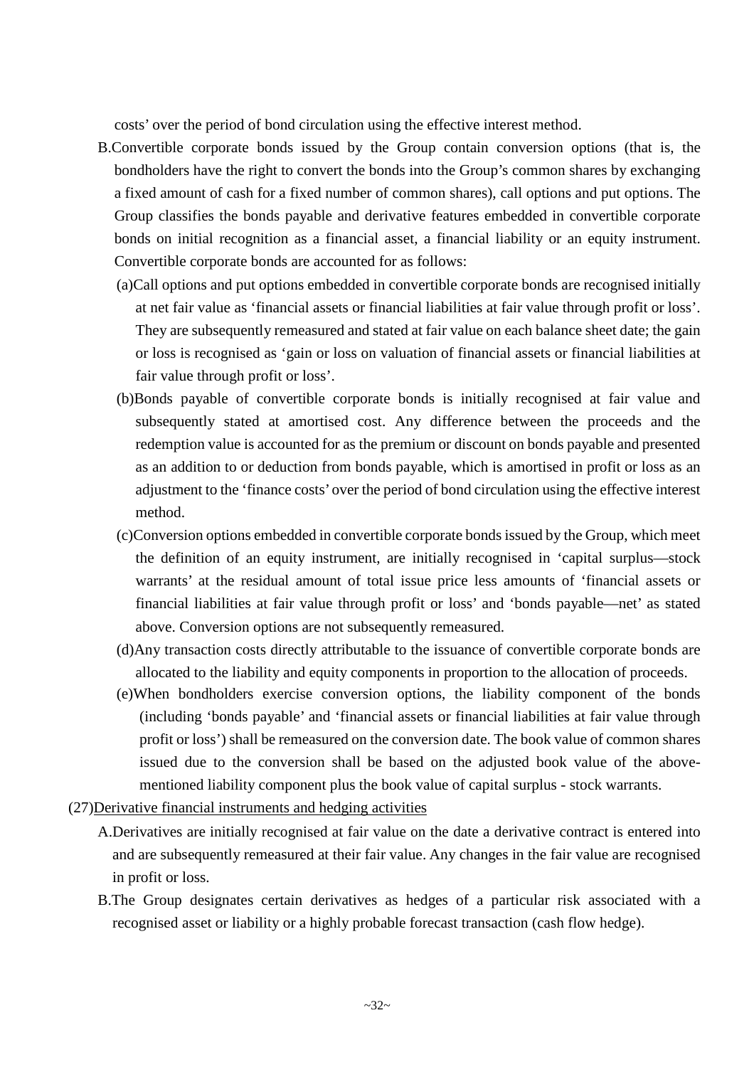costs' over the period of bond circulation using the effective interest method.

B.Convertible corporate bonds issued by the Group contain conversion options (that is, the bondholders have the right to convert the bonds into the Group's common shares by exchanging a fixed amount of cash for a fixed number of common shares), call options and put options. The Group classifies the bonds payable and derivative features embedded in convertible corporate bonds on initial recognition as a financial asset, a financial liability or an equity instrument. Convertible corporate bonds are accounted for as follows:

(a)Call options and put options embedded in convertible corporate bonds are recognised initially at net fair value as 'financial assets or financial liabilities at fair value through profit or loss'. They are subsequently remeasured and stated at fair value on each balance sheet date; the gain or loss is recognised as 'gain or loss on valuation of financial assets or financial liabilities at fair value through profit or loss'.

(b)Bonds payable of convertible corporate bonds is initially recognised at fair value and subsequently stated at amortised cost. Any difference between the proceeds and the redemption value is accounted for as the premium or discount on bonds payable and presented as an addition to or deduction from bonds payable, which is amortised in profit or loss as an adjustment to the 'finance costs' over the period of bond circulation using the effective interest method.

(c)Conversion options embedded in convertible corporate bonds issued by the Group, which meet the definition of an equity instrument, are initially recognised in 'capital surplus—stock warrants' at the residual amount of total issue price less amounts of 'financial assets or financial liabilities at fair value through profit or loss' and 'bonds payable—net' as stated above. Conversion options are not subsequently remeasured.

(d)Any transaction costs directly attributable to the issuance of convertible corporate bonds are allocated to the liability and equity components in proportion to the allocation of proceeds.

(e)When bondholders exercise conversion options, the liability component of the bonds (including 'bonds payable' and 'financial assets or financial liabilities at fair value through profit or loss') shall be remeasured on the conversion date. The book value of common shares issued due to the conversion shall be based on the adjusted book value of the above-mentioned liability component plus the book value of capital surplus - stock warrants.

(27)Derivative financial instruments and hedging activities

A.Derivatives are initially recognised at fair value on the date a derivative contract is entered into and are subsequently remeasured at their fair value. Any changes in the fair value are recognised in profit or loss.

B.The Group designates certain derivatives as hedges of a particular risk associated with a recognised asset or liability or a highly probable forecast transaction (cash flow hedge).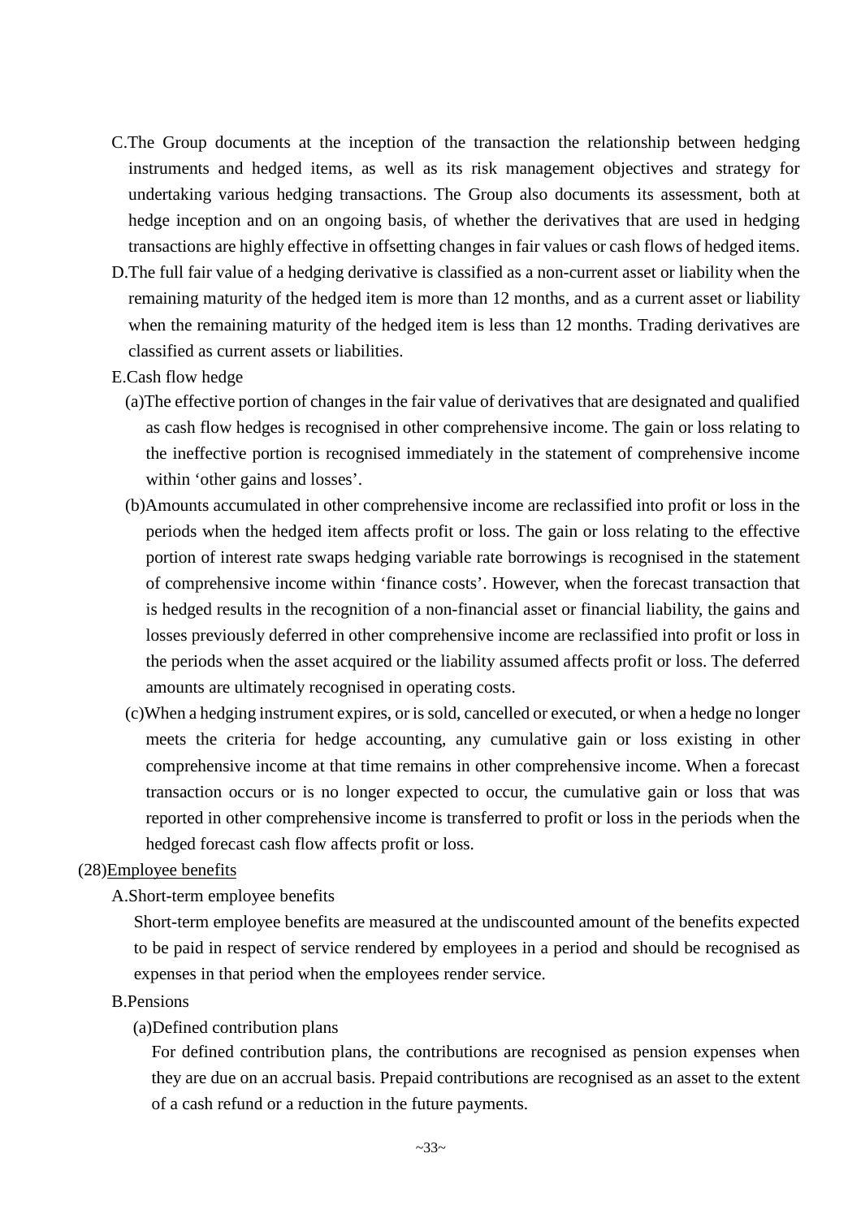C.The Group documents at the inception of the transaction the relationship between hedging instruments and hedged items, as well as its risk management objectives and strategy for undertaking various hedging transactions. The Group also documents its assessment, both at hedge inception and on an ongoing basis, of whether the derivatives that are used in hedging transactions are highly effective in offsetting changes in fair values or cash flows of hedged items.

D.The full fair value of a hedging derivative is classified as a non-current asset or liability when the remaining maturity of the hedged item is more than 12 months, and as a current asset or liability when the remaining maturity of the hedged item is less than 12 months. Trading derivatives are classified as current assets or liabilities.

E.Cash flow hedge

(a)The effective portion of changes in the fair value of derivatives that are designated and qualified as cash flow hedges is recognised in other comprehensive income. The gain or loss relating to the ineffective portion is recognised immediately in the statement of comprehensive income within 'other gains and losses'.

(b)Amounts accumulated in other comprehensive income are reclassified into profit or loss in the periods when the hedged item affects profit or loss. The gain or loss relating to the effective portion of interest rate swaps hedging variable rate borrowings is recognised in the statement of comprehensive income within 'finance costs'. However, when the forecast transaction that is hedged results in the recognition of a non-financial asset or financial liability, the gains and losses previously deferred in other comprehensive income are reclassified into profit or loss in the periods when the asset acquired or the liability assumed affects profit or loss. The deferred amounts are ultimately recognised in operating costs.

(c)When a hedging instrument expires, or is sold, cancelled or executed, or when a hedge no longer meets the criteria for hedge accounting, any cumulative gain or loss existing in other comprehensive income at that time remains in other comprehensive income. When a forecast transaction occurs or is no longer expected to occur, the cumulative gain or loss that was reported in other comprehensive income is transferred to profit or loss in the periods when the hedged forecast cash flow affects profit or loss.

(28)Employee benefits

A.Short-term employee benefits

Short-term employee benefits are measured at the undiscounted amount of the benefits expected to be paid in respect of service rendered by employees in a period and should be recognised as expenses in that period when the employees render service.

B.Pensions

(a)Defined contribution plans

For defined contribution plans, the contributions are recognised as pension expenses when they are due on an accrual basis. Prepaid contributions are recognised as an asset to the extent of a cash refund or a reduction in the future payments.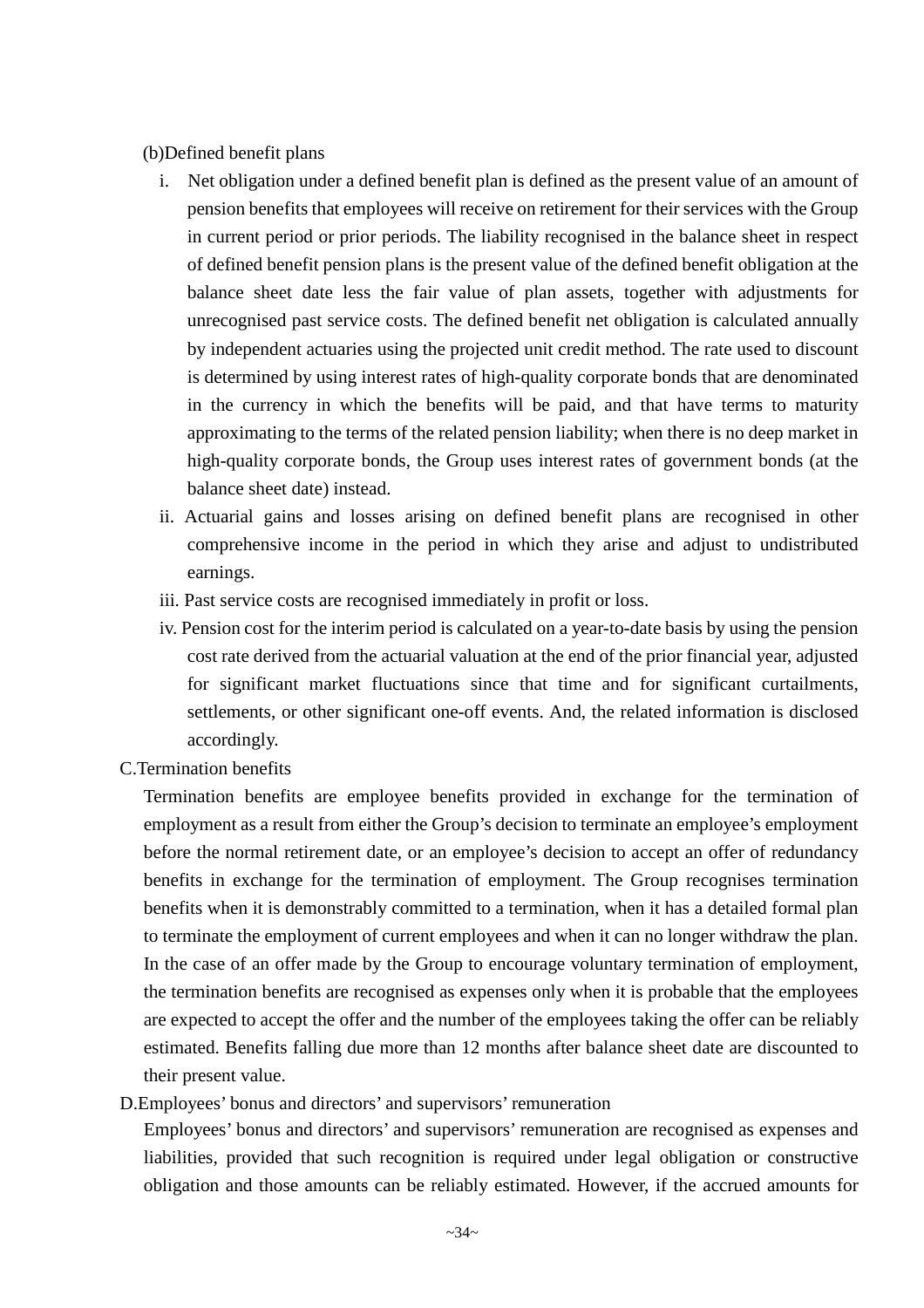(b)Defined benefit plans

i. Net obligation under a defined benefit plan is defined as the present value of an amount of pension benefits that employees will receive on retirement for their services with the Group in current period or prior periods. The liability recognised in the balance sheet in respect of defined benefit pension plans is the present value of the defined benefit obligation at the balance sheet date less the fair value of plan assets, together with adjustments for unrecognised past service costs. The defined benefit net obligation is calculated annually by independent actuaries using the projected unit credit method. The rate used to discount is determined by using interest rates of high-quality corporate bonds that are denominated in the currency in which the benefits will be paid, and that have terms to maturity approximating to the terms of the related pension liability; when there is no deep market in high-quality corporate bonds, the Group uses interest rates of government bonds (at the balance sheet date) instead.

ii. Actuarial gains and losses arising on defined benefit plans are recognised in other comprehensive income in the period in which they arise and adjust to undistributed earnings.

iii. Past service costs are recognised immediately in profit or loss.

iv. Pension cost for the interim period is calculated on a year-to-date basis by using the pension cost rate derived from the actuarial valuation at the end of the prior financial year, adjusted for significant market fluctuations since that time and for significant curtailments, settlements, or other significant one-off events. And, the related information is disclosed accordingly.

C.Termination benefits

Termination benefits are employee benefits provided in exchange for the termination of employment as a result from either the Group's decision to terminate an employee's employment before the normal retirement date, or an employee's decision to accept an offer of redundancy benefits in exchange for the termination of employment. The Group recognises termination benefits when it is demonstrably committed to a termination, when it has a detailed formal plan to terminate the employment of current employees and when it can no longer withdraw the plan. In the case of an offer made by the Group to encourage voluntary termination of employment, the termination benefits are recognised as expenses only when it is probable that the employees are expected to accept the offer and the number of the employees taking the offer can be reliably estimated. Benefits falling due more than 12 months after balance sheet date are discounted to their present value.

D.Employees' bonus and directors' and supervisors' remuneration

Employees' bonus and directors' and supervisors' remuneration are recognised as expenses and liabilities, provided that such recognition is required under legal obligation or constructive obligation and those amounts can be reliably estimated. However, if the accrued amounts for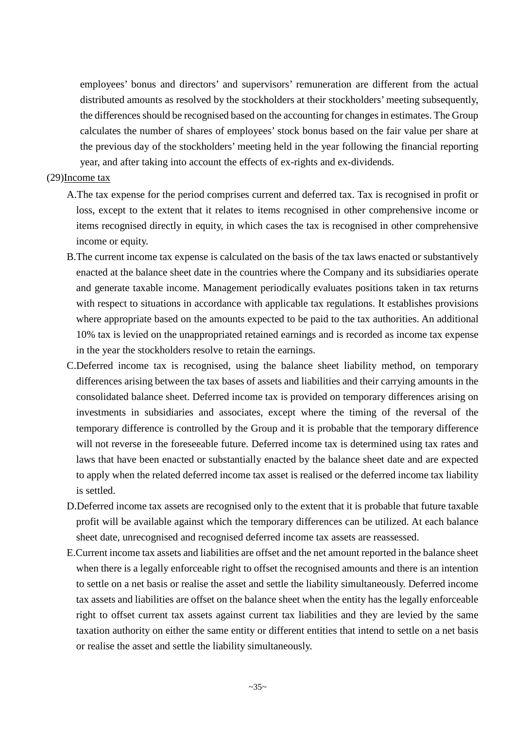employees' bonus and directors' and supervisors' remuneration are different from the actual distributed amounts as resolved by the stockholders at their stockholders' meeting subsequently, the differences should be recognised based on the accounting for changes in estimates. The Group calculates the number of shares of employees' stock bonus based on the fair value per share at the previous day of the stockholders' meeting held in the year following the financial reporting year, and after taking into account the effects of ex-rights and ex-dividends.

(29)Income tax

A. The tax expense for the period comprises current and deferred tax. Tax is recognised in profit or loss, except to the extent that it relates to items recognised in other comprehensive income or items recognised directly in equity, in which cases the tax is recognised in other comprehensive income or equity.

B. The current income tax expense is calculated on the basis of the tax laws enacted or substantively enacted at the balance sheet date in the countries where the Company and its subsidiaries operate and generate taxable income. Management periodically evaluates positions taken in tax returns with respect to situations in accordance with applicable tax regulations. It establishes provisions where appropriate based on the amounts expected to be paid to the tax authorities. An additional 10% tax is levied on the unappropriated retained earnings and is recorded as income tax expense in the year the stockholders resolve to retain the earnings.

C. Deferred income tax is recognised, using the balance sheet liability method, on temporary differences arising between the tax bases of assets and liabilities and their carrying amounts in the consolidated balance sheet. Deferred income tax is provided on temporary differences arising on investments in subsidiaries and associates, except where the timing of the reversal of the temporary difference is controlled by the Group and it is probable that the temporary difference will not reverse in the foreseeable future. Deferred income tax is determined using tax rates and laws that have been enacted or substantially enacted by the balance sheet date and are expected to apply when the related deferred income tax asset is realised or the deferred income tax liability is settled.

D. Deferred income tax assets are recognised only to the extent that it is probable that future taxable profit will be available against which the temporary differences can be utilized. At each balance sheet date, unrecognised and recognised deferred income tax assets are reassessed.

E. Current income tax assets and liabilities are offset and the net amount reported in the balance sheet when there is a legally enforceable right to offset the recognised amounts and there is an intention to settle on a net basis or realise the asset and settle the liability simultaneously. Deferred income tax assets and liabilities are offset on the balance sheet when the entity has the legally enforceable right to offset current tax assets against current tax liabilities and they are levied by the same taxation authority on either the same entity or different entities that intend to settle on a net basis or realise the asset and settle the liability simultaneously.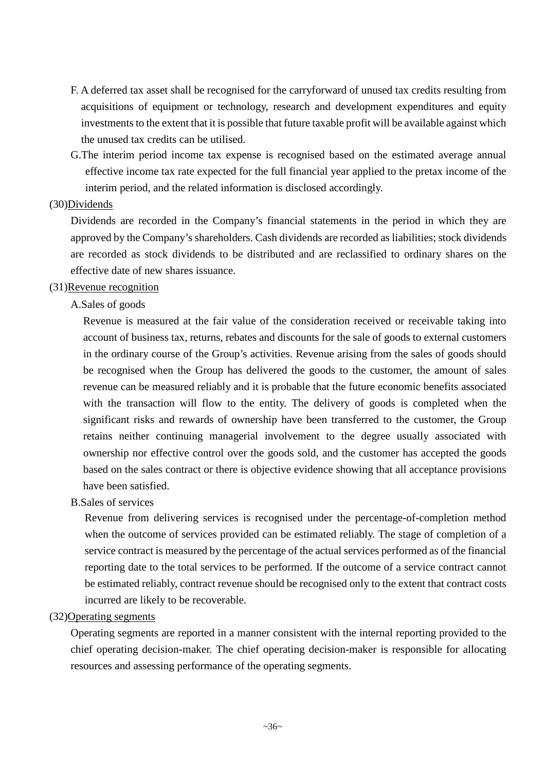F. A deferred tax asset shall be recognised for the carryforward of unused tax credits resulting from acquisitions of equipment or technology, research and development expenditures and equity investments to the extent that it is possible that future taxable profit will be available against which the unused tax credits can be utilised.

G.The interim period income tax expense is recognised based on the estimated average annual effective income tax rate expected for the full financial year applied to the pretax income of the interim period, and the related information is disclosed accordingly.

(30)Dividends

Dividends are recorded in the Company's financial statements in the period in which they are approved by the Company's shareholders. Cash dividends are recorded as liabilities; stock dividends are recorded as stock dividends to be distributed and are reclassified to ordinary shares on the effective date of new shares issuance.

(31)Revenue recognition

A.Sales of goods

Revenue is measured at the fair value of the consideration received or receivable taking into account of business tax, returns, rebates and discounts for the sale of goods to external customers in the ordinary course of the Group's activities. Revenue arising from the sales of goods should be recognised when the Group has delivered the goods to the customer, the amount of sales revenue can be measured reliably and it is probable that the future economic benefits associated with the transaction will flow to the entity. The delivery of goods is completed when the significant risks and rewards of ownership have been transferred to the customer, the Group retains neither continuing managerial involvement to the degree usually associated with ownership nor effective control over the goods sold, and the customer has accepted the goods based on the sales contract or there is objective evidence showing that all acceptance provisions have been satisfied.

B.Sales of services

Revenue from delivering services is recognised under the percentage-of-completion method when the outcome of services provided can be estimated reliably. The stage of completion of a service contract is measured by the percentage of the actual services performed as of the financial reporting date to the total services to be performed. If the outcome of a service contract cannot be estimated reliably, contract revenue should be recognised only to the extent that contract costs incurred are likely to be recoverable.

(32)Operating segments

Operating segments are reported in a manner consistent with the internal reporting provided to the chief operating decision-maker. The chief operating decision-maker is responsible for allocating resources and assessing performance of the operating segments.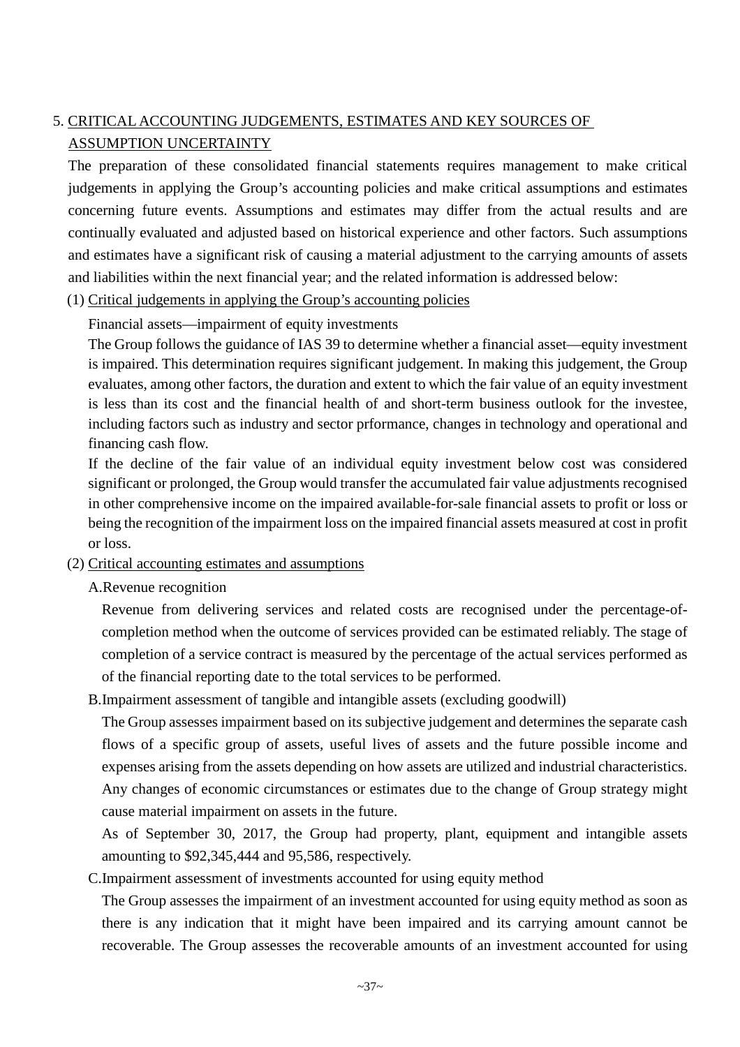## 5. CRITICAL ACCOUNTING JUDGEMENTS, ESTIMATES AND KEY SOURCES OF ASSUMPTION UNCERTAINTY

The preparation of these consolidated financial statements requires management to make critical judgements in applying the Group's accounting policies and make critical assumptions and estimates concerning future events. Assumptions and estimates may differ from the actual results and are continually evaluated and adjusted based on historical experience and other factors. Such assumptions and estimates have a significant risk of causing a material adjustment to the carrying amounts of assets and liabilities within the next financial year; and the related information is addressed below:

### (1) Critical judgements in applying the Group's accounting policies

Financial assets—impairment of equity investments

The Group follows the guidance of IAS 39 to determine whether a financial asset—equity investment is impaired. This determination requires significant judgement. In making this judgement, the Group evaluates, among other factors, the duration and extent to which the fair value of an equity investment is less than its cost and the financial health of and short-term business outlook for the investee, including factors such as industry and sector prformance, changes in technology and operational and financing cash flow.

If the decline of the fair value of an individual equity investment below cost was considered significant or prolonged, the Group would transfer the accumulated fair value adjustments recognised in other comprehensive income on the impaired available-for-sale financial assets to profit or loss or being the recognition of the impairment loss on the impaired financial assets measured at cost in profit or loss.

### (2) Critical accounting estimates and assumptions

A.Revenue recognition

Revenue from delivering services and related costs are recognised under the percentage-of-completion method when the outcome of services provided can be estimated reliably. The stage of completion of a service contract is measured by the percentage of the actual services performed as of the financial reporting date to the total services to be performed.

B.Impairment assessment of tangible and intangible assets (excluding goodwill)

The Group assesses impairment based on its subjective judgement and determines the separate cash flows of a specific group of assets, useful lives of assets and the future possible income and expenses arising from the assets depending on how assets are utilized and industrial characteristics. Any changes of economic circumstances or estimates due to the change of Group strategy might cause material impairment on assets in the future.

As of September 30, 2017, the Group had property, plant, equipment and intangible assets amounting to $92,345,444 and 95,586, respectively.

C.Impairment assessment of investments accounted for using equity method

The Group assesses the impairment of an investment accounted for using equity method as soon as there is any indication that it might have been impaired and its carrying amount cannot be recoverable. The Group assesses the recoverable amounts of an investment accounted for using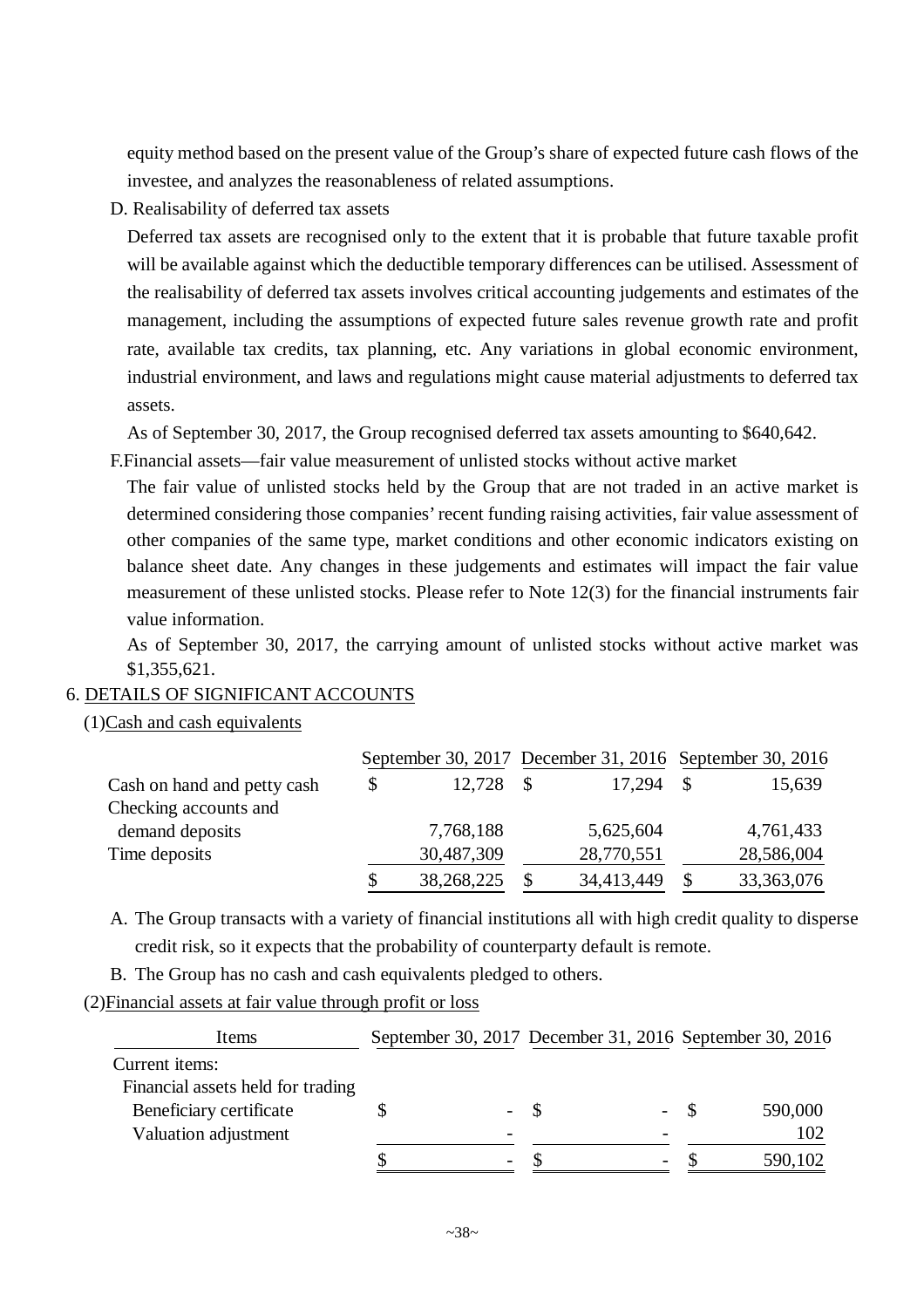equity method based on the present value of the Group's share of expected future cash flows of the investee, and analyzes the reasonableness of related assumptions.

D. Realisability of deferred tax assets

Deferred tax assets are recognised only to the extent that it is probable that future taxable profit will be available against which the deductible temporary differences can be utilised. Assessment of the realisability of deferred tax assets involves critical accounting judgements and estimates of the management, including the assumptions of expected future sales revenue growth rate and profit rate, available tax credits, tax planning, etc. Any variations in global economic environment, industrial environment, and laws and regulations might cause material adjustments to deferred tax assets.

As of September 30, 2017, the Group recognised deferred tax assets amounting to $640,642.

F.Financial assets—fair value measurement of unlisted stocks without active market

The fair value of unlisted stocks held by the Group that are not traded in an active market is determined considering those companies' recent funding raising activities, fair value assessment of other companies of the same type, market conditions and other economic indicators existing on balance sheet date. Any changes in these judgements and estimates will impact the fair value measurement of these unlisted stocks. Please refer to Note 12(3) for the financial instruments fair value information.

As of September 30, 2017, the carrying amount of unlisted stocks without active market was $1,355,621.

## 6. DETAILS OF SIGNIFICANT ACCOUNTS

(1)Cash and cash equivalents

| | September 30, 2017 | December 31, 2016 | September 30, 2016 |
|---|---|---|---|
| Cash on hand and petty cash | $ 12,728 | $ 17,294 | $ 15,639 |
| Checking accounts and demand deposits | 7,768,188 | 5,625,604 | 4,761,433 |
| Time deposits | 30,487,309 | 28,770,551 | 28,586,004 |
| | $ 38,268,225 | $ 34,413,449 | $ 33,363,076 |

A. The Group transacts with a variety of financial institutions all with high credit quality to disperse credit risk, so it expects that the probability of counterparty default is remote.

B. The Group has no cash and cash equivalents pledged to others.

(2)Financial assets at fair value through profit or loss

| Items | September 30, 2017 | December 31, 2016 | September 30, 2016 |
|---|---|---|---|
| Current items: | | | |
| Financial assets held for trading | | | |
| Beneficiary certificate | $ - | $ - | $ 590,000 |
| Valuation adjustment | - | - | 102 |
| | $ - | $ - | $ 590,102 |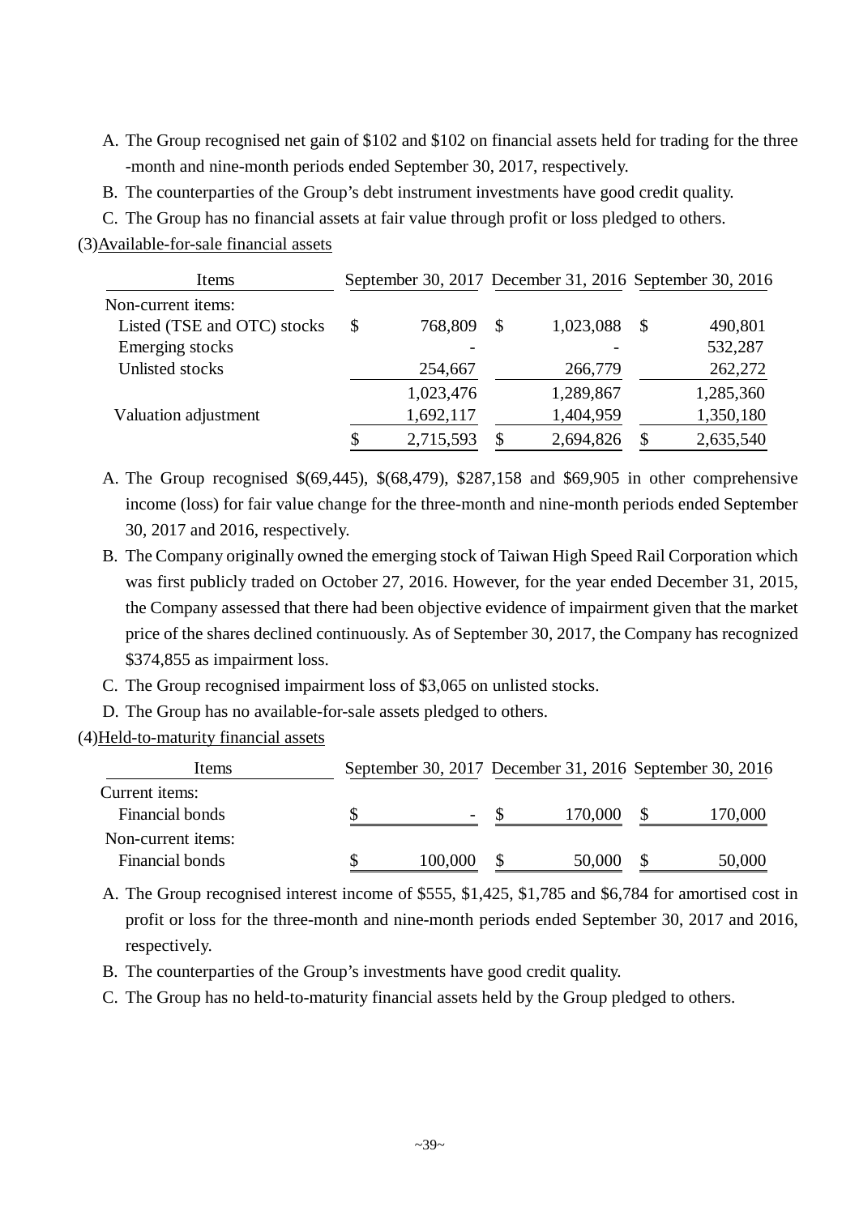A. The Group recognised net gain of $102 and $102 on financial assets held for trading for the three -month and nine-month periods ended September 30, 2017, respectively.

B. The counterparties of the Group's debt instrument investments have good credit quality.

C. The Group has no financial assets at fair value through profit or loss pledged to others.

(3)Available-for-sale financial assets

| Items | September 30, 2017 | December 31, 2016 | September 30, 2016 |
|---|---|---|---|
| Non-current items: | | | |
| Listed (TSE and OTC) stocks | $ 768,809 | $ 1,023,088 | $ 490,801 |
| Emerging stocks | - | - | 532,287 |
| Unlisted stocks | 254,667 | 266,779 | 262,272 |
| | 1,023,476 | 1,289,867 | 1,285,360 |
| Valuation adjustment | 1,692,117 | 1,404,959 | 1,350,180 |
| | $ 2,715,593 | $ 2,694,826 | $ 2,635,540 |

A. The Group recognised $(69,445), $(68,479), $287,158 and $69,905 in other comprehensive income (loss) for fair value change for the three-month and nine-month periods ended September 30, 2017 and 2016, respectively.

B. The Company originally owned the emerging stock of Taiwan High Speed Rail Corporation which was first publicly traded on October 27, 2016. However, for the year ended December 31, 2015, the Company assessed that there had been objective evidence of impairment given that the market price of the shares declined continuously. As of September 30, 2017, the Company has recognized $374,855 as impairment loss.

C. The Group recognised impairment loss of $3,065 on unlisted stocks.

D. The Group has no available-for-sale assets pledged to others.

(4)Held-to-maturity financial assets

| Items | September 30, 2017 | December 31, 2016 | September 30, 2016 |
|---|---|---|---|
| Current items: | | | |
| Financial bonds | $ - | $ 170,000 | $ 170,000 |
| Non-current items: | | | |
| Financial bonds | $ 100,000 | $ 50,000 | $ 50,000 |

A. The Group recognised interest income of $555, $1,425, $1,785 and $6,784 for amortised cost in profit or loss for the three-month and nine-month periods ended September 30, 2017 and 2016, respectively.

B. The counterparties of the Group's investments have good credit quality.

C. The Group has no held-to-maturity financial assets held by the Group pledged to others.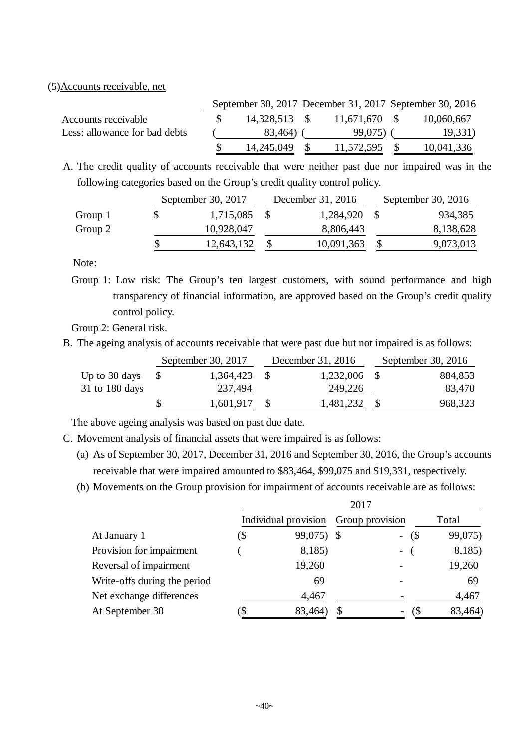(5)Accounts receivable, net

| | September 30, 2017 | December 31, 2017 | September 30, 2016 |
|---|---|---|---|
| Accounts receivable | $ 14,328,513 | $ 11,671,670 | $ 10,060,667 |
| Less: allowance for bad debts | ( 83,464) | ( 99,075) | ( 19,331) |
| | $ 14,245,049 | $ 11,572,595 | $ 10,041,336 |

A. The credit quality of accounts receivable that were neither past due nor impaired was in the following categories based on the Group's credit quality control policy.

| | September 30, 2017 | December 31, 2016 | September 30, 2016 |
|---|---|---|---|
| Group 1 | $ 1,715,085 | $ 1,284,920 | $ 934,385 |
| Group 2 | 10,928,047 | 8,806,443 | 8,138,628 |
| | $ 12,643,132 | $ 10,091,363 | $ 9,073,013 |

Note:

Group 1: Low risk: The Group's ten largest customers, with sound performance and high transparency of financial information, are approved based on the Group's credit quality control policy.

Group 2: General risk.

B. The ageing analysis of accounts receivable that were past due but not impaired is as follows:

| | September 30, 2017 | December 31, 2016 | September 30, 2016 |
|---|---|---|---|
| Up to 30 days | $ 1,364,423 | $ 1,232,006 | $ 884,853 |
| 31 to 180 days | 237,494 | 249,226 | 83,470 |
| | $ 1,601,917 | $ 1,481,232 | $ 968,323 |

The above ageing analysis was based on past due date.

C. Movement analysis of financial assets that were impaired is as follows:

(a) As of September 30, 2017, December 31, 2016 and September 30, 2016, the Group's accounts receivable that were impaired amounted to $83,464, $99,075 and $19,331, respectively.

(b) Movements on the Group provision for impairment of accounts receivable are as follows:

| | 2017 | | |
|---|---|---|---|
| | Individual provision | Group provision | Total |
| At January 1 | ($ 99,075) | $ - | ($ 99,075) |
| Provision for impairment | ( 8,185) | - | ( 8,185) |
| Reversal of impairment | 19,260 | - | 19,260 |
| Write-offs during the period | 69 | - | 69 |
| Net exchange differences | 4,467 | - | 4,467 |
| At September 30 | ($ 83,464) | $ - | ($ 83,464) |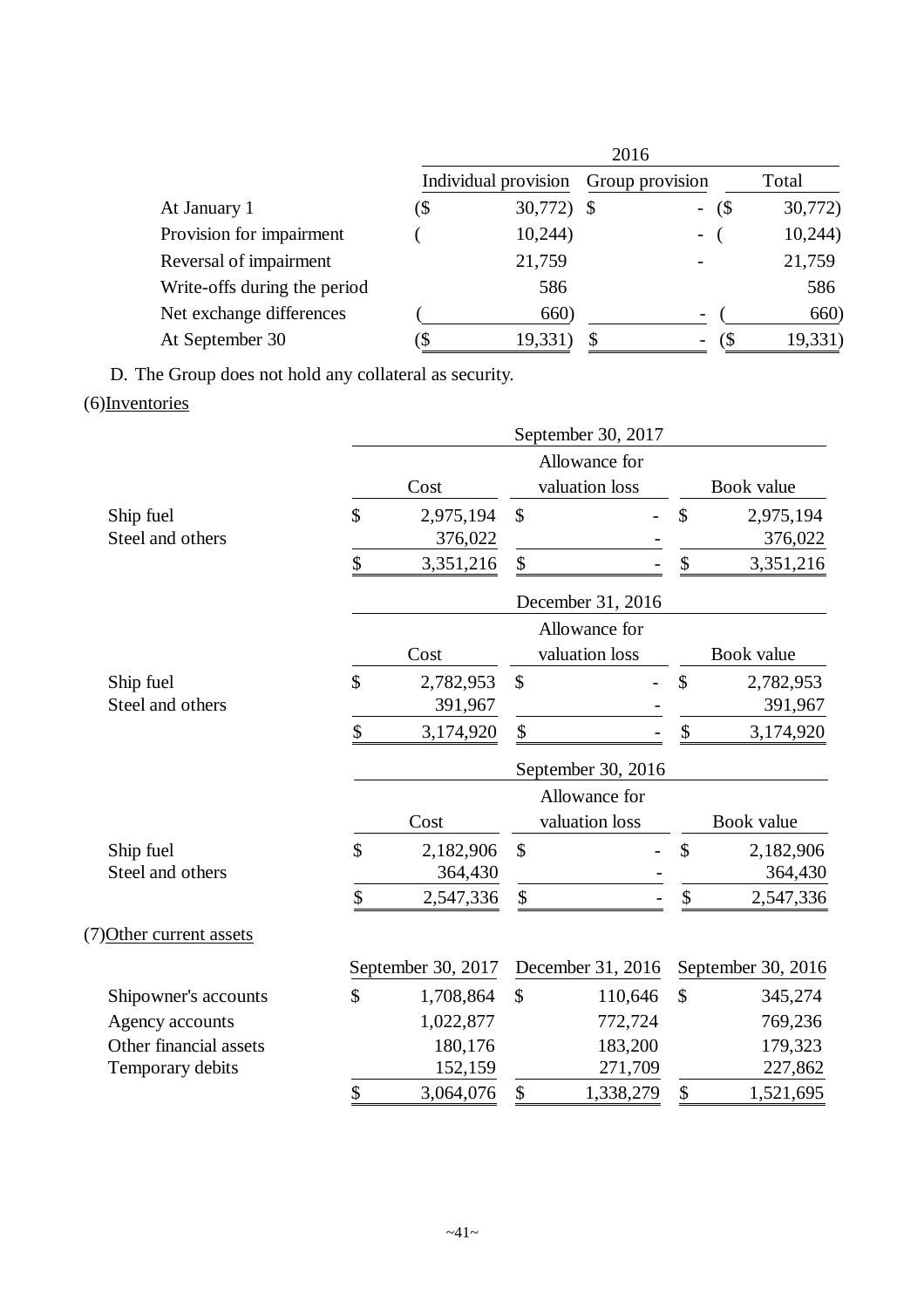| | 2016 | | |
|---|---|---|---|
| | Individual provision | Group provision | Total |
| At January 1 | ($ 30,772) | $ - | ($ 30,772) |
| Provision for impairment | ( 10,244) | - | ( 10,244) |
| Reversal of impairment | 21,759 | - | 21,759 |
| Write-offs during the period | 586 | | 586 |
| Net exchange differences | ( 660) | - | ( 660) |
| At September 30 | ($ 19,331) | $ - | ($ 19,331) |

D. The Group does not hold any collateral as security.

(6)Inventories

| | September 30, 2017 | | |
|---|---|---|---|
| | Cost | Allowance for valuation loss | Book value |
| Ship fuel | $ 2,975,194 | $ - | $ 2,975,194 |
| Steel and others | 376,022 | - | 376,022 |
| | $ 3,351,216 | $ - | $ 3,351,216 |

| | December 31, 2016 | | |
|---|---|---|---|
| | Cost | Allowance for valuation loss | Book value |
| Ship fuel | $ 2,782,953 | $ - | $ 2,782,953 |
| Steel and others | 391,967 | - | 391,967 |
| | $ 3,174,920 | $ - | $ 3,174,920 |

| | September 30, 2016 | | |
|---|---|---|---|
| | Cost | Allowance for valuation loss | Book value |
| Ship fuel | $ 2,182,906 | $ - | $ 2,182,906 |
| Steel and others | 364,430 | - | 364,430 |
| | $ 2,547,336 | $ - | $ 2,547,336 |

(7)Other current assets

| | September 30, 2017 | December 31, 2016 | September 30, 2016 |
|---|---|---|---|
| Shipowner's accounts | $ 1,708,864 | $ 110,646 | $ 345,274 |
| Agency accounts | 1,022,877 | 772,724 | 769,236 |
| Other financial assets | 180,176 | 183,200 | 179,323 |
| Temporary debits | 152,159 | 271,709 | 227,862 |
| | $ 3,064,076 | $ 1,338,279 | $ 1,521,695 |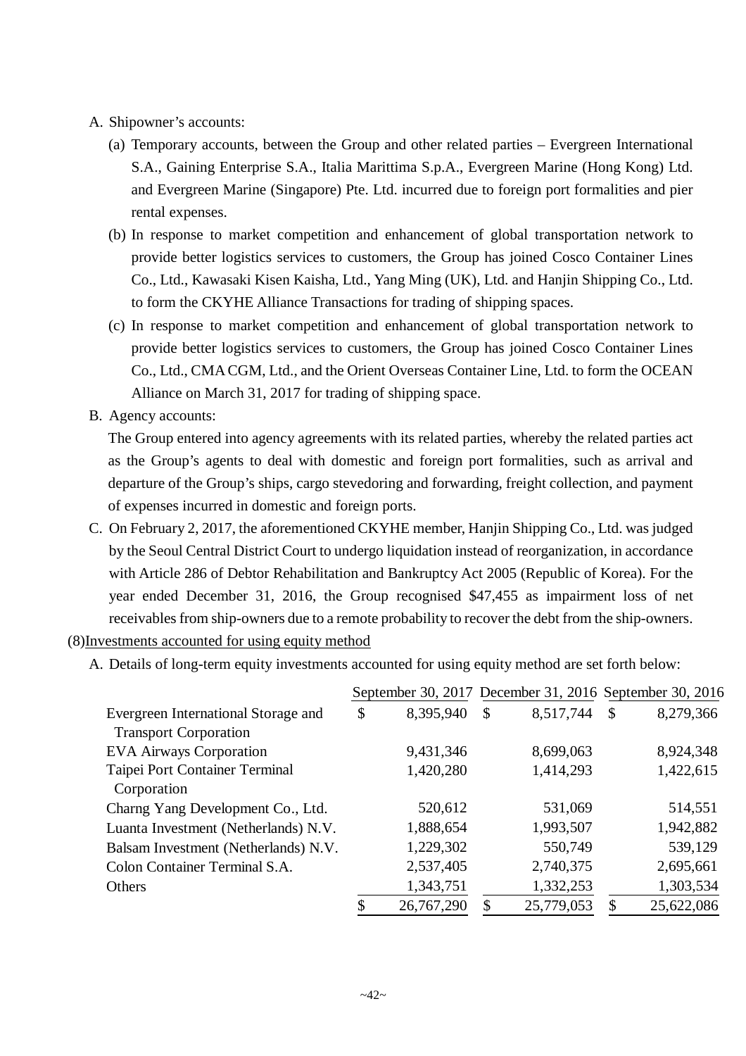A. Shipowner's accounts:

(a) Temporary accounts, between the Group and other related parties – Evergreen International S.A., Gaining Enterprise S.A., Italia Marittima S.p.A., Evergreen Marine (Hong Kong) Ltd. and Evergreen Marine (Singapore) Pte. Ltd. incurred due to foreign port formalities and pier rental expenses.

(b) In response to market competition and enhancement of global transportation network to provide better logistics services to customers, the Group has joined Cosco Container Lines Co., Ltd., Kawasaki Kisen Kaisha, Ltd., Yang Ming (UK), Ltd. and Hanjin Shipping Co., Ltd. to form the CKYHE Alliance Transactions for trading of shipping spaces.

(c) In response to market competition and enhancement of global transportation network to provide better logistics services to customers, the Group has joined Cosco Container Lines Co., Ltd., CMA CGM, Ltd., and the Orient Overseas Container Line, Ltd. to form the OCEAN Alliance on March 31, 2017 for trading of shipping space.

B. Agency accounts:

The Group entered into agency agreements with its related parties, whereby the related parties act as the Group's agents to deal with domestic and foreign port formalities, such as arrival and departure of the Group's ships, cargo stevedoring and forwarding, freight collection, and payment of expenses incurred in domestic and foreign ports.

C. On February 2, 2017, the aforementioned CKYHE member, Hanjin Shipping Co., Ltd. was judged by the Seoul Central District Court to undergo liquidation instead of reorganization, in accordance with Article 286 of Debtor Rehabilitation and Bankruptcy Act 2005 (Republic of Korea). For the year ended December 31, 2016, the Group recognised $47,455 as impairment loss of net receivables from ship-owners due to a remote probability to recover the debt from the ship-owners.

(8) Investments accounted for using equity method

A. Details of long-term equity investments accounted for using equity method are set forth below:

| | September 30, 2017 | December 31, 2016 | September 30, 2016 |
|---|---|---|---|
| Evergreen International Storage and Transport Corporation | $ 8,395,940 | $ 8,517,744 | $ 8,279,366 |
| EVA Airways Corporation | 9,431,346 | 8,699,063 | 8,924,348 |
| Taipei Port Container Terminal Corporation | 1,420,280 | 1,414,293 | 1,422,615 |
| Charng Yang Development Co., Ltd. | 520,612 | 531,069 | 514,551 |
| Luanta Investment (Netherlands) N.V. | 1,888,654 | 1,993,507 | 1,942,882 |
| Balsam Investment (Netherlands) N.V. | 1,229,302 | 550,749 | 539,129 |
| Colon Container Terminal S.A. | 2,537,405 | 2,740,375 | 2,695,661 |
| Others | 1,343,751 | 1,332,253 | 1,303,534 |
| | $ 26,767,290 | $ 25,779,053 | $ 25,622,086 |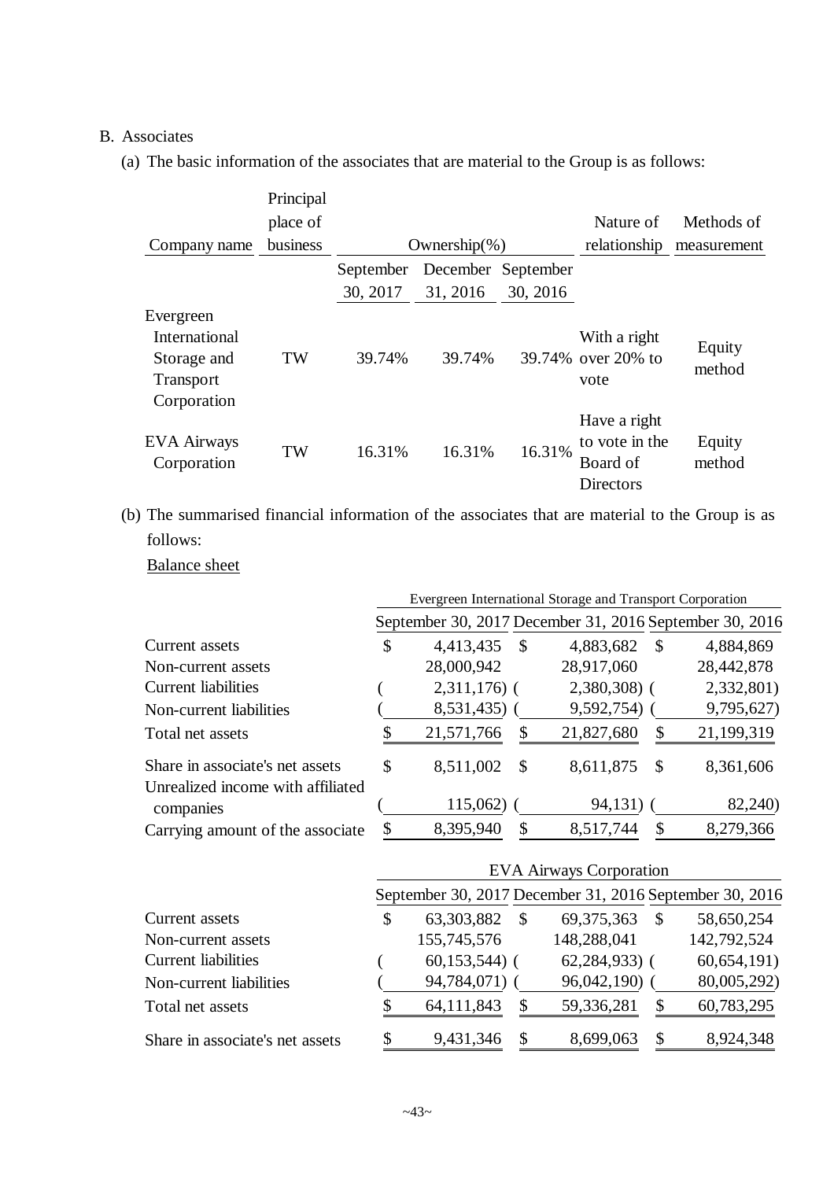B. Associates

(a) The basic information of the associates that are material to the Group is as follows:

| Company name | Principal place of business | Ownership(%) | | | Nature of relationship | Methods of measurement |
|---|---|---|---|---|---|---|
| | | September 30, 2017 | December 31, 2016 | September 30, 2016 | | |
| Evergreen International Storage and Transport Corporation | TW | 39.74% | 39.74% | 39.74% | With a right over 20% to vote | Equity method |
| EVA Airways Corporation | TW | 16.31% | 16.31% | 16.31% | Have a right to vote in the Board of Directors | Equity method |

(b) The summarised financial information of the associates that are material to the Group is as follows:

Balance sheet

| | Evergreen International Storage and Transport Corporation | | |
|---|---|---|---|
| | September 30, 2017 | December 31, 2016 | September 30, 2016 |
| Current assets | $ 4,413,435 | $ 4,883,682 | $ 4,884,869 |
| Non-current assets | 28,000,942 | 28,917,060 | 28,442,878 |
| Current liabilities | ( 2,311,176) | ( 2,380,308) | ( 2,332,801) |
| Non-current liabilities | ( 8,531,435) | ( 9,592,754) | ( 9,795,627) |
| Total net assets | $ 21,571,766 | $ 21,827,680 | $ 21,199,319 |
| Share in associate's net assets | $ 8,511,002 | $ 8,611,875 | $ 8,361,606 |
| Unrealized income with affiliated companies | ( 115,062) | ( 94,131) | ( 82,240) |
| Carrying amount of the associate | $ 8,395,940 | $ 8,517,744 | $ 8,279,366 |

| | EVA Airways Corporation | | |
|---|---|---|---|
| | September 30, 2017 | December 31, 2016 | September 30, 2016 |
| Current assets | $ 63,303,882 | $ 69,375,363 | $ 58,650,254 |
| Non-current assets | 155,745,576 | 148,288,041 | 142,792,524 |
| Current liabilities | ( 60,153,544) | ( 62,284,933) | ( 60,654,191) |
| Non-current liabilities | ( 94,784,071) | ( 96,042,190) | ( 80,005,292) |
| Total net assets | $ 64,111,843 | $ 59,336,281 | $ 60,783,295 |
| Share in associate's net assets | $ 9,431,346 | $ 8,699,063 | $ 8,924,348 |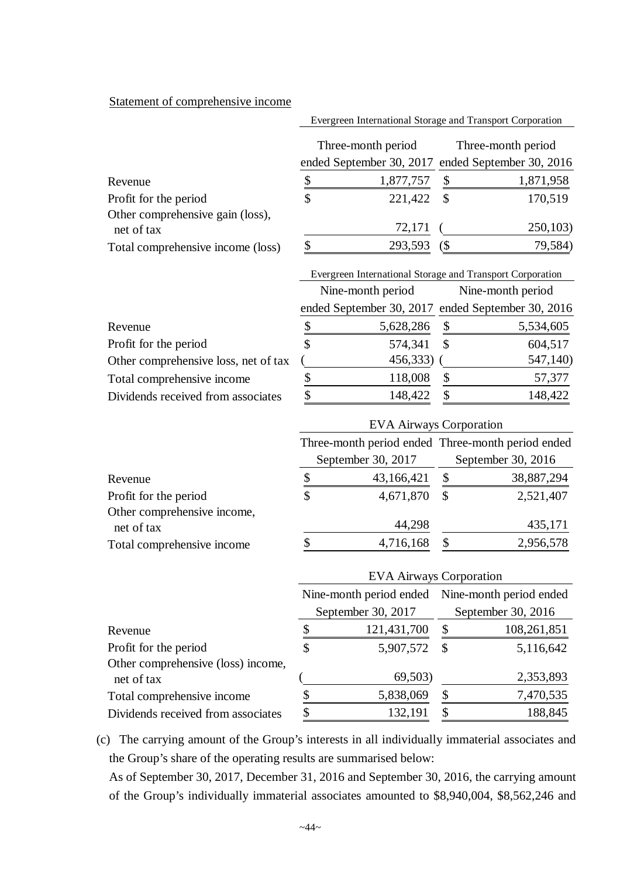Statement of comprehensive income

| | Evergreen International Storage and Transport Corporation | |
|---|---|---|
| | Three-month period ended September 30, 2017 | Three-month period ended September 30, 2016 |
| Revenue | $ 1,877,757 | $ 1,871,958 |
| Profit for the period | $ 221,422 | $ 170,519 |
| Other comprehensive gain (loss), net of tax | 72,171 | ( 250,103) |
| Total comprehensive income (loss) | $ 293,593 | ($ 79,584) |

| | Evergreen International Storage and Transport Corporation | |
|---|---|---|
| | Nine-month period ended September 30, 2017 | Nine-month period ended September 30, 2016 |
| Revenue | $ 5,628,286 | $ 5,534,605 |
| Profit for the period | $ 574,341 | $ 604,517 |
| Other comprehensive loss, net of tax | ( 456,333) | ( 547,140) |
| Total comprehensive income | $ 118,008 | $ 57,377 |
| Dividends received from associates | $ 148,422 | $ 148,422 |

| | EVA Airways Corporation | |
|---|---|---|
| | Three-month period ended September 30, 2017 | Three-month period ended September 30, 2016 |
| Revenue | $ 43,166,421 | $ 38,887,294 |
| Profit for the period | $ 4,671,870 | $ 2,521,407 |
| Other comprehensive income, net of tax | 44,298 | 435,171 |
| Total comprehensive income | $ 4,716,168 | $ 2,956,578 |

| | EVA Airways Corporation | |
|---|---|---|
| | Nine-month period ended September 30, 2017 | Nine-month period ended September 30, 2016 |
| Revenue | $ 121,431,700 | $ 108,261,851 |
| Profit for the period | $ 5,907,572 | $ 5,116,642 |
| Other comprehensive (loss) income, net of tax | ( 69,503) | 2,353,893 |
| Total comprehensive income | $ 5,838,069 | $ 7,470,535 |
| Dividends received from associates | $ 132,191 | $ 188,845 |

(c) The carrying amount of the Group's interests in all individually immaterial associates and the Group's share of the operating results are summarised below:

As of September 30, 2017, December 31, 2016 and September 30, 2016, the carrying amount of the Group's individually immaterial associates amounted to $8,940,004, $8,562,246 and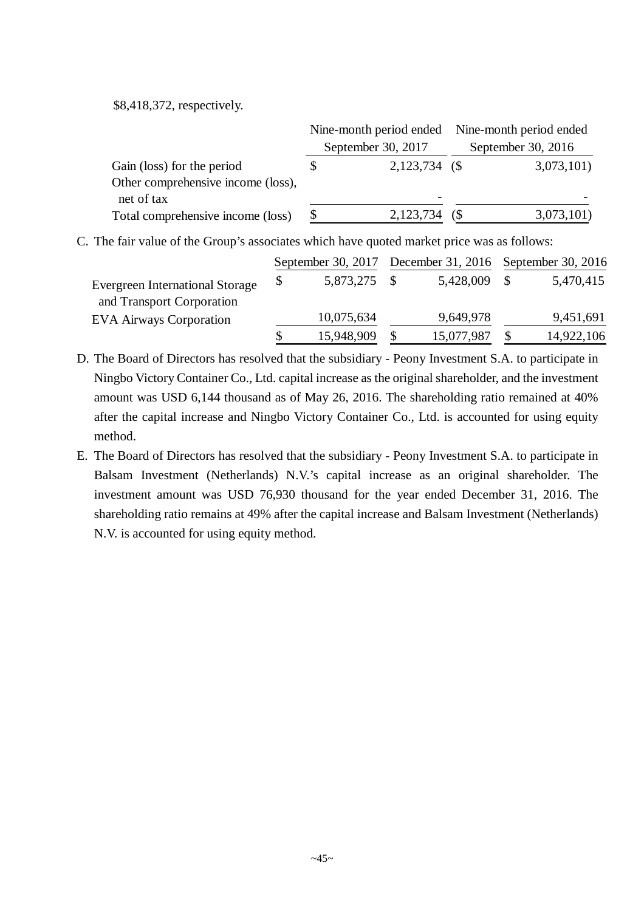$8,418,372, respectively.

| | Nine-month period ended September 30, 2017 | Nine-month period ended September 30, 2016 |
|---|---|---|
| Gain (loss) for the period | $ 2,123,734 | ($ 3,073,101) |
| Other comprehensive income (loss), net of tax | - | - |
| Total comprehensive income (loss) | $ 2,123,734 | ($ 3,073,101) |

C. The fair value of the Group's associates which have quoted market price was as follows:

| | September 30, 2017 | December 31, 2016 | September 30, 2016 |
|---|---|---|---|
| Evergreen International Storage and Transport Corporation | $ 5,873,275 | $ 5,428,009 | $ 5,470,415 |
| EVA Airways Corporation | 10,075,634 | 9,649,978 | 9,451,691 |
| | $ 15,948,909 | $ 15,077,987 | $ 14,922,106 |

D. The Board of Directors has resolved that the subsidiary - Peony Investment S.A. to participate in Ningbo Victory Container Co., Ltd. capital increase as the original shareholder, and the investment amount was USD 6,144 thousand as of May 26, 2016. The shareholding ratio remained at 40% after the capital increase and Ningbo Victory Container Co., Ltd. is accounted for using equity method.

E. The Board of Directors has resolved that the subsidiary - Peony Investment S.A. to participate in Balsam Investment (Netherlands) N.V.'s capital increase as an original shareholder. The investment amount was USD 76,930 thousand for the year ended December 31, 2016. The shareholding ratio remains at 49% after the capital increase and Balsam Investment (Netherlands) N.V. is accounted for using equity method.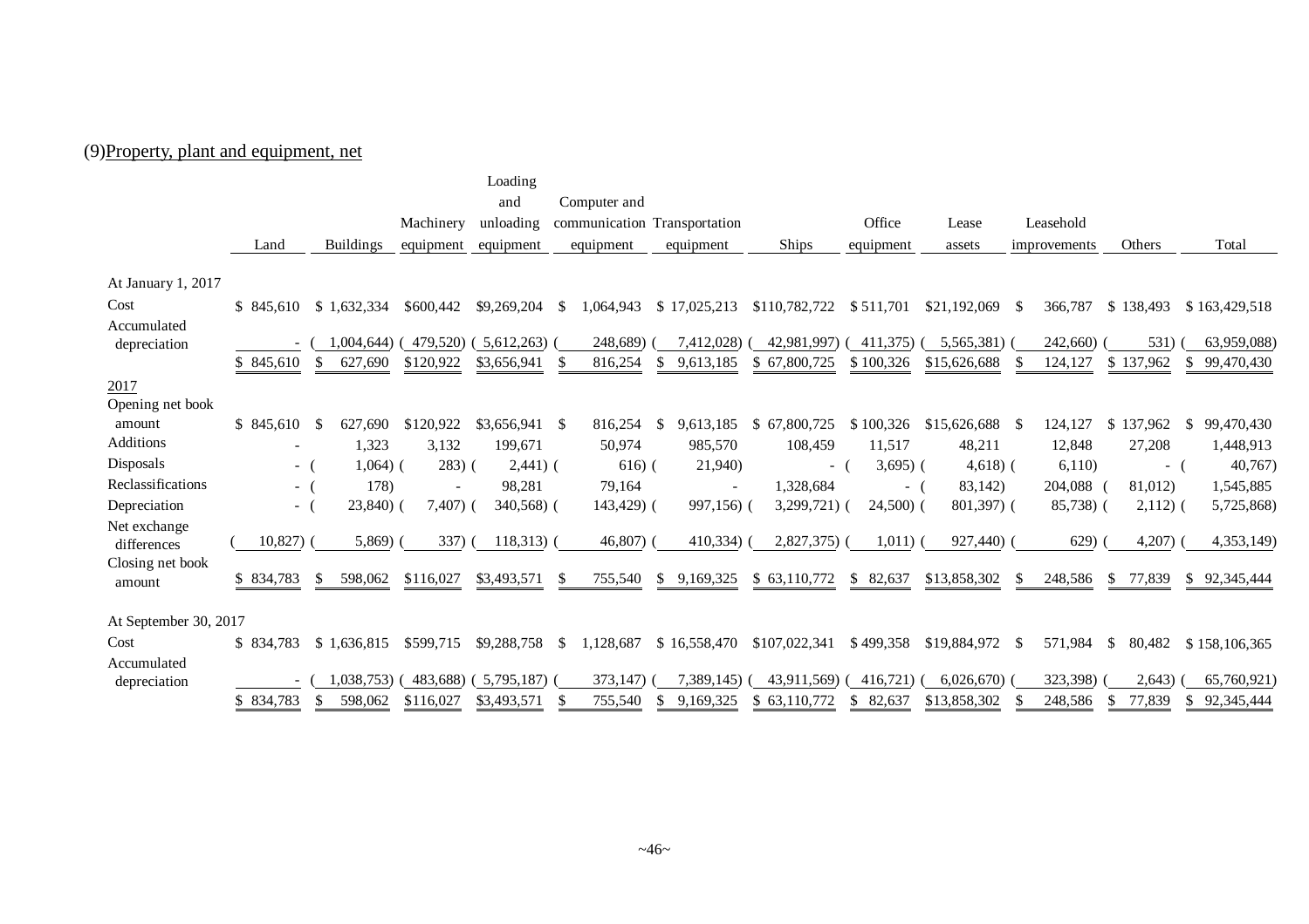(9)Property, plant and equipment, net

| | Land | Buildings | Machinery equipment | Loading and unloading equipment | Computer and communication equipment | Transportation equipment | Ships | Office equipment | Lease assets | Leasehold improvements | Others | Total |
|---|---|---|---|---|---|---|---|---|---|---|---|---|
| **At January 1, 2017** | | | | | | | | | | | | |
| Cost | $ 845,610 | $ 1,632,334 | $600,442 | $9,269,204 | $ 1,064,943 | $ 17,025,213 | $110,782,722 | $ 511,701 | $21,192,069 | $ 366,787 | $ 138,493 | $ 163,429,518 |
| Accumulated depreciation | - | ( 1,004,644) | ( 479,520) | ( 5,612,263) | ( 248,689) | ( 7,412,028) | ( 42,981,997) | ( 411,375) | ( 5,565,381) | ( 242,660) | ( 531) | ( 63,959,088) |
| | $ 845,610 | $ 627,690 | $120,922 | $3,656,941 | $ 816,254 | $ 9,613,185 | $ 67,800,725 | $ 100,326 | $15,626,688 | $ 124,127 | $ 137,962 | $ 99,470,430 |
| **2017** | | | | | | | | | | | | |
| Opening net book amount | $ 845,610 | $ 627,690 | $120,922 | $3,656,941 | $ 816,254 | $ 9,613,185 | $ 67,800,725 | $ 100,326 | $15,626,688 | $ 124,127 | $ 137,962 | $ 99,470,430 |
| Additions | - | 1,323 | 3,132 | 199,671 | 50,974 | 985,570 | 108,459 | 11,517 | 48,211 | 12,848 | 27,208 | 1,448,913 |
| Disposals | - | ( 1,064) | ( 283) | ( 2,441) | ( 616) | ( 21,940) | - | ( 3,695) | ( 4,618) | ( 6,110) | - | ( 40,767) |
| Reclassifications | - | ( 178) | - | 98,281 | 79,164 | - | 1,328,684 | - | ( 83,142) | 204,088 | ( 81,012) | 1,545,885 |
| Depreciation | - | ( 23,840) | ( 7,407) | ( 340,568) | ( 143,429) | ( 997,156) | ( 3,299,721) | ( 24,500) | ( 801,397) | ( 85,738) | ( 2,112) | ( 5,725,868) |
| Net exchange differences | ( 10,827) | ( 5,869) | ( 337) | ( 118,313) | ( 46,807) | ( 410,334) | ( 2,827,375) | ( 1,011) | ( 927,440) | ( 629) | ( 4,207) | ( 4,353,149) |
| Closing net book amount | $ 834,783 | $ 598,062 | $116,027 | $3,493,571 | $ 755,540 | $ 9,169,325 | $ 63,110,772 | $ 82,637 | $13,858,302 | $ 248,586 | $ 77,839 | $ 92,345,444 |
| **At September 30, 2017** | | | | | | | | | | | | |
| Cost | $ 834,783 | $ 1,636,815 | $599,715 | $9,288,758 | $ 1,128,687 | $ 16,558,470 | $107,022,341 | $ 499,358 | $19,884,972 | $ 571,984 | $ 80,482 | $ 158,106,365 |
| Accumulated depreciation | - | ( 1,038,753) | ( 483,688) | ( 5,795,187) | ( 373,147) | ( 7,389,145) | ( 43,911,569) | ( 416,721) | ( 6,026,670) | ( 323,398) | ( 2,643) | ( 65,760,921) |
| | $ 834,783 | $ 598,062 | $116,027 | $3,493,571 | $ 755,540 | $ 9,169,325 | $ 63,110,772 | $ 82,637 | $13,858,302 | $ 248,586 | $ 77,839 | $ 92,345,444 |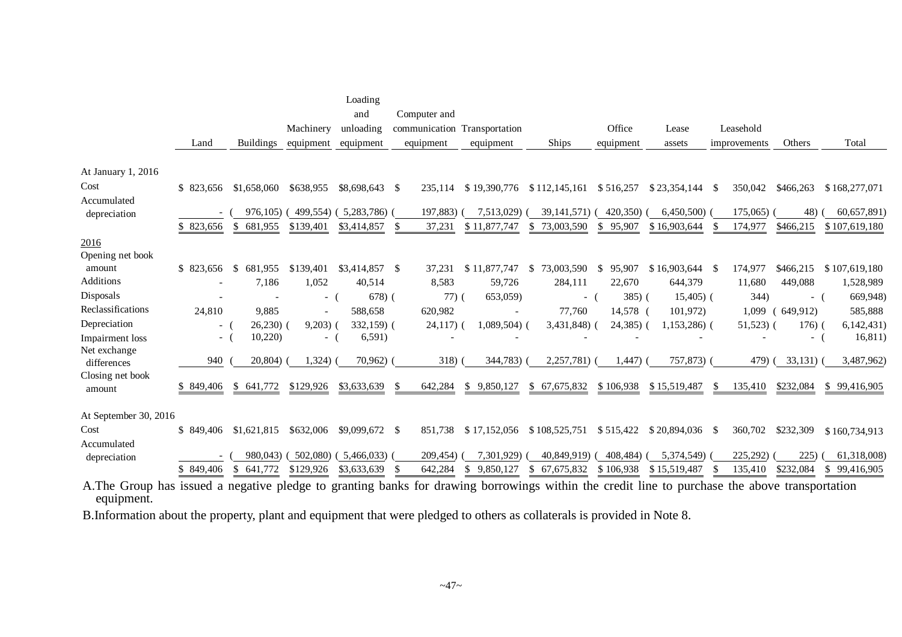| | Land | Buildings | Machinery equipment | Loading and unloading equipment | Computer and communication equipment | Transportation equipment | Ships | Office equipment | Lease assets | Leasehold improvements | Others | Total |
|---|---|---|---|---|---|---|---|---|---|---|---|---|
| **At January 1, 2016** | | | | | | | | | | | | |
| Cost | $ 823,656 | $1,658,060 | $638,955 | $8,698,643 | $ 235,114 | $ 19,390,776 | $ 112,145,161 | $ 516,257 | $ 23,354,144 | $ 350,042 | $466,263 | $ 168,277,071 |
| Accumulated depreciation | - | ( 976,105) | ( 499,554) | ( 5,283,786) | ( 197,883) | ( 7,513,029) | ( 39,141,571) | ( 420,350) | ( 6,450,500) | ( 175,065) | ( 48) | ( 60,657,891) |
| | $ 823,656 | $ 681,955 | $139,401 | $3,414,857 | $ 37,231 | $ 11,877,747 | $ 73,003,590 | $ 95,907 | $ 16,903,644 | $ 174,977 | $466,215 | $ 107,619,180 |
| **2016** | | | | | | | | | | | | |
| Opening net book amount | $ 823,656 | $ 681,955 | $139,401 | $3,414,857 | $ 37,231 | $ 11,877,747 | $ 73,003,590 | $ 95,907 | $ 16,903,644 | $ 174,977 | $466,215 | $ 107,619,180 |
| Additions | - | 7,186 | 1,052 | 40,514 | 8,583 | 59,726 | 284,111 | 22,670 | 644,379 | 11,680 | 449,088 | 1,528,989 |
| Disposals | - | - | - | ( 678) | ( 77) | ( 653,059) | - | ( 385) | ( 15,405) | ( 344) | - | ( 669,948) |
| Reclassifications | 24,810 | 9,885 | - | 588,658 | 620,982 | - | 77,760 | 14,578 | ( 101,972) | 1,099 | ( 649,912) | 585,888 |
| Depreciation | - | ( 26,230) | ( 9,203) | ( 332,159) | ( 24,117) | ( 1,089,504) | ( 3,431,848) | ( 24,385) | ( 1,153,286) | ( 51,523) | ( 176) | ( 6,142,431) |
| Impairment loss | - | ( 10,220) | - | ( 6,591) | - | - | - | - | - | - | - | ( 16,811) |
| Net exchange differences | 940 | ( 20,804) | ( 1,324) | ( 70,962) | ( 318) | ( 344,783) | ( 2,257,781) | ( 1,447) | ( 757,873) | ( 479) | ( 33,131) | ( 3,487,962) |
| Closing net book amount | $ 849,406 | $ 641,772 | $129,926 | $3,633,639 | $ 642,284 | $ 9,850,127 | $ 67,675,832 | $ 106,938 | $ 15,519,487 | $ 135,410 | $232,084 | $ 99,416,905 |
| **At September 30, 2016** | | | | | | | | | | | | |
| Cost | $ 849,406 | $1,621,815 | $632,006 | $9,099,672 | $ 851,738 | $ 17,152,056 | $ 108,525,751 | $ 515,422 | $ 20,894,036 | $ 360,702 | $232,309 | $ 160,734,913 |
| Accumulated depreciation | - | ( 980,043) | ( 502,080) | ( 5,466,033) | ( 209,454) | ( 7,301,929) | ( 40,849,919) | ( 408,484) | ( 5,374,549) | ( 225,292) | ( 225) | ( 61,318,008) |
| | $ 849,406 | $ 641,772 | $129,926 | $3,633,639 | $ 642,284 | $ 9,850,127 | $ 67,675,832 | $ 106,938 | $ 15,519,487 | $ 135,410 | $232,084 | $ 99,416,905 |

A. The Group has issued a negative pledge to granting banks for drawing borrowings within the credit line to purchase the above transportation equipment.

B. Information about the property, plant and equipment that were pledged to others as collaterals is provided in Note 8.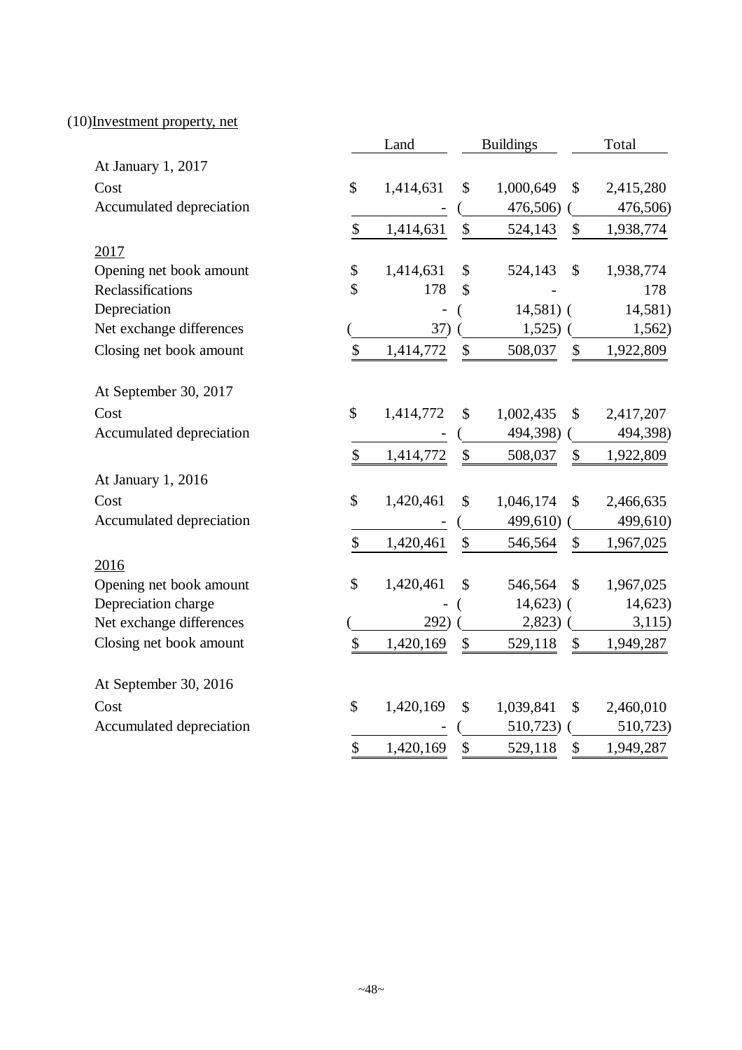(10) Investment property, net

| | Land | Buildings | Total |
|---|---|---|---|
| At January 1, 2017 | | | |
| Cost | $ 1,414,631 | $ 1,000,649 | $ 2,415,280 |
| Accumulated depreciation | - | ( 476,506) | ( 476,506) |
| | $ 1,414,631 | $ 524,143 | $ 1,938,774 |
| 2017 | | | |
| Opening net book amount | $ 1,414,631 | $ 524,143 | $ 1,938,774 |
| Reclassifications | $ 178 | $ - | 178 |
| Depreciation | - | ( 14,581) | ( 14,581) |
| Net exchange differences | ( 37) | ( 1,525) | ( 1,562) |
| Closing net book amount | $ 1,414,772 | $ 508,037 | $ 1,922,809 |
| At September 30, 2017 | | | |
| Cost | $ 1,414,772 | $ 1,002,435 | $ 2,417,207 |
| Accumulated depreciation | - | ( 494,398) | ( 494,398) |
| | $ 1,414,772 | $ 508,037 | $ 1,922,809 |
| At January 1, 2016 | | | |
| Cost | $ 1,420,461 | $ 1,046,174 | $ 2,466,635 |
| Accumulated depreciation | - | ( 499,610) | ( 499,610) |
| | $ 1,420,461 | $ 546,564 | $ 1,967,025 |
| 2016 | | | |
| Opening net book amount | $ 1,420,461 | $ 546,564 | $ 1,967,025 |
| Depreciation charge | - | ( 14,623) | ( 14,623) |
| Net exchange differences | ( 292) | ( 2,823) | ( 3,115) |
| Closing net book amount | $ 1,420,169 | $ 529,118 | $ 1,949,287 |
| At September 30, 2016 | | | |
| Cost | $ 1,420,169 | $ 1,039,841 | $ 2,460,010 |
| Accumulated depreciation | - | ( 510,723) | ( 510,723) |
| | $ 1,420,169 | $ 529,118 | $ 1,949,287 |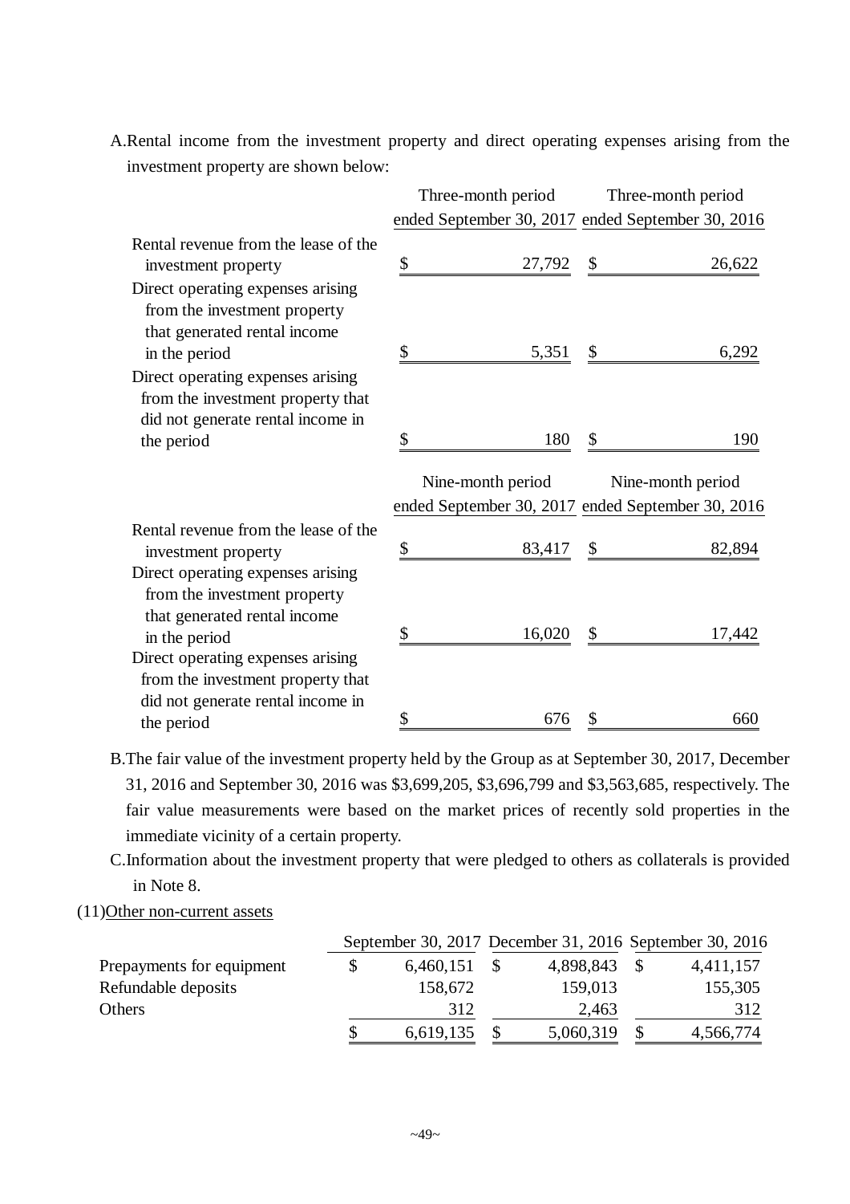A.Rental income from the investment property and direct operating expenses arising from the investment property are shown below:

| | Three-month period ended September 30, 2017 | Three-month period ended September 30, 2016 |
|---|---|---|
| Rental revenue from the lease of the investment property | $ 27,792 | $ 26,622 |
| Direct operating expenses arising from the investment property that generated rental income in the period | $ 5,351 | $ 6,292 |
| Direct operating expenses arising from the investment property that did not generate rental income in the period | $ 180 | $ 190 |

| | Nine-month period ended September 30, 2017 | Nine-month period ended September 30, 2016 |
|---|---|---|
| Rental revenue from the lease of the investment property | $ 83,417 | $ 82,894 |
| Direct operating expenses arising from the investment property that generated rental income in the period | $ 16,020 | $ 17,442 |
| Direct operating expenses arising from the investment property that did not generate rental income in the period | $ 676 | $ 660 |

B.The fair value of the investment property held by the Group as at September 30, 2017, December 31, 2016 and September 30, 2016 was $3,699,205, $3,696,799 and $3,563,685, respectively. The fair value measurements were based on the market prices of recently sold properties in the immediate vicinity of a certain property.

C.Information about the investment property that were pledged to others as collaterals is provided in Note 8.

(11)Other non-current assets

| | September 30, 2017 | December 31, 2016 | September 30, 2016 |
|---|---|---|---|
| Prepayments for equipment | $ 6,460,151 | $ 4,898,843 | $ 4,411,157 |
| Refundable deposits | 158,672 | 159,013 | 155,305 |
| Others | 312 | 2,463 | 312 |
| | $ 6,619,135 | $ 5,060,319 | $ 4,566,774 |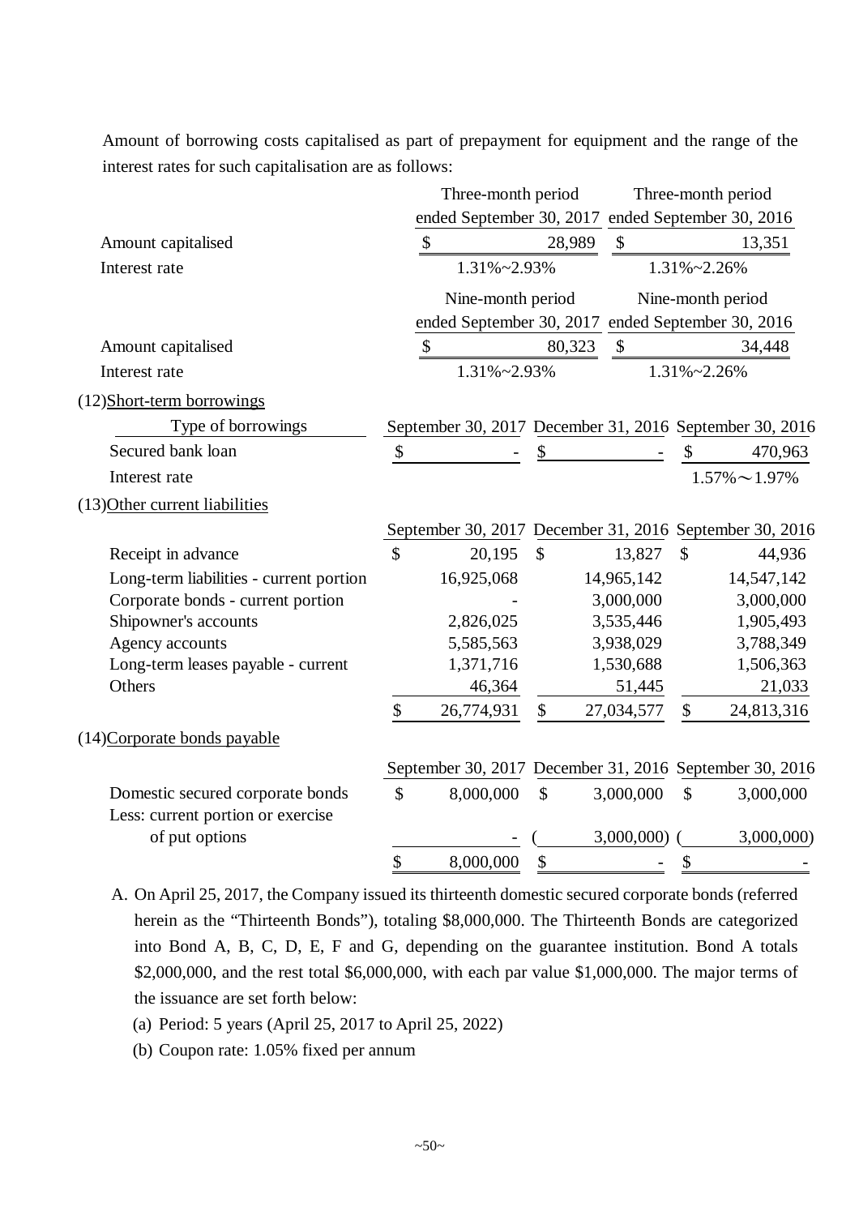Amount of borrowing costs capitalised as part of prepayment for equipment and the range of the interest rates for such capitalisation are as follows:

| | Three-month period ended September 30, 2017 | Three-month period ended September 30, 2016 |
|---|---|---|
| Amount capitalised | $ 28,989 | $ 13,351 |
| Interest rate | 1.31%~2.93% | 1.31%~2.26% |

| | Nine-month period ended September 30, 2017 | Nine-month period ended September 30, 2016 |
|---|---|---|
| Amount capitalised | $ 80,323 | $ 34,448 |
| Interest rate | 1.31%~2.93% | 1.31%~2.26% |

(12)Short-term borrowings

| Type of borrowings | September 30, 2017 | December 31, 2016 | September 30, 2016 |
|---|---|---|---|
| Secured bank loan | $ - | $ - | $ 470,963 |
| Interest rate | | | 1.57%～1.97% |

(13)Other current liabilities

| | September 30, 2017 | December 31, 2016 | September 30, 2016 |
|---|---|---|---|
| Receipt in advance | $ 20,195 | $ 13,827 | $ 44,936 |
| Long-term liabilities - current portion | 16,925,068 | 14,965,142 | 14,547,142 |
| Corporate bonds - current portion | - | 3,000,000 | 3,000,000 |
| Shipowner's accounts | 2,826,025 | 3,535,446 | 1,905,493 |
| Agency accounts | 5,585,563 | 3,938,029 | 3,788,349 |
| Long-term leases payable - current | 1,371,716 | 1,530,688 | 1,506,363 |
| Others | 46,364 | 51,445 | 21,033 |
| | $ 26,774,931 | $ 27,034,577 | $ 24,813,316 |

(14)Corporate bonds payable

| | September 30, 2017 | December 31, 2016 | September 30, 2016 |
|---|---|---|---|
| Domestic secured corporate bonds | $ 8,000,000 | $ 3,000,000 | $ 3,000,000 |
| Less: current portion or exercise of put options | - | ( 3,000,000) | ( 3,000,000) |
| | $ 8,000,000 | $ - | $ - |

A. On April 25, 2017, the Company issued its thirteenth domestic secured corporate bonds (referred herein as the "Thirteenth Bonds"), totaling $8,000,000. The Thirteenth Bonds are categorized into Bond A, B, C, D, E, F and G, depending on the guarantee institution. Bond A totals $2,000,000, and the rest total $6,000,000, with each par value $1,000,000. The major terms of the issuance are set forth below:

(a) Period: 5 years (April 25, 2017 to April 25, 2022)

(b) Coupon rate: 1.05% fixed per annum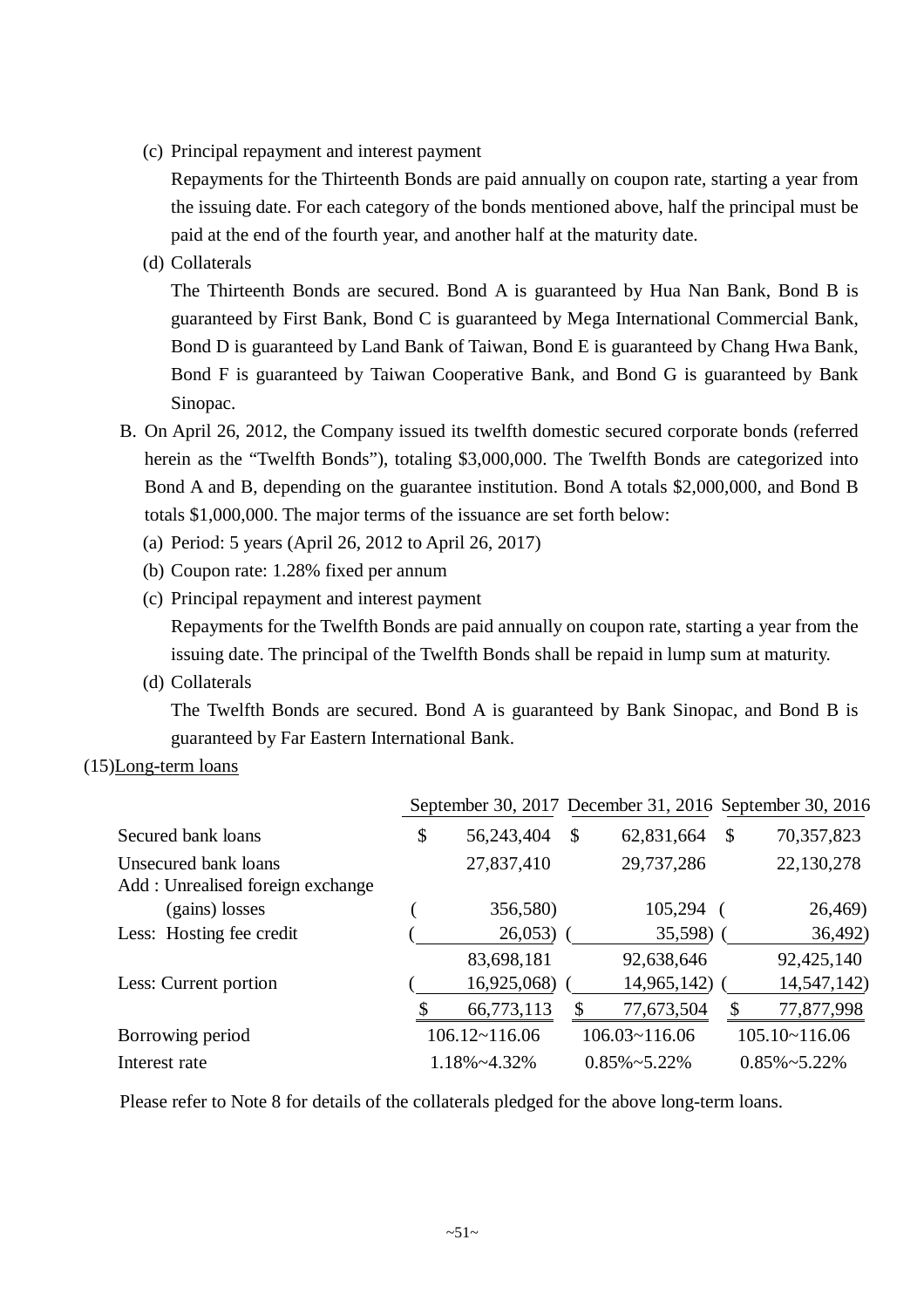(c) Principal repayment and interest payment

Repayments for the Thirteenth Bonds are paid annually on coupon rate, starting a year from the issuing date. For each category of the bonds mentioned above, half the principal must be paid at the end of the fourth year, and another half at the maturity date.

(d) Collaterals

The Thirteenth Bonds are secured. Bond A is guaranteed by Hua Nan Bank, Bond B is guaranteed by First Bank, Bond C is guaranteed by Mega International Commercial Bank, Bond D is guaranteed by Land Bank of Taiwan, Bond E is guaranteed by Chang Hwa Bank, Bond F is guaranteed by Taiwan Cooperative Bank, and Bond G is guaranteed by Bank Sinopac.

B. On April 26, 2012, the Company issued its twelfth domestic secured corporate bonds (referred herein as the "Twelfth Bonds"), totaling $3,000,000. The Twelfth Bonds are categorized into Bond A and B, depending on the guarantee institution. Bond A totals $2,000,000, and Bond B totals $1,000,000. The major terms of the issuance are set forth below:

(a) Period: 5 years (April 26, 2012 to April 26, 2017)

(b) Coupon rate: 1.28% fixed per annum

(c) Principal repayment and interest payment

Repayments for the Twelfth Bonds are paid annually on coupon rate, starting a year from the issuing date. The principal of the Twelfth Bonds shall be repaid in lump sum at maturity.

(d) Collaterals

The Twelfth Bonds are secured. Bond A is guaranteed by Bank Sinopac, and Bond B is guaranteed by Far Eastern International Bank.

(15)Long-term loans

| | September 30, 2017 | December 31, 2016 | September 30, 2016 |
|---|---|---|---|
| Secured bank loans | $ 56,243,404 | $ 62,831,664 | $ 70,357,823 |
| Unsecured bank loans | 27,837,410 | 29,737,286 | 22,130,278 |
| Add : Unrealised foreign exchange (gains) losses | ( 356,580) | 105,294 | ( 26,469) |
| Less: Hosting fee credit | ( 26,053) | ( 35,598) | ( 36,492) |
| | 83,698,181 | 92,638,646 | 92,425,140 |
| Less: Current portion | ( 16,925,068) | ( 14,965,142) | ( 14,547,142) |
| | $ 66,773,113 | $ 77,673,504 | $ 77,877,998 |
| Borrowing period | 106.12~116.06 | 106.03~116.06 | 105.10~116.06 |
| Interest rate | 1.18%~4.32% | 0.85%~5.22% | 0.85%~5.22% |

Please refer to Note 8 for details of the collaterals pledged for the above long-term loans.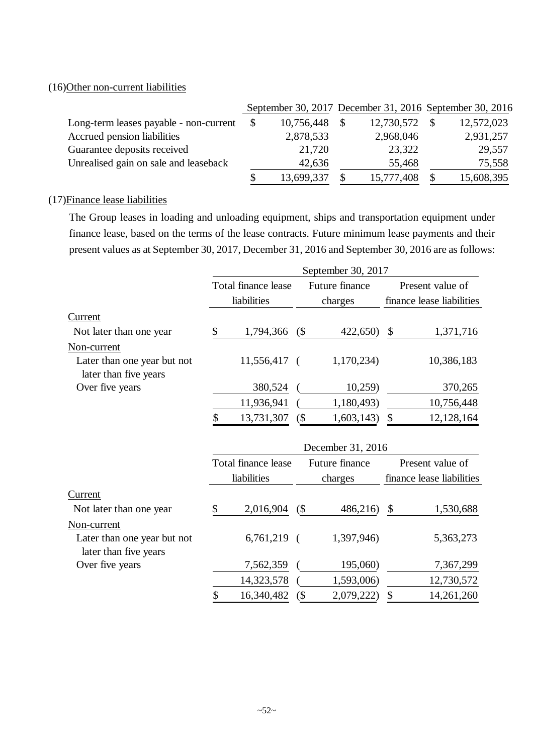(16)Other non-current liabilities

| | September 30, 2017 | December 31, 2016 | September 30, 2016 |
|---|---|---|---|
| Long-term leases payable - non-current | $ 10,756,448 | $ 12,730,572 | $ 12,572,023 |
| Accrued pension liabilities | 2,878,533 | 2,968,046 | 2,931,257 |
| Guarantee deposits received | 21,720 | 23,322 | 29,557 |
| Unrealised gain on sale and leaseback | 42,636 | 55,468 | 75,558 |
| | $ 13,699,337 | $ 15,777,408 | $ 15,608,395 |

(17)Finance lease liabilities

The Group leases in loading and unloading equipment, ships and transportation equipment under finance lease, based on the terms of the lease contracts. Future minimum lease payments and their present values as at September 30, 2017, December 31, 2016 and September 30, 2016 are as follows:

| | September 30, 2017 | | |
|---|---|---|---|
| | Total finance lease liabilities | Future finance charges | Present value of finance lease liabilities |
| Current | | | |
| Not later than one year | $ 1,794,366 | ($ 422,650) | $ 1,371,716 |
| Non-current | | | |
| Later than one year but not later than five years | 11,556,417 | ( 1,170,234) | 10,386,183 |
| Over five years | 380,524 | ( 10,259) | 370,265 |
| | 11,936,941 | ( 1,180,493) | 10,756,448 |
| | $ 13,731,307 | ($ 1,603,143) | $ 12,128,164 |

| | December 31, 2016 | | |
|---|---|---|---|
| | Total finance lease liabilities | Future finance charges | Present value of finance lease liabilities |
| Current | | | |
| Not later than one year | $ 2,016,904 | ($ 486,216) | $ 1,530,688 |
| Non-current | | | |
| Later than one year but not later than five years | 6,761,219 | ( 1,397,946) | 5,363,273 |
| Over five years | 7,562,359 | ( 195,060) | 7,367,299 |
| | 14,323,578 | ( 1,593,006) | 12,730,572 |
| | $ 16,340,482 | ($ 2,079,222) | $ 14,261,260 |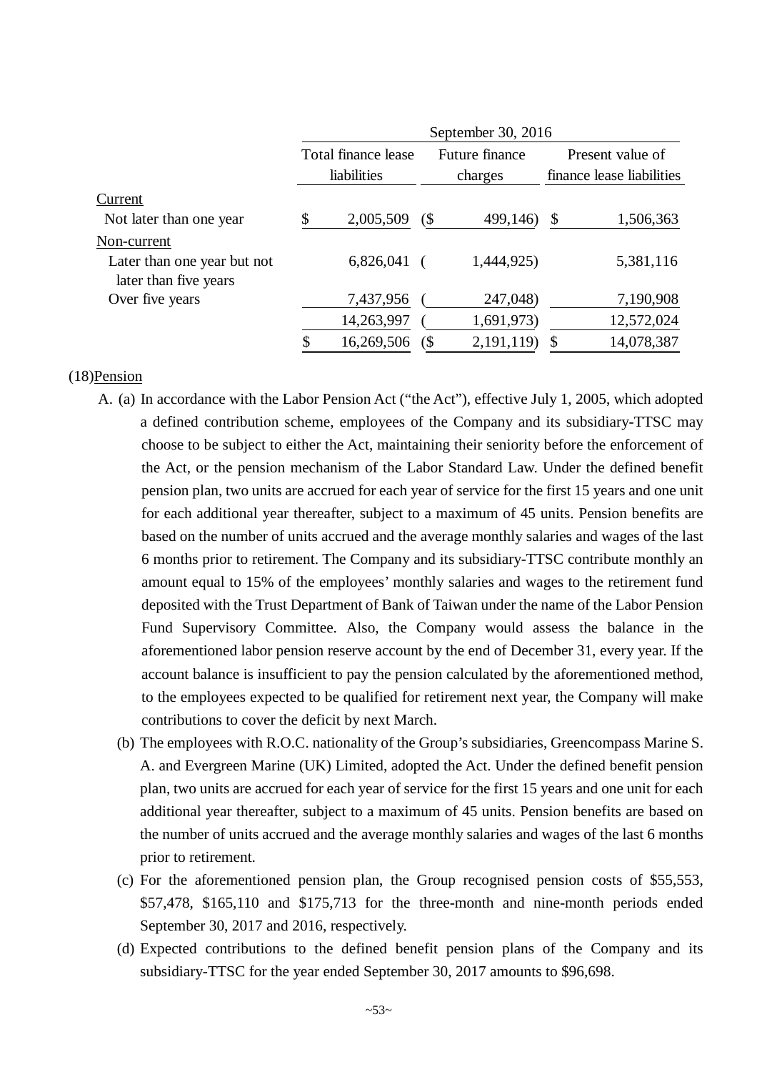| | September 30, 2016 | | |
|---|---|---|---|
| | Total finance lease liabilities | Future finance charges | Present value of finance lease liabilities |
| Current | | | |
| Not later than one year | $ 2,005,509 | ($ 499,146) | $ 1,506,363 |
| Non-current | | | |
| Later than one year but not later than five years | 6,826,041 | ( 1,444,925) | 5,381,116 |
| Over five years | 7,437,956 | ( 247,048) | 7,190,908 |
| | 14,263,997 | ( 1,691,973) | 12,572,024 |
| | $ 16,269,506 | ($ 2,191,119) | $ 14,078,387 |

(18)Pension

A. (a) In accordance with the Labor Pension Act ("the Act"), effective July 1, 2005, which adopted a defined contribution scheme, employees of the Company and its subsidiary-TTSC may choose to be subject to either the Act, maintaining their seniority before the enforcement of the Act, or the pension mechanism of the Labor Standard Law. Under the defined benefit pension plan, two units are accrued for each year of service for the first 15 years and one unit for each additional year thereafter, subject to a maximum of 45 units. Pension benefits are based on the number of units accrued and the average monthly salaries and wages of the last 6 months prior to retirement. The Company and its subsidiary-TTSC contribute monthly an amount equal to 15% of the employees' monthly salaries and wages to the retirement fund deposited with the Trust Department of Bank of Taiwan under the name of the Labor Pension Fund Supervisory Committee. Also, the Company would assess the balance in the aforementioned labor pension reserve account by the end of December 31, every year. If the account balance is insufficient to pay the pension calculated by the aforementioned method, to the employees expected to be qualified for retirement next year, the Company will make contributions to cover the deficit by next March.

(b) The employees with R.O.C. nationality of the Group's subsidiaries, Greencompass Marine S. A. and Evergreen Marine (UK) Limited, adopted the Act. Under the defined benefit pension plan, two units are accrued for each year of service for the first 15 years and one unit for each additional year thereafter, subject to a maximum of 45 units. Pension benefits are based on the number of units accrued and the average monthly salaries and wages of the last 6 months prior to retirement.

(c) For the aforementioned pension plan, the Group recognised pension costs of $55,553, $57,478, $165,110 and $175,713 for the three-month and nine-month periods ended September 30, 2017 and 2016, respectively.

(d) Expected contributions to the defined benefit pension plans of the Company and its subsidiary-TTSC for the year ended September 30, 2017 amounts to $96,698.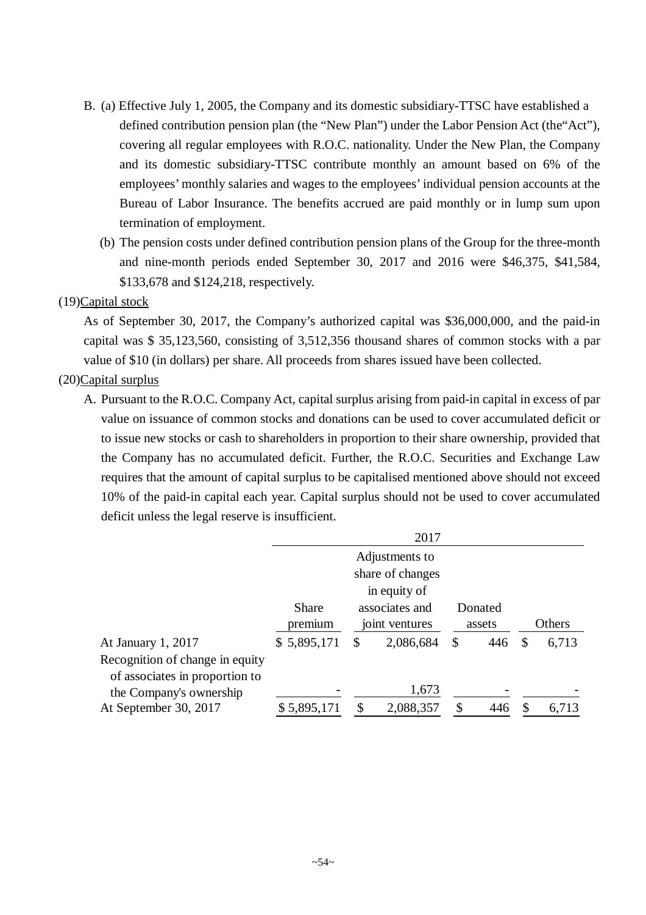B. (a) Effective July 1, 2005, the Company and its domestic subsidiary-TTSC have established a defined contribution pension plan (the "New Plan") under the Labor Pension Act (the"Act"), covering all regular employees with R.O.C. nationality. Under the New Plan, the Company and its domestic subsidiary-TTSC contribute monthly an amount based on 6% of the employees' monthly salaries and wages to the employees' individual pension accounts at the Bureau of Labor Insurance. The benefits accrued are paid monthly or in lump sum upon termination of employment.

(b) The pension costs under defined contribution pension plans of the Group for the three-month and nine-month periods ended September 30, 2017 and 2016 were $46,375, $41,584, $133,678 and $124,218, respectively.

(19)Capital stock

As of September 30, 2017, the Company's authorized capital was $36,000,000, and the paid-in capital was $ 35,123,560, consisting of 3,512,356 thousand shares of common stocks with a par value of $10 (in dollars) per share. All proceeds from shares issued have been collected.

(20)Capital surplus

A. Pursuant to the R.O.C. Company Act, capital surplus arising from paid-in capital in excess of par value on issuance of common stocks and donations can be used to cover accumulated deficit or to issue new stocks or cash to shareholders in proportion to their share ownership, provided that the Company has no accumulated deficit. Further, the R.O.C. Securities and Exchange Law requires that the amount of capital surplus to be capitalised mentioned above should not exceed 10% of the paid-in capital each year. Capital surplus should not be used to cover accumulated deficit unless the legal reserve is insufficient.

| | 2017 | | | |
|---|---|---|---|---|
| | Share premium | Adjustments to share of changes in equity of associates and joint ventures | Donated assets | Others |
| At January 1, 2017 | $ 5,895,171 | $ 2,086,684 | $ 446 | $ 6,713 |
| Recognition of change in equity of associates in proportion to the Company's ownership | - | 1,673 | - | - |
| At September 30, 2017 | $ 5,895,171 | $ 2,088,357 | $ 446 | $ 6,713 |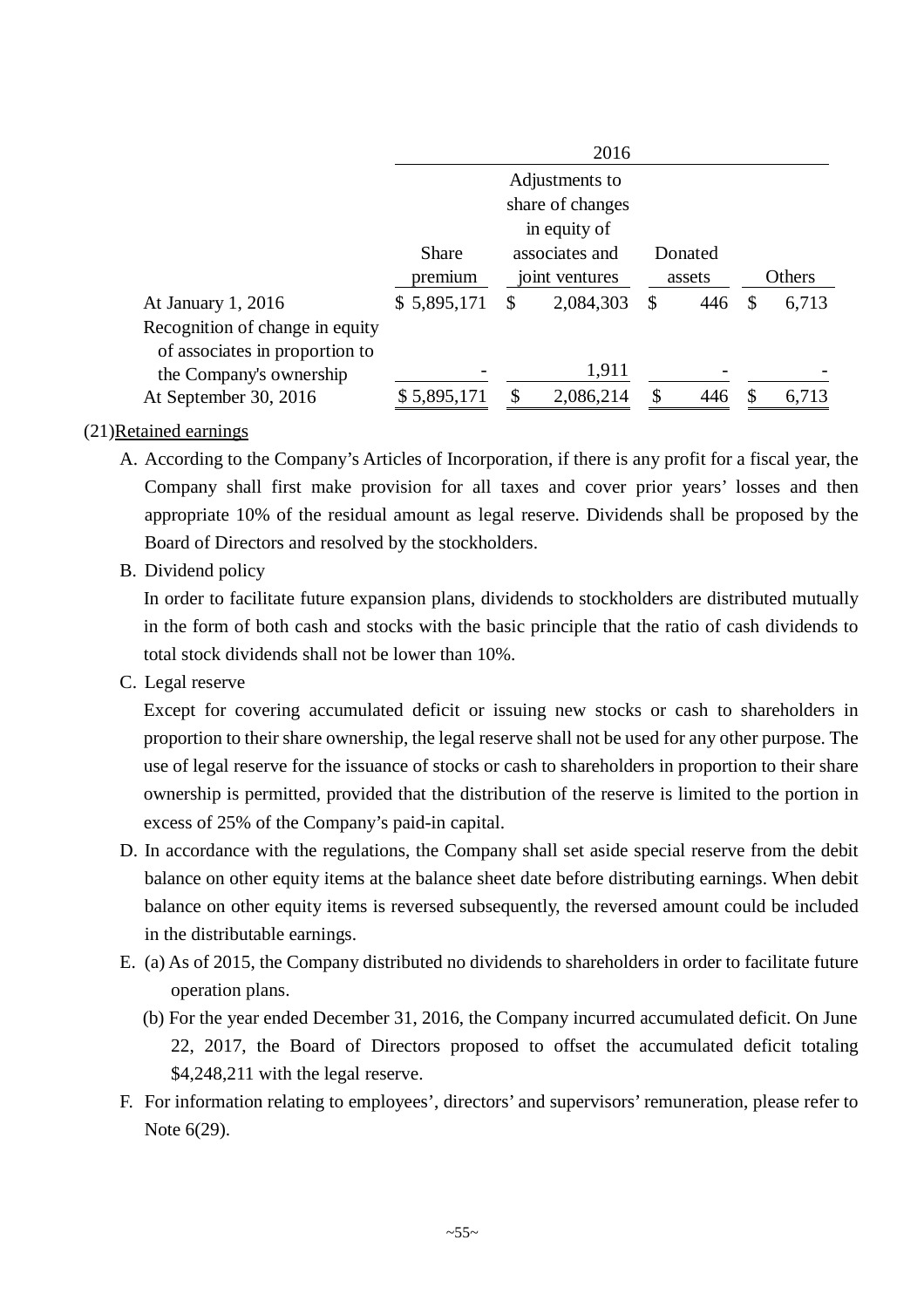| | 2016 | | | |
|---|---|---|---|---|
| | Share premium | Adjustments to share of changes in equity of associates and joint ventures | Donated assets | Others |
| At January 1, 2016 | $ 5,895,171 | $ 2,084,303 | $ 446 | $ 6,713 |
| Recognition of change in equity of associates in proportion to the Company's ownership | - | 1,911 | - | - |
| At September 30, 2016 | $ 5,895,171 | $ 2,086,214 | $ 446 | $ 6,713 |

(21)Retained earnings

A. According to the Company's Articles of Incorporation, if there is any profit for a fiscal year, the Company shall first make provision for all taxes and cover prior years' losses and then appropriate 10% of the residual amount as legal reserve. Dividends shall be proposed by the Board of Directors and resolved by the stockholders.

B. Dividend policy

In order to facilitate future expansion plans, dividends to stockholders are distributed mutually in the form of both cash and stocks with the basic principle that the ratio of cash dividends to total stock dividends shall not be lower than 10%.

C. Legal reserve

Except for covering accumulated deficit or issuing new stocks or cash to shareholders in proportion to their share ownership, the legal reserve shall not be used for any other purpose. The use of legal reserve for the issuance of stocks or cash to shareholders in proportion to their share ownership is permitted, provided that the distribution of the reserve is limited to the portion in excess of 25% of the Company's paid-in capital.

D. In accordance with the regulations, the Company shall set aside special reserve from the debit balance on other equity items at the balance sheet date before distributing earnings. When debit balance on other equity items is reversed subsequently, the reversed amount could be included in the distributable earnings.

E. (a) As of 2015, the Company distributed no dividends to shareholders in order to facilitate future operation plans.

(b) For the year ended December 31, 2016, the Company incurred accumulated deficit. On June 22, 2017, the Board of Directors proposed to offset the accumulated deficit totaling $4,248,211 with the legal reserve.

F. For information relating to employees', directors' and supervisors' remuneration, please refer to Note 6(29).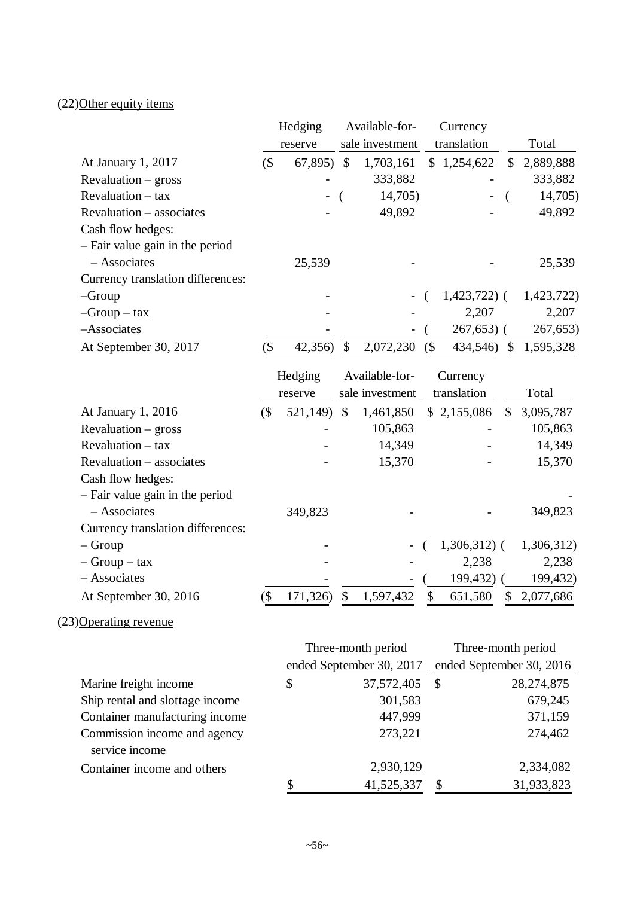## (22) Other equity items

| | Hedging reserve | Available-for-sale investment | Currency translation | Total |
|---|---|---|---|---|
| At January 1, 2017 | ($ 67,895) | $ 1,703,161 | $ 1,254,622 | $ 2,889,888 |
| Revaluation – gross | - | 333,882 | - | 333,882 |
| Revaluation – tax | - | ( 14,705) | - | ( 14,705) |
| Revaluation – associates | - | 49,892 | - | 49,892 |
| Cash flow hedges: | | | | |
| – Fair value gain in the period | | | | |
| – Associates | 25,539 | - | - | 25,539 |
| Currency translation differences: | | | | |
| –Group | - | - | ( 1,423,722) | ( 1,423,722) |
| –Group – tax | - | - | 2,207 | 2,207 |
| –Associates | - | - | ( 267,653) | ( 267,653) |
| At September 30, 2017 | ($ 42,356) | $ 2,072,230 | ($ 434,546) | $ 1,595,328 |

| | Hedging reserve | Available-for-sale investment | Currency translation | Total |
|---|---|---|---|---|
| At January 1, 2016 | ($ 521,149) | $ 1,461,850 | $ 2,155,086 | $ 3,095,787 |
| Revaluation – gross | - | 105,863 | - | 105,863 |
| Revaluation – tax | - | 14,349 | - | 14,349 |
| Revaluation – associates | - | 15,370 | - | 15,370 |
| Cash flow hedges: | | | | |
| – Fair value gain in the period | | | | - |
| – Associates | 349,823 | - | - | 349,823 |
| Currency translation differences: | | | | |
| – Group | - | - | ( 1,306,312) | ( 1,306,312) |
| – Group – tax | - | - | 2,238 | 2,238 |
| – Associates | - | - | ( 199,432) | ( 199,432) |
| At September 30, 2016 | ($ 171,326) | $ 1,597,432 | $ 651,580 | $ 2,077,686 |

## (23) Operating revenue

| | Three-month period ended September 30, 2017 | Three-month period ended September 30, 2016 |
|---|---|---|
| Marine freight income | $ 37,572,405 | $ 28,274,875 |
| Ship rental and slottage income | 301,583 | 679,245 |
| Container manufacturing income | 447,999 | 371,159 |
| Commission income and agency service income | 273,221 | 274,462 |
| Container income and others | 2,930,129 | 2,334,082 |
| | $ 41,525,337 | $ 31,933,823 |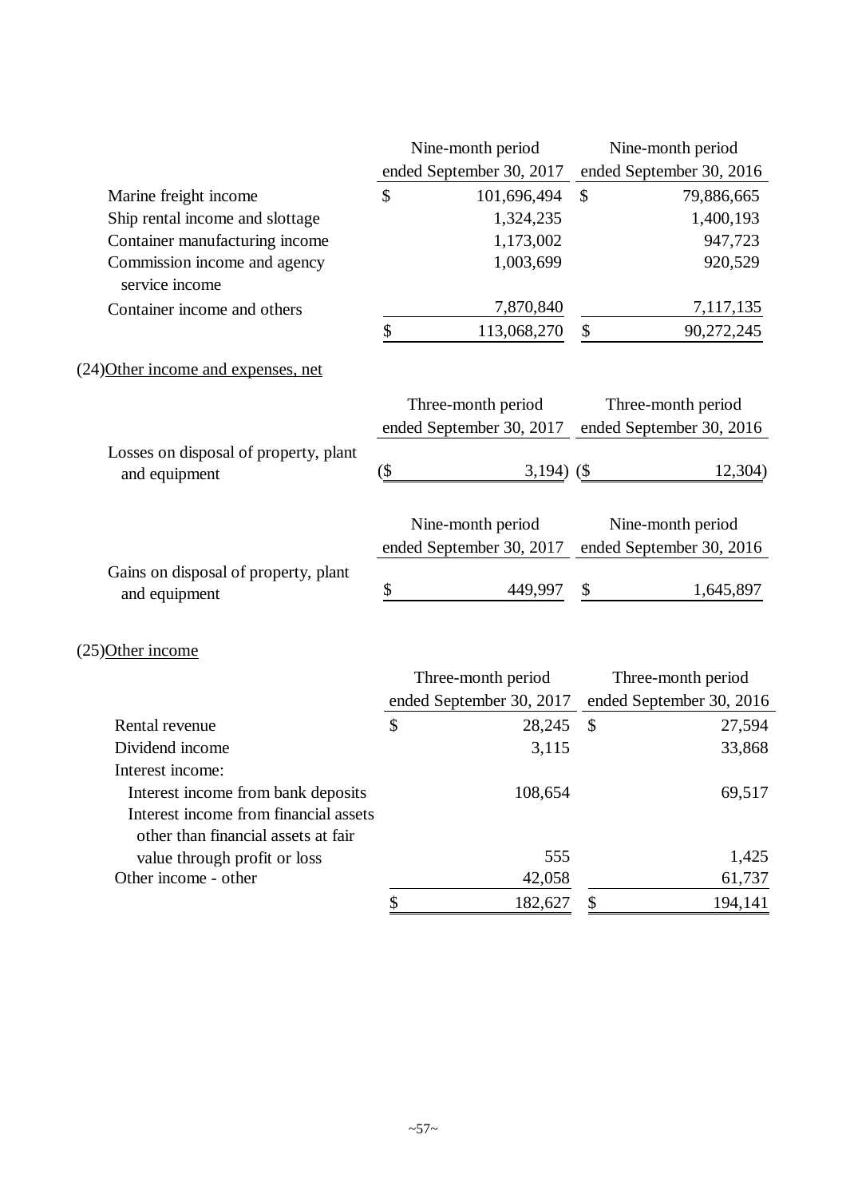| | Nine-month period ended September 30, 2017 | Nine-month period ended September 30, 2016 |
|---|---|---|
| Marine freight income | $ 101,696,494 | $ 79,886,665 |
| Ship rental income and slottage | 1,324,235 | 1,400,193 |
| Container manufacturing income | 1,173,002 | 947,723 |
| Commission income and agency service income | 1,003,699 | 920,529 |
| Container income and others | 7,870,840 | 7,117,135 |
| | $ 113,068,270 | $ 90,272,245 |

(24)Other income and expenses, net

| | Three-month period ended September 30, 2017 | Three-month period ended September 30, 2016 |
|---|---|---|
| Losses on disposal of property, plant and equipment | ($ 3,194) | ($ 12,304) |

| | Nine-month period ended September 30, 2017 | Nine-month period ended September 30, 2016 |
|---|---|---|
| Gains on disposal of property, plant and equipment | $ 449,997 | $ 1,645,897 |

(25)Other income

| | Three-month period ended September 30, 2017 | Three-month period ended September 30, 2016 |
|---|---|---|
| Rental revenue | $ 28,245 | $ 27,594 |
| Dividend income | 3,115 | 33,868 |
| Interest income: | | |
| Interest income from bank deposits | 108,654 | 69,517 |
| Interest income from financial assets other than financial assets at fair value through profit or loss | 555 | 1,425 |
| Other income - other | 42,058 | 61,737 |
| | $ 182,627 | $ 194,141 |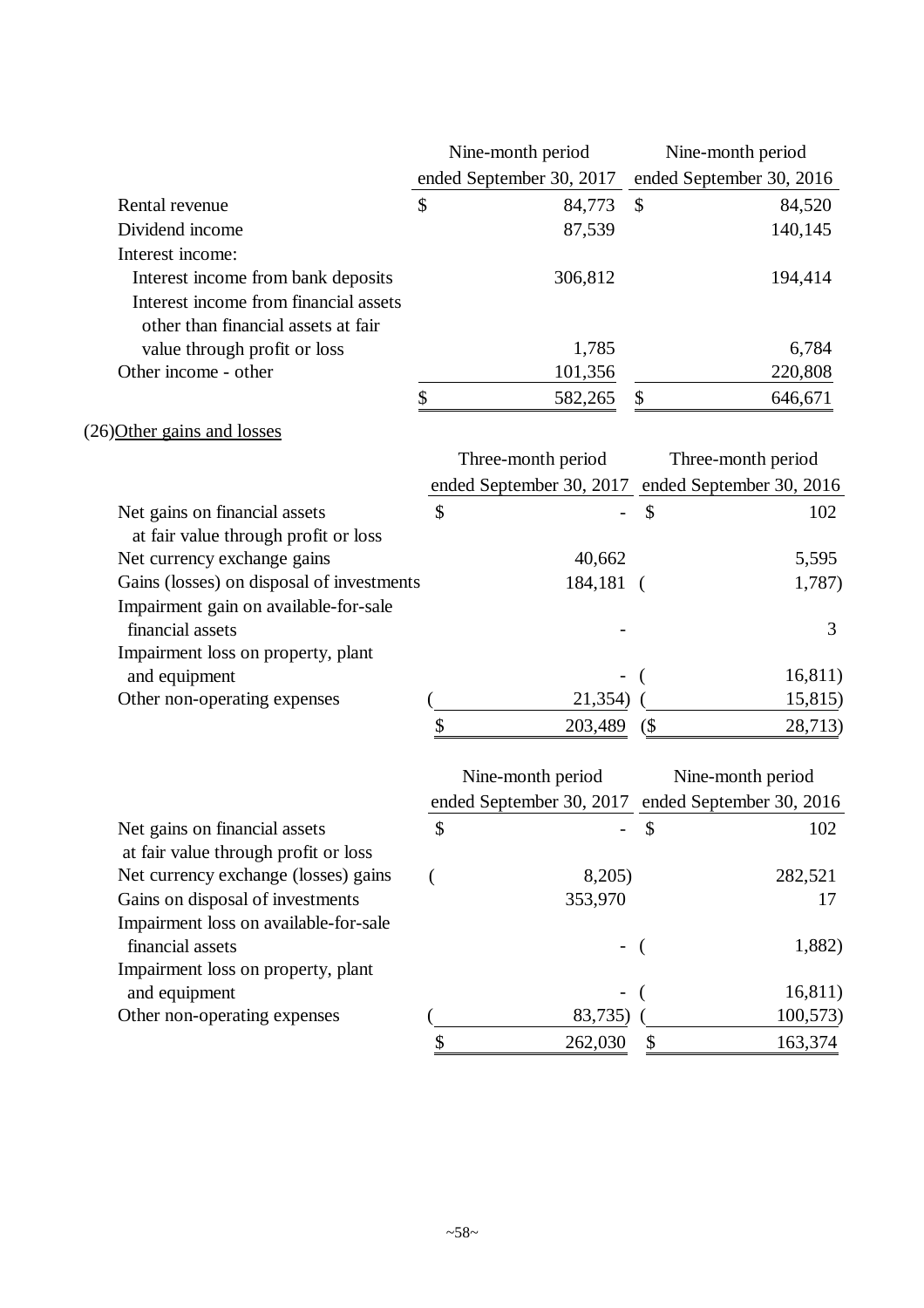| | Nine-month period ended September 30, 2017 | Nine-month period ended September 30, 2016 |
|---|---|---|
| Rental revenue | $ 84,773 | $ 84,520 |
| Dividend income | 87,539 | 140,145 |
| Interest income: | | |
| Interest income from bank deposits | 306,812 | 194,414 |
| Interest income from financial assets other than financial assets at fair value through profit or loss | 1,785 | 6,784 |
| Other income - other | 101,356 | 220,808 |
| | $ 582,265 | $ 646,671 |

(26)Other gains and losses

| | Three-month period ended September 30, 2017 | Three-month period ended September 30, 2016 |
|---|---|---|
| Net gains on financial assets at fair value through profit or loss | $ - | $ 102 |
| Net currency exchange gains | 40,662 | 5,595 |
| Gains (losses) on disposal of investments | 184,181 | ( 1,787) |
| Impairment gain on available-for-sale financial assets | - | 3 |
| Impairment loss on property, plant and equipment | - | ( 16,811) |
| Other non-operating expenses | ( 21,354) | ( 15,815) |
| | $ 203,489 | ($ 28,713) |

| | Nine-month period ended September 30, 2017 | Nine-month period ended September 30, 2016 |
|---|---|---|
| Net gains on financial assets at fair value through profit or loss | $ - | $ 102 |
| Net currency exchange (losses) gains | ( 8,205) | 282,521 |
| Gains on disposal of investments | 353,970 | 17 |
| Impairment loss on available-for-sale financial assets | - | ( 1,882) |
| Impairment loss on property, plant and equipment | - | ( 16,811) |
| Other non-operating expenses | ( 83,735) | ( 100,573) |
| | $ 262,030 | $ 163,374 |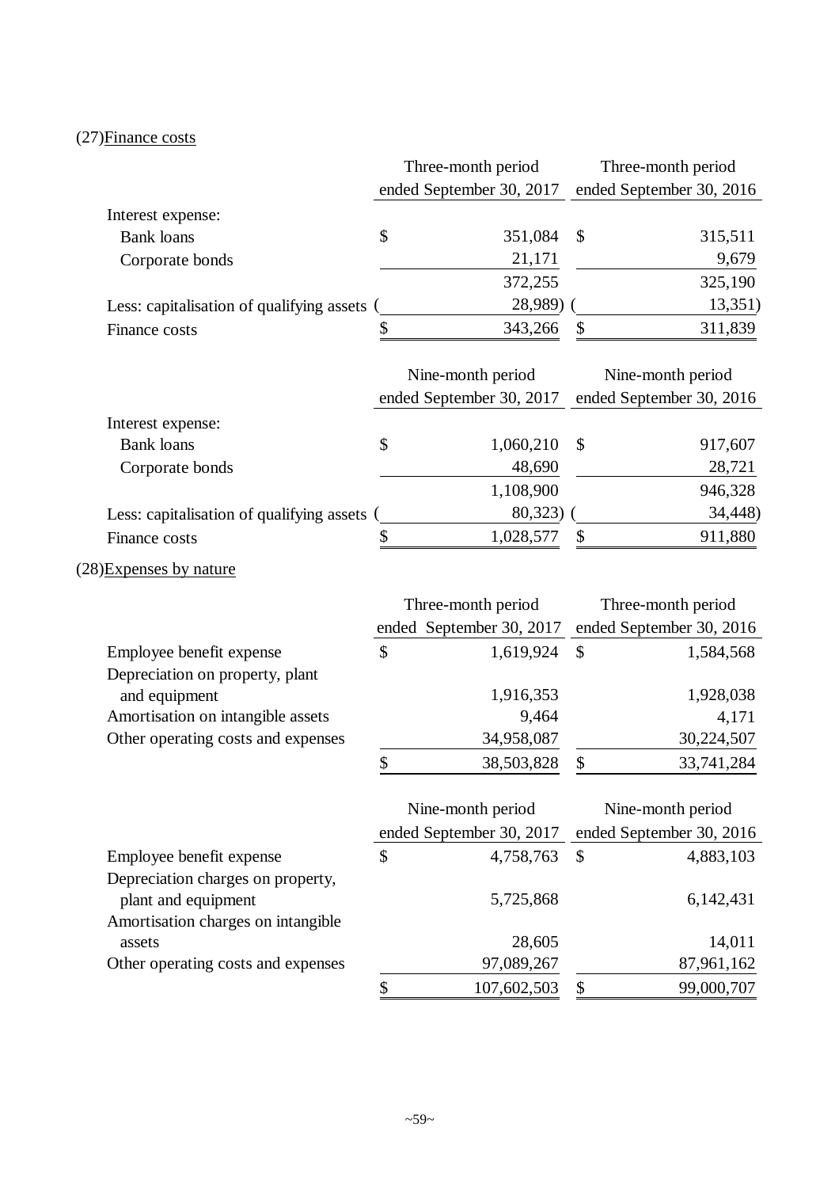## (27) Finance costs

| | Three-month period ended September 30, 2017 | Three-month period ended September 30, 2016 |
|---|---|---|
| Interest expense: | | |
| Bank loans | $ 351,084 | $ 315,511 |
| Corporate bonds | 21,171 | 9,679 |
| | 372,255 | 325,190 |
| Less: capitalisation of qualifying assets | ( 28,989) | ( 13,351) |
| Finance costs | $ 343,266 | $ 311,839 |

| | Nine-month period ended September 30, 2017 | Nine-month period ended September 30, 2016 |
|---|---|---|
| Interest expense: | | |
| Bank loans | $ 1,060,210 | $ 917,607 |
| Corporate bonds | 48,690 | 28,721 |
| | 1,108,900 | 946,328 |
| Less: capitalisation of qualifying assets | ( 80,323) | ( 34,448) |
| Finance costs | $ 1,028,577 | $ 911,880 |

## (28) Expenses by nature

| | Three-month period ended September 30, 2017 | Three-month period ended September 30, 2016 |
|---|---|---|
| Employee benefit expense | $ 1,619,924 | $ 1,584,568 |
| Depreciation on property, plant and equipment | 1,916,353 | 1,928,038 |
| Amortisation on intangible assets | 9,464 | 4,171 |
| Other operating costs and expenses | 34,958,087 | 30,224,507 |
| | $ 38,503,828 | $ 33,741,284 |

| | Nine-month period ended September 30, 2017 | Nine-month period ended September 30, 2016 |
|---|---|---|
| Employee benefit expense | $ 4,758,763 | $ 4,883,103 |
| Depreciation charges on property, plant and equipment | 5,725,868 | 6,142,431 |
| Amortisation charges on intangible assets | 28,605 | 14,011 |
| Other operating costs and expenses | 97,089,267 | 87,961,162 |
| | $ 107,602,503 | $ 99,000,707 |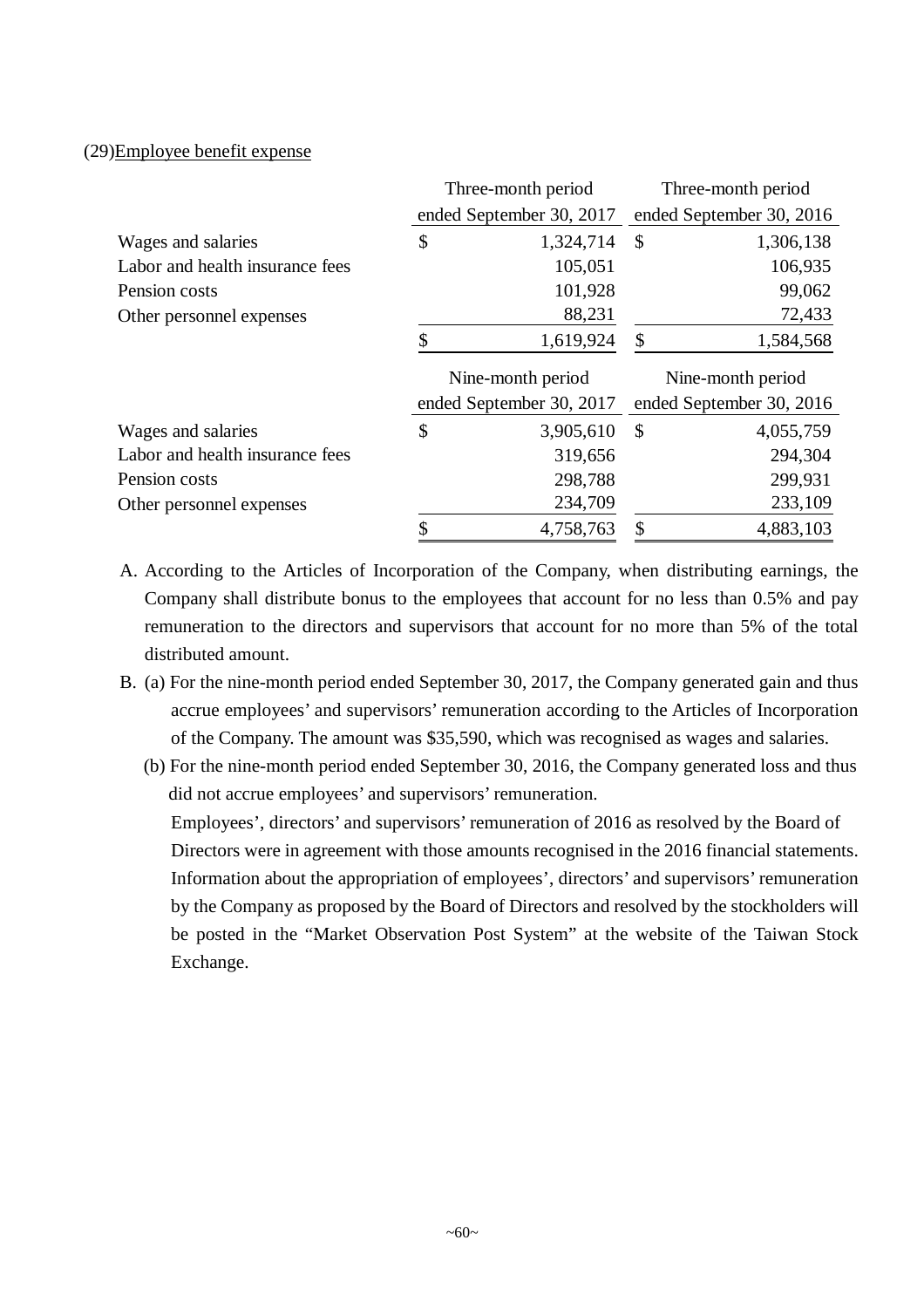(29)Employee benefit expense

| | Three-month period ended September 30, 2017 | Three-month period ended September 30, 2016 |
|---|---|---|
| Wages and salaries | $ 1,324,714 | $ 1,306,138 |
| Labor and health insurance fees | 105,051 | 106,935 |
| Pension costs | 101,928 | 99,062 |
| Other personnel expenses | 88,231 | 72,433 |
| | $ 1,619,924 | $ 1,584,568 |

| | Nine-month period ended September 30, 2017 | Nine-month period ended September 30, 2016 |
|---|---|---|
| Wages and salaries | $ 3,905,610 | $ 4,055,759 |
| Labor and health insurance fees | 319,656 | 294,304 |
| Pension costs | 298,788 | 299,931 |
| Other personnel expenses | 234,709 | 233,109 |
| | $ 4,758,763 | $ 4,883,103 |

A. According to the Articles of Incorporation of the Company, when distributing earnings, the Company shall distribute bonus to the employees that account for no less than 0.5% and pay remuneration to the directors and supervisors that account for no more than 5% of the total distributed amount.

B. (a) For the nine-month period ended September 30, 2017, the Company generated gain and thus accrue employees' and supervisors' remuneration according to the Articles of Incorporation of the Company. The amount was $35,590, which was recognised as wages and salaries.

   (b) For the nine-month period ended September 30, 2016, the Company generated loss and thus did not accrue employees' and supervisors' remuneration.

   Employees', directors' and supervisors' remuneration of 2016 as resolved by the Board of Directors were in agreement with those amounts recognised in the 2016 financial statements. Information about the appropriation of employees', directors' and supervisors' remuneration by the Company as proposed by the Board of Directors and resolved by the stockholders will be posted in the "Market Observation Post System" at the website of the Taiwan Stock Exchange.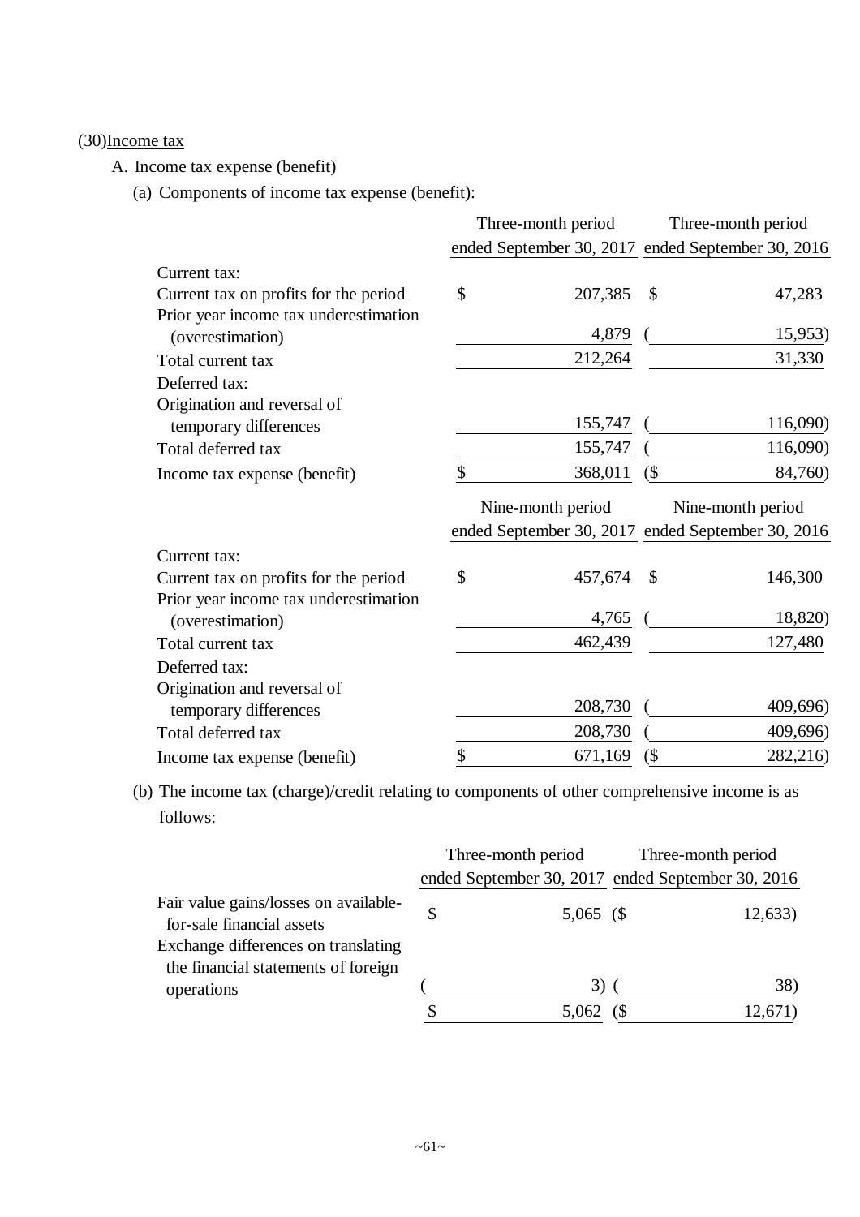(30)Income tax

A. Income tax expense (benefit)

(a) Components of income tax expense (benefit):

| | Three-month period ended September 30, 2017 | Three-month period ended September 30, 2016 |
|---|---|---|
| Current tax: | | |
| Current tax on profits for the period | $ 207,385 | $ 47,283 |
| Prior year income tax underestimation (overestimation) | 4,879 | ( 15,953) |
| Total current tax | 212,264 | 31,330 |
| Deferred tax: | | |
| Origination and reversal of temporary differences | 155,747 | ( 116,090) |
| Total deferred tax | 155,747 | ( 116,090) |
| Income tax expense (benefit) | $ 368,011 | ($ 84,760) |

| | Nine-month period ended September 30, 2017 | Nine-month period ended September 30, 2016 |
|---|---|---|
| Current tax: | | |
| Current tax on profits for the period | $ 457,674 | $ 146,300 |
| Prior year income tax underestimation (overestimation) | 4,765 | ( 18,820) |
| Total current tax | 462,439 | 127,480 |
| Deferred tax: | | |
| Origination and reversal of temporary differences | 208,730 | ( 409,696) |
| Total deferred tax | 208,730 | ( 409,696) |
| Income tax expense (benefit) | $ 671,169 | ($ 282,216) |

(b) The income tax (charge)/credit relating to components of other comprehensive income is as follows:

| | Three-month period ended September 30, 2017 | Three-month period ended September 30, 2016 |
|---|---|---|
| Fair value gains/losses on available-for-sale financial assets | $ 5,065 | ($ 12,633) |
| Exchange differences on translating the financial statements of foreign operations | ( 3) | ( 38) |
| | $ 5,062 | ($ 12,671) |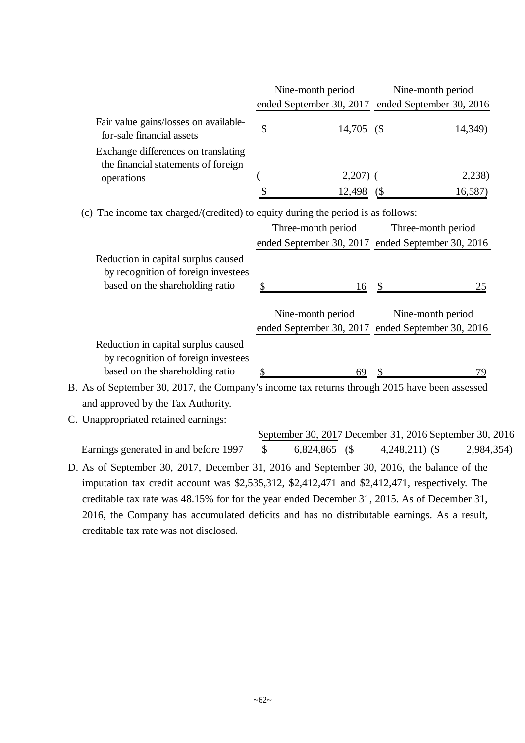| | Nine-month period ended September 30, 2017 | Nine-month period ended September 30, 2016 |
|---|---|---|
| Fair value gains/losses on available-for-sale financial assets | $ 14,705 | ($ 14,349) |
| Exchange differences on translating the financial statements of foreign operations | ( 2,207) | ( 2,238) |
| | $ 12,498 | ($ 16,587) |

(c) The income tax charged/(credited) to equity during the period is as follows:

| | Three-month period ended September 30, 2017 | Three-month period ended September 30, 2016 |
|---|---|---|
| Reduction in capital surplus caused by recognition of foreign investees based on the shareholding ratio | $ 16 | $ 25 |

| | Nine-month period ended September 30, 2017 | Nine-month period ended September 30, 2016 |
|---|---|---|
| Reduction in capital surplus caused by recognition of foreign investees based on the shareholding ratio | $ 69 | $ 79 |

B. As of September 30, 2017, the Company's income tax returns through 2015 have been assessed and approved by the Tax Authority.

C. Unappropriated retained earnings:

| | September 30, 2017 | December 31, 2016 | September 30, 2016 |
|---|---|---|---|
| Earnings generated in and before 1997 | $ 6,824,865 | ($ 4,248,211) | ($ 2,984,354) |

D. As of September 30, 2017, December 31, 2016 and September 30, 2016, the balance of the imputation tax credit account was $2,535,312, $2,412,471 and $2,412,471, respectively. The creditable tax rate was 48.15% for for the year ended December 31, 2015. As of December 31, 2016, the Company has accumulated deficits and has no distributable earnings. As a result, creditable tax rate was not disclosed.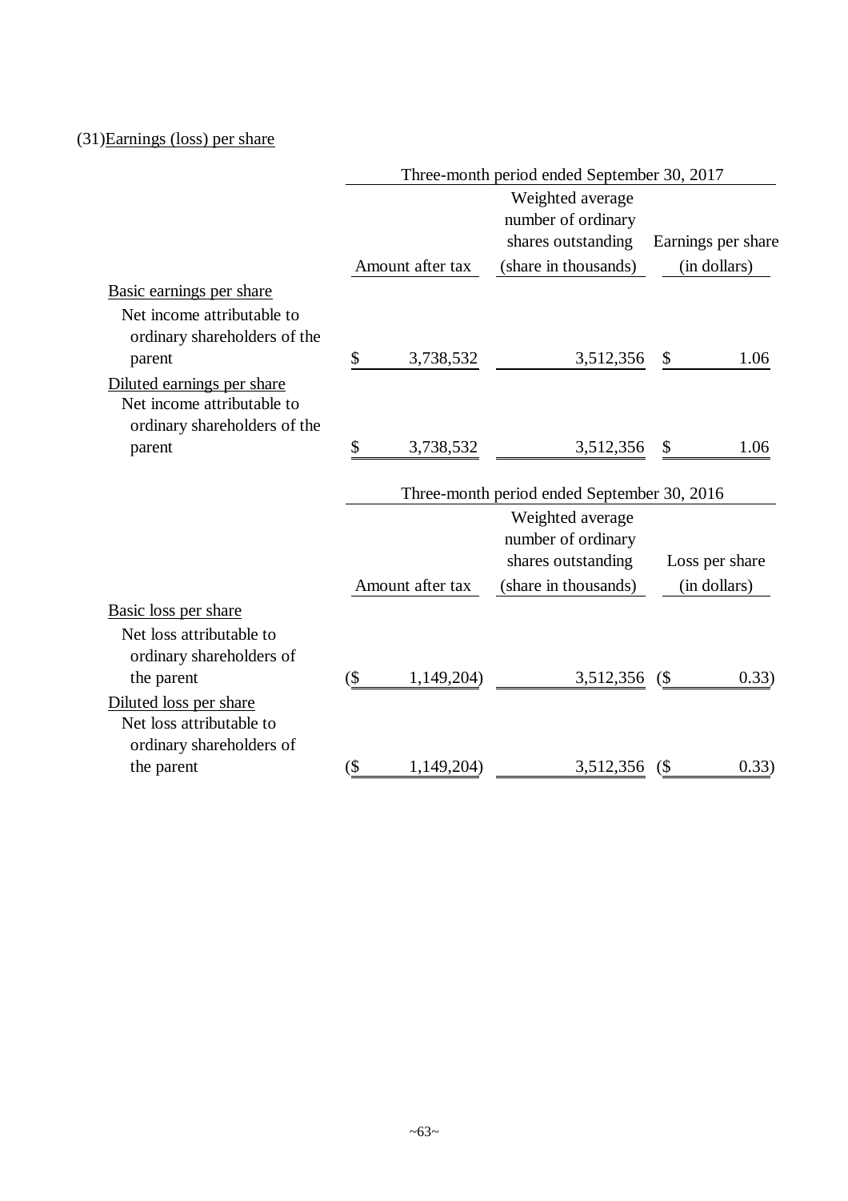(31)Earnings (loss) per share

| | Three-month period ended September 30, 2017 | | |
|---|---|---|---|
| | Amount after tax | Weighted average number of ordinary shares outstanding (share in thousands) | Earnings per share (in dollars) |
| Basic earnings per share | | | |
| Net income attributable to ordinary shareholders of the parent | $ 3,738,532 | 3,512,356 | $ 1.06 |
| Diluted earnings per share | | | |
| Net income attributable to ordinary shareholders of the parent | $ 3,738,532 | 3,512,356 | $ 1.06 |

| | Three-month period ended September 30, 2016 | | |
|---|---|---|---|
| | Amount after tax | Weighted average number of ordinary shares outstanding (share in thousands) | Loss per share (in dollars) |
| Basic loss per share | | | |
| Net loss attributable to ordinary shareholders of the parent | ($ 1,149,204) | 3,512,356 | ($ 0.33) |
| Diluted loss per share | | | |
| Net loss attributable to ordinary shareholders of the parent | ($ 1,149,204) | 3,512,356 | ($ 0.33) |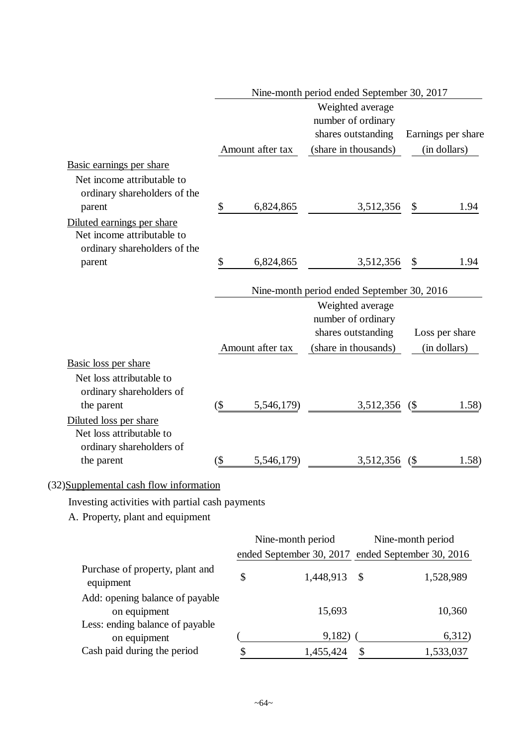| | Nine-month period ended September 30, 2017 | | |
|---|---|---|---|
| | Amount after tax | Weighted average number of ordinary shares outstanding (share in thousands) | Earnings per share (in dollars) |
| Basic earnings per share | | | |
| Net income attributable to ordinary shareholders of the parent | $ 6,824,865 | 3,512,356 | $ 1.94 |
| Diluted earnings per share | | | |
| Net income attributable to ordinary shareholders of the parent | $ 6,824,865 | 3,512,356 | $ 1.94 |

| | Nine-month period ended September 30, 2016 | | |
|---|---|---|---|
| | Amount after tax | Weighted average number of ordinary shares outstanding (share in thousands) | Loss per share (in dollars) |
| Basic loss per share | | | |
| Net loss attributable to ordinary shareholders of the parent | ($ 5,546,179) | 3,512,356 | ($ 1.58) |
| Diluted loss per share | | | |
| Net loss attributable to ordinary shareholders of the parent | ($ 5,546,179) | 3,512,356 | ($ 1.58) |

(32)Supplemental cash flow information

Investing activities with partial cash payments

A. Property, plant and equipment

| | Nine-month period ended September 30, 2017 | Nine-month period ended September 30, 2016 |
|---|---|---|
| Purchase of property, plant and equipment | $ 1,448,913 | $ 1,528,989 |
| Add: opening balance of payable on equipment | 15,693 | 10,360 |
| Less: ending balance of payable on equipment | ( 9,182) | ( 6,312) |
| Cash paid during the period | $ 1,455,424 | $ 1,533,037 |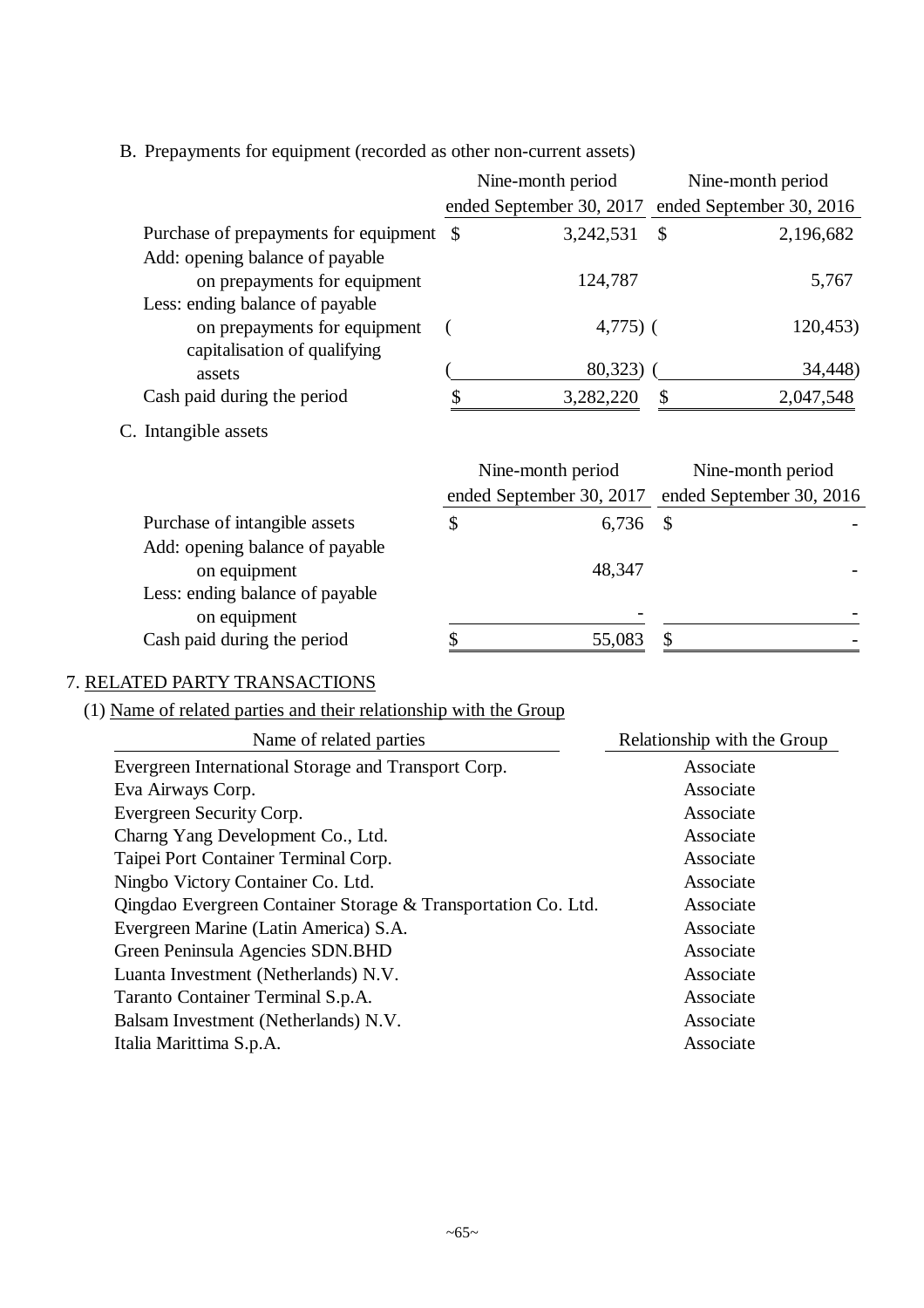B. Prepayments for equipment (recorded as other non-current assets)

| | Nine-month period ended September 30, 2017 | Nine-month period ended September 30, 2016 |
|---|---|---|
| Purchase of prepayments for equipment | $ 3,242,531 | $ 2,196,682 |
| Add: opening balance of payable on prepayments for equipment | 124,787 | 5,767 |
| Less: ending balance of payable on prepayments for equipment | ( 4,775) | ( 120,453) |
| capitalisation of qualifying assets | ( 80,323) | ( 34,448) |
| Cash paid during the period | $ 3,282,220 | $ 2,047,548 |

C. Intangible assets

| | Nine-month period ended September 30, 2017 | Nine-month period ended September 30, 2016 |
|---|---|---|
| Purchase of intangible assets | $ 6,736 | $ - |
| Add: opening balance of payable on equipment | 48,347 | - |
| Less: ending balance of payable on equipment | - | - |
| Cash paid during the period | $ 55,083 | $ - |

7. RELATED PARTY TRANSACTIONS

(1) Name of related parties and their relationship with the Group

| Name of related parties | Relationship with the Group |
|---|---|
| Evergreen International Storage and Transport Corp. | Associate |
| Eva Airways Corp. | Associate |
| Evergreen Security Corp. | Associate |
| Charng Yang Development Co., Ltd. | Associate |
| Taipei Port Container Terminal Corp. | Associate |
| Ningbo Victory Container Co. Ltd. | Associate |
| Qingdao Evergreen Container Storage & Transportation Co. Ltd. | Associate |
| Evergreen Marine (Latin America) S.A. | Associate |
| Green Peninsula Agencies SDN.BHD | Associate |
| Luanta Investment (Netherlands) N.V. | Associate |
| Taranto Container Terminal S.p.A. | Associate |
| Balsam Investment (Netherlands) N.V. | Associate |
| Italia Marittima S.p.A. | Associate |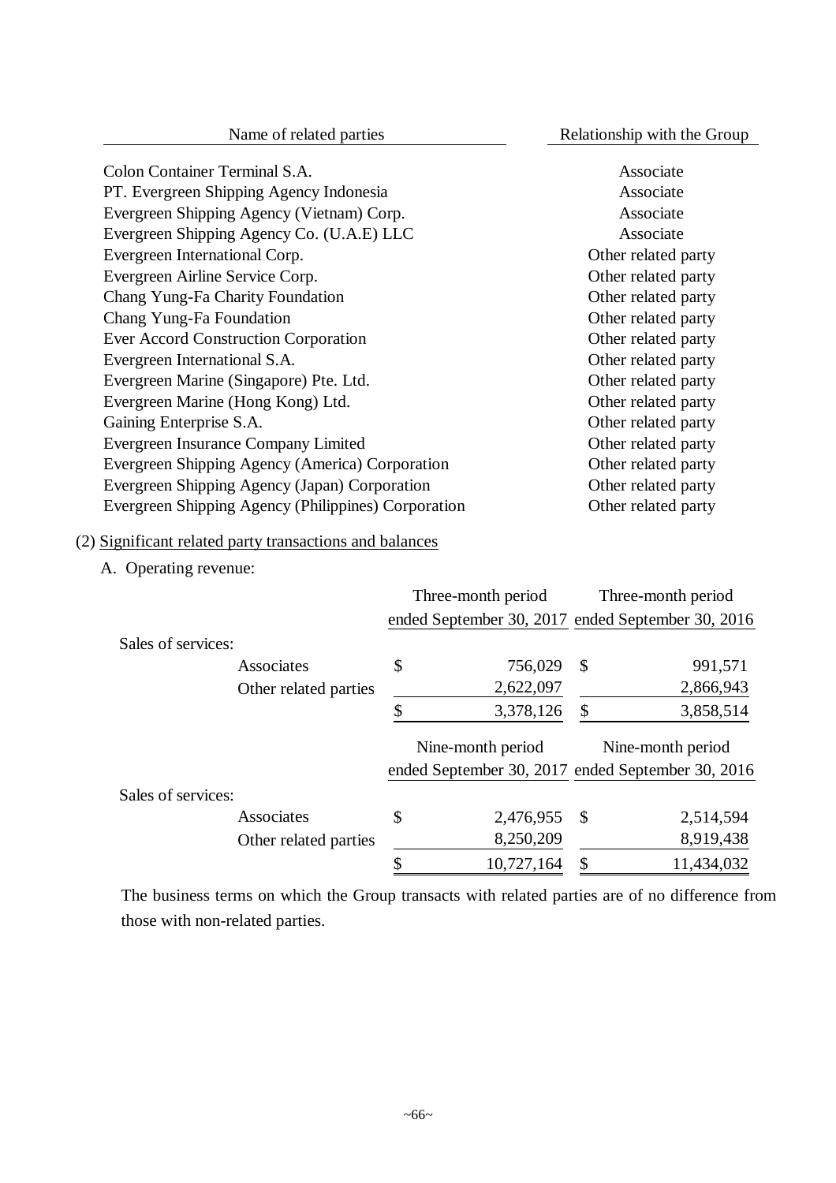| Name of related parties | Relationship with the Group |
|---|---|
| Colon Container Terminal S.A. | Associate |
| PT. Evergreen Shipping Agency Indonesia | Associate |
| Evergreen Shipping Agency (Vietnam) Corp. | Associate |
| Evergreen Shipping Agency Co. (U.A.E) LLC | Associate |
| Evergreen International Corp. | Other related party |
| Evergreen Airline Service Corp. | Other related party |
| Chang Yung-Fa Charity Foundation | Other related party |
| Chang Yung-Fa Foundation | Other related party |
| Ever Accord Construction Corporation | Other related party |
| Evergreen International S.A. | Other related party |
| Evergreen Marine (Singapore) Pte. Ltd. | Other related party |
| Evergreen Marine (Hong Kong) Ltd. | Other related party |
| Gaining Enterprise S.A. | Other related party |
| Evergreen Insurance Company Limited | Other related party |
| Evergreen Shipping Agency (America) Corporation | Other related party |
| Evergreen Shipping Agency (Japan) Corporation | Other related party |
| Evergreen Shipping Agency (Philippines) Corporation | Other related party |

(2) Significant related party transactions and balances

A. Operating revenue:

| | Three-month period ended September 30, 2017 | Three-month period ended September 30, 2016 |
|---|---|---|
| Sales of services: | | |
| Associates | $ 756,029 | $ 991,571 |
| Other related parties | 2,622,097 | 2,866,943 |
| | $ 3,378,126 | $ 3,858,514 |

| | Nine-month period ended September 30, 2017 | Nine-month period ended September 30, 2016 |
|---|---|---|
| Sales of services: | | |
| Associates | $ 2,476,955 | $ 2,514,594 |
| Other related parties | 8,250,209 | 8,919,438 |
| | $ 10,727,164 | $ 11,434,032 |

The business terms on which the Group transacts with related parties are of no difference from those with non-related parties.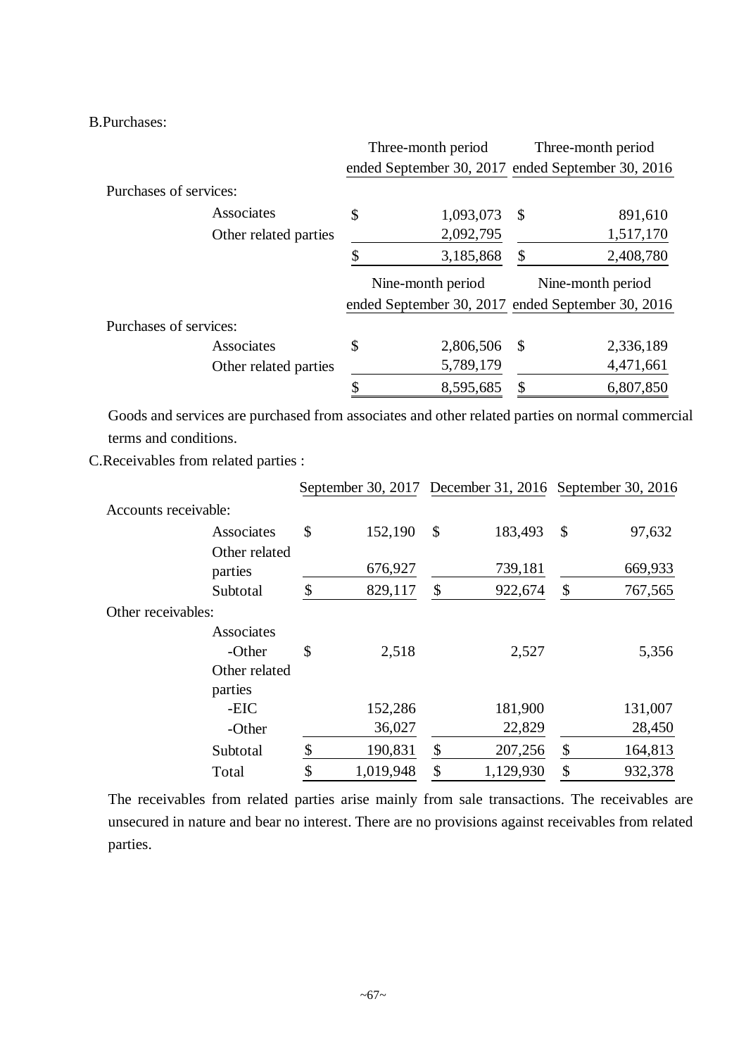B.Purchases:

| | Three-month period ended September 30, 2017 | Three-month period ended September 30, 2016 |
|---|---|---|
| Purchases of services: | | |
| Associates | $ 1,093,073 | $ 891,610 |
| Other related parties | 2,092,795 | 1,517,170 |
| | $ 3,185,868 | $ 2,408,780 |

| | Nine-month period ended September 30, 2017 | Nine-month period ended September 30, 2016 |
|---|---|---|
| Purchases of services: | | |
| Associates | $ 2,806,506 | $ 2,336,189 |
| Other related parties | 5,789,179 | 4,471,661 |
| | $ 8,595,685 | $ 6,807,850 |

Goods and services are purchased from associates and other related parties on normal commercial terms and conditions.

C.Receivables from related parties :

| | September 30, 2017 | December 31, 2016 | September 30, 2016 |
|---|---|---|---|
| Accounts receivable: | | | |
| Associates | $ 152,190 | $ 183,493 | $ 97,632 |
| Other related parties | 676,927 | 739,181 | 669,933 |
| Subtotal | $ 829,117 | $ 922,674 | $ 767,565 |
| Other receivables: | | | |
| Associates -Other | $ 2,518 | 2,527 | 5,356 |
| Other related parties -EIC | 152,286 | 181,900 | 131,007 |
| -Other | 36,027 | 22,829 | 28,450 |
| Subtotal | $ 190,831 | $ 207,256 | $ 164,813 |
| Total | $ 1,019,948 | $ 1,129,930 | $ 932,378 |

The receivables from related parties arise mainly from sale transactions. The receivables are unsecured in nature and bear no interest. There are no provisions against receivables from related parties.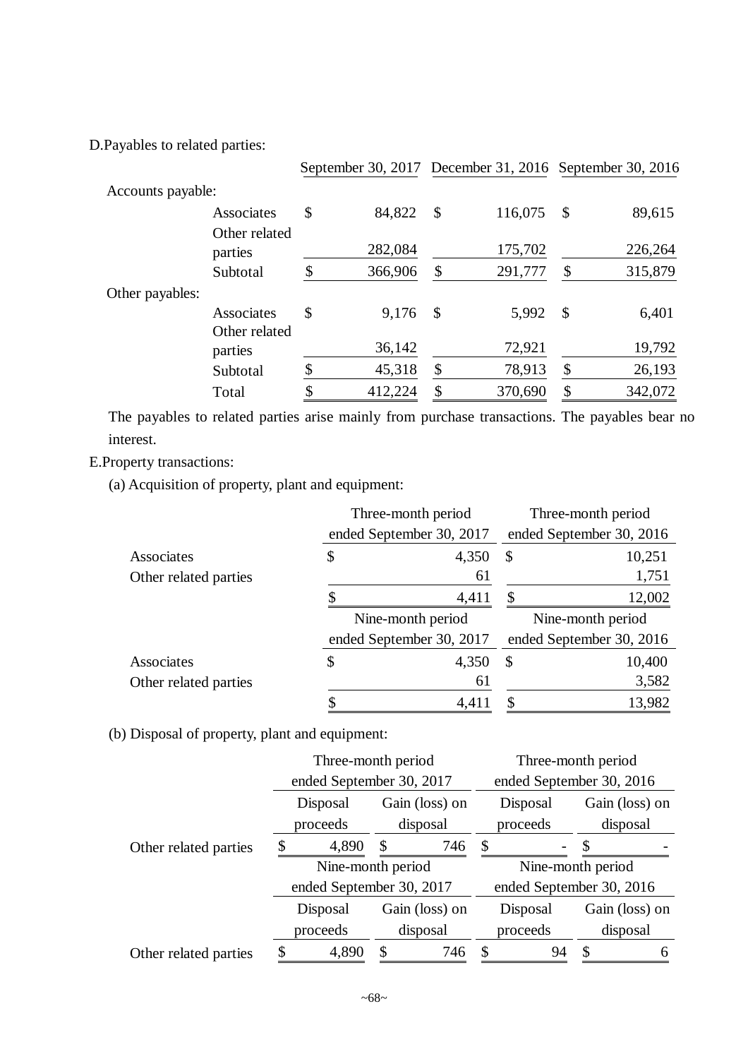D.Payables to related parties:

| | | September 30, 2017 | December 31, 2016 | September 30, 2016 |
|---|---|---|---|---|
| Accounts payable: | | | | |
| | Associates | $ 84,822 | $ 116,075 | $ 89,615 |
| | Other related parties | 282,084 | 175,702 | 226,264 |
| | Subtotal | $ 366,906 | $ 291,777 | $ 315,879 |
| Other payables: | | | | |
| | Associates | $ 9,176 | $ 5,992 | $ 6,401 |
| | Other related parties | 36,142 | 72,921 | 19,792 |
| | Subtotal | $ 45,318 | $ 78,913 | $ 26,193 |
| | Total | $ 412,224 | $ 370,690 | $ 342,072 |

The payables to related parties arise mainly from purchase transactions. The payables bear no interest.

E.Property transactions:

(a) Acquisition of property, plant and equipment:

| | Three-month period ended September 30, 2017 | Three-month period ended September 30, 2016 |
|---|---|---|
| Associates | $ 4,350 | $ 10,251 |
| Other related parties | 61 | 1,751 |
| | $ 4,411 | $ 12,002 |

| | Nine-month period ended September 30, 2017 | Nine-month period ended September 30, 2016 |
|---|---|---|
| Associates | $ 4,350 | $ 10,400 |
| Other related parties | 61 | 3,582 |
| | $ 4,411 | $ 13,982 |

(b) Disposal of property, plant and equipment:

| | Three-month period ended September 30, 2017 | | Three-month period ended September 30, 2016 | |
|---|---|---|---|---|
| | Disposal proceeds | Gain (loss) on disposal | Disposal proceeds | Gain (loss) on disposal |
| Other related parties | $ 4,890 | $ 746 | $ - | $ - |

| | Nine-month period ended September 30, 2017 | | Nine-month period ended September 30, 2016 | |
|---|---|---|---|---|
| | Disposal proceeds | Gain (loss) on disposal | Disposal proceeds | Gain (loss) on disposal |
| Other related parties | $ 4,890 | $ 746 | $ 94 | $ 6 |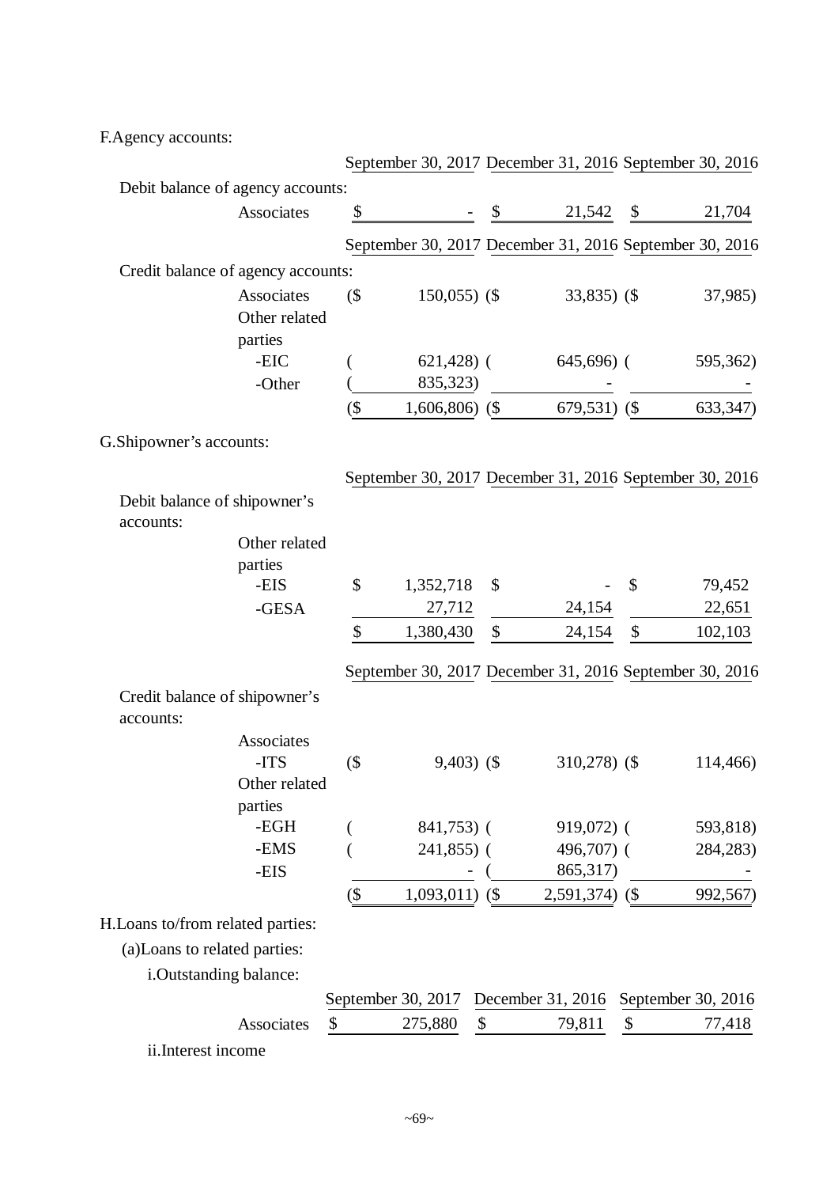F.Agency accounts:

| | September 30, 2017 | December 31, 2016 | September 30, 2016 |
|---|---|---|---|
| Debit balance of agency accounts: | | | |
| Associates | $ - | $ 21,542 | $ 21,704 |

| | September 30, 2017 | December 31, 2016 | September 30, 2016 |
|---|---|---|---|
| Credit balance of agency accounts: | | | |
| Associates | ($ 150,055) | ($ 33,835) | ($ 37,985) |
| Other related parties | | | |
| -EIC | ( 621,428) | ( 645,696) | ( 595,362) |
| -Other | ( 835,323) | - | - |
| | ($ 1,606,806) | ($ 679,531) | ($ 633,347) |

G.Shipowner's accounts:

| | September 30, 2017 | December 31, 2016 | September 30, 2016 |
|---|---|---|---|
| Debit balance of shipowner's accounts: | | | |
| Other related parties | | | |
| -EIS | $ 1,352,718 | $ - | $ 79,452 |
| -GESA | 27,712 | 24,154 | 22,651 |
| | $ 1,380,430 | $ 24,154 | $ 102,103 |

| | September 30, 2017 | December 31, 2016 | September 30, 2016 |
|---|---|---|---|
| Credit balance of shipowner's accounts: | | | |
| Associates | | | |
| -ITS | ($ 9,403) | ($ 310,278) | ($ 114,466) |
| Other related parties | | | |
| -EGH | ( 841,753) | ( 919,072) | ( 593,818) |
| -EMS | ( 241,855) | ( 496,707) | ( 284,283) |
| -EIS | - | ( 865,317) | - |
| | ($ 1,093,011) | ($ 2,591,374) | ($ 992,567) |

H.Loans to/from related parties:

(a)Loans to related parties:

i.Outstanding balance:

| | September 30, 2017 | December 31, 2016 | September 30, 2016 |
|---|---|---|---|
| Associates | $ 275,880 | $ 79,811 | $ 77,418 |

ii.Interest income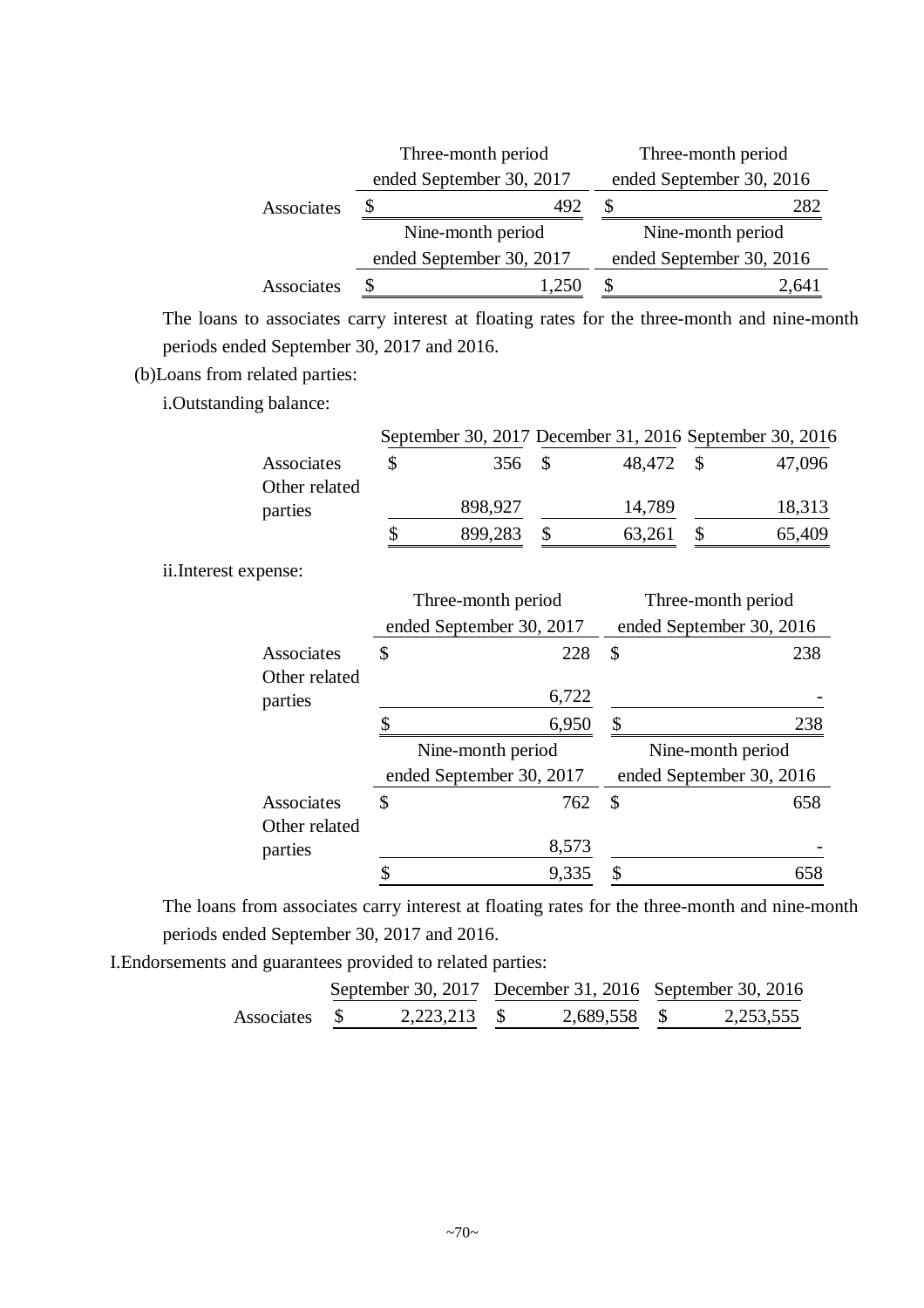| | Three-month period ended September 30, 2017 | Three-month period ended September 30, 2016 |
|---|---|---|
| Associates | $ 492 | $ 282 |
| | Nine-month period ended September 30, 2017 | Nine-month period ended September 30, 2016 |
| Associates | $ 1,250 | $ 2,641 |

The loans to associates carry interest at floating rates for the three-month and nine-month periods ended September 30, 2017 and 2016.

(b)Loans from related parties:

i.Outstanding balance:

| | September 30, 2017 | December 31, 2016 | September 30, 2016 |
|---|---|---|---|
| Associates | $ 356 | $ 48,472 | $ 47,096 |
| Other related parties | 898,927 | 14,789 | 18,313 |
| | $ 899,283 | $ 63,261 | $ 65,409 |

ii.Interest expense:

| | Three-month period ended September 30, 2017 | Three-month period ended September 30, 2016 |
|---|---|---|
| Associates | $ 228 | $ 238 |
| Other related parties | 6,722 | - |
| | $ 6,950 | $ 238 |
| | Nine-month period ended September 30, 2017 | Nine-month period ended September 30, 2016 |
| Associates | $ 762 | $ 658 |
| Other related parties | 8,573 | - |
| | $ 9,335 | $ 658 |

The loans from associates carry interest at floating rates for the three-month and nine-month periods ended September 30, 2017 and 2016.

I.Endorsements and guarantees provided to related parties:

| | September 30, 2017 | December 31, 2016 | September 30, 2016 |
|---|---|---|---|
| Associates | $ 2,223,213 | $ 2,689,558 | $ 2,253,555 |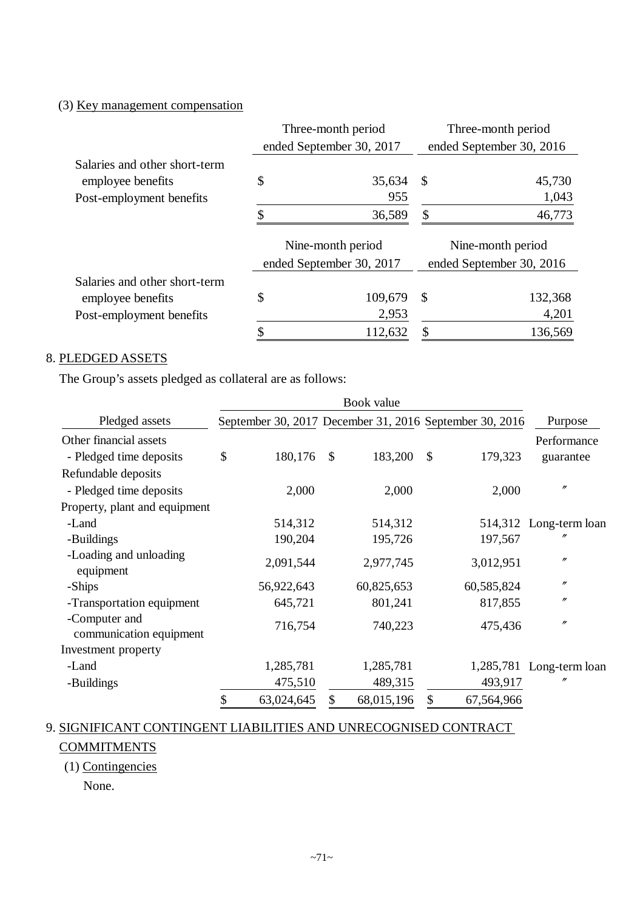(3) Key management compensation

| | Three-month period ended September 30, 2017 | Three-month period ended September 30, 2016 |
|---|---|---|
| Salaries and other short-term employee benefits | $ 35,634 | $ 45,730 |
| Post-employment benefits | 955 | 1,043 |
| | $ 36,589 | $ 46,773 |

| | Nine-month period ended September 30, 2017 | Nine-month period ended September 30, 2016 |
|---|---|---|
| Salaries and other short-term employee benefits | $ 109,679 | $ 132,368 |
| Post-employment benefits | 2,953 | 4,201 |
| | $ 112,632 | $ 136,569 |

8. PLEDGED ASSETS

The Group's assets pledged as collateral are as follows:

| | Book value | | | |
|---|---|---|---|---|
| Pledged assets | September 30, 2017 | December 31, 2016 | September 30, 2016 | Purpose |
| Other financial assets | | | | |
| - Pledged time deposits | $ 180,176 | $ 183,200 | $ 179,323 | Performance guarantee |
| Refundable deposits | | | | |
| - Pledged time deposits | 2,000 | 2,000 | 2,000 | 〃 |
| Property, plant and equipment | | | | |
| -Land | 514,312 | 514,312 | 514,312 | Long-term loan |
| -Buildings | 190,204 | 195,726 | 197,567 | 〃 |
| -Loading and unloading equipment | 2,091,544 | 2,977,745 | 3,012,951 | 〃 |
| -Ships | 56,922,643 | 60,825,653 | 60,585,824 | 〃 |
| -Transportation equipment | 645,721 | 801,241 | 817,855 | 〃 |
| -Computer and communication equipment | 716,754 | 740,223 | 475,436 | 〃 |
| Investment property | | | | |
| -Land | 1,285,781 | 1,285,781 | 1,285,781 | Long-term loan |
| -Buildings | 475,510 | 489,315 | 493,917 | 〃 |
| | $ 63,024,645 | $ 68,015,196 | $ 67,564,966 | |

9. SIGNIFICANT CONTINGENT LIABILITIES AND UNRECOGNISED CONTRACT COMMITMENTS

(1) Contingencies

None.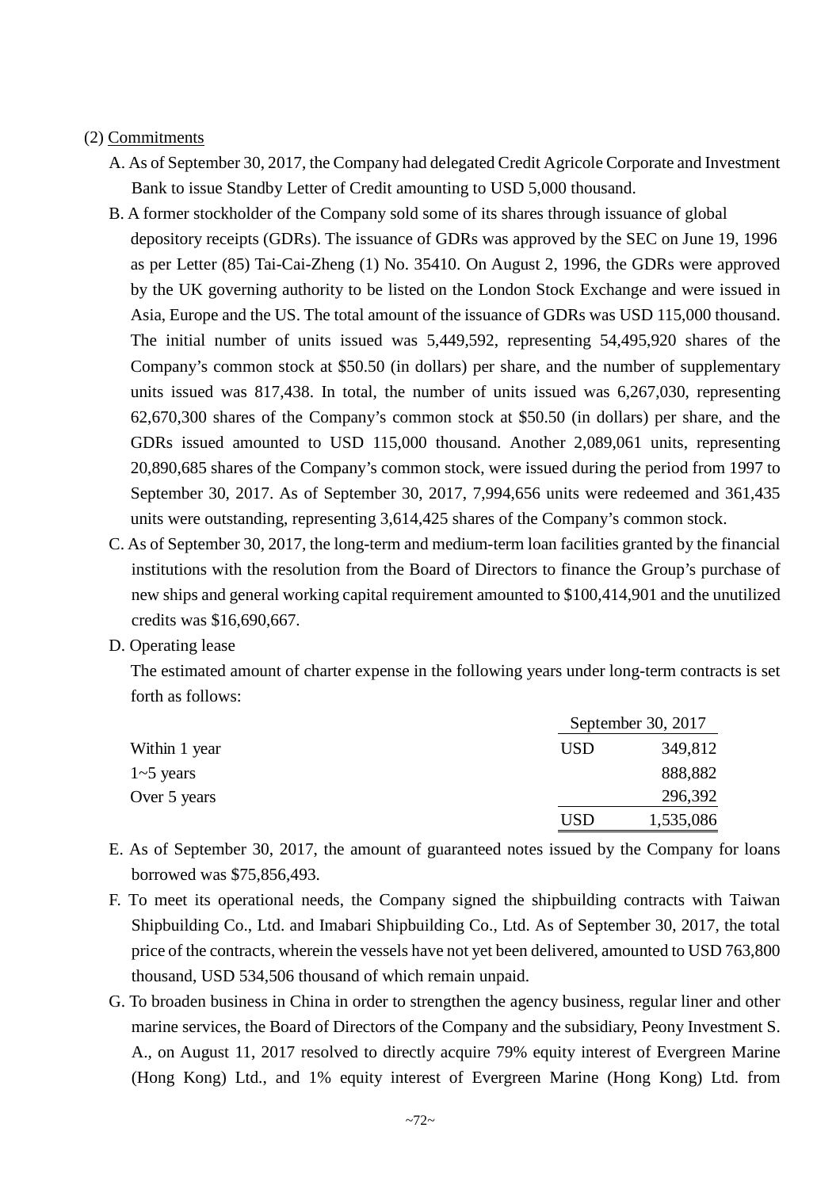(2) Commitments

A. As of September 30, 2017, the Company had delegated Credit Agricole Corporate and Investment Bank to issue Standby Letter of Credit amounting to USD 5,000 thousand.

B. A former stockholder of the Company sold some of its shares through issuance of global depository receipts (GDRs). The issuance of GDRs was approved by the SEC on June 19, 1996 as per Letter (85) Tai-Cai-Zheng (1) No. 35410. On August 2, 1996, the GDRs were approved by the UK governing authority to be listed on the London Stock Exchange and were issued in Asia, Europe and the US. The total amount of the issuance of GDRs was USD 115,000 thousand. The initial number of units issued was 5,449,592, representing 54,495,920 shares of the Company's common stock at $50.50 (in dollars) per share, and the number of supplementary units issued was 817,438. In total, the number of units issued was 6,267,030, representing 62,670,300 shares of the Company's common stock at $50.50 (in dollars) per share, and the GDRs issued amounted to USD 115,000 thousand. Another 2,089,061 units, representing 20,890,685 shares of the Company's common stock, were issued during the period from 1997 to September 30, 2017. As of September 30, 2017, 7,994,656 units were redeemed and 361,435 units were outstanding, representing 3,614,425 shares of the Company's common stock.

C. As of September 30, 2017, the long-term and medium-term loan facilities granted by the financial institutions with the resolution from the Board of Directors to finance the Group's purchase of new ships and general working capital requirement amounted to $100,414,901 and the unutilized credits was $16,690,667.

D. Operating lease

The estimated amount of charter expense in the following years under long-term contracts is set forth as follows:

| | September 30, 2017 | |
|---|---|---|
| Within 1 year | USD | 349,812 |
| 1~5 years | | 888,882 |
| Over 5 years | | 296,392 |
| | USD | 1,535,086 |

E. As of September 30, 2017, the amount of guaranteed notes issued by the Company for loans borrowed was $75,856,493.

F. To meet its operational needs, the Company signed the shipbuilding contracts with Taiwan Shipbuilding Co., Ltd. and Imabari Shipbuilding Co., Ltd. As of September 30, 2017, the total price of the contracts, wherein the vessels have not yet been delivered, amounted to USD 763,800 thousand, USD 534,506 thousand of which remain unpaid.

G. To broaden business in China in order to strengthen the agency business, regular liner and other marine services, the Board of Directors of the Company and the subsidiary, Peony Investment S. A., on August 11, 2017 resolved to directly acquire 79% equity interest of Evergreen Marine (Hong Kong) Ltd., and 1% equity interest of Evergreen Marine (Hong Kong) Ltd. from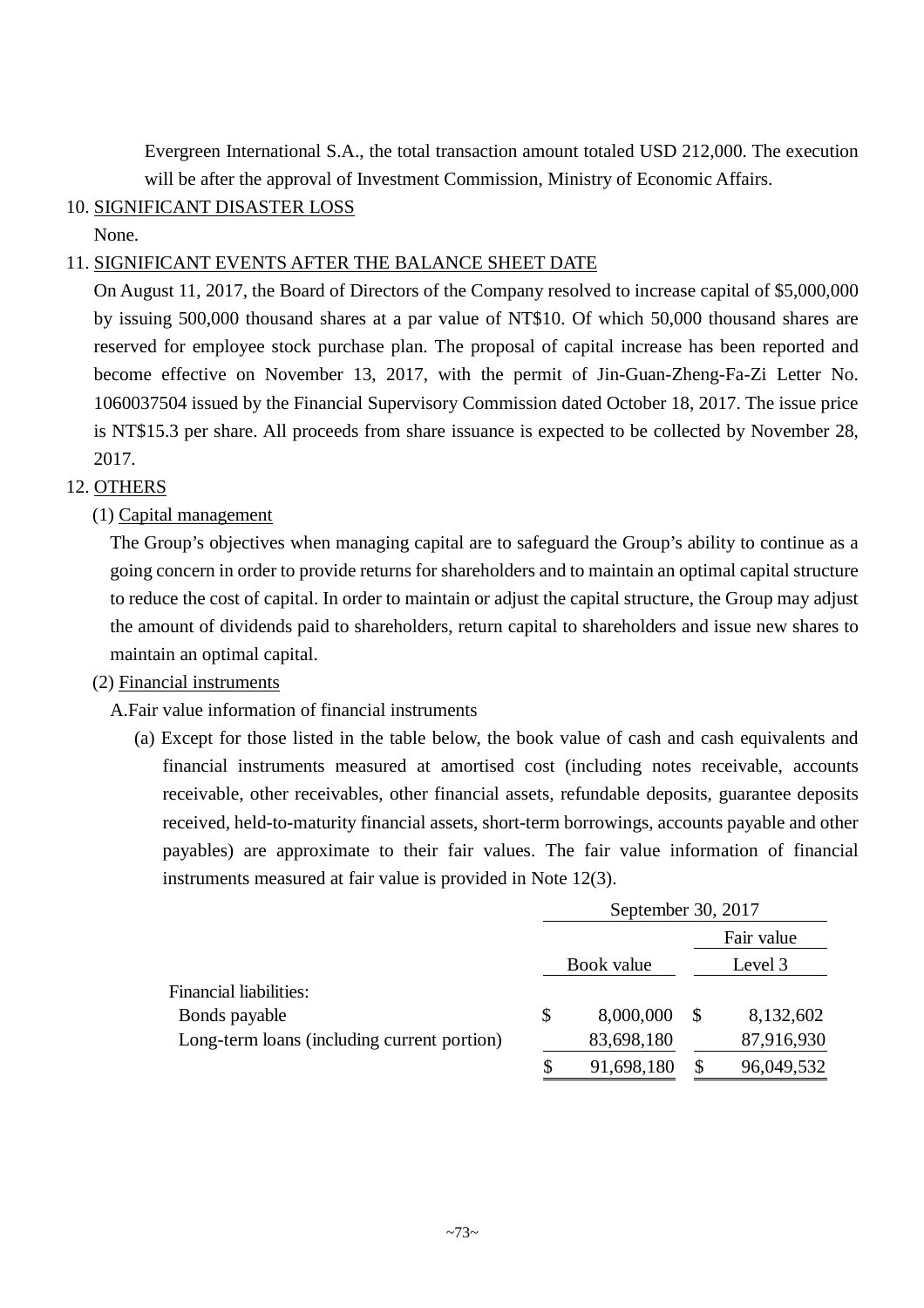Evergreen International S.A., the total transaction amount totaled USD 212,000. The execution will be after the approval of Investment Commission, Ministry of Economic Affairs.

10. SIGNIFICANT DISASTER LOSS

None.

11. SIGNIFICANT EVENTS AFTER THE BALANCE SHEET DATE

On August 11, 2017, the Board of Directors of the Company resolved to increase capital of $5,000,000 by issuing 500,000 thousand shares at a par value of NT$10. Of which 50,000 thousand shares are reserved for employee stock purchase plan. The proposal of capital increase has been reported and become effective on November 13, 2017, with the permit of Jin-Guan-Zheng-Fa-Zi Letter No. 1060037504 issued by the Financial Supervisory Commission dated October 18, 2017. The issue price is NT$15.3 per share. All proceeds from share issuance is expected to be collected by November 28, 2017.

12. OTHERS

(1) Capital management

The Group's objectives when managing capital are to safeguard the Group's ability to continue as a going concern in order to provide returns for shareholders and to maintain an optimal capital structure to reduce the cost of capital. In order to maintain or adjust the capital structure, the Group may adjust the amount of dividends paid to shareholders, return capital to shareholders and issue new shares to maintain an optimal capital.

(2) Financial instruments

A.Fair value information of financial instruments

(a) Except for those listed in the table below, the book value of cash and cash equivalents and financial instruments measured at amortised cost (including notes receivable, accounts receivable, other receivables, other financial assets, refundable deposits, guarantee deposits received, held-to-maturity financial assets, short-term borrowings, accounts payable and other payables) are approximate to their fair values. The fair value information of financial instruments measured at fair value is provided in Note 12(3).

| | September 30, 2017 | |
|---|---|---|
| | | Fair value |
| | Book value | Level 3 |
| Financial liabilities: | | |
| Bonds payable | $ 8,000,000 | $ 8,132,602 |
| Long-term loans (including current portion) | 83,698,180 | 87,916,930 |
| | $ 91,698,180 | $ 96,049,532 |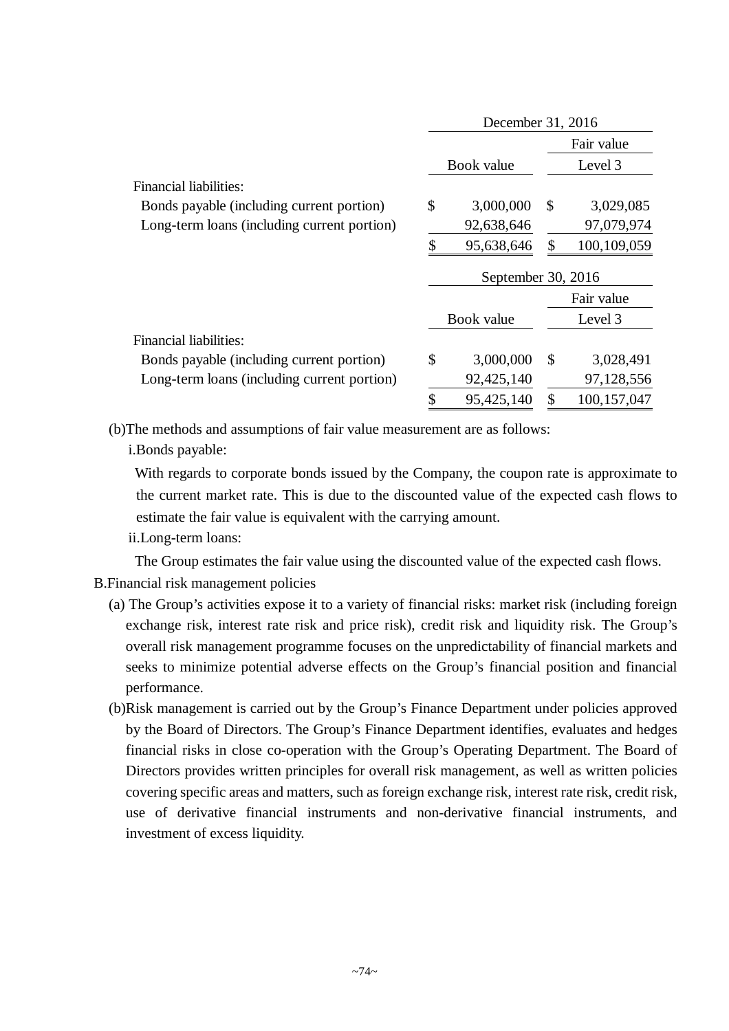| | December 31, 2016 | |
|---|---|---|
| | | Fair value |
| | Book value | Level 3 |
| Financial liabilities: | | |
| Bonds payable (including current portion) | $ 3,000,000 | $ 3,029,085 |
| Long-term loans (including current portion) | 92,638,646 | 97,079,974 |
| | $ 95,638,646 | $ 100,109,059 |

| | September 30, 2016 | |
|---|---|---|
| | | Fair value |
| | Book value | Level 3 |
| Financial liabilities: | | |
| Bonds payable (including current portion) | $ 3,000,000 | $ 3,028,491 |
| Long-term loans (including current portion) | 92,425,140 | 97,128,556 |
| | $ 95,425,140 | $ 100,157,047 |

(b)The methods and assumptions of fair value measurement are as follows:

i.Bonds payable:

With regards to corporate bonds issued by the Company, the coupon rate is approximate to the current market rate. This is due to the discounted value of the expected cash flows to estimate the fair value is equivalent with the carrying amount.

ii.Long-term loans:

The Group estimates the fair value using the discounted value of the expected cash flows.

B.Financial risk management policies

(a) The Group's activities expose it to a variety of financial risks: market risk (including foreign exchange risk, interest rate risk and price risk), credit risk and liquidity risk. The Group's overall risk management programme focuses on the unpredictability of financial markets and seeks to minimize potential adverse effects on the Group's financial position and financial performance.

(b)Risk management is carried out by the Group's Finance Department under policies approved by the Board of Directors. The Group's Finance Department identifies, evaluates and hedges financial risks in close co-operation with the Group's Operating Department. The Board of Directors provides written principles for overall risk management, as well as written policies covering specific areas and matters, such as foreign exchange risk, interest rate risk, credit risk, use of derivative financial instruments and non-derivative financial instruments, and investment of excess liquidity.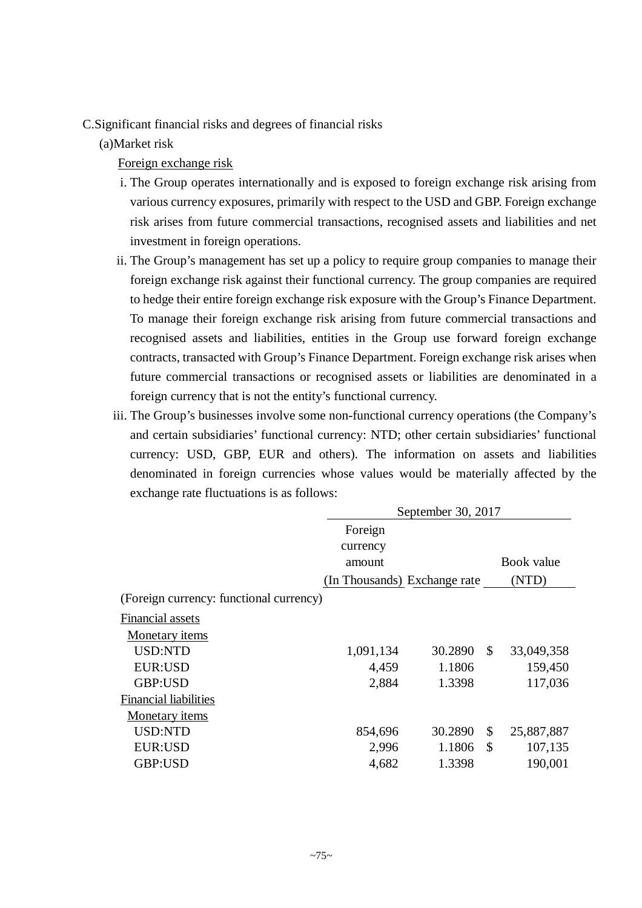C.Significant financial risks and degrees of financial risks

(a)Market risk

Foreign exchange risk

i. The Group operates internationally and is exposed to foreign exchange risk arising from various currency exposures, primarily with respect to the USD and GBP. Foreign exchange risk arises from future commercial transactions, recognised assets and liabilities and net investment in foreign operations.

ii. The Group's management has set up a policy to require group companies to manage their foreign exchange risk against their functional currency. The group companies are required to hedge their entire foreign exchange risk exposure with the Group's Finance Department. To manage their foreign exchange risk arising from future commercial transactions and recognised assets and liabilities, entities in the Group use forward foreign exchange contracts, transacted with Group's Finance Department. Foreign exchange risk arises when future commercial transactions or recognised assets or liabilities are denominated in a foreign currency that is not the entity's functional currency.

iii. The Group's businesses involve some non-functional currency operations (the Company's and certain subsidiaries' functional currency: NTD; other certain subsidiaries' functional currency: USD, GBP, EUR and others). The information on assets and liabilities denominated in foreign currencies whose values would be materially affected by the exchange rate fluctuations is as follows:

| | September 30, 2017 | | |
|---|---|---|---|
| | Foreign currency amount (In Thousands) | Exchange rate | Book value (NTD) |
| (Foreign currency: functional currency) | | | |
| Financial assets | | | |
| Monetary items | | | |
| USD:NTD | 1,091,134 | 30.2890 | $ 33,049,358 |
| EUR:USD | 4,459 | 1.1806 | 159,450 |
| GBP:USD | 2,884 | 1.3398 | 117,036 |
| Financial liabilities | | | |
| Monetary items | | | |
| USD:NTD | 854,696 | 30.2890 | $ 25,887,887 |
| EUR:USD | 2,996 | 1.1806 | $ 107,135 |
| GBP:USD | 4,682 | 1.3398 | 190,001 |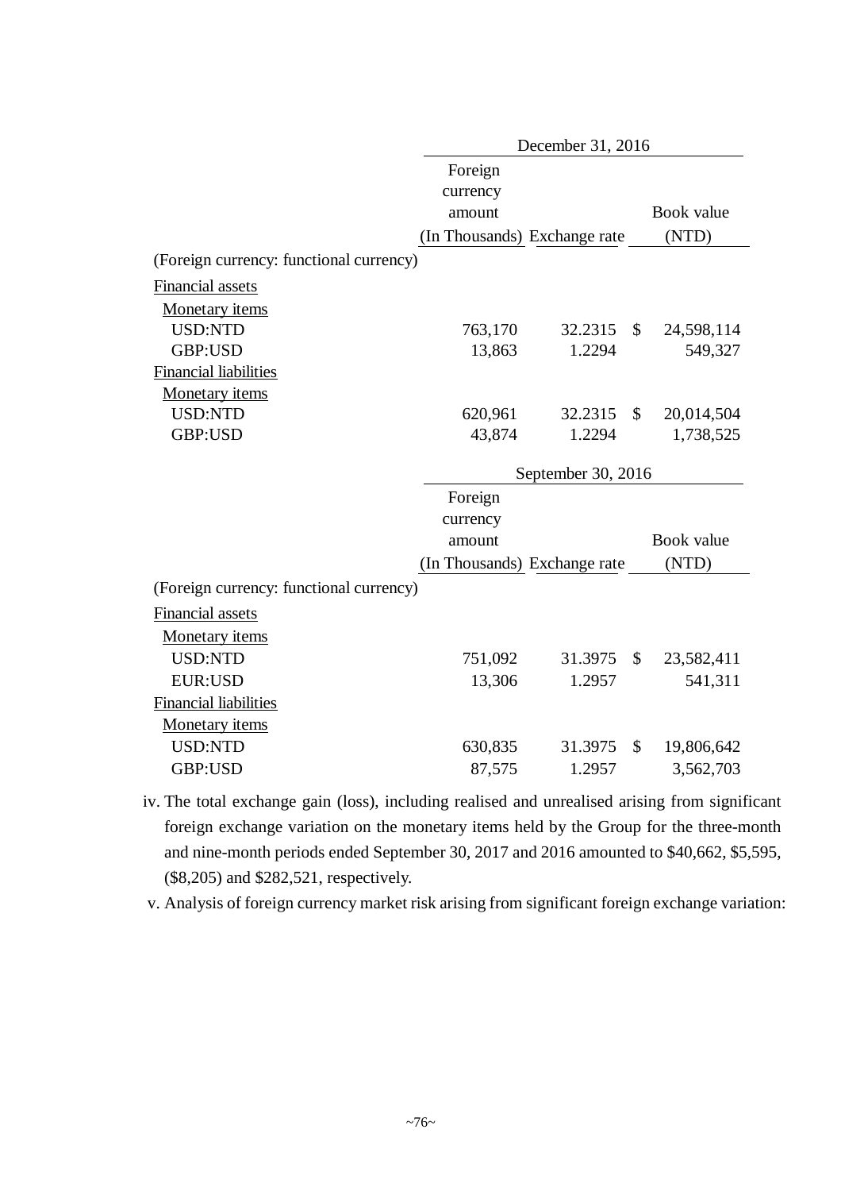| | December 31, 2016 | | |
|---|---|---|---|
| | Foreign currency amount (In Thousands) | Exchange rate | Book value (NTD) |
| (Foreign currency: functional currency) | | | |
| Financial assets | | | |
| Monetary items | | | |
| USD:NTD | 763,170 | 32.2315 | $ 24,598,114 |
| GBP:USD | 13,863 | 1.2294 | 549,327 |
| Financial liabilities | | | |
| Monetary items | | | |
| USD:NTD | 620,961 | 32.2315 | $ 20,014,504 |
| GBP:USD | 43,874 | 1.2294 | 1,738,525 |

| | September 30, 2016 | | |
|---|---|---|---|
| | Foreign currency amount (In Thousands) | Exchange rate | Book value (NTD) |
| (Foreign currency: functional currency) | | | |
| Financial assets | | | |
| Monetary items | | | |
| USD:NTD | 751,092 | 31.3975 | $ 23,582,411 |
| EUR:USD | 13,306 | 1.2957 | 541,311 |
| Financial liabilities | | | |
| Monetary items | | | |
| USD:NTD | 630,835 | 31.3975 | $ 19,806,642 |
| GBP:USD | 87,575 | 1.2957 | 3,562,703 |

iv. The total exchange gain (loss), including realised and unrealised arising from significant foreign exchange variation on the monetary items held by the Group for the three-month and nine-month periods ended September 30, 2017 and 2016 amounted to $40,662, $5,595, ($8,205) and $282,521, respectively.

v. Analysis of foreign currency market risk arising from significant foreign exchange variation: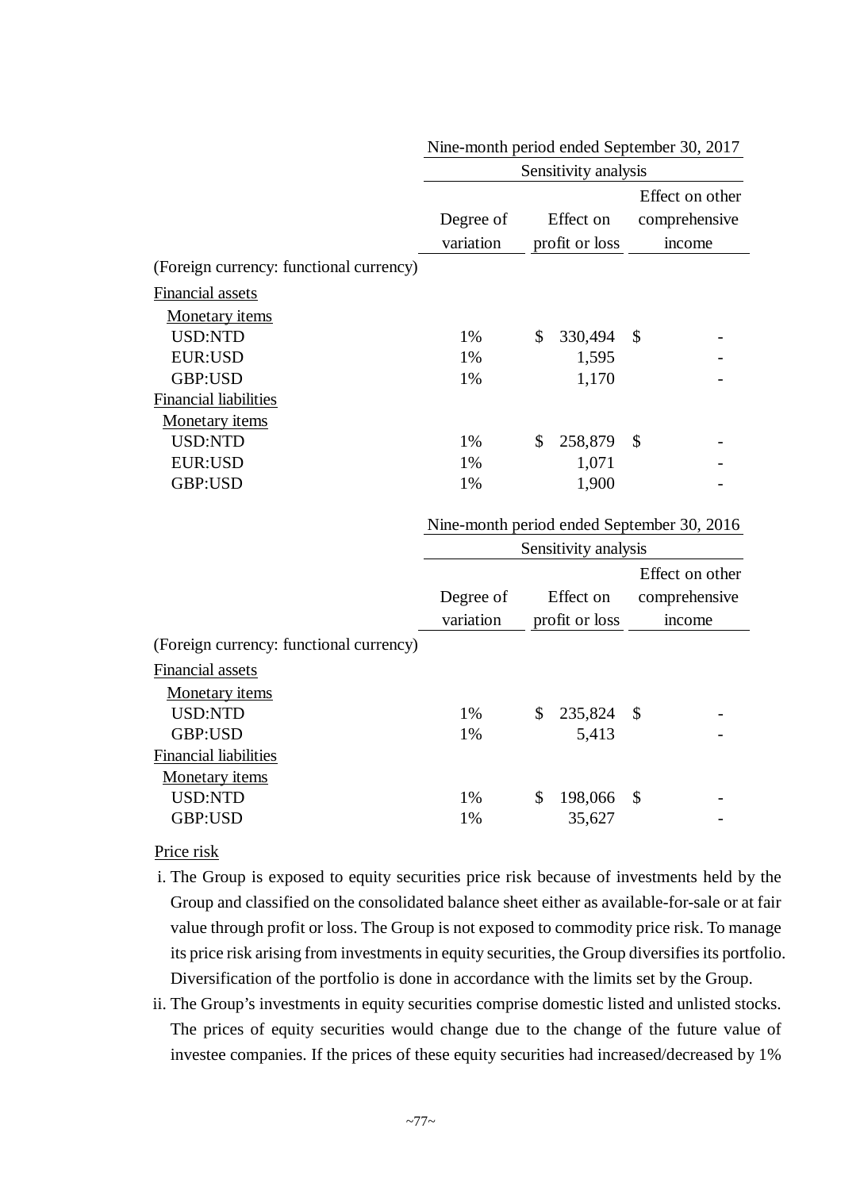| | Nine-month period ended September 30, 2017 | | |
|---|---|---|---|
| | Sensitivity analysis | | |
| | Degree of variation | Effect on profit or loss | Effect on other comprehensive income |
| (Foreign currency: functional currency) | | | |
| Financial assets | | | |
| Monetary items | | | |
| USD:NTD | 1% | $ 330,494 | $ - |
| EUR:USD | 1% | 1,595 | - |
| GBP:USD | 1% | 1,170 | - |
| Financial liabilities | | | |
| Monetary items | | | |
| USD:NTD | 1% | $ 258,879 | $ - |
| EUR:USD | 1% | 1,071 | - |
| GBP:USD | 1% | 1,900 | - |

| | Nine-month period ended September 30, 2016 | | |
|---|---|---|---|
| | Sensitivity analysis | | |
| | Degree of variation | Effect on profit or loss | Effect on other comprehensive income |
| (Foreign currency: functional currency) | | | |
| Financial assets | | | |
| Monetary items | | | |
| USD:NTD | 1% | $ 235,824 | $ - |
| GBP:USD | 1% | 5,413 | - |
| Financial liabilities | | | |
| Monetary items | | | |
| USD:NTD | 1% | $ 198,066 | $ - |
| GBP:USD | 1% | 35,627 | - |

Price risk

i. The Group is exposed to equity securities price risk because of investments held by the Group and classified on the consolidated balance sheet either as available-for-sale or at fair value through profit or loss. The Group is not exposed to commodity price risk. To manage its price risk arising from investments in equity securities, the Group diversifies its portfolio. Diversification of the portfolio is done in accordance with the limits set by the Group.

ii. The Group's investments in equity securities comprise domestic listed and unlisted stocks. The prices of equity securities would change due to the change of the future value of investee companies. If the prices of these equity securities had increased/decreased by 1%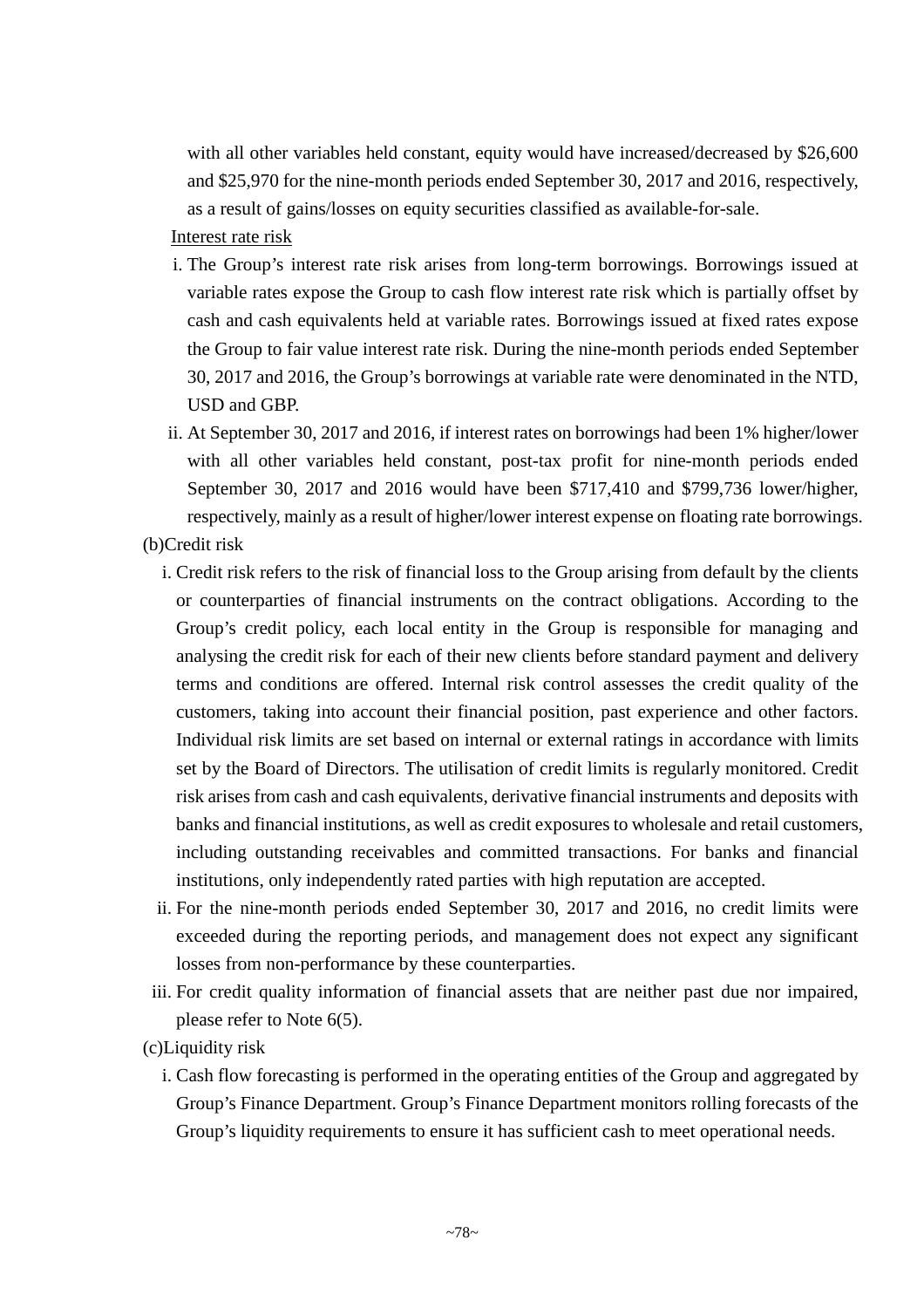with all other variables held constant, equity would have increased/decreased by $26,600 and $25,970 for the nine-month periods ended September 30, 2017 and 2016, respectively, as a result of gains/losses on equity securities classified as available-for-sale.

Interest rate risk

i. The Group's interest rate risk arises from long-term borrowings. Borrowings issued at variable rates expose the Group to cash flow interest rate risk which is partially offset by cash and cash equivalents held at variable rates. Borrowings issued at fixed rates expose the Group to fair value interest rate risk. During the nine-month periods ended September 30, 2017 and 2016, the Group's borrowings at variable rate were denominated in the NTD, USD and GBP.

ii. At September 30, 2017 and 2016, if interest rates on borrowings had been 1% higher/lower with all other variables held constant, post-tax profit for nine-month periods ended September 30, 2017 and 2016 would have been $717,410 and $799,736 lower/higher, respectively, mainly as a result of higher/lower interest expense on floating rate borrowings.

(b)Credit risk

i. Credit risk refers to the risk of financial loss to the Group arising from default by the clients or counterparties of financial instruments on the contract obligations. According to the Group's credit policy, each local entity in the Group is responsible for managing and analysing the credit risk for each of their new clients before standard payment and delivery terms and conditions are offered. Internal risk control assesses the credit quality of the customers, taking into account their financial position, past experience and other factors. Individual risk limits are set based on internal or external ratings in accordance with limits set by the Board of Directors. The utilisation of credit limits is regularly monitored. Credit risk arises from cash and cash equivalents, derivative financial instruments and deposits with banks and financial institutions, as well as credit exposures to wholesale and retail customers, including outstanding receivables and committed transactions. For banks and financial institutions, only independently rated parties with high reputation are accepted.

ii. For the nine-month periods ended September 30, 2017 and 2016, no credit limits were exceeded during the reporting periods, and management does not expect any significant losses from non-performance by these counterparties.

iii. For credit quality information of financial assets that are neither past due nor impaired, please refer to Note 6(5).

(c)Liquidity risk

i. Cash flow forecasting is performed in the operating entities of the Group and aggregated by Group's Finance Department. Group's Finance Department monitors rolling forecasts of the Group's liquidity requirements to ensure it has sufficient cash to meet operational needs.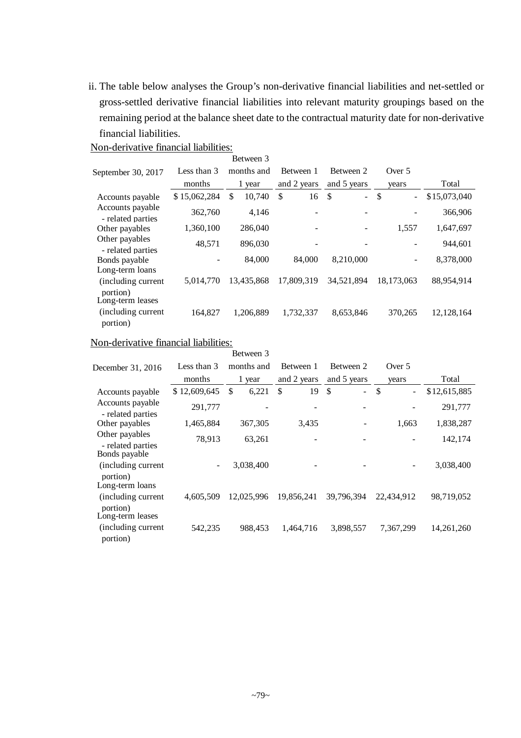ii. The table below analyses the Group's non-derivative financial liabilities and net-settled or gross-settled derivative financial liabilities into relevant maturity groupings based on the remaining period at the balance sheet date to the contractual maturity date for non-derivative financial liabilities.

Non-derivative financial liabilities:

| September 30, 2017 | Less than 3 months | Between 3 months and 1 year | Between 1 and 2 years | Between 2 and 5 years | Over 5 years | Total |
|---|---|---|---|---|---|---|
| Accounts payable | $ 15,062,284 | $ 10,740 | $ 16 | $ - | $ - | $15,073,040 |
| Accounts payable - related parties | 362,760 | 4,146 | - | - | - | 366,906 |
| Other payables | 1,360,100 | 286,040 | - | - | 1,557 | 1,647,697 |
| Other payables - related parties | 48,571 | 896,030 | - | - | - | 944,601 |
| Bonds payable | - | 84,000 | 84,000 | 8,210,000 | - | 8,378,000 |
| Long-term loans (including current portion) | 5,014,770 | 13,435,868 | 17,809,319 | 34,521,894 | 18,173,063 | 88,954,914 |
| Long-term leases (including current portion) | 164,827 | 1,206,889 | 1,732,337 | 8,653,846 | 370,265 | 12,128,164 |

Non-derivative financial liabilities:

| December 31, 2016 | Less than 3 months | Between 3 months and 1 year | Between 1 and 2 years | Between 2 and 5 years | Over 5 years | Total |
|---|---|---|---|---|---|---|
| Accounts payable | $ 12,609,645 | $ 6,221 | $ 19 | $ - | $ - | $12,615,885 |
| Accounts payable - related parties | 291,777 | - | - | - | - | 291,777 |
| Other payables | 1,465,884 | 367,305 | 3,435 | - | 1,663 | 1,838,287 |
| Other payables - related parties | 78,913 | 63,261 | - | - | - | 142,174 |
| Bonds payable (including current portion) | - | 3,038,400 | - | - | - | 3,038,400 |
| Long-term loans (including current portion) | 4,605,509 | 12,025,996 | 19,856,241 | 39,796,394 | 22,434,912 | 98,719,052 |
| Long-term leases (including current portion) | 542,235 | 988,453 | 1,464,716 | 3,898,557 | 7,367,299 | 14,261,260 |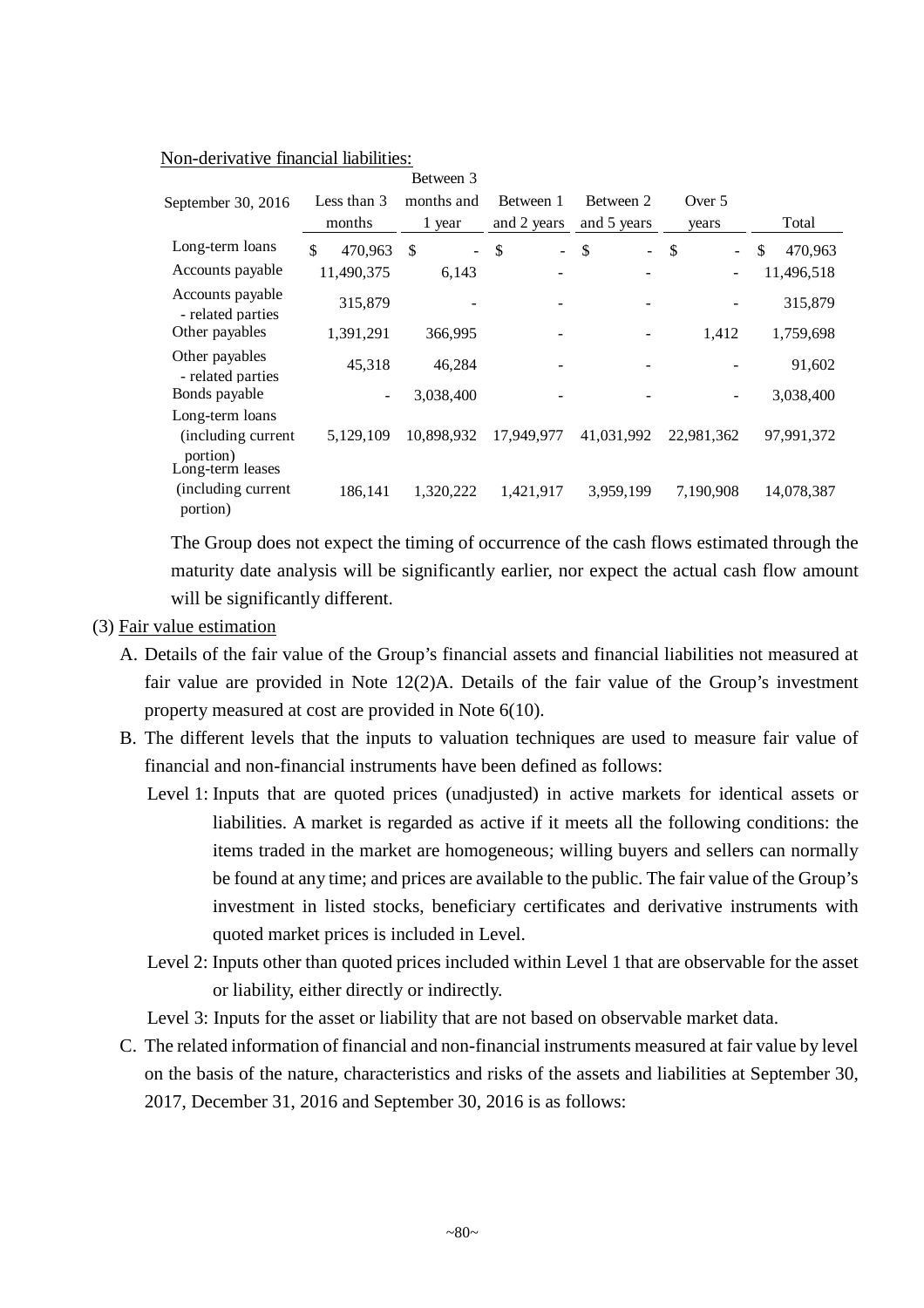Non-derivative financial liabilities:

| September 30, 2016 | Less than 3 months | Between 3 months and 1 year | Between 1 and 2 years | Between 2 and 5 years | Over 5 years | Total |
|---|---|---|---|---|---|---|
| Long-term loans | $ 470,963 | $ - | $ - | $ - | $ - | $ 470,963 |
| Accounts payable | 11,490,375 | 6,143 | - | - | - | 11,496,518 |
| Accounts payable - related parties | 315,879 | - | - | - | - | 315,879 |
| Other payables | 1,391,291 | 366,995 | - | - | 1,412 | 1,759,698 |
| Other payables - related parties | 45,318 | 46,284 | - | - | - | 91,602 |
| Bonds payable | - | 3,038,400 | - | - | - | 3,038,400 |
| Long-term loans (including current portion) | 5,129,109 | 10,898,932 | 17,949,977 | 41,031,992 | 22,981,362 | 97,991,372 |
| Long-term leases (including current portion) | 186,141 | 1,320,222 | 1,421,917 | 3,959,199 | 7,190,908 | 14,078,387 |

The Group does not expect the timing of occurrence of the cash flows estimated through the maturity date analysis will be significantly earlier, nor expect the actual cash flow amount will be significantly different.

(3) Fair value estimation

A. Details of the fair value of the Group's financial assets and financial liabilities not measured at fair value are provided in Note 12(2)A. Details of the fair value of the Group's investment property measured at cost are provided in Note 6(10).

B. The different levels that the inputs to valuation techniques are used to measure fair value of financial and non-financial instruments have been defined as follows:

Level 1: Inputs that are quoted prices (unadjusted) in active markets for identical assets or liabilities. A market is regarded as active if it meets all the following conditions: the items traded in the market are homogeneous; willing buyers and sellers can normally be found at any time; and prices are available to the public. The fair value of the Group's investment in listed stocks, beneficiary certificates and derivative instruments with quoted market prices is included in Level.

Level 2: Inputs other than quoted prices included within Level 1 that are observable for the asset or liability, either directly or indirectly.

Level 3: Inputs for the asset or liability that are not based on observable market data.

C. The related information of financial and non-financial instruments measured at fair value by level on the basis of the nature, characteristics and risks of the assets and liabilities at September 30, 2017, December 31, 2016 and September 30, 2016 is as follows: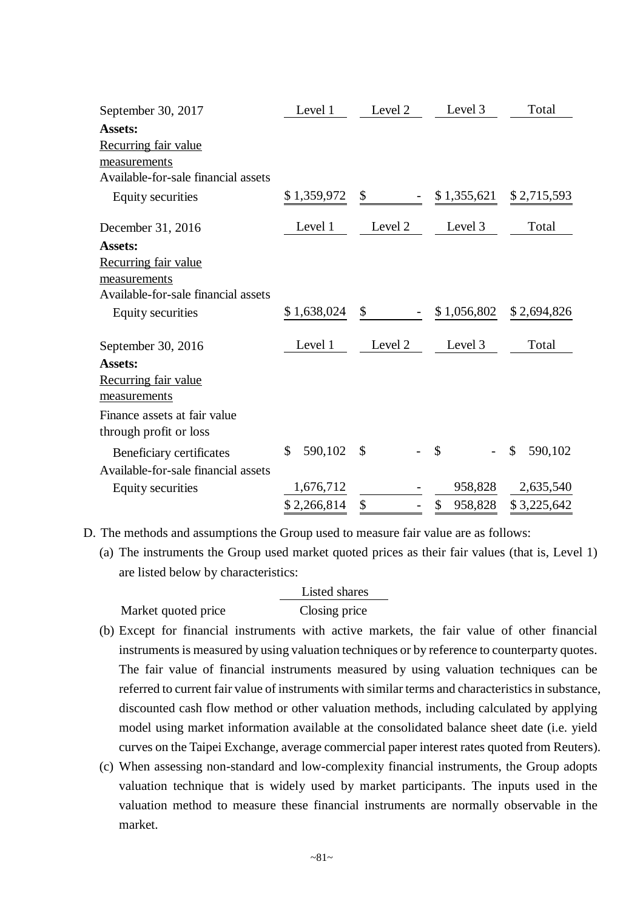| September 30, 2017 | Level 1 | Level 2 | Level 3 | Total |
|---|---|---|---|---|
| **Assets:** | | | | |
| Recurring fair value measurements | | | | |
| Available-for-sale financial assets | | | | |
| Equity securities | $ 1,359,972 | $ - | $ 1,355,621 | $ 2,715,593 |

| December 31, 2016 | Level 1 | Level 2 | Level 3 | Total |
|---|---|---|---|---|
| **Assets:** | | | | |
| Recurring fair value measurements | | | | |
| Available-for-sale financial assets | | | | |
| Equity securities | $ 1,638,024 | $ - | $ 1,056,802 | $ 2,694,826 |

| September 30, 2016 | Level 1 | Level 2 | Level 3 | Total |
|---|---|---|---|---|
| **Assets:** | | | | |
| Recurring fair value measurements | | | | |
| Finance assets at fair value through profit or loss | | | | |
| Beneficiary certificates | $ 590,102 | $ - | $ - | $ 590,102 |
| Available-for-sale financial assets | | | | |
| Equity securities | 1,676,712 | - | 958,828 | 2,635,540 |
| | $ 2,266,814 | $ - | $ 958,828 | $ 3,225,642 |

D. The methods and assumptions the Group used to measure fair value are as follows:

(a) The instruments the Group used market quoted prices as their fair values (that is, Level 1) are listed below by characteristics:

| | Listed shares |
|---|---|
| Market quoted price | Closing price |

(b) Except for financial instruments with active markets, the fair value of other financial instruments is measured by using valuation techniques or by reference to counterparty quotes. The fair value of financial instruments measured by using valuation techniques can be referred to current fair value of instruments with similar terms and characteristics in substance, discounted cash flow method or other valuation methods, including calculated by applying model using market information available at the consolidated balance sheet date (i.e. yield curves on the Taipei Exchange, average commercial paper interest rates quoted from Reuters).

(c) When assessing non-standard and low-complexity financial instruments, the Group adopts valuation technique that is widely used by market participants. The inputs used in the valuation method to measure these financial instruments are normally observable in the market.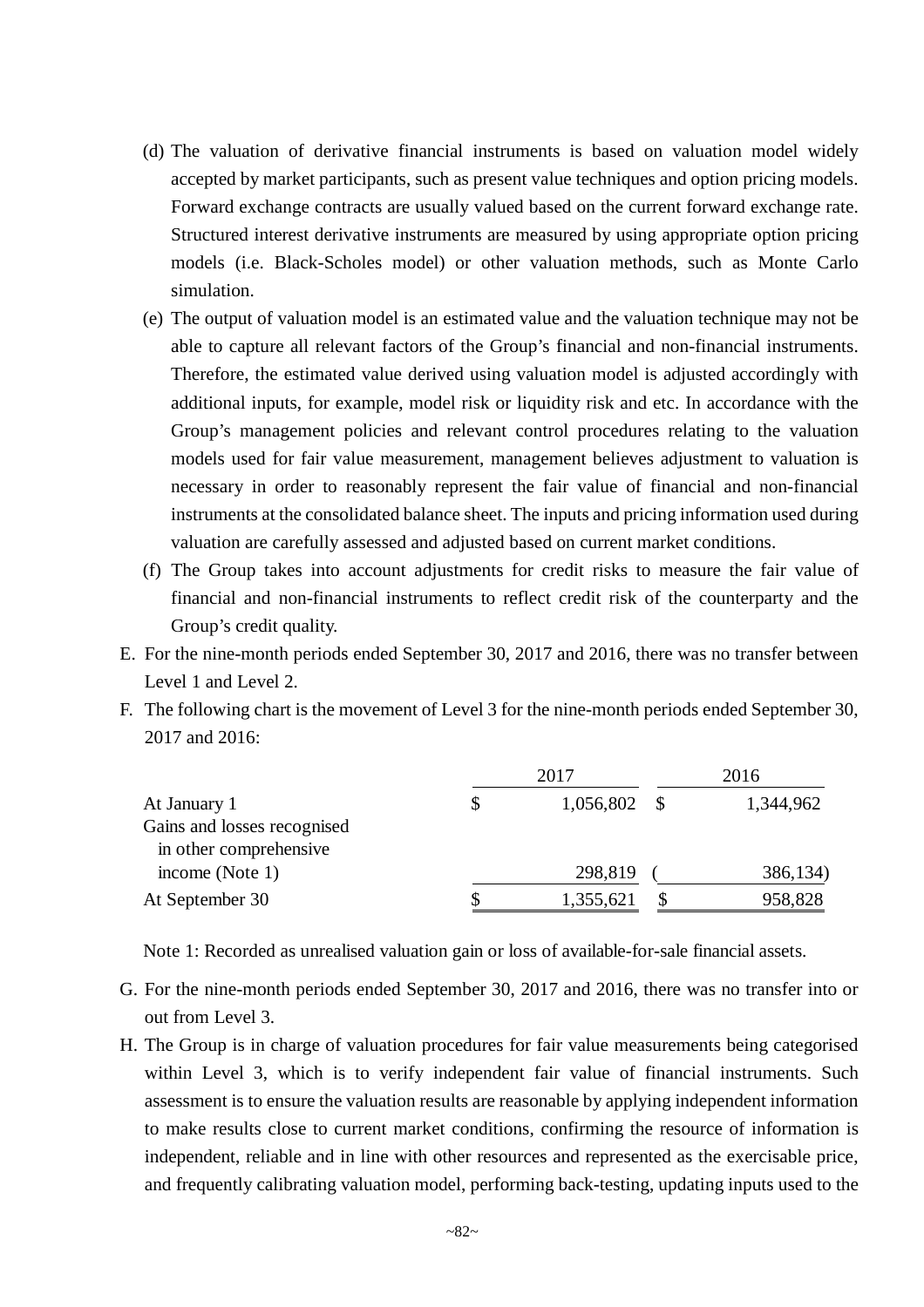(d) The valuation of derivative financial instruments is based on valuation model widely accepted by market participants, such as present value techniques and option pricing models. Forward exchange contracts are usually valued based on the current forward exchange rate. Structured interest derivative instruments are measured by using appropriate option pricing models (i.e. Black-Scholes model) or other valuation methods, such as Monte Carlo simulation.

(e) The output of valuation model is an estimated value and the valuation technique may not be able to capture all relevant factors of the Group's financial and non-financial instruments. Therefore, the estimated value derived using valuation model is adjusted accordingly with additional inputs, for example, model risk or liquidity risk and etc. In accordance with the Group's management policies and relevant control procedures relating to the valuation models used for fair value measurement, management believes adjustment to valuation is necessary in order to reasonably represent the fair value of financial and non-financial instruments at the consolidated balance sheet. The inputs and pricing information used during valuation are carefully assessed and adjusted based on current market conditions.

(f) The Group takes into account adjustments for credit risks to measure the fair value of financial and non-financial instruments to reflect credit risk of the counterparty and the Group's credit quality.

E. For the nine-month periods ended September 30, 2017 and 2016, there was no transfer between Level 1 and Level 2.

F. The following chart is the movement of Level 3 for the nine-month periods ended September 30, 2017 and 2016:

| | 2017 | 2016 |
|---|---|---|
| At January 1 | $ 1,056,802 | $ 1,344,962 |
| Gains and losses recognised in other comprehensive income (Note 1) | 298,819 | (386,134) |
| At September 30 | $ 1,355,621 | $ 958,828 |

Note 1: Recorded as unrealised valuation gain or loss of available-for-sale financial assets.

G. For the nine-month periods ended September 30, 2017 and 2016, there was no transfer into or out from Level 3.

H. The Group is in charge of valuation procedures for fair value measurements being categorised within Level 3, which is to verify independent fair value of financial instruments. Such assessment is to ensure the valuation results are reasonable by applying independent information to make results close to current market conditions, confirming the resource of information is independent, reliable and in line with other resources and represented as the exercisable price, and frequently calibrating valuation model, performing back-testing, updating inputs used to the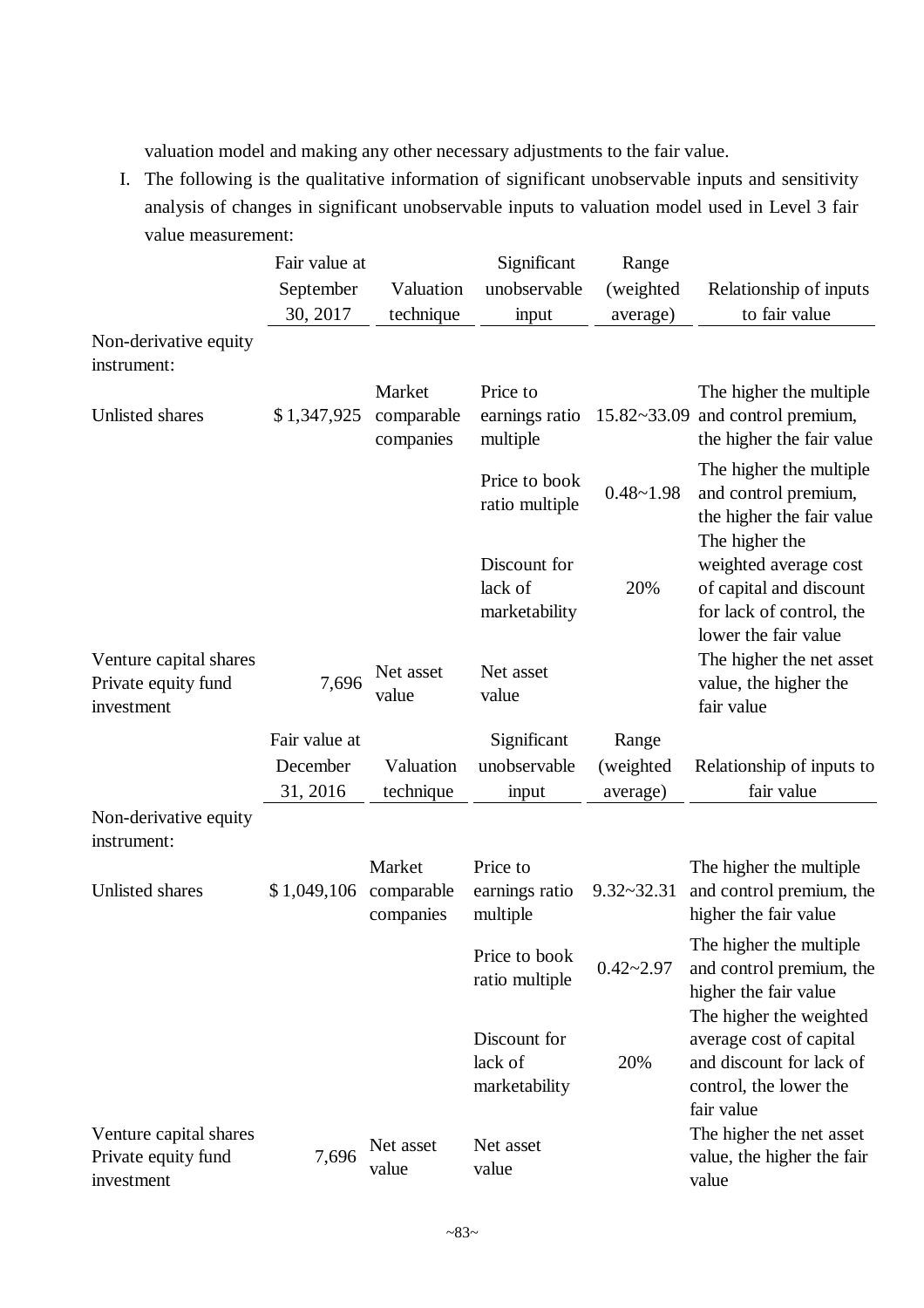valuation model and making any other necessary adjustments to the fair value.

I. The following is the qualitative information of significant unobservable inputs and sensitivity analysis of changes in significant unobservable inputs to valuation model used in Level 3 fair value measurement:

| | Fair value at September 30, 2017 | Valuation technique | Significant unobservable input | Range (weighted average) | Relationship of inputs to fair value |
|---|---|---|---|---|---|
| Non-derivative equity instrument: | | | | | |
| Unlisted shares | $ 1,347,925 | Market comparable companies | Price to earnings ratio multiple | 15.82~33.09 | The higher the multiple and control premium, the higher the fair value |
| | | | Price to book ratio multiple | 0.48~1.98 | The higher the multiple and control premium, the higher the fair value |
| | | | Discount for lack of marketability | 20% | The higher the weighted average cost of capital and discount for lack of control, the lower the fair value |
| Venture capital shares Private equity fund investment | 7,696 | Net asset value | Net asset value | | The higher the net asset value, the higher the fair value |

| | Fair value at December 31, 2016 | Valuation technique | Significant unobservable input | Range (weighted average) | Relationship of inputs to fair value |
|---|---|---|---|---|---|
| Non-derivative equity instrument: | | | | | |
| Unlisted shares | $ 1,049,106 | Market comparable companies | Price to earnings ratio multiple | 9.32~32.31 | The higher the multiple and control premium, the higher the fair value |
| | | | Price to book ratio multiple | 0.42~2.97 | The higher the multiple and control premium, the higher the fair value |
| | | | Discount for lack of marketability | 20% | The higher the weighted average cost of capital and discount for lack of control, the lower the fair value |
| Venture capital shares Private equity fund investment | 7,696 | Net asset value | Net asset value | | The higher the net asset value, the higher the fair value |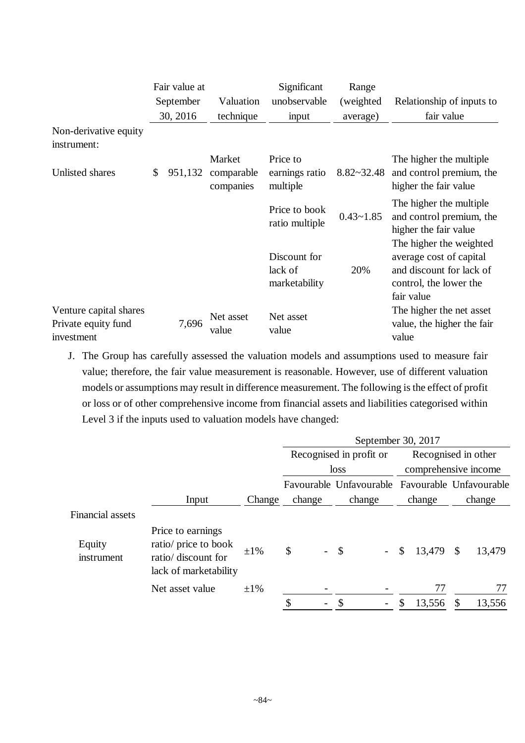| | Fair value at September 30, 2016 | Valuation technique | Significant unobservable input | Range (weighted average) | Relationship of inputs to fair value |
|---|---|---|---|---|---|
| Non-derivative equity instrument: | | | | | |
| Unlisted shares | $ 951,132 | Market comparable companies | Price to earnings ratio multiple | 8.82~32.48 | The higher the multiple and control premium, the higher the fair value |
| | | | Price to book ratio multiple | 0.43~1.85 | The higher the multiple and control premium, the higher the fair value |
| | | | Discount for lack of marketability | 20% | The higher the weighted average cost of capital and discount for lack of control, the lower the fair value |
| Venture capital shares Private equity fund investment | 7,696 | Net asset value | Net asset value | | The higher the net asset value, the higher the fair value |

J. The Group has carefully assessed the valuation models and assumptions used to measure fair value; therefore, the fair value measurement is reasonable. However, use of different valuation models or assumptions may result in difference measurement. The following is the effect of profit or loss or of other comprehensive income from financial assets and liabilities categorised within Level 3 if the inputs used to valuation models have changed:

| | | | September 30, 2017 | | | |
|---|---|---|---|---|---|---|
| | | | Recognised in profit or loss | | Recognised in other comprehensive income | |
| | Input | Change | Favourable change | Unfavourable change | Favourable change | Unfavourable change |
| Financial assets | | | | | | |
| Equity instrument | Price to earnings ratio/ price to book ratio/ discount for lack of marketability | ±1% | $ - | $ - | $ 13,479 | $ 13,479 |
| | Net asset value | ±1% | - | - | 77 | 77 |
| | | | $ - | $ - | $ 13,556 | $ 13,556 |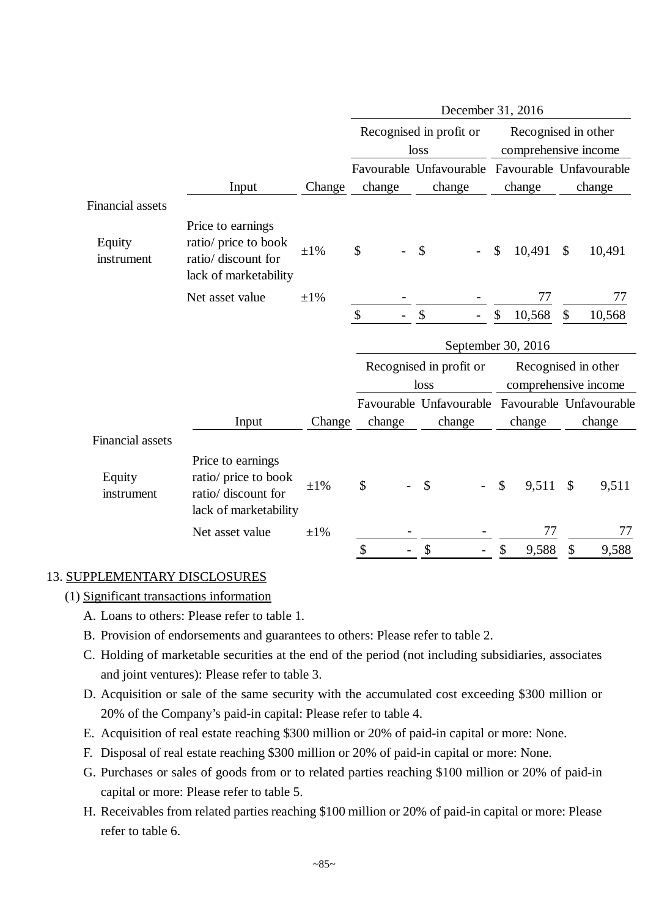| | | | December 31, 2016 | | | |
|---|---|---|---|---|---|---|
| | | | Recognised in profit or loss | | Recognised in other comprehensive income | |
| | Input | Change | Favourable change | Unfavourable change | Favourable change | Unfavourable change |
| Financial assets | | | | | | |
| Equity instrument | Price to earnings ratio/ price to book ratio/ discount for lack of marketability | ±1% | $ - | $ - | $ 10,491 | $ 10,491 |
| | Net asset value | ±1% | - | - | 77 | 77 |
| | | | $ - | $ - | $ 10,568 | $ 10,568 |

| | | | September 30, 2016 | | | |
|---|---|---|---|---|---|---|
| | | | Recognised in profit or loss | | Recognised in other comprehensive income | |
| | Input | Change | Favourable change | Unfavourable change | Favourable change | Unfavourable change |
| Financial assets | | | | | | |
| Equity instrument | Price to earnings ratio/ price to book ratio/ discount for lack of marketability | ±1% | $ - | $ - | $ 9,511 | $ 9,511 |
| | Net asset value | ±1% | - | - | 77 | 77 |
| | | | $ - | $ - | $ 9,588 | $ 9,588 |

13. SUPPLEMENTARY DISCLOSURES

(1) Significant transactions information

A. Loans to others: Please refer to table 1.

B. Provision of endorsements and guarantees to others: Please refer to table 2.

C. Holding of marketable securities at the end of the period (not including subsidiaries, associates and joint ventures): Please refer to table 3.

D. Acquisition or sale of the same security with the accumulated cost exceeding $300 million or 20% of the Company's paid-in capital: Please refer to table 4.

E. Acquisition of real estate reaching $300 million or 20% of paid-in capital or more: None.

F. Disposal of real estate reaching $300 million or 20% of paid-in capital or more: None.

G. Purchases or sales of goods from or to related parties reaching $100 million or 20% of paid-in capital or more: Please refer to table 5.

H. Receivables from related parties reaching $100 million or 20% of paid-in capital or more: Please refer to table 6.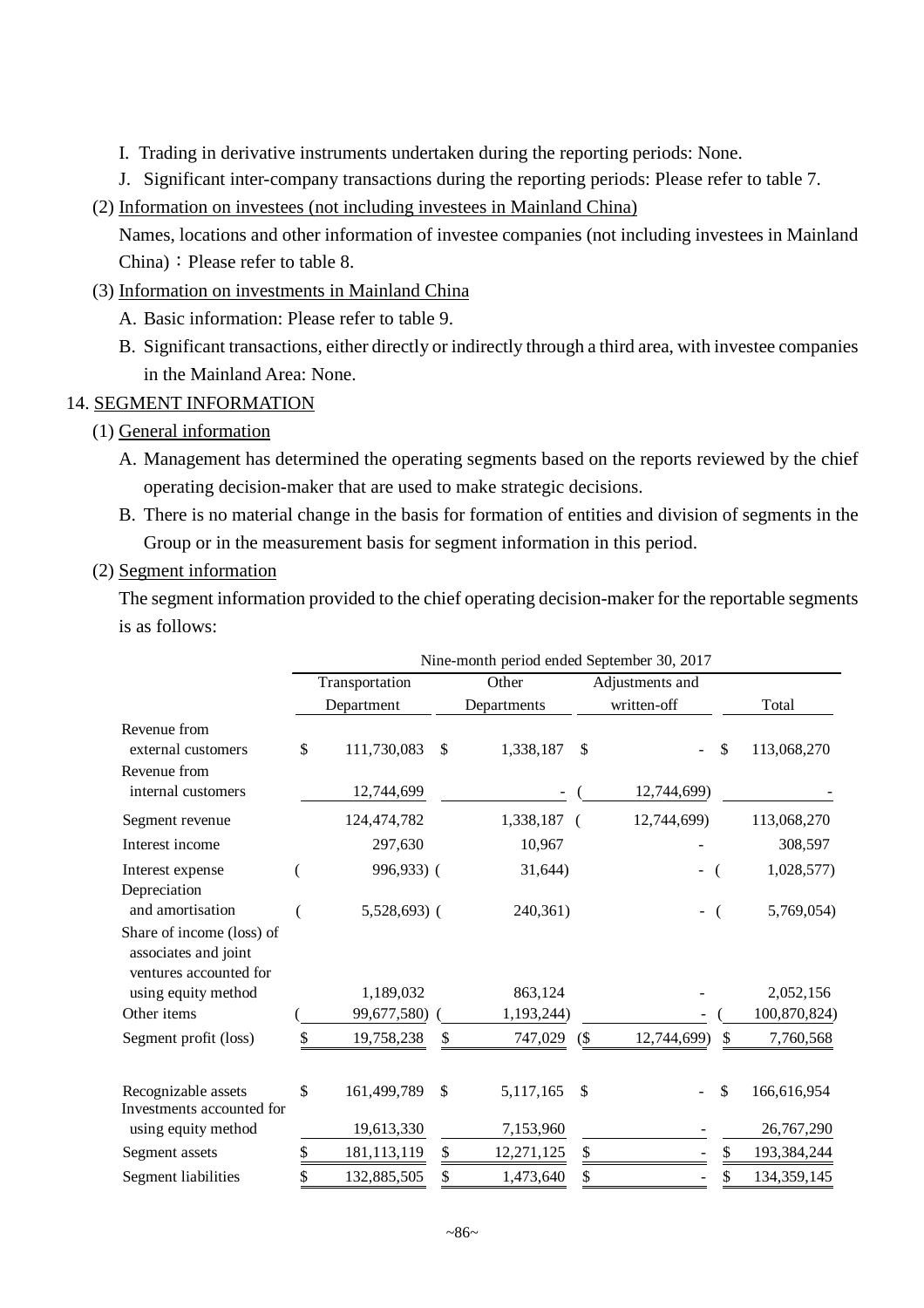I. Trading in derivative instruments undertaken during the reporting periods: None.

J. Significant inter-company transactions during the reporting periods: Please refer to table 7.

(2) Information on investees (not including investees in Mainland China)

Names, locations and other information of investee companies (not including investees in Mainland China)：Please refer to table 8.

(3) Information on investments in Mainland China

A. Basic information: Please refer to table 9.

B. Significant transactions, either directly or indirectly through a third area, with investee companies in the Mainland Area: None.

## 14. SEGMENT INFORMATION

(1) General information

A. Management has determined the operating segments based on the reports reviewed by the chief operating decision-maker that are used to make strategic decisions.

B. There is no material change in the basis for formation of entities and division of segments in the Group or in the measurement basis for segment information in this period.

(2) Segment information

The segment information provided to the chief operating decision-maker for the reportable segments is as follows:

| | Nine-month period ended September 30, 2017 | | | |
|---|---|---|---|---|
| | Transportation Department | Other Departments | Adjustments and written-off | Total |
| Revenue from external customers | $ 111,730,083 | $ 1,338,187 | $ - | $ 113,068,270 |
| Revenue from internal customers | 12,744,699 | - | ( 12,744,699) | - |
| Segment revenue | 124,474,782 | 1,338,187 | ( 12,744,699) | 113,068,270 |
| Interest income | 297,630 | 10,967 | - | 308,597 |
| Interest expense | ( 996,933) | ( 31,644) | - | ( 1,028,577) |
| Depreciation and amortisation | ( 5,528,693) | ( 240,361) | - | ( 5,769,054) |
| Share of income (loss) of associates and joint ventures accounted for using equity method | 1,189,032 | 863,124 | - | 2,052,156 |
| Other items | ( 99,677,580) | ( 1,193,244) | - | ( 100,870,824) |
| Segment profit (loss) | $ 19,758,238 | $ 747,029 | ($ 12,744,699) | $ 7,760,568 |
| Recognizable assets | $ 161,499,789 | $ 5,117,165 | $ - | $ 166,616,954 |
| Investments accounted for using equity method | 19,613,330 | 7,153,960 | - | 26,767,290 |
| Segment assets | $ 181,113,119 | $ 12,271,125 | $ - | $ 193,384,244 |
| Segment liabilities | $ 132,885,505 | $ 1,473,640 | $ - | $ 134,359,145 |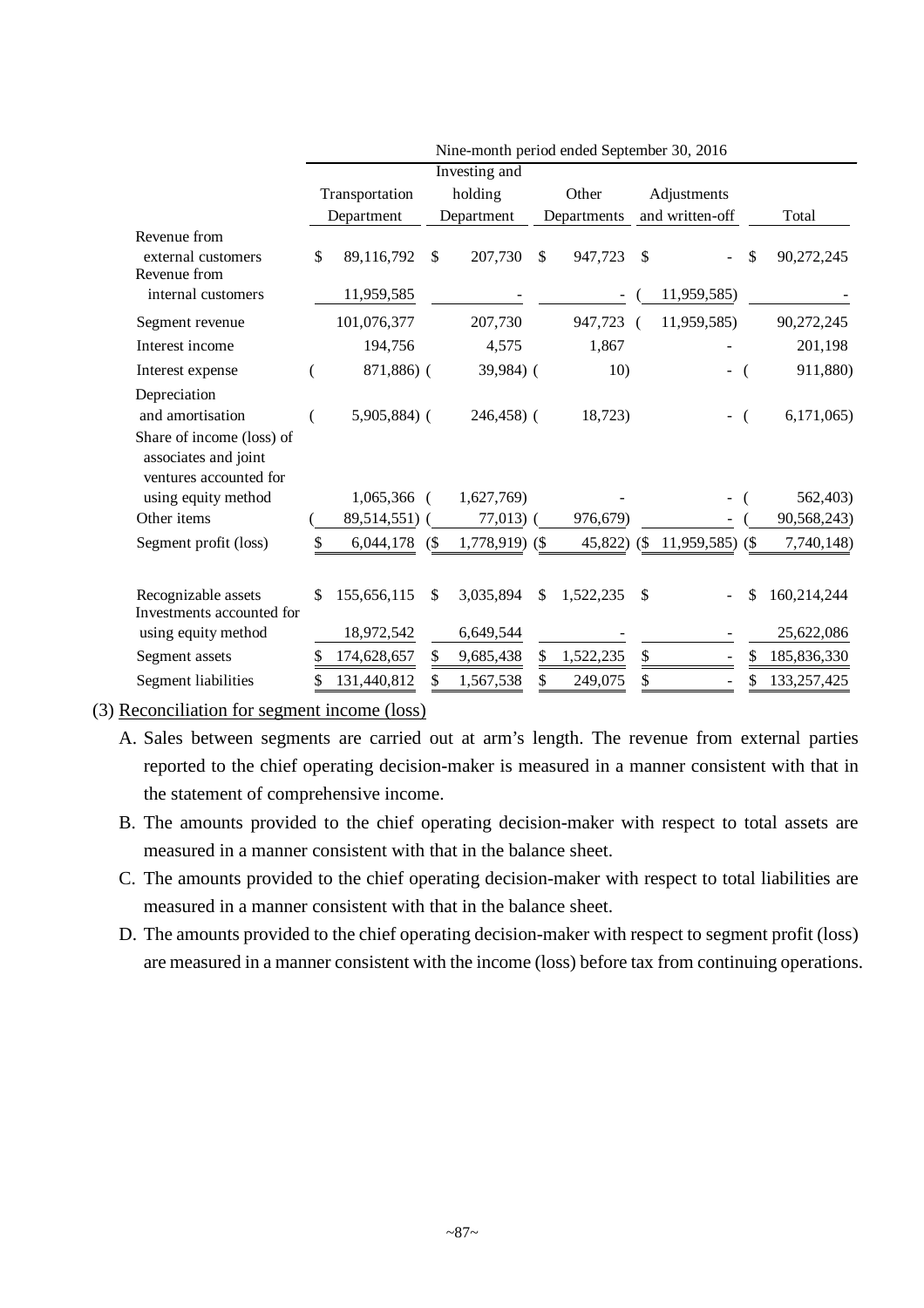| | Nine-month period ended September 30, 2016 | | | | |
|---|---|---|---|---|---|
| | Transportation Department | Investing and holding Department | Other Departments | Adjustments and written-off | Total |
| Revenue from external customers | $ 89,116,792 | $ 207,730 | $ 947,723 | $ - | $ 90,272,245 |
| Revenue from internal customers | 11,959,585 | - | - | ( 11,959,585) | - |
| Segment revenue | 101,076,377 | 207,730 | 947,723 | ( 11,959,585) | 90,272,245 |
| Interest income | 194,756 | 4,575 | 1,867 | - | 201,198 |
| Interest expense | ( 871,886) | ( 39,984) | ( 10) | - | ( 911,880) |
| Depreciation and amortisation | ( 5,905,884) | ( 246,458) | ( 18,723) | - | ( 6,171,065) |
| Share of income (loss) of associates and joint ventures accounted for using equity method | 1,065,366 | ( 1,627,769) | - | - | ( 562,403) |
| Other items | ( 89,514,551) | ( 77,013) | ( 976,679) | - | ( 90,568,243) |
| Segment profit (loss) | $ 6,044,178 | ($ 1,778,919) | ($ 45,822) | ($ 11,959,585) | ($ 7,740,148) |
| | | | | | |
| Recognizable assets | $ 155,656,115 | $ 3,035,894 | $ 1,522,235 | $ - | $ 160,214,244 |
| Investments accounted for using equity method | 18,972,542 | 6,649,544 | - | - | 25,622,086 |
| Segment assets | $ 174,628,657 | $ 9,685,438 | $ 1,522,235 | $ - | $ 185,836,330 |
| Segment liabilities | $ 131,440,812 | $ 1,567,538 | $ 249,075 | $ - | $ 133,257,425 |

(3) Reconciliation for segment income (loss)

A. Sales between segments are carried out at arm's length. The revenue from external parties reported to the chief operating decision-maker is measured in a manner consistent with that in the statement of comprehensive income.

B. The amounts provided to the chief operating decision-maker with respect to total assets are measured in a manner consistent with that in the balance sheet.

C. The amounts provided to the chief operating decision-maker with respect to total liabilities are measured in a manner consistent with that in the balance sheet.

D. The amounts provided to the chief operating decision-maker with respect to segment profit (loss) are measured in a manner consistent with the income (loss) before tax from continuing operations.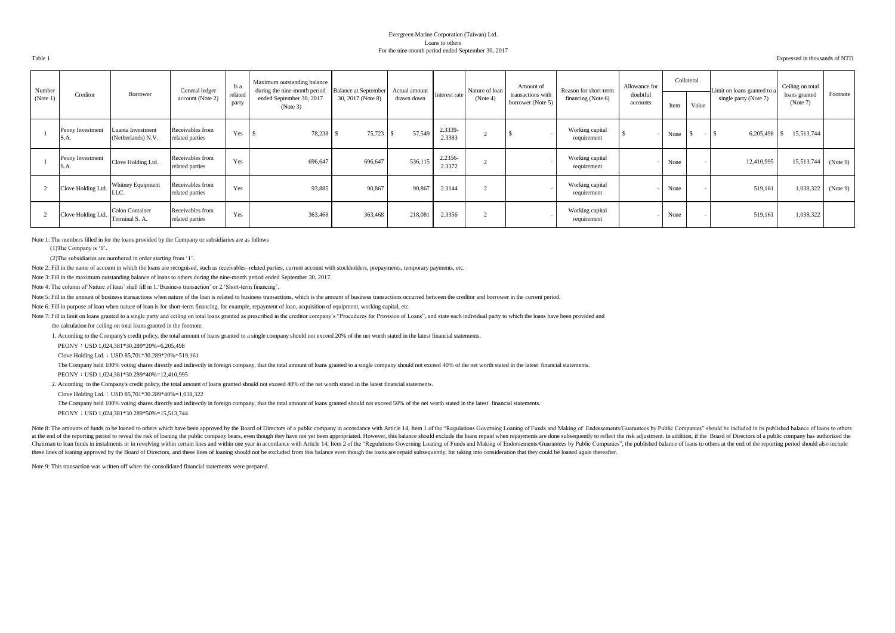Evergreen Marine Corporation (Taiwan) Ltd.
Loans to others
For the nine-month period ended September 30, 2017

Table 1

Expressed in thousands of NTD

| Number (Note 1) | Creditor | Borrower | General ledger account (Note 2) | Is a related party | Maximum outstanding balance during the nine-month period ended September 30, 2017 (Note 3) | Balance at September 30, 2017 (Note 8) | Actual amount drawn down | Interest rate | Nature of loan (Note 4) | Amount of transactions with borrower (Note 5) | Reason for short-term financing (Note 6) | Allowance for doubtful accounts | Collateral | | Limit on loans granted to a single party (Note 7) | Ceiling on total loans granted (Note 7) | Footnote |
|---|---|---|---|---|---|---|---|---|---|---|---|---|---|---|---|---|---|
| | | | | | | | | | | | | | Item | Value | | | |
| 1 | Peony Investment S.A. | Luanta Investment (Netherlands) N.V. | Receivables from related parties | Yes | $ 78,238 | $ 75,723 | $ 57,549 | 2.3339-2.3383 | 2 | $ - | Working capital requirement | $ - | None | $ - | $ 6,205,498 | $ 15,513,744 | |
| 1 | Peony Investment S.A. | Clove Holding Ltd. | Receivables from related parties | Yes | 696,647 | 696,647 | 536,115 | 2.2356-2.3372 | 2 | - | Working capital requirement | - | None | - | 12,410,995 | 15,513,744 | (Note 9) |
| 2 | Clove Holding Ltd. | Whitney Equipment LLC. | Receivables from related parties | Yes | 93,885 | 90,867 | 90,867 | 2.3144 | 2 | - | Working capital requirement | - | None | - | 519,161 | 1,038,322 | (Note 9) |
| 2 | Clove Holding Ltd. | Colon Container Terminal S. A. | Receivables from related parties | Yes | 363,468 | 363,468 | 218,081 | 2.3356 | 2 | - | Working capital requirement | - | None | - | 519,161 | 1,038,322 | |

Note 1: The numbers filled in for the loans provided by the Company or subsidiaries are as follows

(1)The Company is '0'.

(2)The subsidiaries are numbered in order starting from '1'.

Note 2: Fill in the name of account in which the loans are recognised, such as receivables–related parties, current account with stockholders, prepayments, temporary payments, etc.

Note 3: Fill in the maximum outstanding balance of loans to others during the nine-month period ended September 30, 2017.

Note 4: The column of'Nature of loan' shall fill in 1.'Business transaction' or 2.'Short-term financing'.

Note 5: Fill in the amount of business transactions when nature of the loan is related to business transactions, which is the amount of business transactions occurred between the creditor and borrower in the current period.

Note 6: Fill in purpose of loan when nature of loan is for short-term financing, for example, repayment of loan, acquisition of equipment, working capital, etc.

Note 7: Fill in limit on loans granted to a single party and ceiling on total loans granted as prescribed in the creditor company's "Procedures for Provision of Loans", and state each individual party to which the loans have been provided and the calculation for ceiling on total loans granted in the footnote.

1. According to the Company's credit policy, the total amount of loans granted to a single company should not exceed 20% of the net worth stated in the latest financial statements.

PEONY：USD 1,024,381*30.289*20%=6,205,498

Clove Holding Ltd.：USD 85,701*30.289*20%=519,161

The Company held 100% voting shares directly and indirectly in foreign company, that the total amount of loans granted to a single company should not exceed 40% of the net worth stated in the latest financial statements.

PEONY：USD 1,024,381*30.289*40%=12,410,995

2. According to the Company's credit policy, the total amount of loans granted should not exceed 40% of the net worth stated in the latest financial statements.

Clove Holding Ltd.：USD 85,701*30.289*40%=1,038,322

The Company held 100% voting shares directly and indirectly in foreign company, that the total amount of loans granted should not exceed 50% of the net worth stated in the latest financial statements.

PEONY：USD 1,024,381*30.289*50%=15,513,744

Note 8: The amounts of funds to be loaned to others which have been approved by the Board of Directors of a public company in accordance with Article 14, Item 1 of the "Regulations Governing Loaning of Funds and Making of Endorsements/Guarantees by Public Companies" should be included in its published balance of loans to others at the end of the reporting period to reveal the risk of loaning the public company bears, even though they have not yet been appropriated. However, this balance should exclude the loans repaid when repayments are done subsequently to reflect the risk adjustment. In addition, if the Board of Directors of a public company has authorized the Chairman to loan funds in instalments or in revolving within certain lines and within one year in accordance with Article 14, Item 2 of the "Regulations Governing Loaning of Funds and Making of Endorsements/Guarantees by Public Companies", the published balance of loans to others at the end of the reporting period should also include these lines of loaning approved by the Board of Directors, and these lines of loaning should not be excluded from this balance even though the loans are repaid subsequently, for taking into consideration that they could be loaned again thereafter.

Note 9: This transaction was written off when the consolidated financial statements were prepared.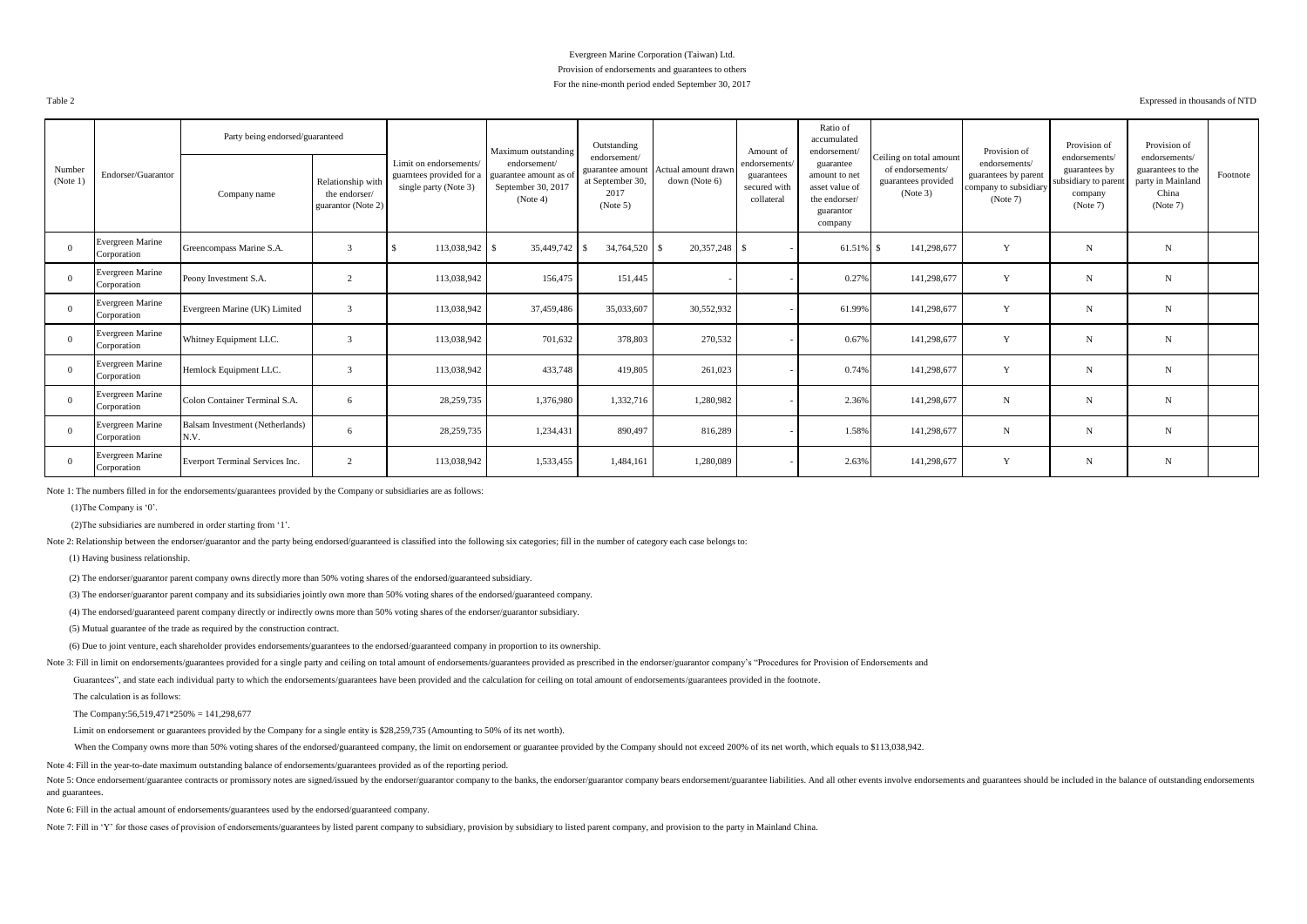Evergreen Marine Corporation (Taiwan) Ltd.

Provision of endorsements and guarantees to others

For the nine-month period ended September 30, 2017

Table 2

Expressed in thousands of NTD

| Number (Note 1) | Endorser/Guarantor | Party being endorsed/guaranteed | | Limit on endorsements/ guarntees provided for a single party (Note 3) | Maximum outstanding endorsement/ guarantee amount as of September 30, 2017 (Note 4) | Outstanding endorsement/ guarantee amount at September 30, 2017 (Note 5) | Actual amount drawn down (Note 6) | Amount of endorsements/ guarantees secured with collateral | Ratio of accumulated endorsement/ guarantee amount to net asset value of the endorser/ guarantor company | Ceiling on total amount of endorsements/ guarantees provided (Note 3) | Provision of endorsements/ guarantees by parent company to subsidiary (Note 7) | Provision of endorsements/ guarantees by subsidiary to parent company (Note 7) | Provision of endorsements/ guarantees to the party in Mainland China (Note 7) | Footnote |
|---|---|---|---|---|---|---|---|---|---|---|---|---|---|---|
| | | Company name | Relationship with the endorser/ guarantor (Note 2) | | | | | | | | | | | |
| 0 | Evergreen Marine Corporation | Greencompass Marine S.A. | 3 | $ 113,038,942 | $ 35,449,742 | $ 34,764,520 | $ 20,357,248 | $ - | 61.51% | $ 141,298,677 | Y | N | N | |
| 0 | Evergreen Marine Corporation | Peony Investment S.A. | 2 | 113,038,942 | 156,475 | 151,445 | - | - | 0.27% | 141,298,677 | Y | N | N | |
| 0 | Evergreen Marine Corporation | Evergreen Marine (UK) Limited | 3 | 113,038,942 | 37,459,486 | 35,033,607 | 30,552,932 | - | 61.99% | 141,298,677 | Y | N | N | |
| 0 | Evergreen Marine Corporation | Whitney Equipment LLC. | 3 | 113,038,942 | 701,632 | 378,803 | 270,532 | - | 0.67% | 141,298,677 | Y | N | N | |
| 0 | Evergreen Marine Corporation | Hemlock Equipment LLC. | 3 | 113,038,942 | 433,748 | 419,805 | 261,023 | - | 0.74% | 141,298,677 | Y | N | N | |
| 0 | Evergreen Marine Corporation | Colon Container Terminal S.A. | 6 | 28,259,735 | 1,376,980 | 1,332,716 | 1,280,982 | - | 2.36% | 141,298,677 | N | N | N | |
| 0 | Evergreen Marine Corporation | Balsam Investment (Netherlands) N.V. | 6 | 28,259,735 | 1,234,431 | 890,497 | 816,289 | - | 1.58% | 141,298,677 | N | N | N | |
| 0 | Evergreen Marine Corporation | Everport Terminal Services Inc. | 2 | 113,038,942 | 1,533,455 | 1,484,161 | 1,280,089 | - | 2.63% | 141,298,677 | Y | N | N | |

Note 1: The numbers filled in for the endorsements/guarantees provided by the Company or subsidiaries are as follows:

(1)The Company is '0'.

(2)The subsidiaries are numbered in order starting from '1'.

Note 2: Relationship between the endorser/guarantor and the party being endorsed/guaranteed is classified into the following six categories; fill in the number of category each case belongs to:

(1) Having business relationship.

(2) The endorser/guarantor parent company owns directly more than 50% voting shares of the endorsed/guaranteed subsidiary.

(3) The endorser/guarantor parent company and its subsidiaries jointly own more than 50% voting shares of the endorsed/guaranteed company.

(4) The endorsed/guaranteed parent company directly or indirectly owns more than 50% voting shares of the endorser/guarantor subsidiary.

(5) Mutual guarantee of the trade as required by the construction contract.

(6) Due to joint venture, each shareholder provides endorsements/guarantees to the endorsed/guaranteed company in proportion to its ownership.

Note 3: Fill in limit on endorsements/guarantees provided for a single party and ceiling on total amount of endorsements/guarantees provided as prescribed in the endorser/guarantor company's "Procedures for Provision of Endorsements and Guarantees", and state each individual party to which the endorsements/guarantees have been provided and the calculation for ceiling on total amount of endorsements/guarantees provided in the footnote.

The calculation is as follows:

The Company:56,519,471*250% = 141,298,677

Limit on endorsement or guarantees provided by the Company for a single entity is $28,259,735 (Amounting to 50% of its net worth).

When the Company owns more than 50% voting shares of the endorsed/guaranteed company, the limit on endorsement or guarantee provided by the Company should not exceed 200% of its net worth, which equals to $113,038,942.

Note 4: Fill in the year-to-date maximum outstanding balance of endorsements/guarantees provided as of the reporting period.

Note 5: Once endorsement/guarantee contracts or promissory notes are signed/issued by the endorser/guarantor company to the banks, the endorser/guarantor company bears endorsement/guarantee liabilities. And all other events involve endorsements and guarantees should be included in the balance of outstanding endorsements and guarantees.

Note 6: Fill in the actual amount of endorsements/guarantees used by the endorsed/guaranteed company.

Note 7: Fill in 'Y' for those cases of provision of endorsements/guarantees by listed parent company to subsidiary, provision by subsidiary to listed parent company, and provision to the party in Mainland China.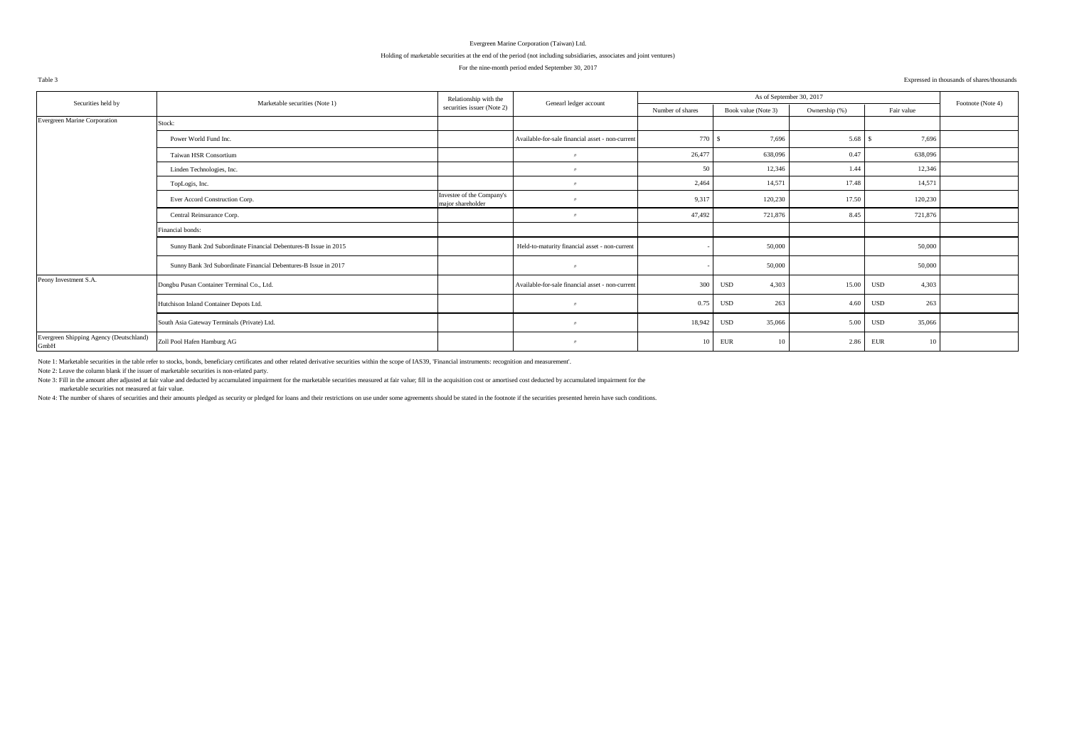Evergreen Marine Corporation (Taiwan) Ltd.

Holding of marketable securities at the end of the period (not including subsidiaries, associates and joint ventures)

For the nine-month period ended September 30, 2017

Table 3

Expressed in thousands of shares/thousands

| Securities held by | Marketable securities (Note 1) | Relationship with the securities issuer (Note 2) | Genearl ledger account | As of September 30, 2017 | | | | Footnote (Note 4) |
|---|---|---|---|---|---|---|---|---|
| | | | | Number of shares | Book value (Note 3) | Ownership (%) | Fair value | |
| Evergreen Marine Corporation | Stock: | | | | | | | |
| | Power World Fund Inc. | | Available-for-sale financial asset - non-current | 770 | $ 7,696 | 5.68 | $ 7,696 | |
| | Taiwan HSR Consortium | | 〃 | 26,477 | 638,096 | 0.47 | 638,096 | |
| | Linden Technologies, Inc. | | 〃 | 50 | 12,346 | 1.44 | 12,346 | |
| | TopLogis, Inc. | | 〃 | 2,464 | 14,571 | 17.48 | 14,571 | |
| | Ever Accord Construction Corp. | Investee of the Company's major shareholder | 〃 | 9,317 | 120,230 | 17.50 | 120,230 | |
| | Central Reinsurance Corp. | | 〃 | 47,492 | 721,876 | 8.45 | 721,876 | |
| | Financial bonds: | | | | | | | |
| | Sunny Bank 2nd Subordinate Financial Debentures-B Issue in 2015 | | Held-to-maturity financial asset - non-current | - | 50,000 | | 50,000 | |
| | Sunny Bank 3rd Subordinate Financial Debentures-B Issue in 2017 | | 〃 | - | 50,000 | | 50,000 | |
| Peony Investment S.A. | Dongbu Pusan Container Terminal Co., Ltd. | | Available-for-sale financial asset - non-current | 300 | USD 4,303 | 15.00 | USD 4,303 | |
| | Hutchison Inland Container Depots Ltd. | | 〃 | 0.75 | USD 263 | 4.60 | USD 263 | |
| | South Asia Gateway Terminals (Private) Ltd. | | 〃 | 18,942 | USD 35,066 | 5.00 | USD 35,066 | |
| Evergreen Shipping Agency (Deutschland) GmbH | Zoll Pool Hafen Hamburg AG | | 〃 | 10 | EUR 10 | 2.86 | EUR 10 | |

Note 1: Marketable securities in the table refer to stocks, bonds, beneficiary certificates and other related derivative securities within the scope of IAS39, 'Financial instruments: recognition and measurement'.

Note 2: Leave the column blank if the issuer of marketable securities is non-related party.

Note 3: Fill in the amount after adjusted at fair value and deducted by accumulated impairment for the marketable securities measured at fair value; fill in the acquisition cost or amortised cost deducted by accumulated impairment for the marketable securities not measured at fair value.

Note 4: The number of shares of securities and their amounts pledged as security or pledged for loans and their restrictions on use under some agreements should be stated in the footnote if the securities presented herein have such conditions.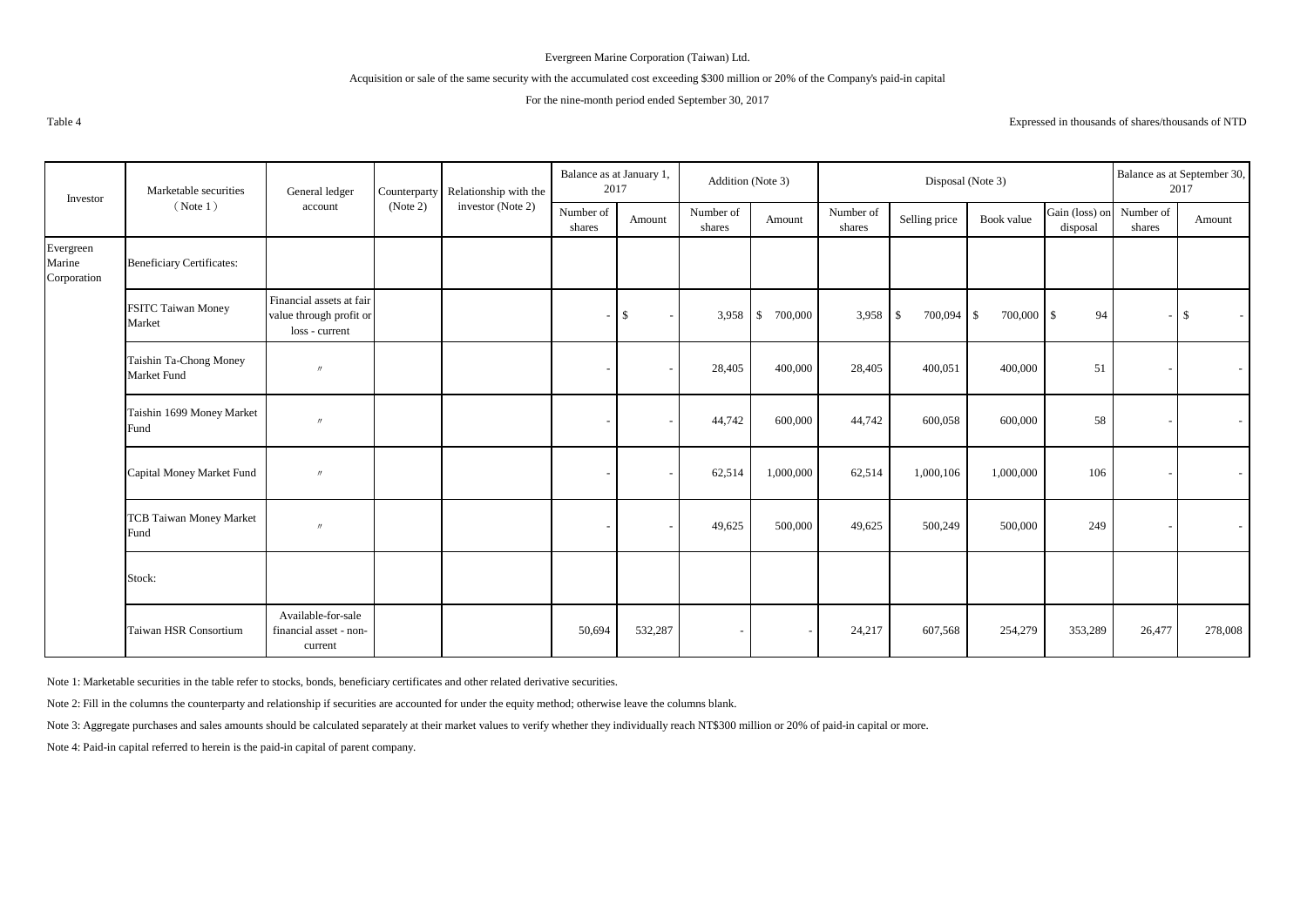Evergreen Marine Corporation (Taiwan) Ltd.

Acquisition or sale of the same security with the accumulated cost exceeding $300 million or 20% of the Company's paid-in capital

For the nine-month period ended September 30, 2017

Table 4

Expressed in thousands of shares/thousands of NTD

| Investor | Marketable securities (Note 1) | General ledger account | Counterparty (Note 2) | Relationship with the investor (Note 2) | Balance as at January 1, 2017 | | Addition (Note 3) | | Disposal (Note 3) | | | | Balance as at September 30, 2017 | |
|---|---|---|---|---|---|---|---|---|---|---|---|---|---|---|
| | | | | | Number of shares | Amount | Number of shares | Amount | Number of shares | Selling price | Book value | Gain (loss) on disposal | Number of shares | Amount |
| Evergreen Marine Corporation | Beneficiary Certificates: | | | | | | | | | | | | | |
| | FSITC Taiwan Money Market | Financial assets at fair value through profit or loss - current | | | - | $ - | 3,958 | $ 700,000 | 3,958 | $ 700,094 | $ 700,000 | $ 94 | - | $ - |
| | Taishin Ta-Chong Money Market Fund | 〃 | | | - | - | 28,405 | 400,000 | 28,405 | 400,051 | 400,000 | 51 | - | - |
| | Taishin 1699 Money Market Fund | 〃 | | | - | - | 44,742 | 600,000 | 44,742 | 600,058 | 600,000 | 58 | - | - |
| | Capital Money Market Fund | 〃 | | | - | - | 62,514 | 1,000,000 | 62,514 | 1,000,106 | 1,000,000 | 106 | - | - |
| | TCB Taiwan Money Market Fund | 〃 | | | - | - | 49,625 | 500,000 | 49,625 | 500,249 | 500,000 | 249 | - | - |
| | Stock: | | | | | | | | | | | | | |
| | Taiwan HSR Consortium | Available-for-sale financial asset - non-current | | | 50,694 | 532,287 | - | - | 24,217 | 607,568 | 254,279 | 353,289 | 26,477 | 278,008 |

Note 1: Marketable securities in the table refer to stocks, bonds, beneficiary certificates and other related derivative securities.

Note 2: Fill in the columns the counterparty and relationship if securities are accounted for under the equity method; otherwise leave the columns blank.

Note 3: Aggregate purchases and sales amounts should be calculated separately at their market values to verify whether they individually reach NT$300 million or 20% of paid-in capital or more.

Note 4: Paid-in capital referred to herein is the paid-in capital of parent company.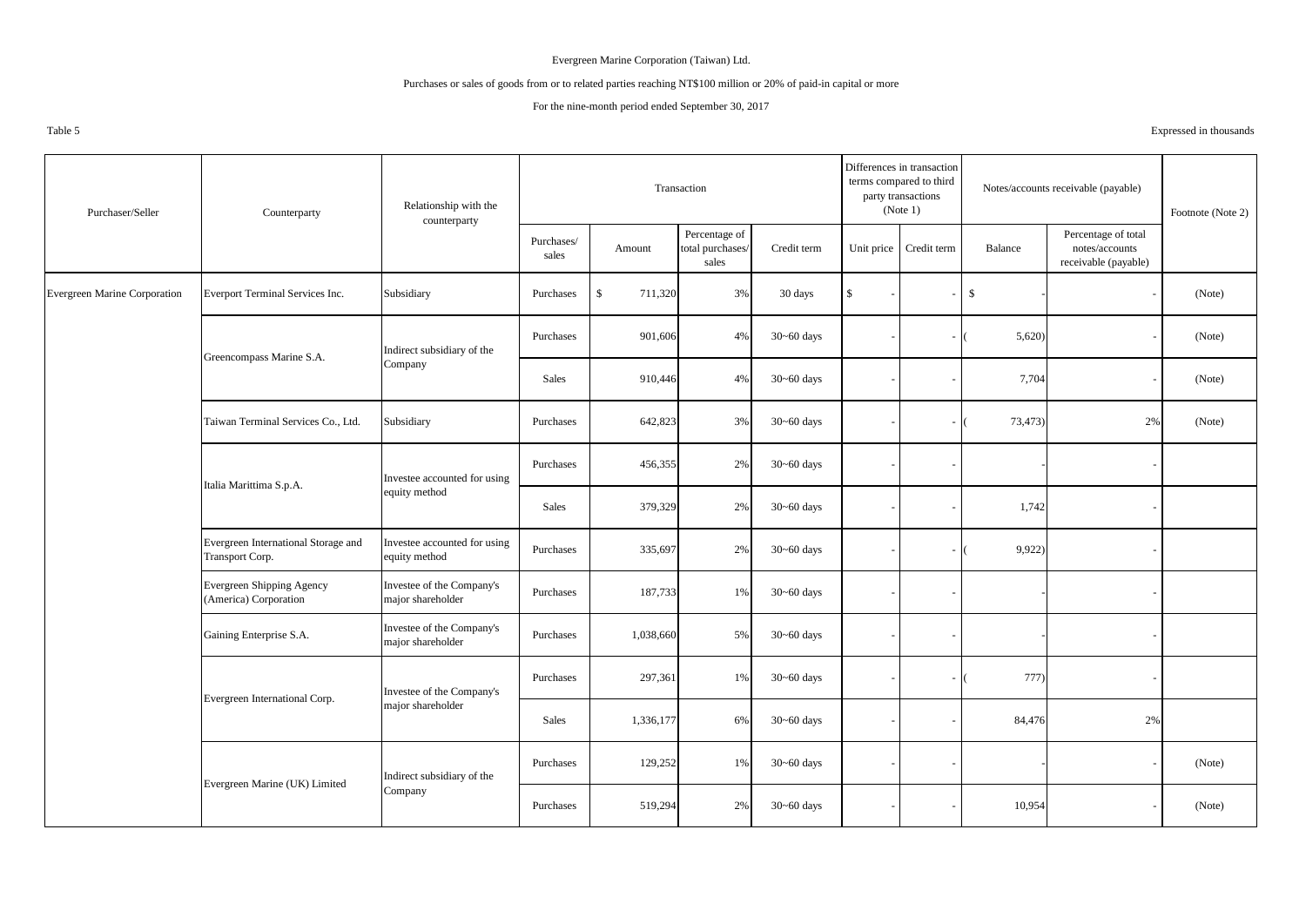Evergreen Marine Corporation (Taiwan) Ltd.

Purchases or sales of goods from or to related parties reaching NT$100 million or 20% of paid-in capital or more

For the nine-month period ended September 30, 2017

Table 5

Expressed in thousands

| Purchaser/Seller | Counterparty | Relationship with the counterparty | Transaction | | | | Differences in transaction terms compared to third party transactions (Note 1) | | Notes/accounts receivable (payable) | | Footnote (Note 2) |
|---|---|---|---|---|---|---|---|---|---|---|---|
| | | | Purchases/ sales | Amount | Percentage of total purchases/ sales | Credit term | Unit price | Credit term | Balance | Percentage of total notes/accounts receivable (payable) | |
| Evergreen Marine Corporation | Everport Terminal Services Inc. | Subsidiary | Purchases | $ 711,320 | 3% | 30 days | $ - | - | $ - | - | (Note) |
| | Greencompass Marine S.A. | Indirect subsidiary of the Company | Purchases | 901,606 | 4% | 30~60 days | - | - | ( 5,620) | - | (Note) |
| | | | Sales | 910,446 | 4% | 30~60 days | - | - | 7,704 | - | (Note) |
| | Taiwan Terminal Services Co., Ltd. | Subsidiary | Purchases | 642,823 | 3% | 30~60 days | - | - | ( 73,473) | 2% | (Note) |
| | Italia Marittima S.p.A. | Investee accounted for using equity method | Purchases | 456,355 | 2% | 30~60 days | - | - | - | - | |
| | | | Sales | 379,329 | 2% | 30~60 days | - | - | 1,742 | - | |
| | Evergreen International Storage and Transport Corp. | Investee accounted for using equity method | Purchases | 335,697 | 2% | 30~60 days | - | - | ( 9,922) | - | |
| | Evergreen Shipping Agency (America) Corporation | Investee of the Company's major shareholder | Purchases | 187,733 | 1% | 30~60 days | - | - | - | - | |
| | Gaining Enterprise S.A. | Investee of the Company's major shareholder | Purchases | 1,038,660 | 5% | 30~60 days | - | - | - | - | |
| | Evergreen International Corp. | Investee of the Company's major shareholder | Purchases | 297,361 | 1% | 30~60 days | - | - | ( 777) | - | |
| | | | Sales | 1,336,177 | 6% | 30~60 days | - | - | 84,476 | 2% | |
| | Evergreen Marine (UK) Limited | Indirect subsidiary of the Company | Purchases | 129,252 | 1% | 30~60 days | - | - | - | - | (Note) |
| | | | Purchases | 519,294 | 2% | 30~60 days | - | - | 10,954 | - | (Note) |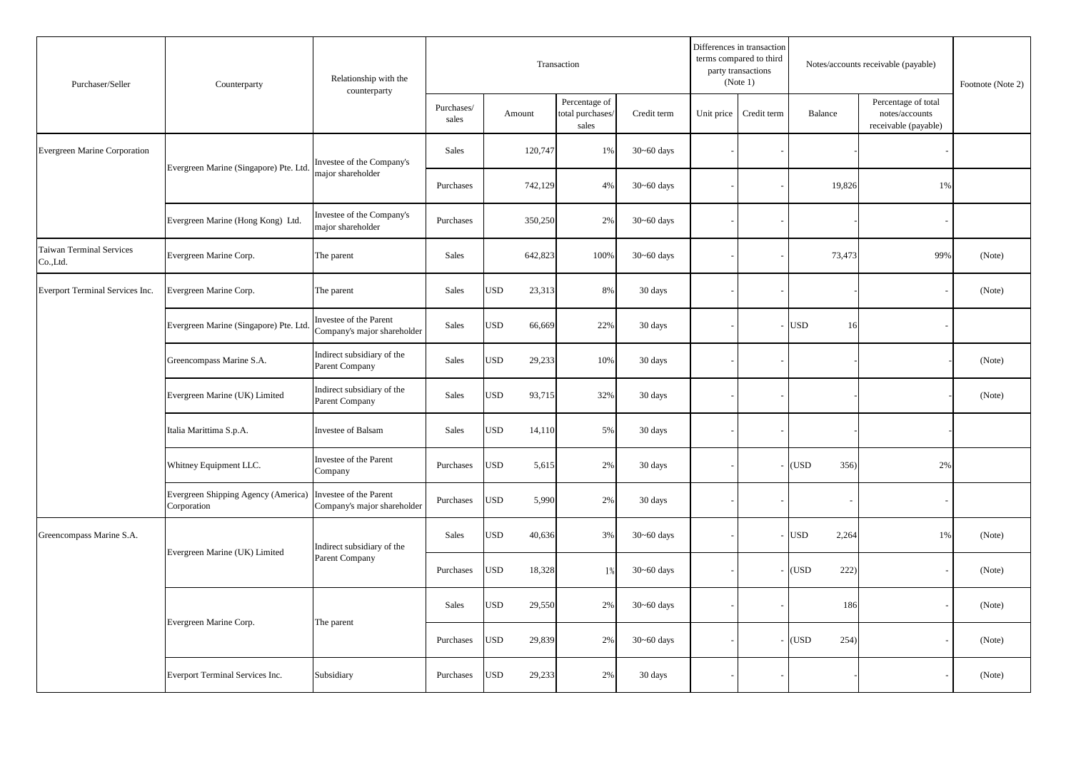| Purchaser/Seller | Counterparty | Relationship with the counterparty | Transaction | | | | Differences in transaction terms compared to third party transactions (Note 1) | | Notes/accounts receivable (payable) | | Footnote (Note 2) |
|---|---|---|---|---|---|---|---|---|---|---|---|
| | | | Purchases/ sales | Amount | Percentage of total purchases/ sales | Credit term | Unit price | Credit term | Balance | Percentage of total notes/accounts receivable (payable) | |
| Evergreen Marine Corporation | Evergreen Marine (Singapore) Pte. Ltd. | Investee of the Company's major shareholder | Sales | 120,747 | 1% | 30~60 days | - | - | - | - | |
| | | | Purchases | 742,129 | 4% | 30~60 days | - | - | 19,826 | 1% | |
| | Evergreen Marine (Hong Kong) Ltd. | Investee of the Company's major shareholder | Purchases | 350,250 | 2% | 30~60 days | - | - | - | - | |
| Taiwan Terminal Services Co.,Ltd. | Evergreen Marine Corp. | The parent | Sales | 642,823 | 100% | 30~60 days | - | - | 73,473 | 99% | (Note) |
| Everport Terminal Services Inc. | Evergreen Marine Corp. | The parent | Sales | USD 23,313 | 8% | 30 days | - | - | - | - | (Note) |
| | Evergreen Marine (Singapore) Pte. Ltd. | Investee of the Parent Company's major shareholder | Sales | USD 66,669 | 22% | 30 days | - | - | USD 16 | - | |
| | Greencompass Marine S.A. | Indirect subsidiary of the Parent Company | Sales | USD 29,233 | 10% | 30 days | - | - | - | - | (Note) |
| | Evergreen Marine (UK) Limited | Indirect subsidiary of the Parent Company | Sales | USD 93,715 | 32% | 30 days | - | - | - | - | (Note) |
| | Italia Marittima S.p.A. | Investee of Balsam | Sales | USD 14,110 | 5% | 30 days | - | - | - | - | |
| | Whitney Equipment LLC. | Investee of the Parent Company | Purchases | USD 5,615 | 2% | 30 days | - | - | (USD 356) | 2% | |
| | Evergreen Shipping Agency (America) Corporation | Investee of the Parent Company's major shareholder | Purchases | USD 5,990 | 2% | 30 days | - | - | - | - | |
| Greencompass Marine S.A. | Evergreen Marine (UK) Limited | Indirect subsidiary of the Parent Company | Sales | USD 40,636 | 3% | 30~60 days | - | - | USD 2,264 | 1% | (Note) |
| | | | Purchases | USD 18,328 | 1% | 30~60 days | - | - | (USD 222) | - | (Note) |
| | Evergreen Marine Corp. | The parent | Sales | USD 29,550 | 2% | 30~60 days | - | - | 186 | - | (Note) |
| | | | Purchases | USD 29,839 | 2% | 30~60 days | - | - | (USD 254) | - | (Note) |
| | Everport Terminal Services Inc. | Subsidiary | Purchases | USD 29,233 | 2% | 30 days | - | - | - | - | (Note) |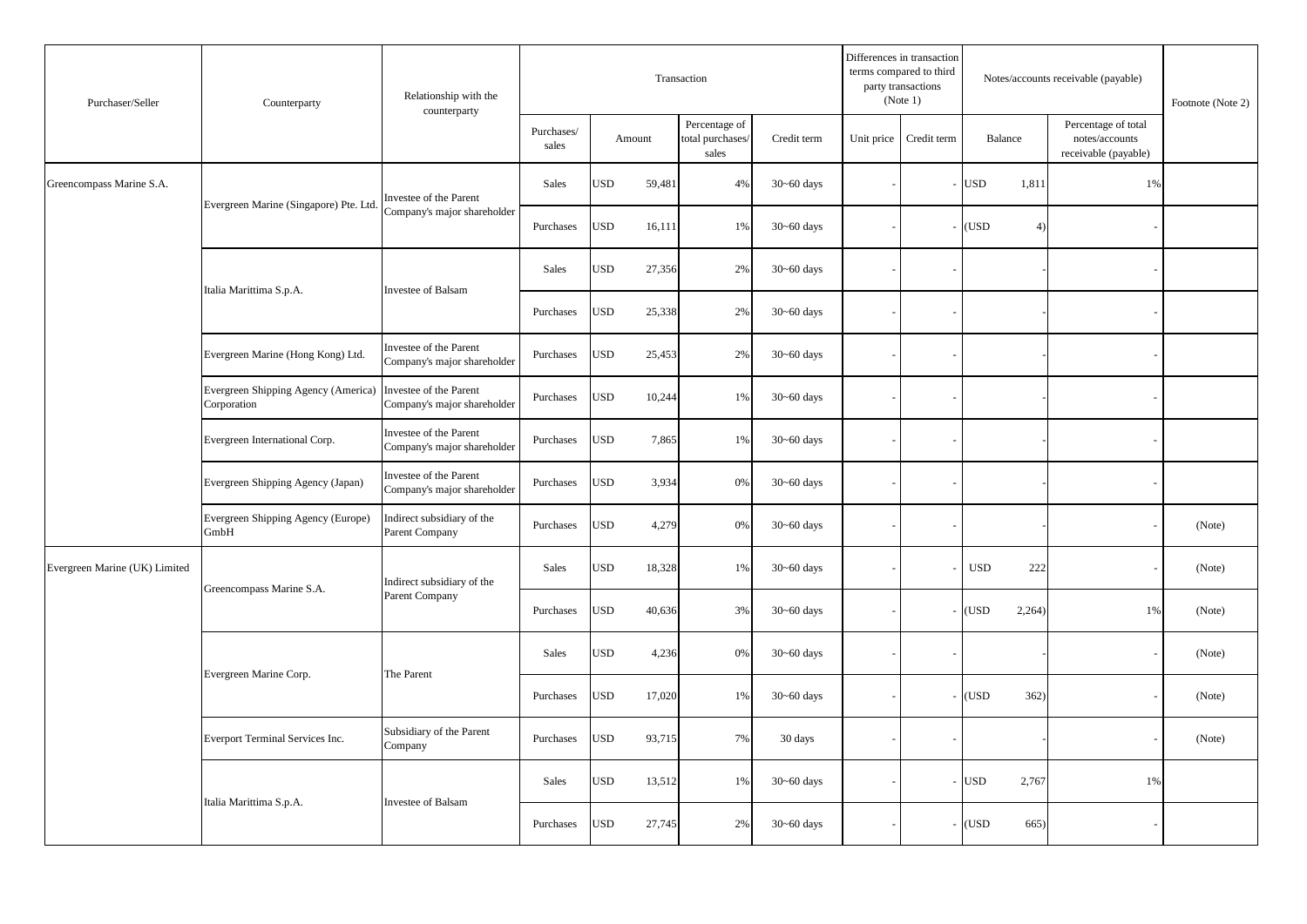| Purchaser/Seller | Counterparty | Relationship with the counterparty | Transaction | | | | Differences in transaction terms compared to third party transactions (Note 1) | | Notes/accounts receivable (payable) | | Footnote (Note 2) |
|---|---|---|---|---|---|---|---|---|---|---|---|
| | | | Purchases/ sales | Amount | Percentage of total purchases/ sales | Credit term | Unit price | Credit term | Balance | Percentage of total notes/accounts receivable (payable) | |
| Greencompass Marine S.A. | Evergreen Marine (Singapore) Pte. Ltd. | Investee of the Parent Company's major shareholder | Sales | USD 59,481 | 4% | 30~60 days | - | - | USD 1,811 | 1% | |
| | | | Purchases | USD 16,111 | 1% | 30~60 days | - | - | (USD 4) | - | |
| | Italia Marittima S.p.A. | Investee of Balsam | Sales | USD 27,356 | 2% | 30~60 days | - | - | - | - | |
| | | | Purchases | USD 25,338 | 2% | 30~60 days | - | - | - | - | |
| | Evergreen Marine (Hong Kong) Ltd. | Investee of the Parent Company's major shareholder | Purchases | USD 25,453 | 2% | 30~60 days | - | - | - | - | |
| | Evergreen Shipping Agency (America) Corporation | Investee of the Parent Company's major shareholder | Purchases | USD 10,244 | 1% | 30~60 days | - | - | - | - | |
| | Evergreen International Corp. | Investee of the Parent Company's major shareholder | Purchases | USD 7,865 | 1% | 30~60 days | - | - | - | - | |
| | Evergreen Shipping Agency (Japan) | Investee of the Parent Company's major shareholder | Purchases | USD 3,934 | 0% | 30~60 days | - | - | - | - | |
| | Evergreen Shipping Agency (Europe) GmbH | Indirect subsidiary of the Parent Company | Purchases | USD 4,279 | 0% | 30~60 days | - | - | - | - | (Note) |
| Evergreen Marine (UK) Limited | Greencompass Marine S.A. | Indirect subsidiary of the Parent Company | Sales | USD 18,328 | 1% | 30~60 days | - | - | USD 222 | - | (Note) |
| | | | Purchases | USD 40,636 | 3% | 30~60 days | - | - | (USD 2,264) | 1% | (Note) |
| | Evergreen Marine Corp. | The Parent | Sales | USD 4,236 | 0% | 30~60 days | - | - | - | - | (Note) |
| | | | Purchases | USD 17,020 | 1% | 30~60 days | - | - | (USD 362) | - | (Note) |
| | Everport Terminal Services Inc. | Subsidiary of the Parent Company | Purchases | USD 93,715 | 7% | 30 days | - | - | - | - | (Note) |
| | Italia Marittima S.p.A. | Investee of Balsam | Sales | USD 13,512 | 1% | 30~60 days | - | - | USD 2,767 | 1% | |
| | | | Purchases | USD 27,745 | 2% | 30~60 days | - | - | (USD 665) | - | |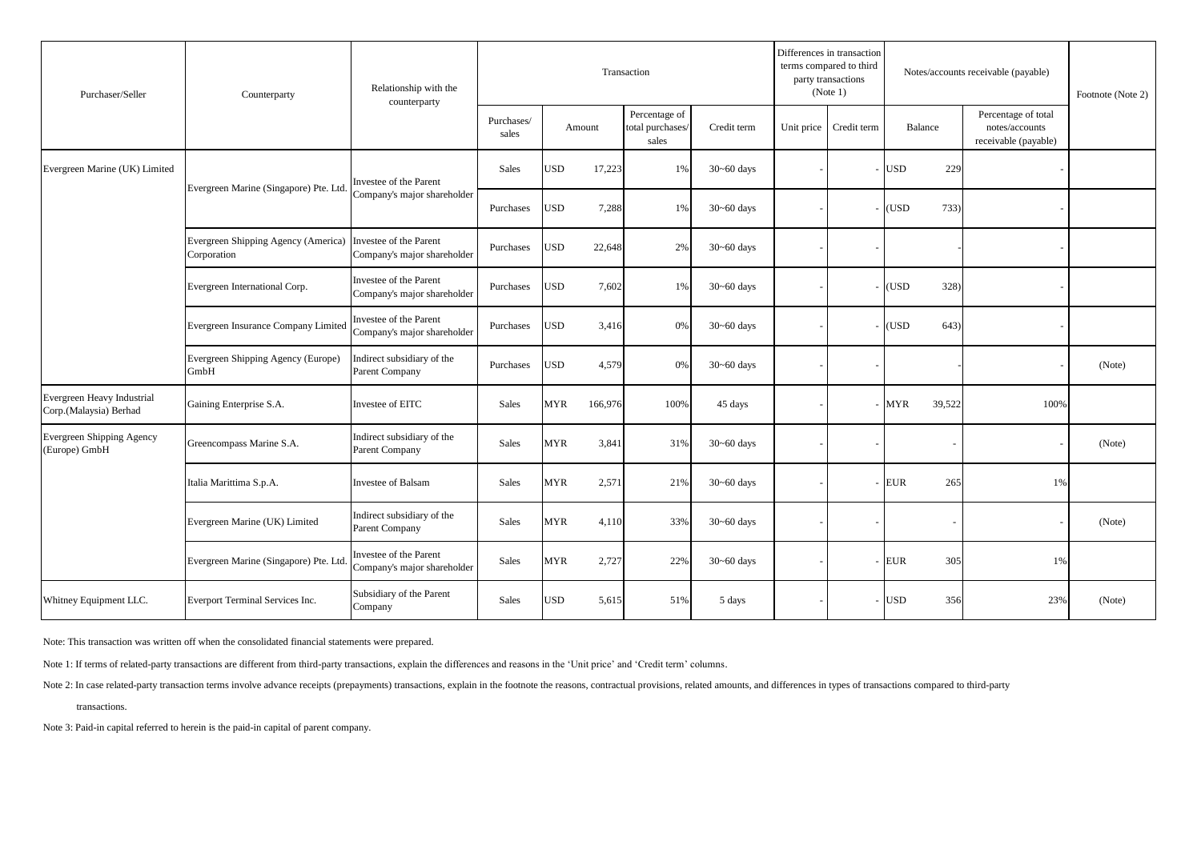| Purchaser/Seller | Counterparty | Relationship with the counterparty | Transaction | | | | Differences in transaction terms compared to third party transactions (Note 1) | | Notes/accounts receivable (payable) | | Footnote (Note 2) |
|---|---|---|---|---|---|---|---|---|---|---|---|
| | | | Purchases/ sales | Amount | Percentage of total purchases/ sales | Credit term | Unit price | Credit term | Balance | Percentage of total notes/accounts receivable (payable) | |
| Evergreen Marine (UK) Limited | Evergreen Marine (Singapore) Pte. Ltd. | Investee of the Parent Company's major shareholder | Sales | USD 17,223 | 1% | 30~60 days | - | - | USD 229 | - | |
| | | | Purchases | USD 7,288 | 1% | 30~60 days | - | - | (USD 733) | - | |
| | Evergreen Shipping Agency (America) Corporation | Investee of the Parent Company's major shareholder | Purchases | USD 22,648 | 2% | 30~60 days | - | - | - | - | |
| | Evergreen International Corp. | Investee of the Parent Company's major shareholder | Purchases | USD 7,602 | 1% | 30~60 days | - | - | (USD 328) | - | |
| | Evergreen Insurance Company Limited | Investee of the Parent Company's major shareholder | Purchases | USD 3,416 | 0% | 30~60 days | - | - | (USD 643) | - | |
| | Evergreen Shipping Agency (Europe) GmbH | Indirect subsidiary of the Parent Company | Purchases | USD 4,579 | 0% | 30~60 days | - | - | - | - | (Note) |
| Evergreen Heavy Industrial Corp.(Malaysia) Berhad | Gaining Enterprise S.A. | Investee of EITC | Sales | MYR 166,976 | 100% | 45 days | - | - | MYR 39,522 | 100% | |
| Evergreen Shipping Agency (Europe) GmbH | Greencompass Marine S.A. | Indirect subsidiary of the Parent Company | Sales | MYR 3,841 | 31% | 30~60 days | - | - | - | - | (Note) |
| | Italia Marittima S.p.A. | Investee of Balsam | Sales | MYR 2,571 | 21% | 30~60 days | - | - | EUR 265 | 1% | |
| | Evergreen Marine (UK) Limited | Indirect subsidiary of the Parent Company | Sales | MYR 4,110 | 33% | 30~60 days | - | - | - | - | (Note) |
| | Evergreen Marine (Singapore) Pte. Ltd. | Investee of the Parent Company's major shareholder | Sales | MYR 2,727 | 22% | 30~60 days | - | - | EUR 305 | 1% | |
| Whitney Equipment LLC. | Everport Terminal Services Inc. | Subsidiary of the Parent Company | Sales | USD 5,615 | 51% | 5 days | - | - | USD 356 | 23% | (Note) |

Note: This transaction was written off when the consolidated financial statements were prepared.

Note 1: If terms of related-party transactions are different from third-party transactions, explain the differences and reasons in the 'Unit price' and 'Credit term' columns.

Note 2: In case related-party transaction terms involve advance receipts (prepayments) transactions, explain in the footnote the reasons, contractual provisions, related amounts, and differences in types of transactions compared to third-party transactions.

Note 3: Paid-in capital referred to herein is the paid-in capital of parent company.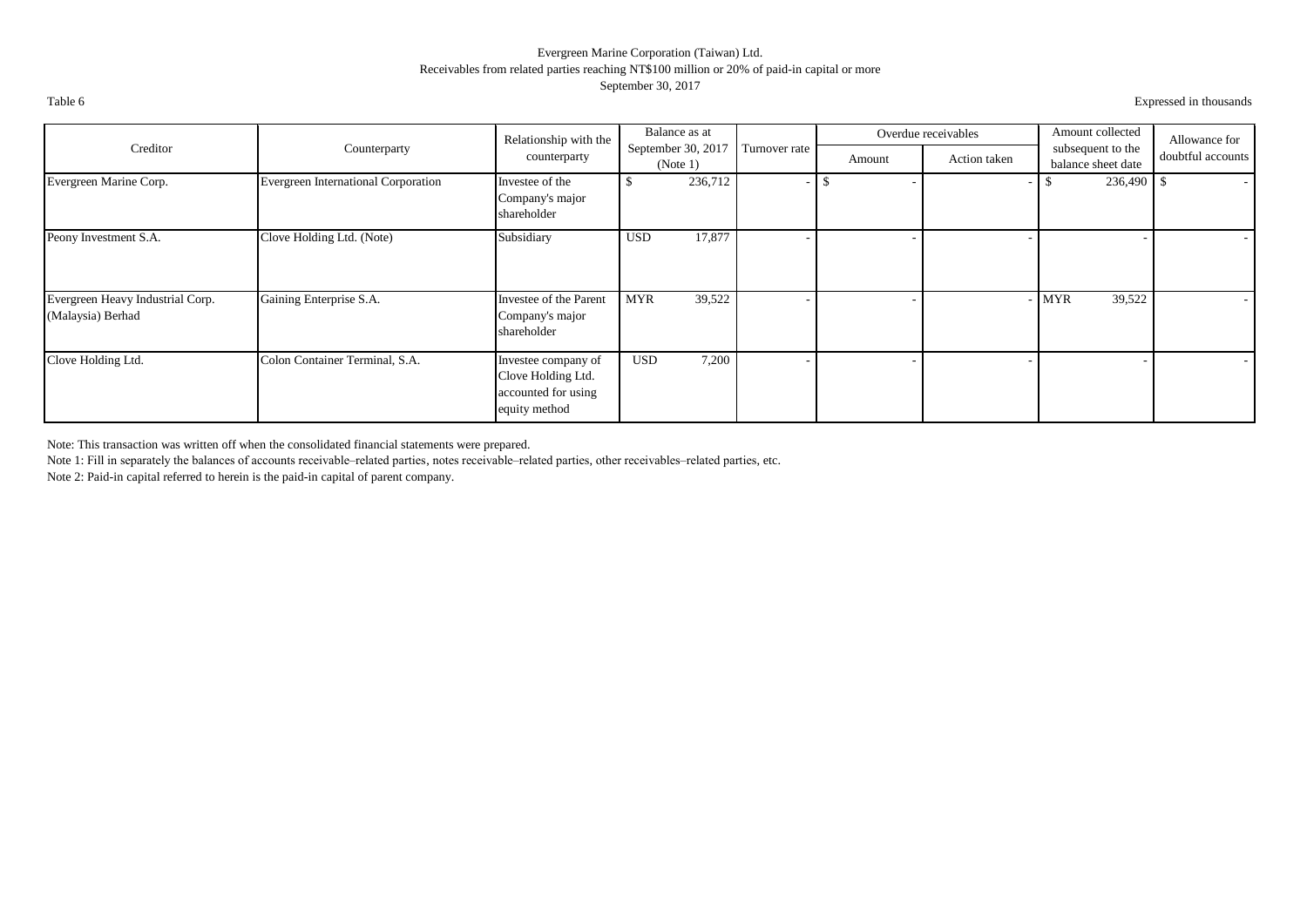Evergreen Marine Corporation (Taiwan) Ltd.

Receivables from related parties reaching NT$100 million or 20% of paid-in capital or more

September 30, 2017

Table 6

Expressed in thousands

| Creditor | Counterparty | Relationship with the counterparty | Balance as at September 30, 2017 (Note 1) | Turnover rate | Overdue receivables | | Amount collected subsequent to the balance sheet date | Allowance for doubtful accounts |
|---|---|---|---|---|---|---|---|---|
| | | | | | Amount | Action taken | | |
| Evergreen Marine Corp. | Evergreen International Corporation | Investee of the Company's major shareholder | $ 236,712 | - | $ - | - | $ 236,490 | $ - |
| Peony Investment S.A. | Clove Holding Ltd. (Note) | Subsidiary | USD 17,877 | - | - | - | - | - |
| Evergreen Heavy Industrial Corp. (Malaysia) Berhad | Gaining Enterprise S.A. | Investee of the Parent Company's major shareholder | MYR 39,522 | - | - | - | MYR 39,522 | - |
| Clove Holding Ltd. | Colon Container Terminal, S.A. | Investee company of Clove Holding Ltd. accounted for using equity method | USD 7,200 | - | - | - | - | - |

Note: This transaction was written off when the consolidated financial statements were prepared.

Note 1: Fill in separately the balances of accounts receivable–related parties, notes receivable–related parties, other receivables–related parties, etc.

Note 2: Paid-in capital referred to herein is the paid-in capital of parent company.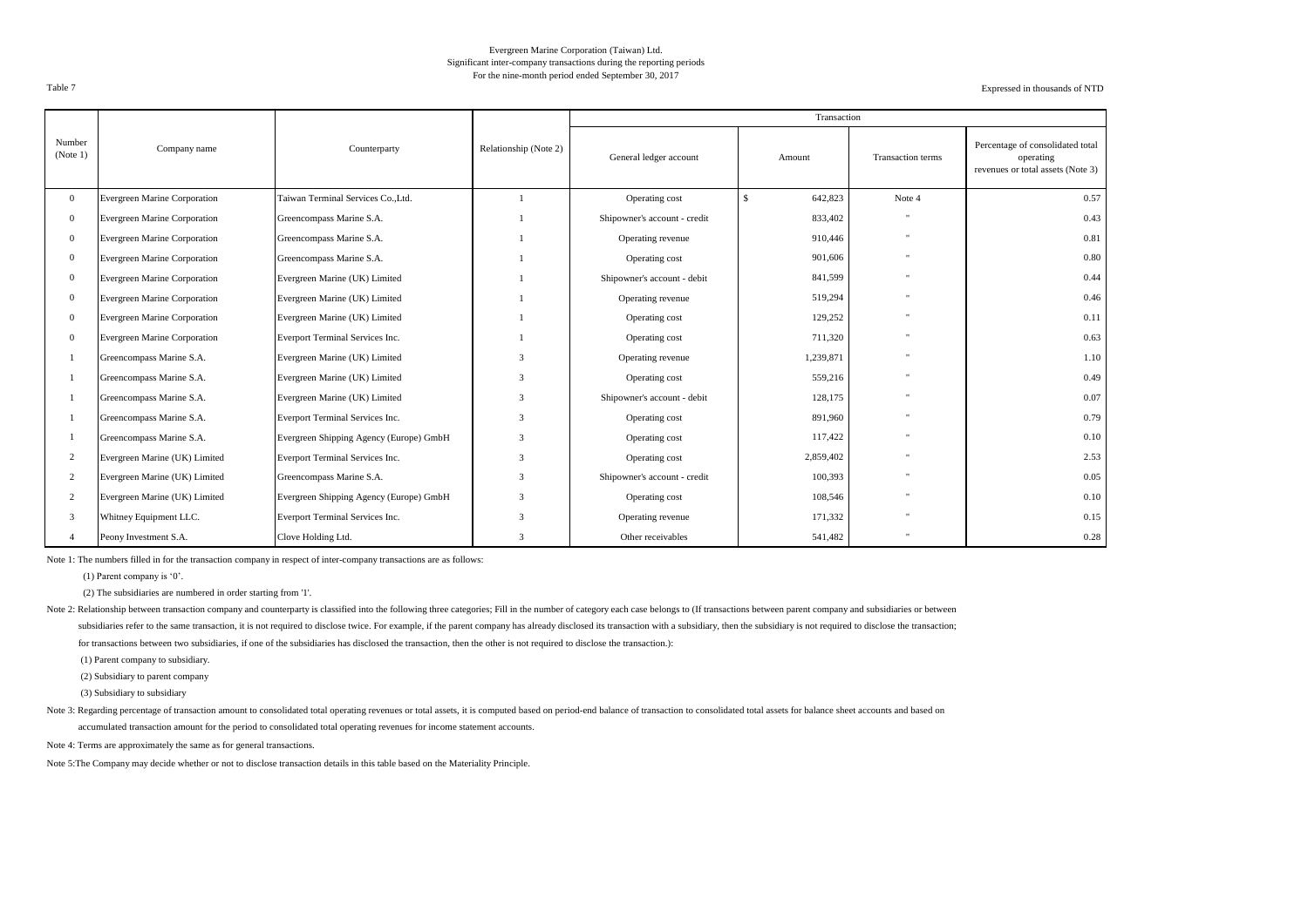Evergreen Marine Corporation (Taiwan) Ltd.
Significant inter-company transactions during the reporting periods
For the nine-month period ended September 30, 2017

Table 7

Expressed in thousands of NTD

| Number (Note 1) | Company name | Counterparty | Relationship (Note 2) | Transaction | | | |
|---|---|---|---|---|---|---|---|
| | | | | General ledger account | Amount | Transaction terms | Percentage of consolidated total operating revenues or total assets (Note 3) |
| 0 | Evergreen Marine Corporation | Taiwan Terminal Services Co.,Ltd. | 1 | Operating cost | $ 642,823 | Note 4 | 0.57 |
| 0 | Evergreen Marine Corporation | Greencompass Marine S.A. | 1 | Shipowner's account - credit | 833,402 | " | 0.43 |
| 0 | Evergreen Marine Corporation | Greencompass Marine S.A. | 1 | Operating revenue | 910,446 | " | 0.81 |
| 0 | Evergreen Marine Corporation | Greencompass Marine S.A. | 1 | Operating cost | 901,606 | " | 0.80 |
| 0 | Evergreen Marine Corporation | Evergreen Marine (UK) Limited | 1 | Shipowner's account - debit | 841,599 | " | 0.44 |
| 0 | Evergreen Marine Corporation | Evergreen Marine (UK) Limited | 1 | Operating revenue | 519,294 | " | 0.46 |
| 0 | Evergreen Marine Corporation | Evergreen Marine (UK) Limited | 1 | Operating cost | 129,252 | " | 0.11 |
| 0 | Evergreen Marine Corporation | Everport Terminal Services Inc. | 1 | Operating cost | 711,320 | " | 0.63 |
| 1 | Greencompass Marine S.A. | Evergreen Marine (UK) Limited | 3 | Operating revenue | 1,239,871 | " | 1.10 |
| 1 | Greencompass Marine S.A. | Evergreen Marine (UK) Limited | 3 | Operating cost | 559,216 | " | 0.49 |
| 1 | Greencompass Marine S.A. | Evergreen Marine (UK) Limited | 3 | Shipowner's account - debit | 128,175 | " | 0.07 |
| 1 | Greencompass Marine S.A. | Everport Terminal Services Inc. | 3 | Operating cost | 891,960 | " | 0.79 |
| 1 | Greencompass Marine S.A. | Evergreen Shipping Agency (Europe) GmbH | 3 | Operating cost | 117,422 | " | 0.10 |
| 2 | Evergreen Marine (UK) Limited | Everport Terminal Services Inc. | 3 | Operating cost | 2,859,402 | " | 2.53 |
| 2 | Evergreen Marine (UK) Limited | Greencompass Marine S.A. | 3 | Shipowner's account - credit | 100,393 | " | 0.05 |
| 2 | Evergreen Marine (UK) Limited | Evergreen Shipping Agency (Europe) GmbH | 3 | Operating cost | 108,546 | " | 0.10 |
| 3 | Whitney Equipment LLC. | Everport Terminal Services Inc. | 3 | Operating revenue | 171,332 | " | 0.15 |
| 4 | Peony Investment S.A. | Clove Holding Ltd. | 3 | Other receivables | 541,482 | " | 0.28 |

Note 1: The numbers filled in for the transaction company in respect of inter-company transactions are as follows:

(1) Parent company is '0'.

(2) The subsidiaries are numbered in order starting from '1'.

Note 2: Relationship between transaction company and counterparty is classified into the following three categories; Fill in the number of category each case belongs to (If transactions between parent company and subsidiaries or between subsidiaries refer to the same transaction, it is not required to disclose twice. For example, if the parent company has already disclosed its transaction with a subsidiary, then the subsidiary is not required to disclose the transaction; for transactions between two subsidiaries, if one of the subsidiaries has disclosed the transaction, then the other is not required to disclose the transaction.):

(1) Parent company to subsidiary.

(2) Subsidiary to parent company

(3) Subsidiary to subsidiary

Note 3: Regarding percentage of transaction amount to consolidated total operating revenues or total assets, it is computed based on period-end balance of transaction to consolidated total assets for balance sheet accounts and based on accumulated transaction amount for the period to consolidated total operating revenues for income statement accounts.

Note 4: Terms are approximately the same as for general transactions.

Note 5:The Company may decide whether or not to disclose transaction details in this table based on the Materiality Principle.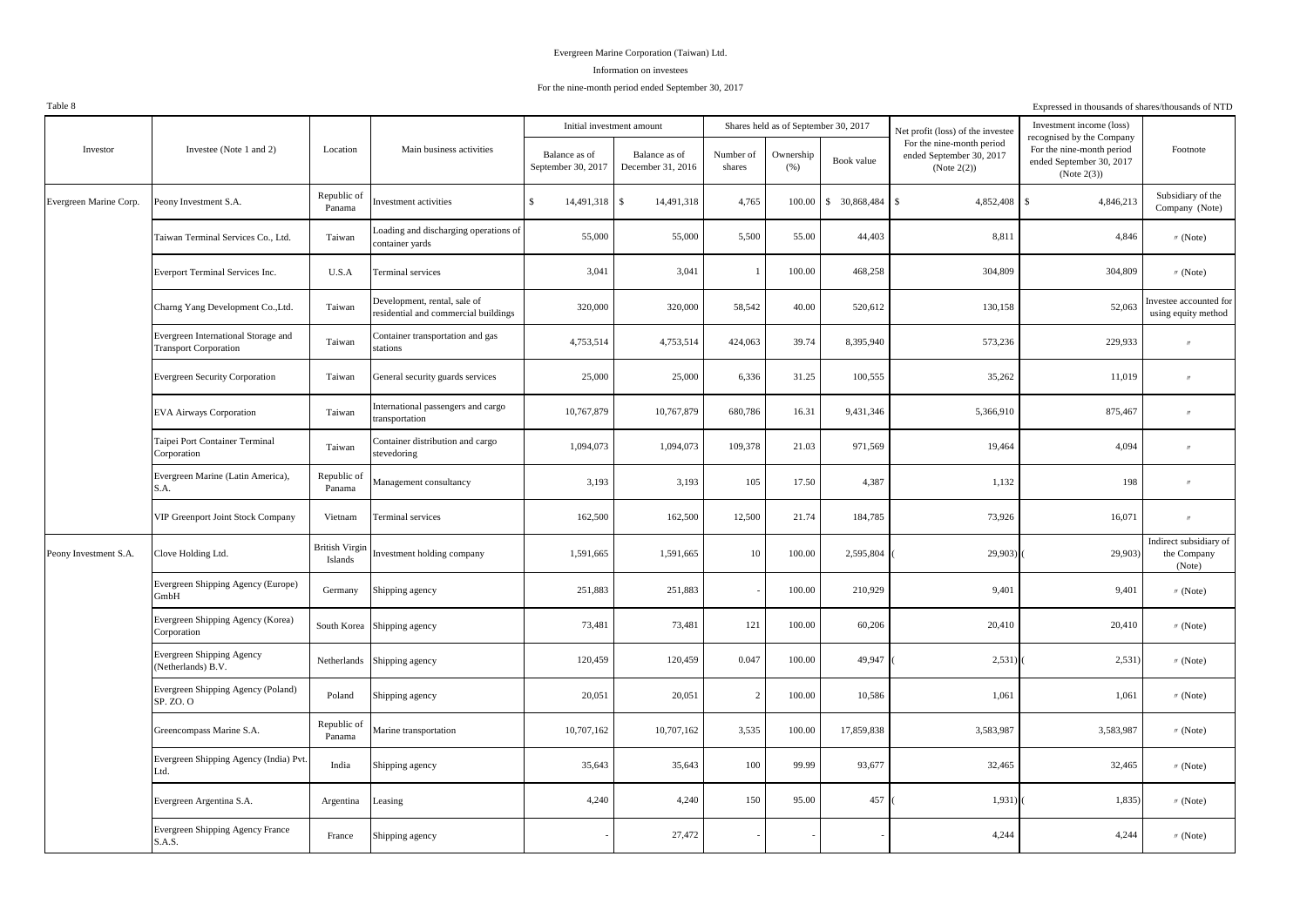Evergreen Marine Corporation (Taiwan) Ltd.

Information on investees

For the nine-month period ended September 30, 2017

Table 8

Expressed in thousands of shares/thousands of NTD

| Investor | Investee (Note 1 and 2) | Location | Main business activities | Initial investment amount | | Shares held as of September 30, 2017 | | | Net profit (loss) of the investee For the nine-month period ended September 30, 2017 (Note 2(2)) | Investment income (loss) recognised by the Company For the nine-month period ended September 30, 2017 (Note 2(3)) | Footnote |
|---|---|---|---|---|---|---|---|---|---|---|---|
| | | | | Balance as of September 30, 2017 | Balance as of December 31, 2016 | Number of shares | Ownership (%) | Book value | | | |
| Evergreen Marine Corp. | Peony Investment S.A. | Republic of Panama | Investment activities | $ 14,491,318 | $ 14,491,318 | 4,765 | 100.00 | $ 30,868,484 | $ 4,852,408 | $ 4,846,213 | Subsidiary of the Company (Note) |
| | Taiwan Terminal Services Co., Ltd. | Taiwan | Loading and discharging operations of container yards | 55,000 | 55,000 | 5,500 | 55.00 | 44,403 | 8,811 | 4,846 | 〃 (Note) |
| | Everport Terminal Services Inc. | U.S.A | Terminal services | 3,041 | 3,041 | 1 | 100.00 | 468,258 | 304,809 | 304,809 | 〃 (Note) |
| | Charng Yang Development Co.,Ltd. | Taiwan | Development, rental, sale of residential and commercial buildings | 320,000 | 320,000 | 58,542 | 40.00 | 520,612 | 130,158 | 52,063 | Investee accounted for using equity method |
| | Evergreen International Storage and Transport Corporation | Taiwan | Container transportation and gas stations | 4,753,514 | 4,753,514 | 424,063 | 39.74 | 8,395,940 | 573,236 | 229,933 | 〃 |
| | Evergreen Security Corporation | Taiwan | General security guards services | 25,000 | 25,000 | 6,336 | 31.25 | 100,555 | 35,262 | 11,019 | 〃 |
| | EVA Airways Corporation | Taiwan | International passengers and cargo transportation | 10,767,879 | 10,767,879 | 680,786 | 16.31 | 9,431,346 | 5,366,910 | 875,467 | 〃 |
| | Taipei Port Container Terminal Corporation | Taiwan | Container distribution and cargo stevedoring | 1,094,073 | 1,094,073 | 109,378 | 21.03 | 971,569 | 19,464 | 4,094 | 〃 |
| | Evergreen Marine (Latin America), S.A. | Republic of Panama | Management consultancy | 3,193 | 3,193 | 105 | 17.50 | 4,387 | 1,132 | 198 | 〃 |
| | VIP Greenport Joint Stock Company | Vietnam | Terminal services | 162,500 | 162,500 | 12,500 | 21.74 | 184,785 | 73,926 | 16,071 | 〃 |
| Peony Investment S.A. | Clove Holding Ltd. | British Virgin Islands | Investment holding company | 1,591,665 | 1,591,665 | 10 | 100.00 | 2,595,804 | ( 29,903) | ( 29,903) | Indirect subsidiary of the Company (Note) |
| | Evergreen Shipping Agency (Europe) GmbH | Germany | Shipping agency | 251,883 | 251,883 | - | 100.00 | 210,929 | 9,401 | 9,401 | 〃 (Note) |
| | Evergreen Shipping Agency (Korea) Corporation | South Korea | Shipping agency | 73,481 | 73,481 | 121 | 100.00 | 60,206 | 20,410 | 20,410 | 〃 (Note) |
| | Evergreen Shipping Agency (Netherlands) B.V. | Netherlands | Shipping agency | 120,459 | 120,459 | 0.047 | 100.00 | 49,947 | ( 2,531) | ( 2,531) | 〃 (Note) |
| | Evergreen Shipping Agency (Poland) SP. ZO. O | Poland | Shipping agency | 20,051 | 20,051 | 2 | 100.00 | 10,586 | 1,061 | 1,061 | 〃 (Note) |
| | Greencompass Marine S.A. | Republic of Panama | Marine transportation | 10,707,162 | 10,707,162 | 3,535 | 100.00 | 17,859,838 | 3,583,987 | 3,583,987 | 〃 (Note) |
| | Evergreen Shipping Agency (India) Pvt. Ltd. | India | Shipping agency | 35,643 | 35,643 | 100 | 99.99 | 93,677 | 32,465 | 32,465 | 〃 (Note) |
| | Evergreen Argentina S.A. | Argentina | Leasing | 4,240 | 4,240 | 150 | 95.00 | 457 | ( 1,931) | ( 1,835) | 〃 (Note) |
| | Evergreen Shipping Agency France S.A.S. | France | Shipping agency | - | 27,472 | - | - | - | 4,244 | 4,244 | 〃 (Note) |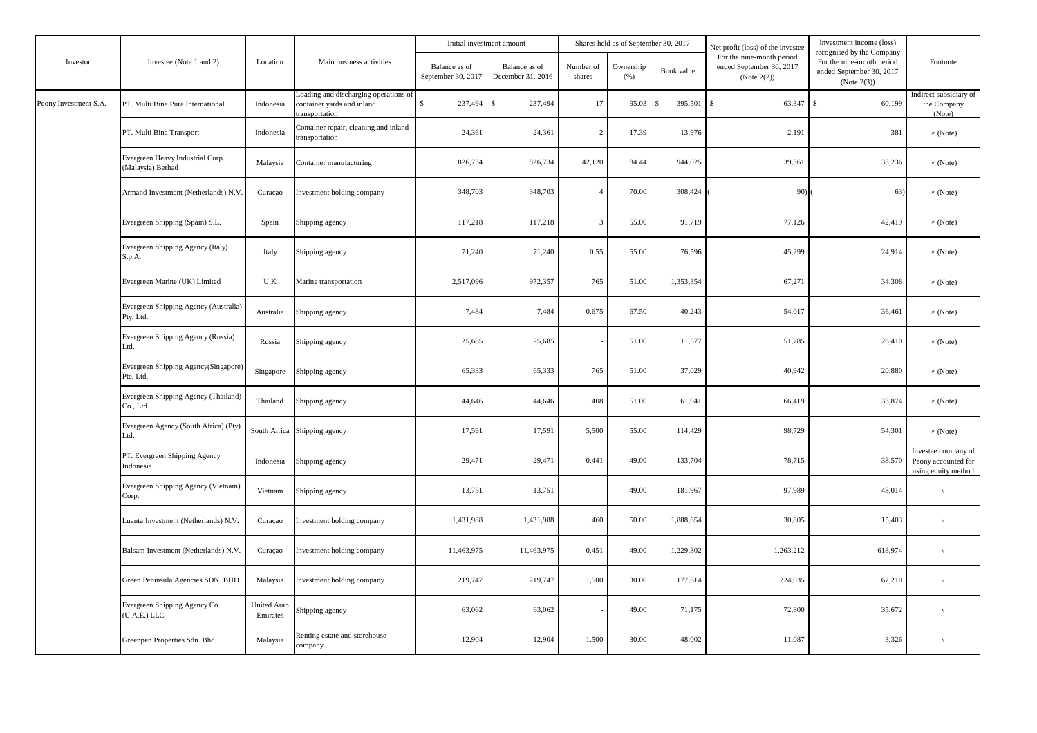| Investor | Investee (Note 1 and 2) | Location | Main business activities | Initial investment amount | | Shares held as of September 30, 2017 | | | Net profit (loss) of the investee For the nine-month period ended September 30, 2017 (Note 2(2)) | Investment income (loss) recognised by the Company For the nine-month period ended September 30, 2017 (Note 2(3)) | Footnote |
|---|---|---|---|---|---|---|---|---|---|---|---|
| | | | | Balance as of September 30, 2017 | Balance as of December 31, 2016 | Number of shares | Ownership (%) | Book value | | | |
| Peony Investment S.A. | PT. Multi Bina Pura International | Indonesia | Loading and discharging operations of container yards and inland transportation | $ 237,494 | $ 237,494 | 17 | 95.03 | $ 395,501 | $ 63,347 | $ 60,199 | Indirect subsidiary of the Company (Note) |
| | PT. Multi Bina Transport | Indonesia | Container repair, cleaning and inland transportation | 24,361 | 24,361 | 2 | 17.39 | 13,976 | 2,191 | 381 | 〃 (Note) |
| | Evergreen Heavy Industrial Corp. (Malaysia) Berhad | Malaysia | Container manufacturing | 826,734 | 826,734 | 42,120 | 84.44 | 944,025 | 39,361 | 33,236 | 〃 (Note) |
| | Armand Investment (Netherlands) N.V. | Curacao | Investment holding company | 348,703 | 348,703 | 4 | 70.00 | 308,424 | ( 90) | ( 63) | 〃 (Note) |
| | Evergreen Shipping (Spain) S.L. | Spain | Shipping agency | 117,218 | 117,218 | 3 | 55.00 | 91,719 | 77,126 | 42,419 | 〃 (Note) |
| | Evergreen Shipping Agency (Italy) S.p.A. | Italy | Shipping agency | 71,240 | 71,240 | 0.55 | 55.00 | 76,596 | 45,299 | 24,914 | 〃 (Note) |
| | Evergreen Marine (UK) Limited | U.K | Marine transportation | 2,517,096 | 972,357 | 765 | 51.00 | 1,353,354 | 67,271 | 34,308 | 〃 (Note) |
| | Evergreen Shipping Agency (Australia) Pty. Ltd. | Australia | Shipping agency | 7,484 | 7,484 | 0.675 | 67.50 | 40,243 | 54,017 | 36,461 | 〃 (Note) |
| | Evergreen Shipping Agency (Russia) Ltd. | Russia | Shipping agency | 25,685 | 25,685 | - | 51.00 | 11,577 | 51,785 | 26,410 | 〃 (Note) |
| | Evergreen Shipping Agency(Singapore) Pte. Ltd. | Singapore | Shipping agency | 65,333 | 65,333 | 765 | 51.00 | 37,029 | 40,942 | 20,880 | 〃 (Note) |
| | Evergreen Shipping Agency (Thailand) Co., Ltd. | Thailand | Shipping agency | 44,646 | 44,646 | 408 | 51.00 | 61,941 | 66,419 | 33,874 | 〃 (Note) |
| | Evergreen Agency (South Africa) (Pty) Ltd. | South Africa | Shipping agency | 17,591 | 17,591 | 5,500 | 55.00 | 114,429 | 98,729 | 54,301 | 〃 (Note) |
| | PT. Evergreen Shipping Agency Indonesia | Indonesia | Shipping agency | 29,471 | 29,471 | 0.441 | 49.00 | 133,704 | 78,715 | 38,570 | Investee company of Peony accounted for using equity method |
| | Evergreen Shipping Agency (Vietnam) Corp. | Vietnam | Shipping agency | 13,751 | 13,751 | - | 49.00 | 181,967 | 97,989 | 48,014 | 〃 |
| | Luanta Investment (Netherlands) N.V. | Curaçao | Investment holding company | 1,431,988 | 1,431,988 | 460 | 50.00 | 1,888,654 | 30,805 | 15,403 | 〃 |
| | Balsam Investment (Netherlands) N.V. | Curaçao | Investment holding company | 11,463,975 | 11,463,975 | 0.451 | 49.00 | 1,229,302 | 1,263,212 | 618,974 | 〃 |
| | Green Peninsula Agencies SDN. BHD. | Malaysia | Investment holding company | 219,747 | 219,747 | 1,500 | 30.00 | 177,614 | 224,035 | 67,210 | 〃 |
| | Evergreen Shipping Agency Co. (U.A.E.) LLC | United Arab Emirates | Shipping agency | 63,062 | 63,062 | - | 49.00 | 71,175 | 72,800 | 35,672 | 〃 |
| | Greenpen Properties Sdn. Bhd. | Malaysia | Renting estate and storehouse company | 12,904 | 12,904 | 1,500 | 30.00 | 48,002 | 11,087 | 3,326 | 〃 |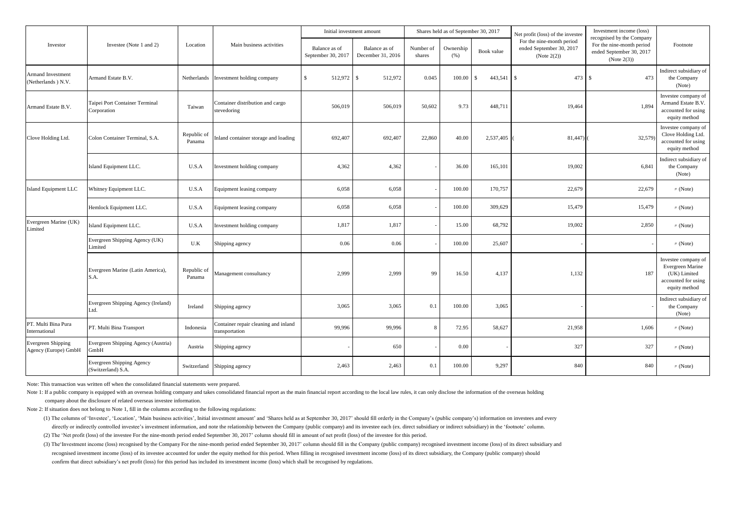| Investor | Investee (Note 1 and 2) | Location | Main business activities | Initial investment amount | | Shares held as of September 30, 2017 | | | Net profit (loss) of the investee For the nine-month period ended September 30, 2017 (Note 2(2)) | Investment income (loss) recognised by the Company For the nine-month period ended September 30, 2017 (Note 2(3)) | Footnote |
|---|---|---|---|---|---|---|---|---|---|---|---|
| | | | | Balance as of September 30, 2017 | Balance as of December 31, 2016 | Number of shares | Ownership (%) | Book value | | | |
| Armand Investment (Netherlands ) N.V. | Armand Estate B.V. | Netherlands | Investment holding company | $ 512,972 | $ 512,972 | 0.045 | 100.00 | $ 443,541 | $ 473 | $ 473 | Indirect subsidiary of the Company (Note) |
| Armand Estate B.V. | Taipei Port Container Terminal Corporation | Taiwan | Container distribution and cargo stevedoring | 506,019 | 506,019 | 50,602 | 9.73 | 448,711 | 19,464 | 1,894 | Investee company of Armand Estate B.V. accounted for using equity method |
| Clove Holding Ltd. | Colon Container Terminal, S.A. | Republic of Panama | Inland container storage and loading | 692,407 | 692,407 | 22,860 | 40.00 | 2,537,405 | ( 81,447) | ( 32,579) | Investee company of Clove Holding Ltd. accounted for using equity method |
| | Island Equipment LLC. | U.S.A | Investment holding company | 4,362 | 4,362 | - | 36.00 | 165,101 | 19,002 | 6,841 | Indirect subsidiary of the Company (Note) |
| Island Equipment LLC | Whitney Equipment LLC. | U.S.A | Equipment leasing company | 6,058 | 6,058 | - | 100.00 | 170,757 | 22,679 | 22,679 | 〃 (Note) |
| | Hemlock Equipment LLC. | U.S.A | Equipment leasing company | 6,058 | 6,058 | - | 100.00 | 309,629 | 15,479 | 15,479 | 〃 (Note) |
| Evergreen Marine (UK) Limited | Island Equipment LLC. | U.S.A | Investment holding company | 1,817 | 1,817 | - | 15.00 | 68,792 | 19,002 | 2,850 | 〃 (Note) |
| | Evergreen Shipping Agency (UK) Limited | U.K | Shipping agency | 0.06 | 0.06 | - | 100.00 | 25,607 | - | - | 〃 (Note) |
| | Evergreen Marine (Latin America), S.A. | Republic of Panama | Management consultancy | 2,999 | 2,999 | 99 | 16.50 | 4,137 | 1,132 | 187 | Investee company of Evergreen Marine (UK) Limited accounted for using equity method |
| | Evergreen Shipping Agency (Ireland) Ltd. | Ireland | Shipping agency | 3,065 | 3,065 | 0.1 | 100.00 | 3,065 | - | - | Indirect subsidiary of the Company (Note) |
| PT. Multi Bina Pura International | PT. Multi Bina Transport | Indonesia | Container repair cleaning and inland transportation | 99,996 | 99,996 | 8 | 72.95 | 58,627 | 21,958 | 1,606 | 〃 (Note) |
| Evergreen Shipping Agency (Europe) GmbH | Evergreen Shipping Agency (Austria) GmbH | Austria | Shipping agency | - | 650 | - | 0.00 | - | 327 | 327 | 〃 (Note) |
| | Evergreen Shipping Agency (Switzerland) S.A. | Switzerland | Shipping agency | 2,463 | 2,463 | 0.1 | 100.00 | 9,297 | 840 | 840 | 〃 (Note) |

Note: This transaction was written off when the consolidated financial statements were prepared.

Note 1: If a public company is equipped with an overseas holding company and takes consolidated financial report as the main financial report according to the local law rules, it can only disclose the information of the overseas holding company about the disclosure of related overseas investee information.

Note 2: If situation does not belong to Note 1, fill in the columns according to the following regulations:

(1) The columns of 'Investee', 'Location', 'Main business activities', Initial investment amount' and 'Shares held as at September 30, 2017' should fill orderly in the Company's (public company's) information on investees and every directly or indirectly controlled investee's investment information, and note the relationship between the Company (public company) and its investee each (ex. direct subsidiary or indirect subsidiary) in the 'footnote' column.

(2) The 'Net profit (loss) of the investee For the nine-month period ended September 30, 2017' column should fill in amount of net profit (loss) of the investee for this period.

(3) The'Investment income (loss) recognised by the Company For the nine-month period ended September 30, 2017' column should fill in the Company (public company) recognised investment income (loss) of its direct subsidiary and recognised investment income (loss) of its investee accounted for under the equity method for this period. When filling in recognised investment income (loss) of its direct subsidiary, the Company (public company) should confirm that direct subsidiary's net profit (loss) for this period has included its investment income (loss) which shall be recognised by regulations.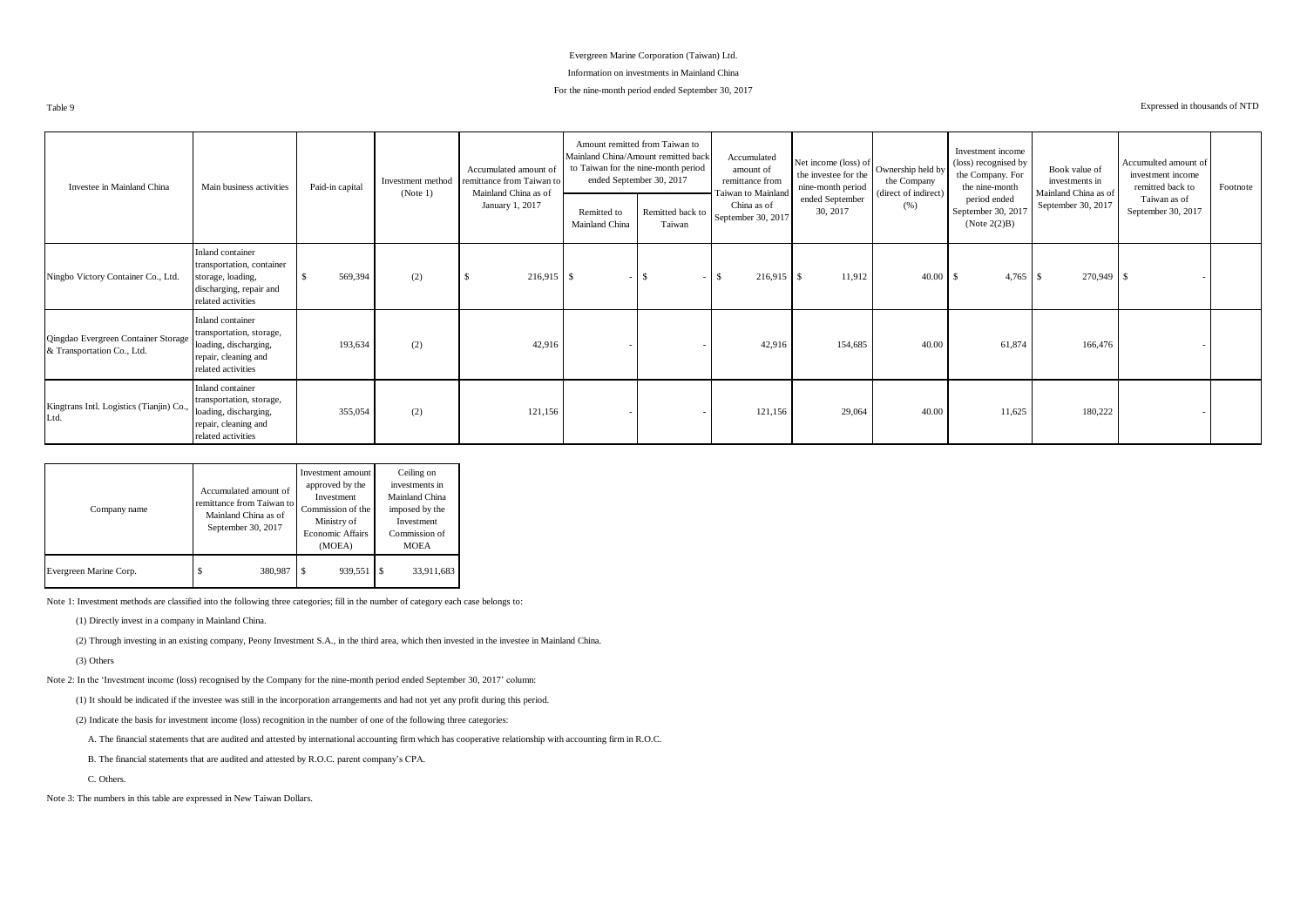Evergreen Marine Corporation (Taiwan) Ltd.

Information on investments in Mainland China

For the nine-month period ended September 30, 2017

Table 9

Expressed in thousands of NTD

| Investee in Mainland China | Main business activities | Paid-in capital | Investment method (Note 1) | Accumulated amount of remittance from Taiwan to Mainland China as of January 1, 2017 | Amount remitted from Taiwan to Mainland China/Amount remitted back to Taiwan for the nine-month period ended September 30, 2017 | | Accumulated amount of remittance from Taiwan to Mainland China as of September 30, 2017 | Net income (loss) of the investee for the nine-month period ended September 30, 2017 | Ownership held by the Company (direct of indirect) (%) | Investment income (loss) recognised by the Company. For the nine-month period ended September 30, 2017 (Note 2(2)B) | Book value of investments in Mainland China as of September 30, 2017 | Accumulted amount of investment income remitted back to Taiwan as of September 30, 2017 | Footnote |
|---|---|---|---|---|---|---|---|---|---|---|---|---|---|
| | | | | | Remitted to Mainland China | Remitted back to Taiwan | | | | | | | |
| Ningbo Victory Container Co., Ltd. | Inland container transportation, container storage, loading, discharging, repair and related activities | $ 569,394 | (2) | $ 216,915 | $ - | $ - | $ 216,915 | $ 11,912 | 40.00 | $ 4,765 | $ 270,949 | $ - | |
| Qingdao Evergreen Container Storage & Transportation Co., Ltd. | Inland container transportation, storage, loading, discharging, repair, cleaning and related activities | 193,634 | (2) | 42,916 | - | - | 42,916 | 154,685 | 40.00 | 61,874 | 166,476 | - | |
| Kingtrans Intl. Logistics (Tianjin) Co., Ltd. | Inland container transportation, storage, loading, discharging, repair, cleaning and related activities | 355,054 | (2) | 121,156 | - | - | 121,156 | 29,064 | 40.00 | 11,625 | 180,222 | - | |

| Company name | Accumulated amount of remittance from Taiwan to Mainland China as of September 30, 2017 | Investment amount approved by the Investment Commission of the Ministry of Economic Affairs (MOEA) | Ceiling on investments in Mainland China imposed by the Investment Commission of MOEA |
|---|---|---|---|
| Evergreen Marine Corp. | $ 380,987 | $ 939,551 | $ 33,911,683 |

Note 1: Investment methods are classified into the following three categories; fill in the number of category each case belongs to:

(1) Directly invest in a company in Mainland China.

(2) Through investing in an existing company, Peony Investment S.A., in the third area, which then invested in the investee in Mainland China.

(3) Others

Note 2: In the 'Investment income (loss) recognised by the Company for the nine-month period ended September 30, 2017' column:

(1) It should be indicated if the investee was still in the incorporation arrangements and had not yet any profit during this period.

(2) Indicate the basis for investment income (loss) recognition in the number of one of the following three categories:

A. The financial statements that are audited and attested by international accounting firm which has cooperative relationship with accounting firm in R.O.C.

B. The financial statements that are audited and attested by R.O.C. parent company's CPA.

C. Others.

Note 3: The numbers in this table are expressed in New Taiwan Dollars.